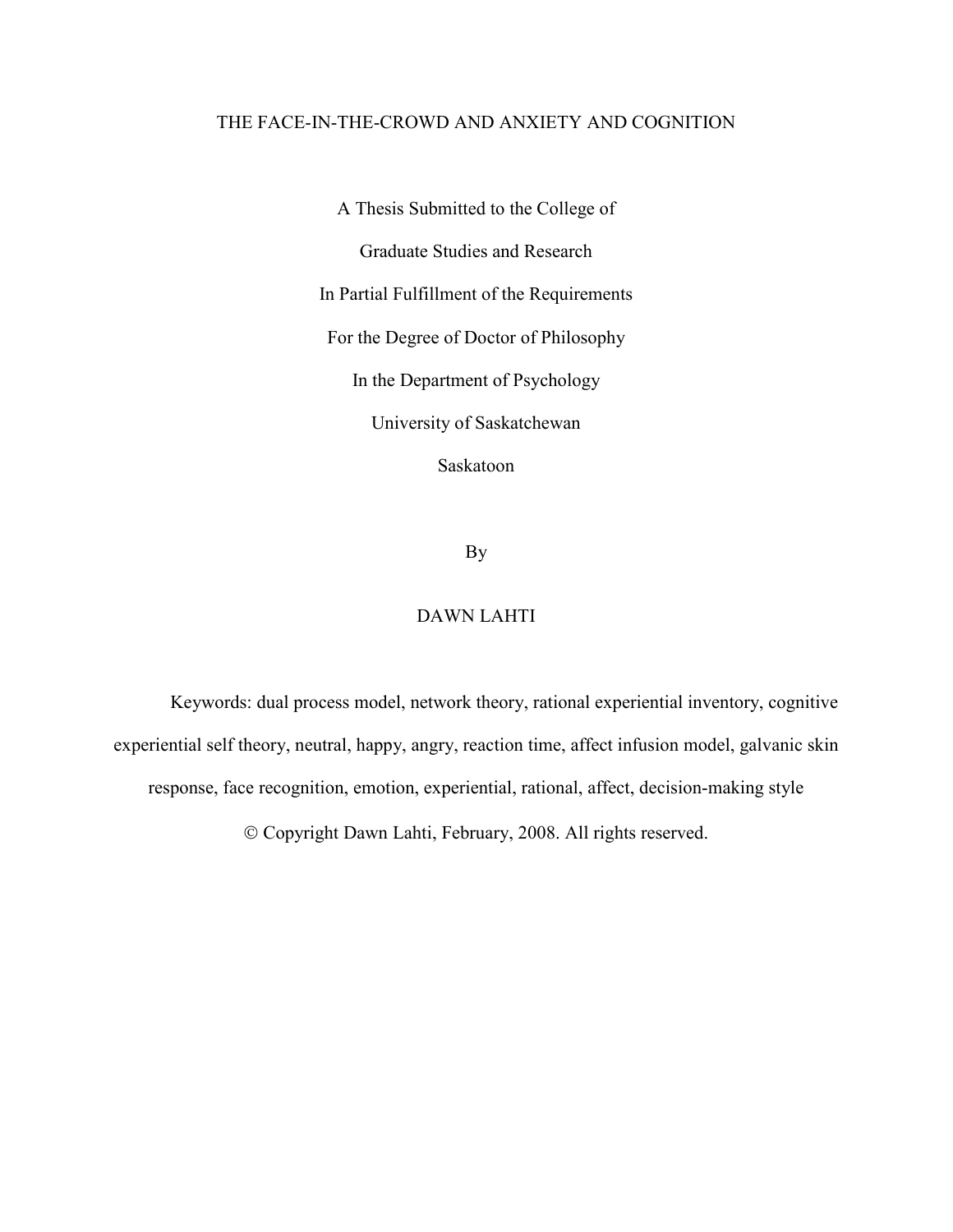# THE FACE-IN-THE-CROWD AND ANXIETY AND COGNITION

A Thesis Submitted to the College of

Graduate Studies and Research

In Partial Fulfillment of the Requirements

For the Degree of Doctor of Philosophy

In the Department of Psychology

University of Saskatchewan

Saskatoon

By

DAWN LAHTI

Keywords: dual process model, network theory, rational experiential inventory, cognitive experiential self theory, neutral, happy, angry, reaction time, affect infusion model, galvanic skin response, face recognition, emotion, experiential, rational, affect, decision-making style

© Copyright Dawn Lahti, February, 2008. All rights reserved.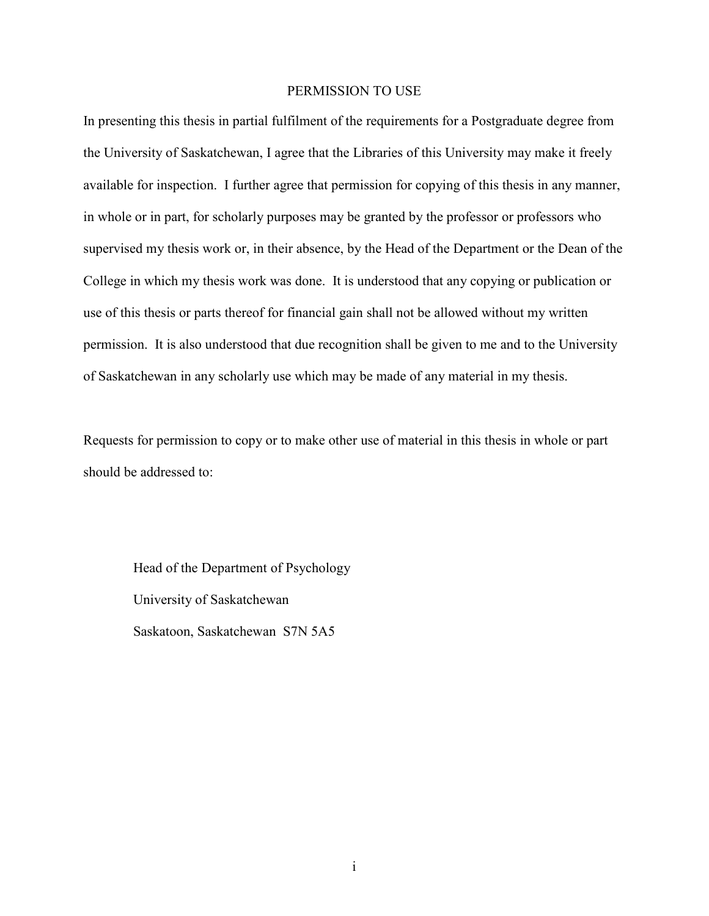# PERMISSION TO USE

In presenting this thesis in partial fulfilment of the requirements for a Postgraduate degree from the University of Saskatchewan, I agree that the Libraries of this University may make it freely available for inspection. I further agree that permission for copying of this thesis in any manner, in whole or in part, for scholarly purposes may be granted by the professor or professors who supervised my thesis work or, in their absence, by the Head of the Department or the Dean of the College in which my thesis work was done. It is understood that any copying or publication or use of this thesis or parts thereof for financial gain shall not be allowed without my written permission. It is also understood that due recognition shall be given to me and to the University of Saskatchewan in any scholarly use which may be made of any material in my thesis.

Requests for permission to copy or to make other use of material in this thesis in whole or part should be addressed to:

Head of the Department of Psychology
University of Saskatchewan
Saskatoon, Saskatchewan S7N 5A5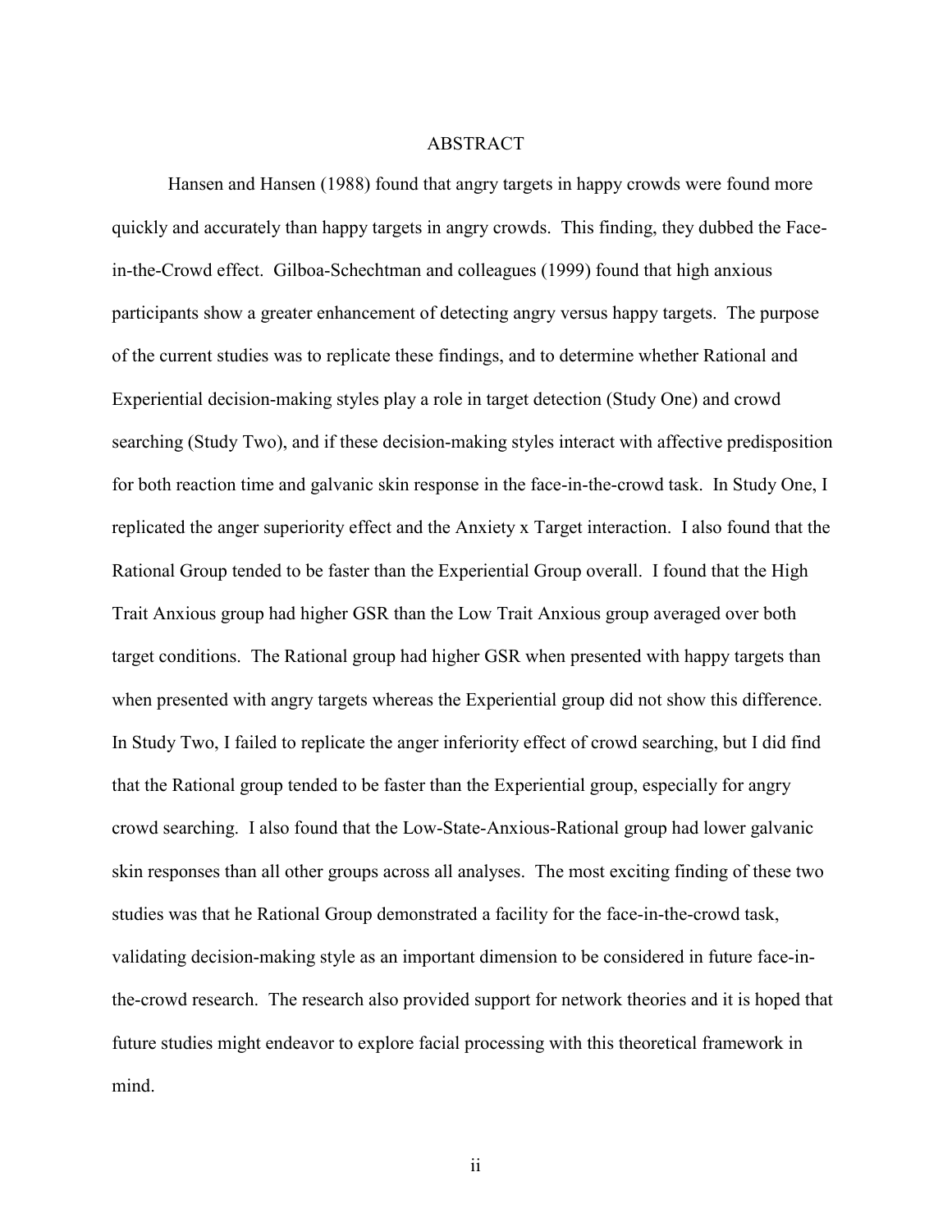# ABSTRACT

Hansen and Hansen (1988) found that angry targets in happy crowds were found more quickly and accurately than happy targets in angry crowds. This finding, they dubbed the Face-in-the-Crowd effect. Gilboa-Schechtman and colleagues (1999) found that high anxious participants show a greater enhancement of detecting angry versus happy targets. The purpose of the current studies was to replicate these findings, and to determine whether Rational and Experiential decision-making styles play a role in target detection (Study One) and crowd searching (Study Two), and if these decision-making styles interact with affective predisposition for both reaction time and galvanic skin response in the face-in-the-crowd task. In Study One, I replicated the anger superiority effect and the Anxiety x Target interaction. I also found that the Rational Group tended to be faster than the Experiential Group overall. I found that the High Trait Anxious group had higher GSR than the Low Trait Anxious group averaged over both target conditions. The Rational group had higher GSR when presented with happy targets than when presented with angry targets whereas the Experiential group did not show this difference. In Study Two, I failed to replicate the anger inferiority effect of crowd searching, but I did find that the Rational group tended to be faster than the Experiential group, especially for angry crowd searching. I also found that the Low-State-Anxious-Rational group had lower galvanic skin responses than all other groups across all analyses. The most exciting finding of these two studies was that he Rational Group demonstrated a facility for the face-in-the-crowd task, validating decision-making style as an important dimension to be considered in future face-in-the-crowd research. The research also provided support for network theories and it is hoped that future studies might endeavor to explore facial processing with this theoretical framework in mind.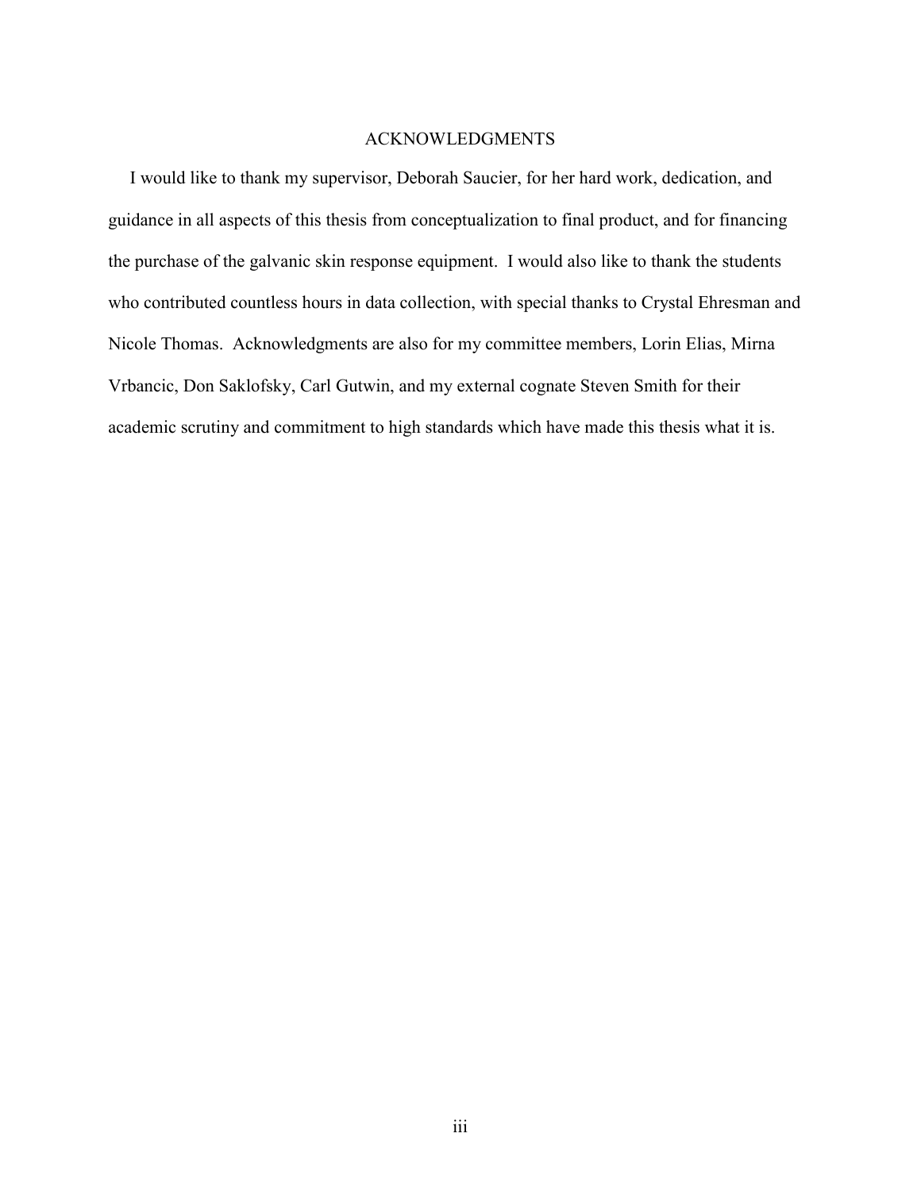# ACKNOWLEDGMENTS

I would like to thank my supervisor, Deborah Saucier, for her hard work, dedication, and guidance in all aspects of this thesis from conceptualization to final product, and for financing the purchase of the galvanic skin response equipment. I would also like to thank the students who contributed countless hours in data collection, with special thanks to Crystal Ehresman and Nicole Thomas. Acknowledgments are also for my committee members, Lorin Elias, Mirna Vrbancic, Don Saklofsky, Carl Gutwin, and my external cognate Steven Smith for their academic scrutiny and commitment to high standards which have made this thesis what it is.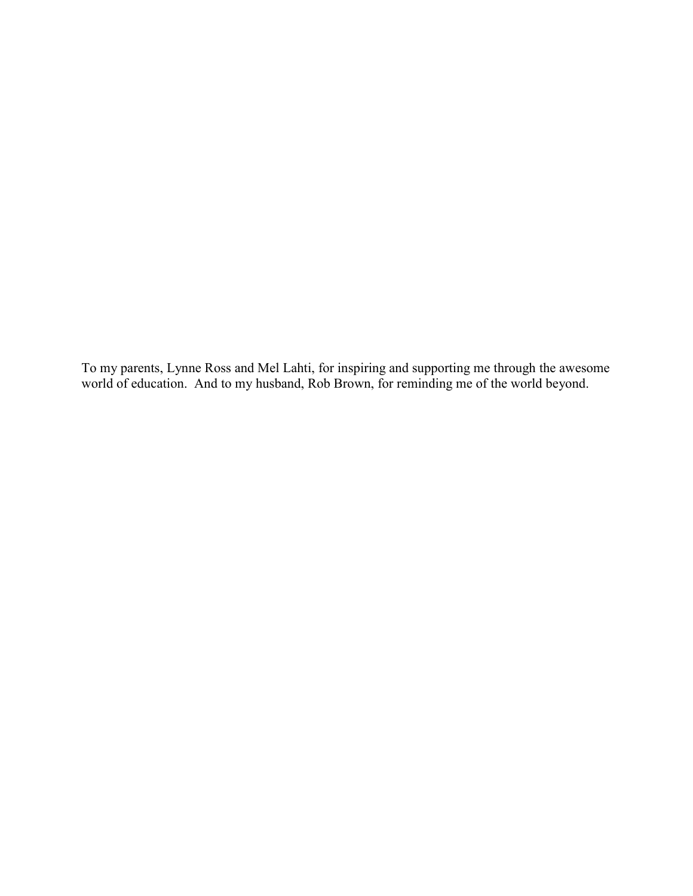To my parents, Lynne Ross and Mel Lahti, for inspiring and supporting me through the awesome world of education. And to my husband, Rob Brown, for reminding me of the world beyond.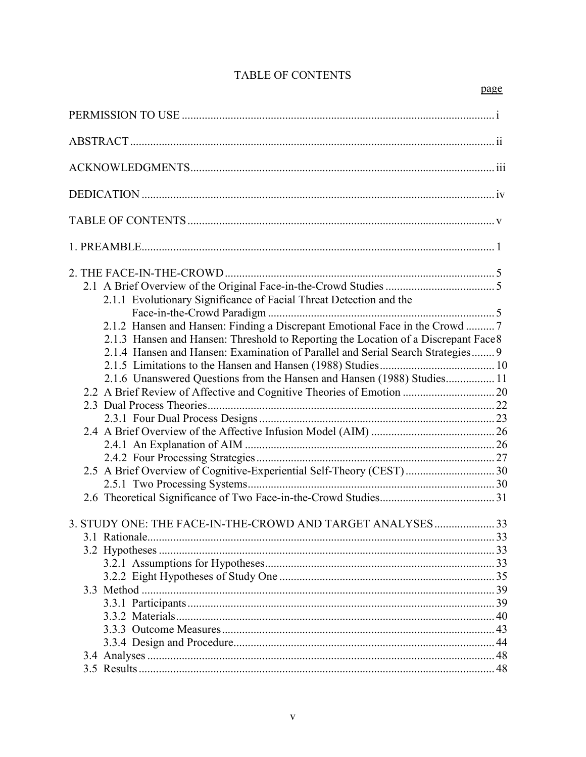# TABLE OF CONTENTS

page

PERMISSION TO USE ............................................................................................................ i

ABSTRACT ............................................................................................................................ ii

ACKNOWLEDGMENTS ....................................................................................................... iii

DEDICATION ........................................................................................................................ iv

TABLE OF CONTENTS ......................................................................................................... v

1. PREAMBLE ........................................................................................................................ 1

2. THE FACE-IN-THE-CROWD ............................................................................................ 5
  2.1 A Brief Overview of the Original Face-in-the-Crowd Studies ...................................... 5
    2.1.1 Evolutionary Significance of Facial Threat Detection and the Face-in-the-Crowd Paradigm ............................................................................. 5
    2.1.2 Hansen and Hansen: Finding a Discrepant Emotional Face in the Crowd .......... 7
    2.1.3 Hansen and Hansen: Threshold to Reporting the Location of a Discrepant Face 8
    2.1.4 Hansen and Hansen: Examination of Parallel and Serial Search Strategies ........ 9
    2.1.5 Limitations to the Hansen and Hansen (1988) Studies ........................................ 10
    2.1.6 Unanswered Questions from the Hansen and Hansen (1988) Studies ................. 11
  2.2 A Brief Review of Affective and Cognitive Theories of Emotion ................................ 20
  2.3 Dual Process Theories ................................................................................................... 22
    2.3.1 Four Dual Process Designs ................................................................................. 23
  2.4 A Brief Overview of the Affective Infusion Model (AIM) ........................................... 26
    2.4.1 An Explanation of AIM ...................................................................................... 26
    2.4.2 Four Processing Strategies .................................................................................. 27
  2.5 A Brief Overview of Cognitive-Experiential Self-Theory (CEST) ............................... 30
    2.5.1 Two Processing Systems ..................................................................................... 30
  2.6 Theoretical Significance of Two Face-in-the-Crowd Studies ........................................ 31

3. STUDY ONE: THE FACE-IN-THE-CROWD AND TARGET ANALYSES ..................... 33
  3.1 Rationale ........................................................................................................................ 33
  3.2 Hypotheses .................................................................................................................... 33
    3.2.1 Assumptions for Hypotheses ............................................................................... 33
    3.2.2 Eight Hypotheses of Study One ........................................................................... 35
  3.3 Method ........................................................................................................................... 39
    3.3.1 Participants ........................................................................................................... 39
    3.3.2 Materials .............................................................................................................. 40
    3.3.3 Outcome Measures ............................................................................................... 43
    3.3.4 Design and Procedure .......................................................................................... 44
  3.4 Analyses ........................................................................................................................ 48
  3.5 Results ........................................................................................................................... 48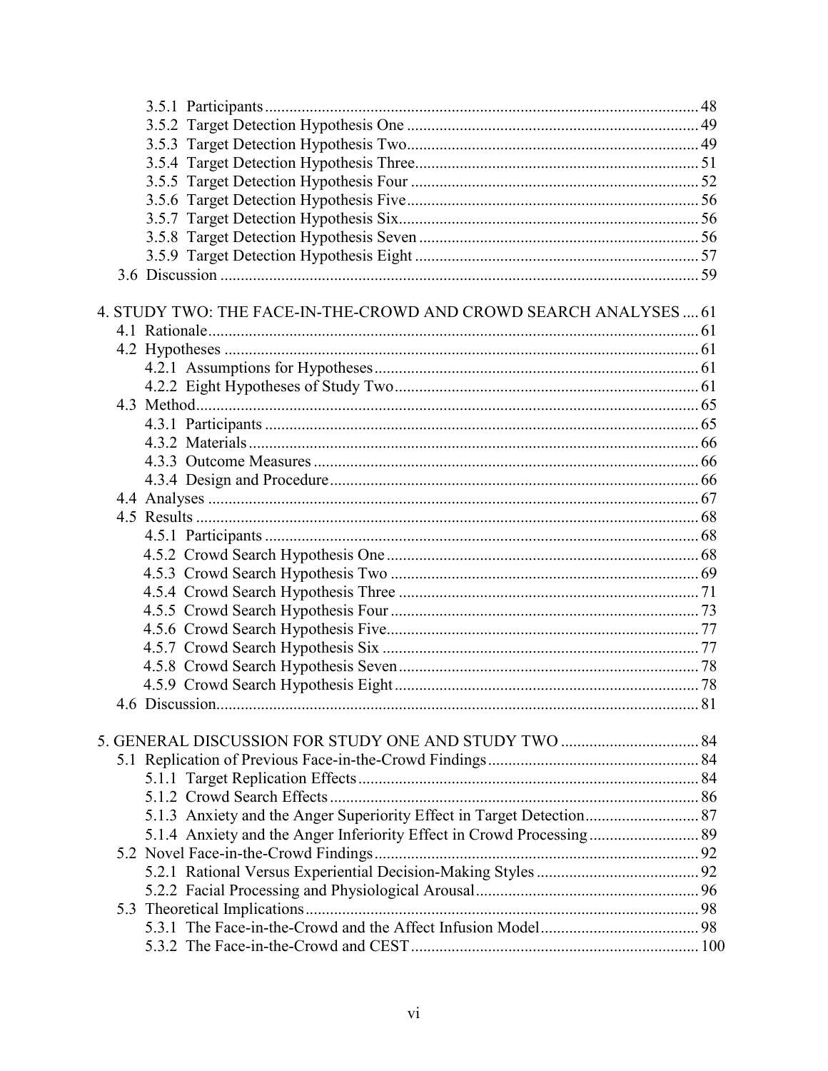- 3.5.1 Participants .......... 48
- 3.5.2 Target Detection Hypothesis One .......... 49
- 3.5.3 Target Detection Hypothesis Two .......... 49
- 3.5.4 Target Detection Hypothesis Three .......... 51
- 3.5.5 Target Detection Hypothesis Four .......... 52
- 3.5.6 Target Detection Hypothesis Five .......... 56
- 3.5.7 Target Detection Hypothesis Six .......... 56
- 3.5.8 Target Detection Hypothesis Seven .......... 56
- 3.5.9 Target Detection Hypothesis Eight .......... 57

3.6 Discussion .......... 59

4. STUDY TWO: THE FACE-IN-THE-CROWD AND CROWD SEARCH ANALYSES .......... 61

4.1 Rationale .......... 61

4.2 Hypotheses .......... 61

- 4.2.1 Assumptions for Hypotheses .......... 61
- 4.2.2 Eight Hypotheses of Study Two .......... 61

4.3 Method .......... 65

- 4.3.1 Participants .......... 65
- 4.3.2 Materials .......... 66
- 4.3.3 Outcome Measures .......... 66
- 4.3.4 Design and Procedure .......... 66

4.4 Analyses .......... 67

4.5 Results .......... 68

- 4.5.1 Participants .......... 68
- 4.5.2 Crowd Search Hypothesis One .......... 68
- 4.5.3 Crowd Search Hypothesis Two .......... 69
- 4.5.4 Crowd Search Hypothesis Three .......... 71
- 4.5.5 Crowd Search Hypothesis Four .......... 73
- 4.5.6 Crowd Search Hypothesis Five .......... 77
- 4.5.7 Crowd Search Hypothesis Six .......... 77
- 4.5.8 Crowd Search Hypothesis Seven .......... 78
- 4.5.9 Crowd Search Hypothesis Eight .......... 78

4.6 Discussion .......... 81

5. GENERAL DISCUSSION FOR STUDY ONE AND STUDY TWO .......... 84

5.1 Replication of Previous Face-in-the-Crowd Findings .......... 84

- 5.1.1 Target Replication Effects .......... 84
- 5.1.2 Crowd Search Effects .......... 86
- 5.1.3 Anxiety and the Anger Superiority Effect in Target Detection .......... 87
- 5.1.4 Anxiety and the Anger Inferiority Effect in Crowd Processing .......... 89

5.2 Novel Face-in-the-Crowd Findings .......... 92

- 5.2.1 Rational Versus Experiential Decision-Making Styles .......... 92
- 5.2.2 Facial Processing and Physiological Arousal .......... 96

5.3 Theoretical Implications .......... 98

- 5.3.1 The Face-in-the-Crowd and the Affect Infusion Model .......... 98
- 5.3.2 The Face-in-the-Crowd and CEST .......... 100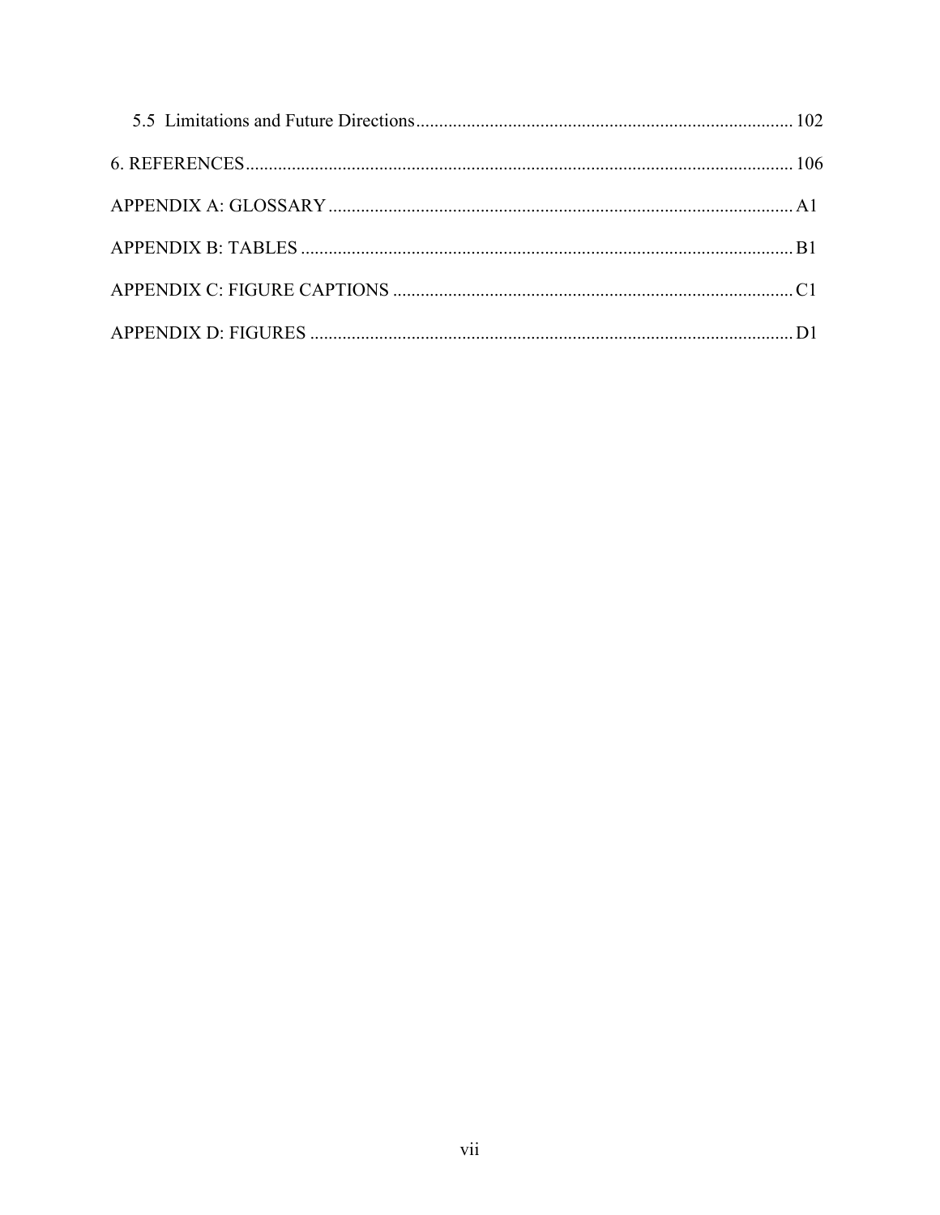5.5 Limitations and Future Directions ........................................................................................ 102

6. REFERENCES ........................................................................................................................ 106

APPENDIX A: GLOSSARY ........................................................................................................ A1

APPENDIX B: TABLES ............................................................................................................... B1

APPENDIX C: FIGURE CAPTIONS .......................................................................................... C1

APPENDIX D: FIGURES ............................................................................................................ D1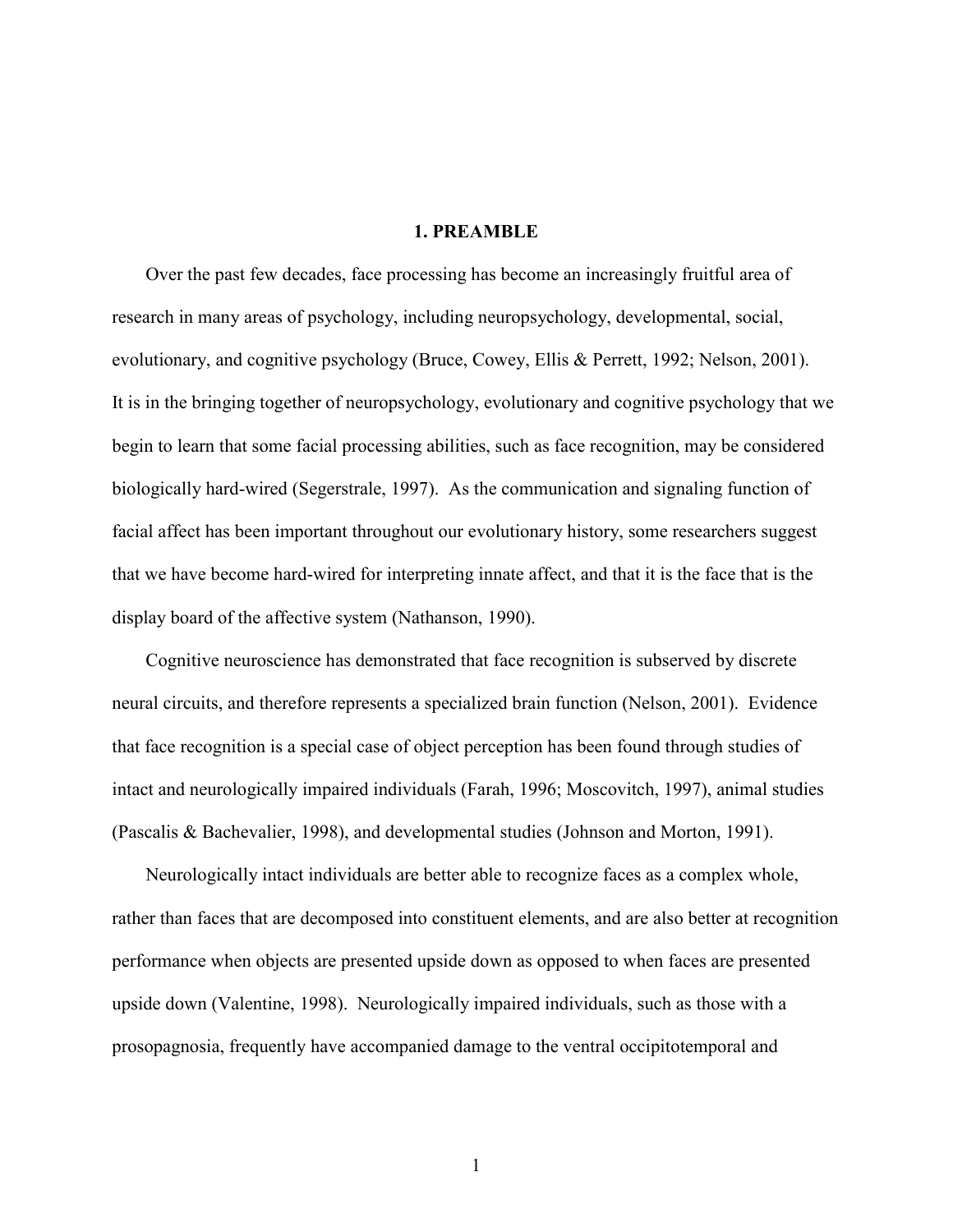# 1. PREAMBLE

Over the past few decades, face processing has become an increasingly fruitful area of research in many areas of psychology, including neuropsychology, developmental, social, evolutionary, and cognitive psychology (Bruce, Cowey, Ellis & Perrett, 1992; Nelson, 2001). It is in the bringing together of neuropsychology, evolutionary and cognitive psychology that we begin to learn that some facial processing abilities, such as face recognition, may be considered biologically hard-wired (Segerstrale, 1997). As the communication and signaling function of facial affect has been important throughout our evolutionary history, some researchers suggest that we have become hard-wired for interpreting innate affect, and that it is the face that is the display board of the affective system (Nathanson, 1990).

Cognitive neuroscience has demonstrated that face recognition is subserved by discrete neural circuits, and therefore represents a specialized brain function (Nelson, 2001). Evidence that face recognition is a special case of object perception has been found through studies of intact and neurologically impaired individuals (Farah, 1996; Moscovitch, 1997), animal studies (Pascalis & Bachevalier, 1998), and developmental studies (Johnson and Morton, 1991).

Neurologically intact individuals are better able to recognize faces as a complex whole, rather than faces that are decomposed into constituent elements, and are also better at recognition performance when objects are presented upside down as opposed to when faces are presented upside down (Valentine, 1998). Neurologically impaired individuals, such as those with a prosopagnosia, frequently have accompanied damage to the ventral occipitotemporal and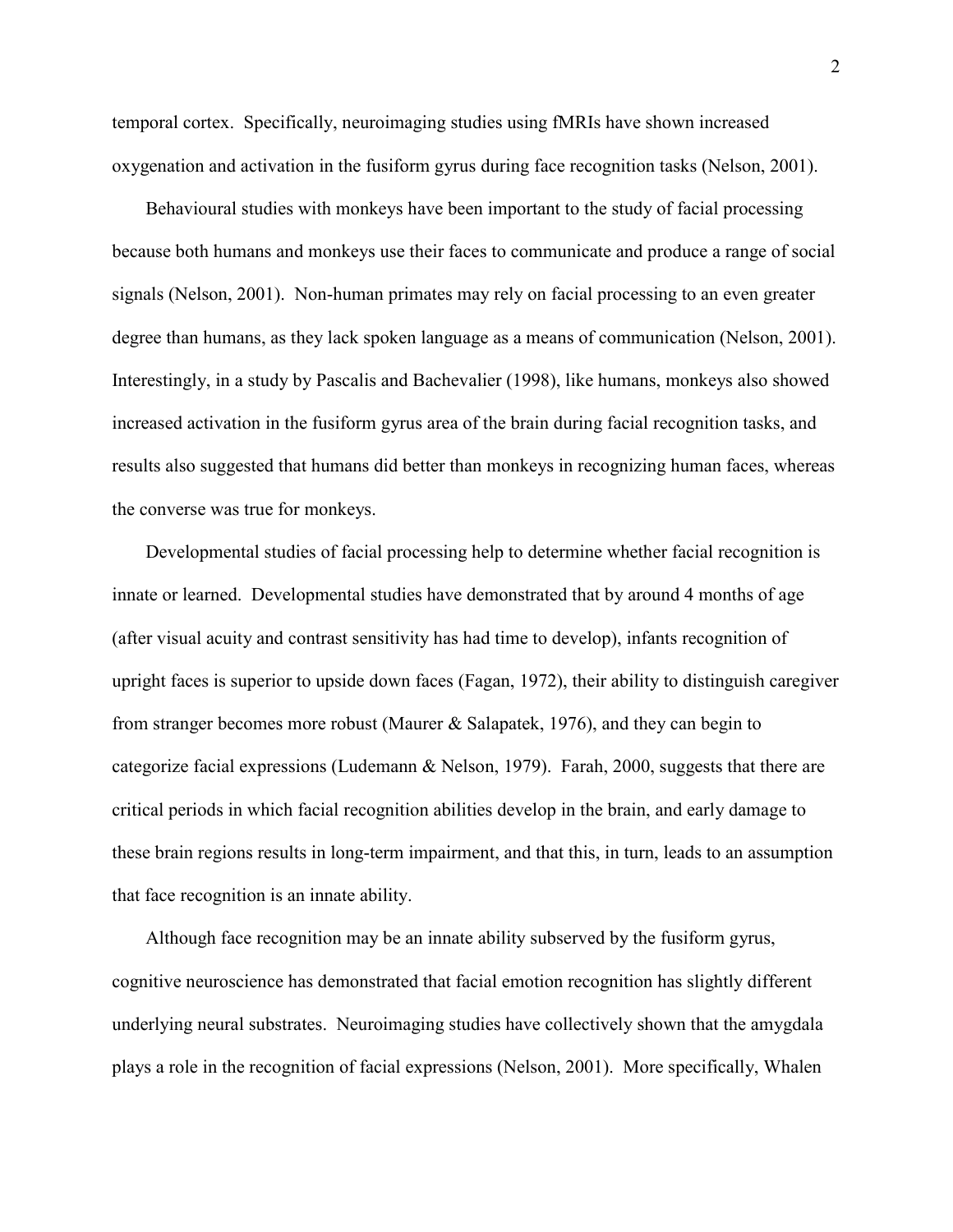temporal cortex. Specifically, neuroimaging studies using fMRIs have shown increased oxygenation and activation in the fusiform gyrus during face recognition tasks (Nelson, 2001).

Behavioural studies with monkeys have been important to the study of facial processing because both humans and monkeys use their faces to communicate and produce a range of social signals (Nelson, 2001). Non-human primates may rely on facial processing to an even greater degree than humans, as they lack spoken language as a means of communication (Nelson, 2001). Interestingly, in a study by Pascalis and Bachevalier (1998), like humans, monkeys also showed increased activation in the fusiform gyrus area of the brain during facial recognition tasks, and results also suggested that humans did better than monkeys in recognizing human faces, whereas the converse was true for monkeys.

Developmental studies of facial processing help to determine whether facial recognition is innate or learned. Developmental studies have demonstrated that by around 4 months of age (after visual acuity and contrast sensitivity has had time to develop), infants recognition of upright faces is superior to upside down faces (Fagan, 1972), their ability to distinguish caregiver from stranger becomes more robust (Maurer & Salapatek, 1976), and they can begin to categorize facial expressions (Ludemann & Nelson, 1979). Farah, 2000, suggests that there are critical periods in which facial recognition abilities develop in the brain, and early damage to these brain regions results in long-term impairment, and that this, in turn, leads to an assumption that face recognition is an innate ability.

Although face recognition may be an innate ability subserved by the fusiform gyrus, cognitive neuroscience has demonstrated that facial emotion recognition has slightly different underlying neural substrates. Neuroimaging studies have collectively shown that the amygdala plays a role in the recognition of facial expressions (Nelson, 2001). More specifically, Whalen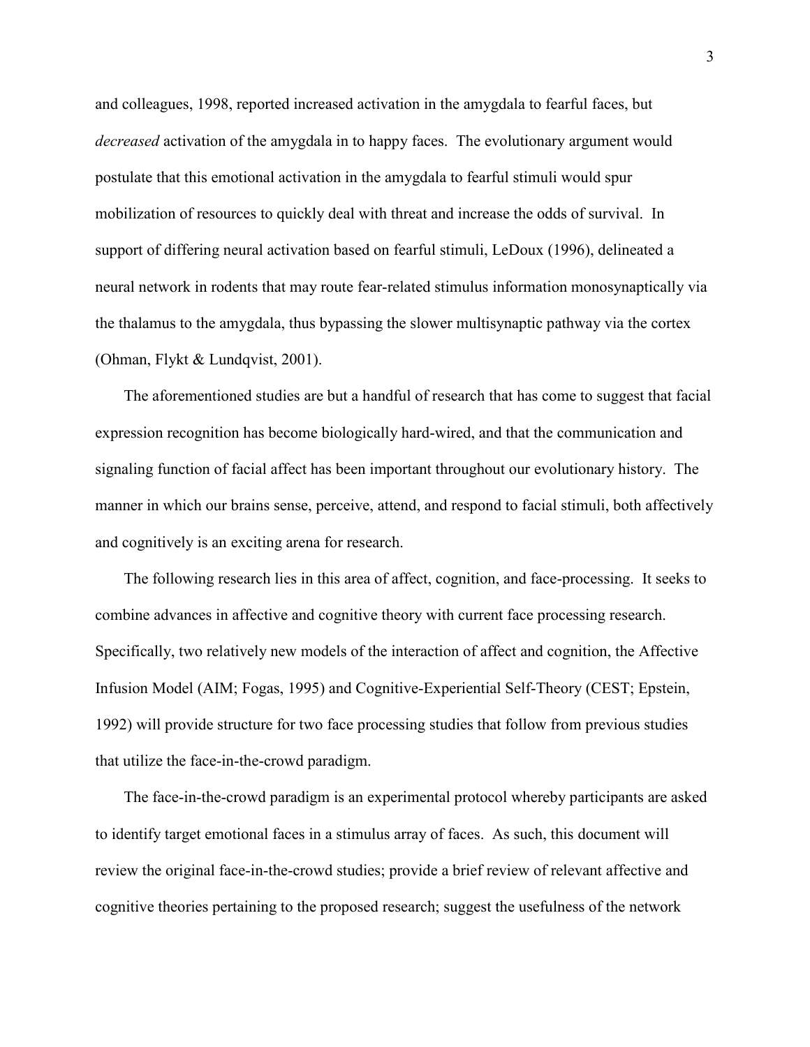and colleagues, 1998, reported increased activation in the amygdala to fearful faces, but *decreased* activation of the amygdala in to happy faces. The evolutionary argument would postulate that this emotional activation in the amygdala to fearful stimuli would spur mobilization of resources to quickly deal with threat and increase the odds of survival. In support of differing neural activation based on fearful stimuli, LeDoux (1996), delineated a neural network in rodents that may route fear-related stimulus information monosynaptically via the thalamus to the amygdala, thus bypassing the slower multisynaptic pathway via the cortex (Ohman, Flykt & Lundqvist, 2001).

The aforementioned studies are but a handful of research that has come to suggest that facial expression recognition has become biologically hard-wired, and that the communication and signaling function of facial affect has been important throughout our evolutionary history. The manner in which our brains sense, perceive, attend, and respond to facial stimuli, both affectively and cognitively is an exciting arena for research.

The following research lies in this area of affect, cognition, and face-processing. It seeks to combine advances in affective and cognitive theory with current face processing research. Specifically, two relatively new models of the interaction of affect and cognition, the Affective Infusion Model (AIM; Fogas, 1995) and Cognitive-Experiential Self-Theory (CEST; Epstein, 1992) will provide structure for two face processing studies that follow from previous studies that utilize the face-in-the-crowd paradigm.

The face-in-the-crowd paradigm is an experimental protocol whereby participants are asked to identify target emotional faces in a stimulus array of faces. As such, this document will review the original face-in-the-crowd studies; provide a brief review of relevant affective and cognitive theories pertaining to the proposed research; suggest the usefulness of the network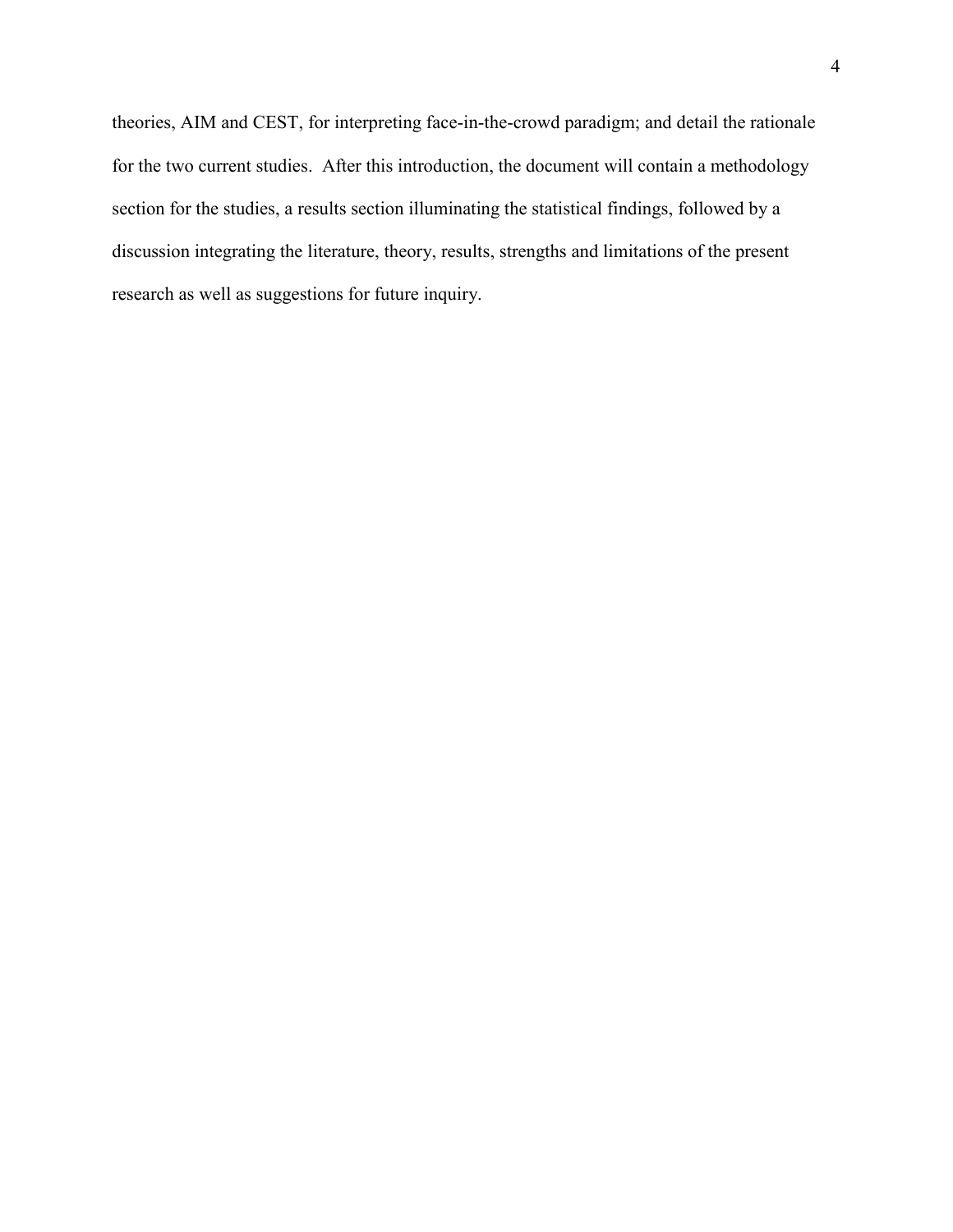theories, AIM and CEST, for interpreting face-in-the-crowd paradigm; and detail the rationale for the two current studies. After this introduction, the document will contain a methodology section for the studies, a results section illuminating the statistical findings, followed by a discussion integrating the literature, theory, results, strengths and limitations of the present research as well as suggestions for future inquiry.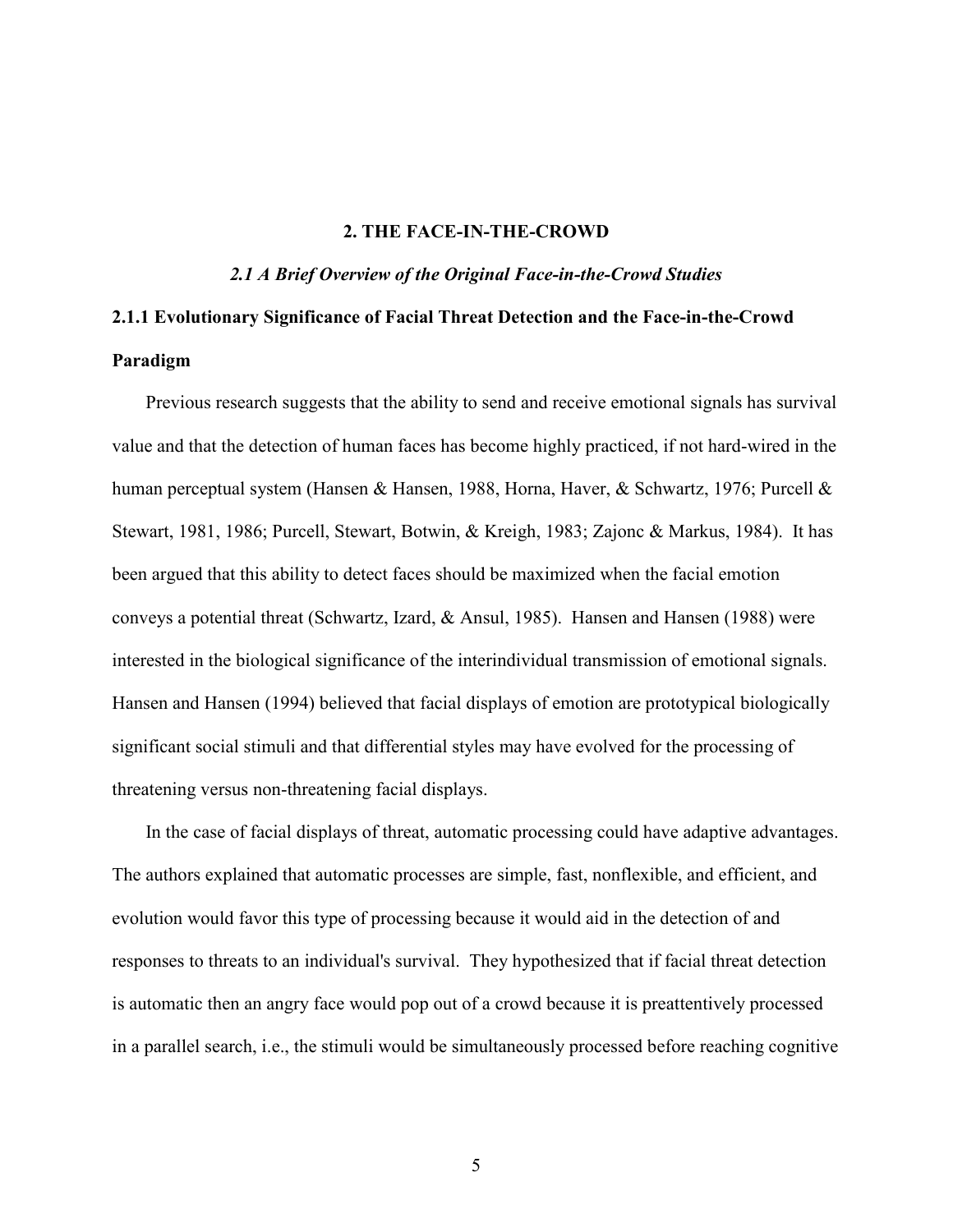# 2. THE FACE-IN-THE-CROWD

## *2.1 A Brief Overview of the Original Face-in-the-Crowd Studies*

### 2.1.1 Evolutionary Significance of Facial Threat Detection and the Face-in-the-Crowd Paradigm

Previous research suggests that the ability to send and receive emotional signals has survival value and that the detection of human faces has become highly practiced, if not hard-wired in the human perceptual system (Hansen & Hansen, 1988, Horna, Haver, & Schwartz, 1976; Purcell & Stewart, 1981, 1986; Purcell, Stewart, Botwin, & Kreigh, 1983; Zajonc & Markus, 1984). It has been argued that this ability to detect faces should be maximized when the facial emotion conveys a potential threat (Schwartz, Izard, & Ansul, 1985). Hansen and Hansen (1988) were interested in the biological significance of the interindividual transmission of emotional signals. Hansen and Hansen (1994) believed that facial displays of emotion are prototypical biologically significant social stimuli and that differential styles may have evolved for the processing of threatening versus non-threatening facial displays.

In the case of facial displays of threat, automatic processing could have adaptive advantages. The authors explained that automatic processes are simple, fast, nonflexible, and efficient, and evolution would favor this type of processing because it would aid in the detection of and responses to threats to an individual's survival. They hypothesized that if facial threat detection is automatic then an angry face would pop out of a crowd because it is preattentively processed in a parallel search, i.e., the stimuli would be simultaneously processed before reaching cognitive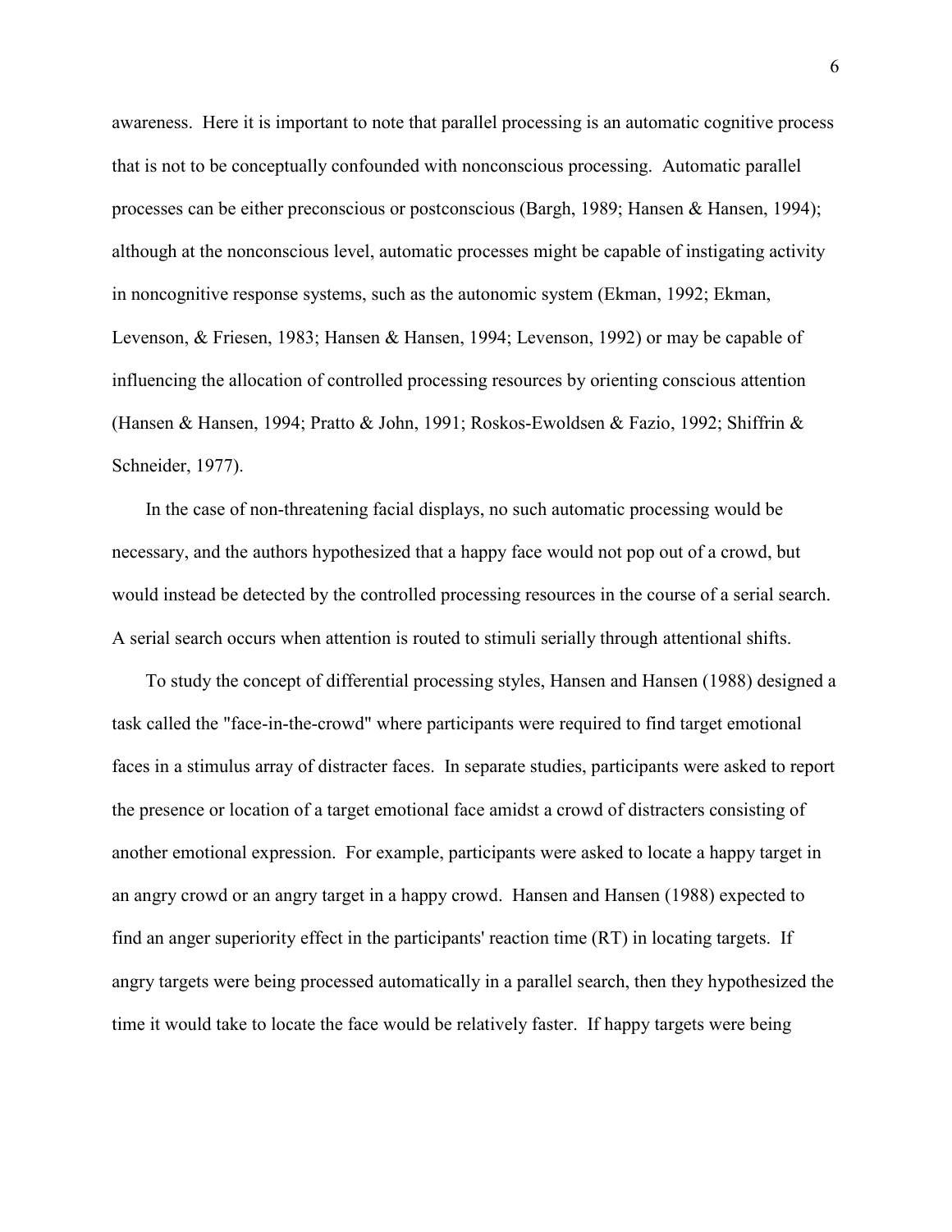awareness. Here it is important to note that parallel processing is an automatic cognitive process that is not to be conceptually confounded with nonconscious processing. Automatic parallel processes can be either preconscious or postconscious (Bargh, 1989; Hansen & Hansen, 1994); although at the nonconscious level, automatic processes might be capable of instigating activity in noncognitive response systems, such as the autonomic system (Ekman, 1992; Ekman, Levenson, & Friesen, 1983; Hansen & Hansen, 1994; Levenson, 1992) or may be capable of influencing the allocation of controlled processing resources by orienting conscious attention (Hansen & Hansen, 1994; Pratto & John, 1991; Roskos-Ewoldsen & Fazio, 1992; Shiffrin & Schneider, 1977).

In the case of non-threatening facial displays, no such automatic processing would be necessary, and the authors hypothesized that a happy face would not pop out of a crowd, but would instead be detected by the controlled processing resources in the course of a serial search. A serial search occurs when attention is routed to stimuli serially through attentional shifts.

To study the concept of differential processing styles, Hansen and Hansen (1988) designed a task called the "face-in-the-crowd" where participants were required to find target emotional faces in a stimulus array of distracter faces. In separate studies, participants were asked to report the presence or location of a target emotional face amidst a crowd of distracters consisting of another emotional expression. For example, participants were asked to locate a happy target in an angry crowd or an angry target in a happy crowd. Hansen and Hansen (1988) expected to find an anger superiority effect in the participants' reaction time (RT) in locating targets. If angry targets were being processed automatically in a parallel search, then they hypothesized the time it would take to locate the face would be relatively faster. If happy targets were being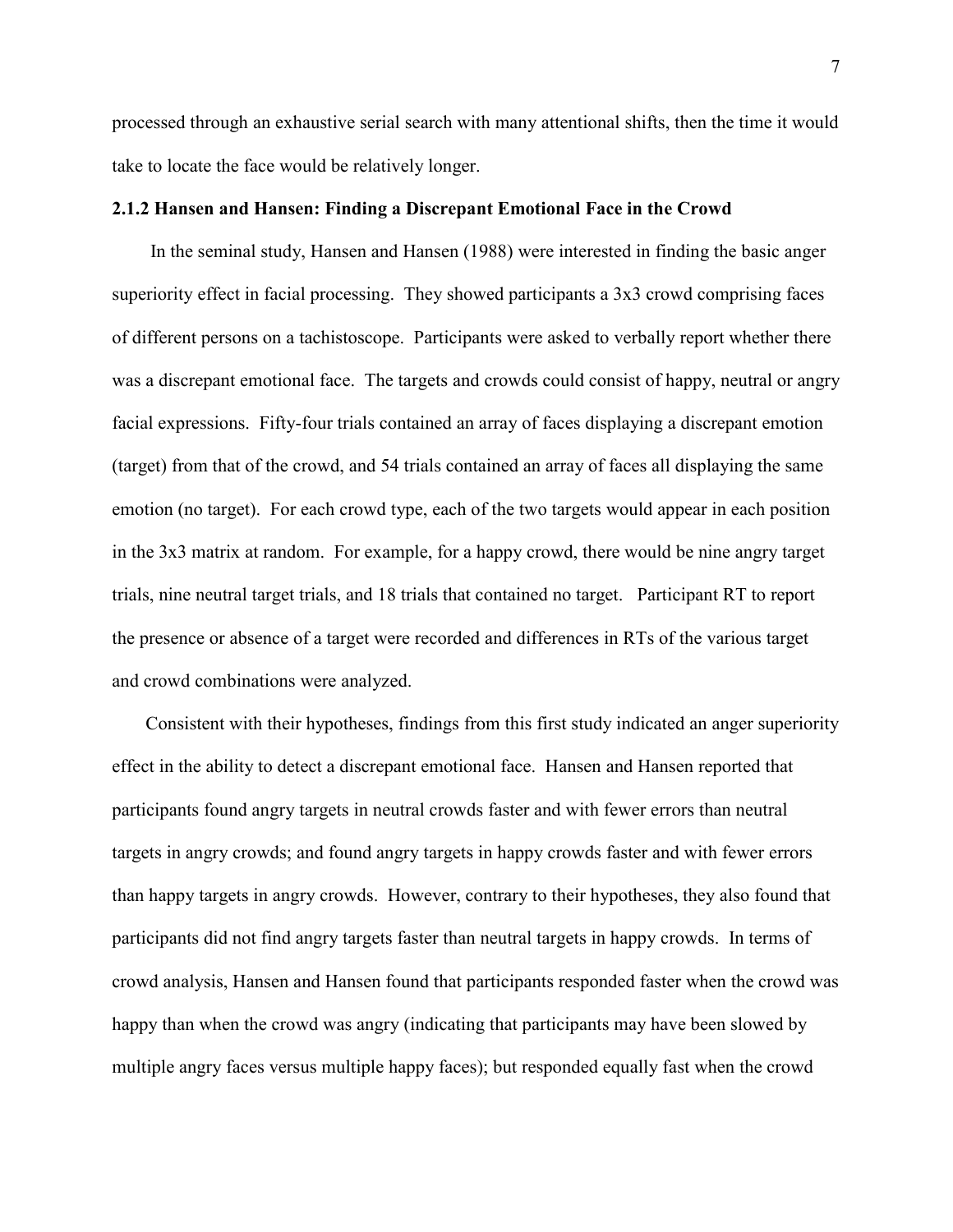processed through an exhaustive serial search with many attentional shifts, then the time it would take to locate the face would be relatively longer.

### 2.1.2 Hansen and Hansen: Finding a Discrepant Emotional Face in the Crowd

In the seminal study, Hansen and Hansen (1988) were interested in finding the basic anger superiority effect in facial processing. They showed participants a 3x3 crowd comprising faces of different persons on a tachistoscope. Participants were asked to verbally report whether there was a discrepant emotional face. The targets and crowds could consist of happy, neutral or angry facial expressions. Fifty-four trials contained an array of faces displaying a discrepant emotion (target) from that of the crowd, and 54 trials contained an array of faces all displaying the same emotion (no target). For each crowd type, each of the two targets would appear in each position in the 3x3 matrix at random. For example, for a happy crowd, there would be nine angry target trials, nine neutral target trials, and 18 trials that contained no target. Participant RT to report the presence or absence of a target were recorded and differences in RTs of the various target and crowd combinations were analyzed.

Consistent with their hypotheses, findings from this first study indicated an anger superiority effect in the ability to detect a discrepant emotional face. Hansen and Hansen reported that participants found angry targets in neutral crowds faster and with fewer errors than neutral targets in angry crowds; and found angry targets in happy crowds faster and with fewer errors than happy targets in angry crowds. However, contrary to their hypotheses, they also found that participants did not find angry targets faster than neutral targets in happy crowds. In terms of crowd analysis, Hansen and Hansen found that participants responded faster when the crowd was happy than when the crowd was angry (indicating that participants may have been slowed by multiple angry faces versus multiple happy faces); but responded equally fast when the crowd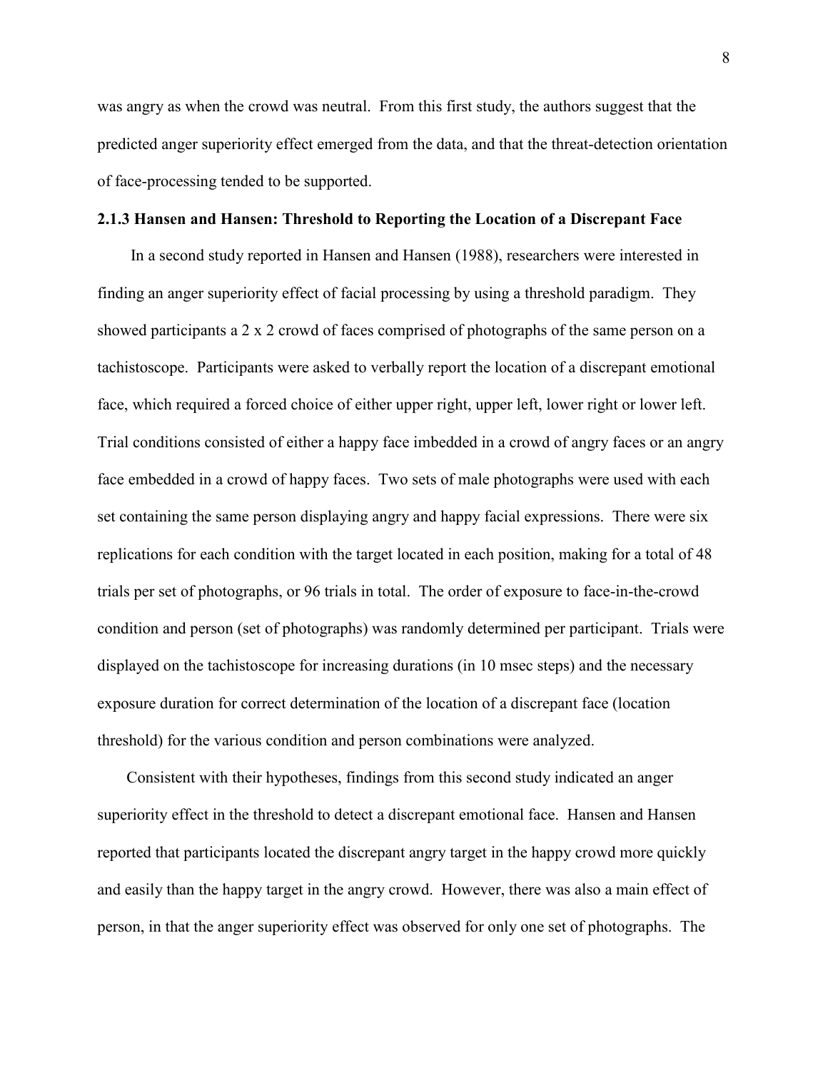was angry as when the crowd was neutral. From this first study, the authors suggest that the predicted anger superiority effect emerged from the data, and that the threat-detection orientation of face-processing tended to be supported.

### 2.1.3 Hansen and Hansen: Threshold to Reporting the Location of a Discrepant Face

In a second study reported in Hansen and Hansen (1988), researchers were interested in finding an anger superiority effect of facial processing by using a threshold paradigm. They showed participants a 2 x 2 crowd of faces comprised of photographs of the same person on a tachistoscope. Participants were asked to verbally report the location of a discrepant emotional face, which required a forced choice of either upper right, upper left, lower right or lower left. Trial conditions consisted of either a happy face imbedded in a crowd of angry faces or an angry face embedded in a crowd of happy faces. Two sets of male photographs were used with each set containing the same person displaying angry and happy facial expressions. There were six replications for each condition with the target located in each position, making for a total of 48 trials per set of photographs, or 96 trials in total. The order of exposure to face-in-the-crowd condition and person (set of photographs) was randomly determined per participant. Trials were displayed on the tachistoscope for increasing durations (in 10 msec steps) and the necessary exposure duration for correct determination of the location of a discrepant face (location threshold) for the various condition and person combinations were analyzed.

Consistent with their hypotheses, findings from this second study indicated an anger superiority effect in the threshold to detect a discrepant emotional face. Hansen and Hansen reported that participants located the discrepant angry target in the happy crowd more quickly and easily than the happy target in the angry crowd. However, there was also a main effect of person, in that the anger superiority effect was observed for only one set of photographs. The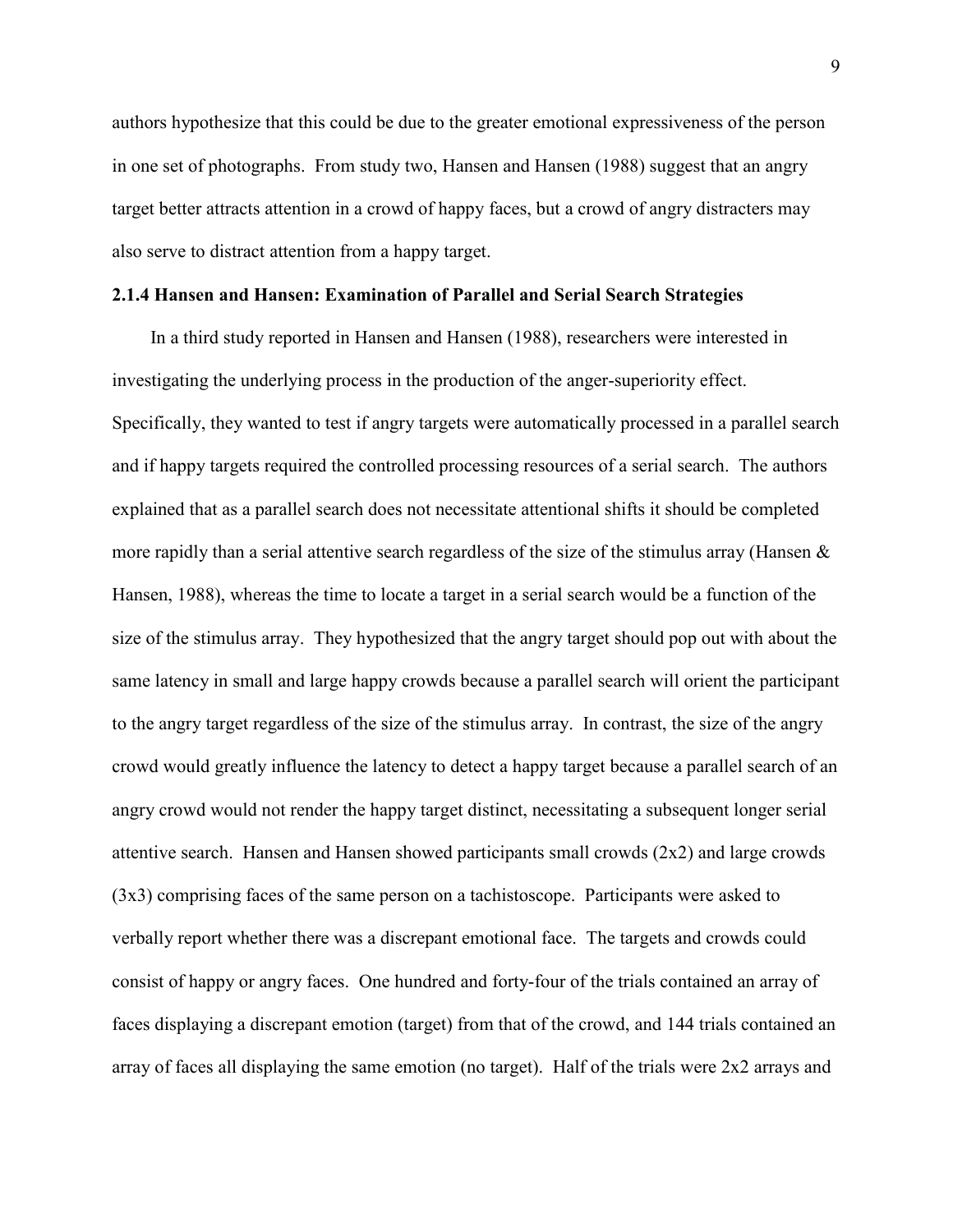authors hypothesize that this could be due to the greater emotional expressiveness of the person in one set of photographs. From study two, Hansen and Hansen (1988) suggest that an angry target better attracts attention in a crowd of happy faces, but a crowd of angry distracters may also serve to distract attention from a happy target.

### 2.1.4 Hansen and Hansen: Examination of Parallel and Serial Search Strategies

In a third study reported in Hansen and Hansen (1988), researchers were interested in investigating the underlying process in the production of the anger-superiority effect. Specifically, they wanted to test if angry targets were automatically processed in a parallel search and if happy targets required the controlled processing resources of a serial search. The authors explained that as a parallel search does not necessitate attentional shifts it should be completed more rapidly than a serial attentive search regardless of the size of the stimulus array (Hansen & Hansen, 1988), whereas the time to locate a target in a serial search would be a function of the size of the stimulus array. They hypothesized that the angry target should pop out with about the same latency in small and large happy crowds because a parallel search will orient the participant to the angry target regardless of the size of the stimulus array. In contrast, the size of the angry crowd would greatly influence the latency to detect a happy target because a parallel search of an angry crowd would not render the happy target distinct, necessitating a subsequent longer serial attentive search. Hansen and Hansen showed participants small crowds (2x2) and large crowds (3x3) comprising faces of the same person on a tachistoscope. Participants were asked to verbally report whether there was a discrepant emotional face. The targets and crowds could consist of happy or angry faces. One hundred and forty-four of the trials contained an array of faces displaying a discrepant emotion (target) from that of the crowd, and 144 trials contained an array of faces all displaying the same emotion (no target). Half of the trials were 2x2 arrays and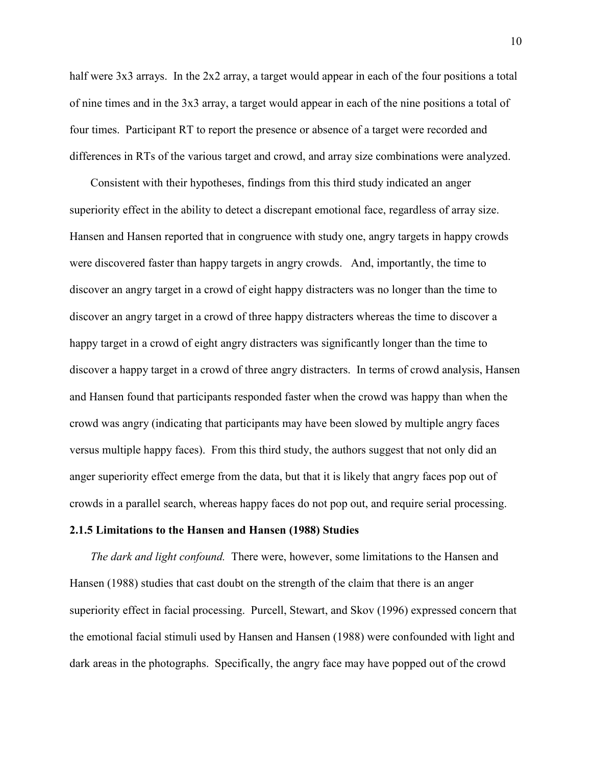half were 3x3 arrays. In the 2x2 array, a target would appear in each of the four positions a total of nine times and in the 3x3 array, a target would appear in each of the nine positions a total of four times. Participant RT to report the presence or absence of a target were recorded and differences in RTs of the various target and crowd, and array size combinations were analyzed.

Consistent with their hypotheses, findings from this third study indicated an anger superiority effect in the ability to detect a discrepant emotional face, regardless of array size. Hansen and Hansen reported that in congruence with study one, angry targets in happy crowds were discovered faster than happy targets in angry crowds. And, importantly, the time to discover an angry target in a crowd of eight happy distracters was no longer than the time to discover an angry target in a crowd of three happy distracters whereas the time to discover a happy target in a crowd of eight angry distracters was significantly longer than the time to discover a happy target in a crowd of three angry distracters. In terms of crowd analysis, Hansen and Hansen found that participants responded faster when the crowd was happy than when the crowd was angry (indicating that participants may have been slowed by multiple angry faces versus multiple happy faces). From this third study, the authors suggest that not only did an anger superiority effect emerge from the data, but that it is likely that angry faces pop out of crowds in a parallel search, whereas happy faces do not pop out, and require serial processing.

### 2.1.5 Limitations to the Hansen and Hansen (1988) Studies

*The dark and light confound.* There were, however, some limitations to the Hansen and Hansen (1988) studies that cast doubt on the strength of the claim that there is an anger superiority effect in facial processing. Purcell, Stewart, and Skov (1996) expressed concern that the emotional facial stimuli used by Hansen and Hansen (1988) were confounded with light and dark areas in the photographs. Specifically, the angry face may have popped out of the crowd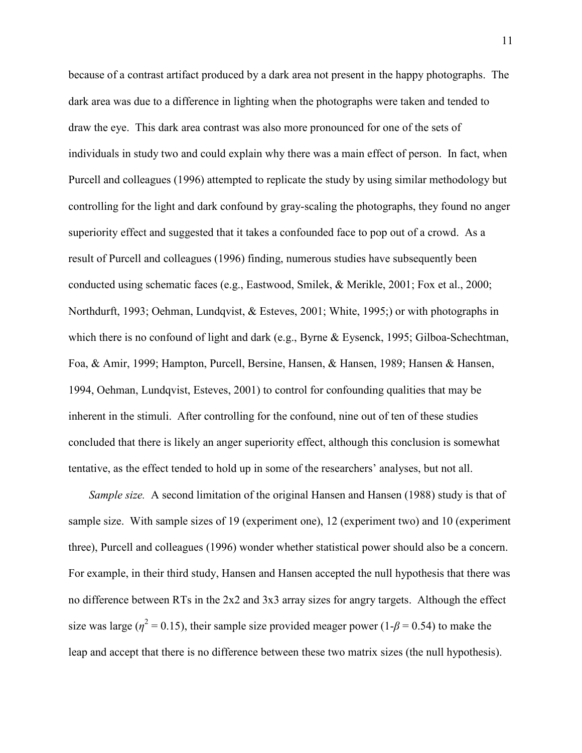because of a contrast artifact produced by a dark area not present in the happy photographs. The dark area was due to a difference in lighting when the photographs were taken and tended to draw the eye. This dark area contrast was also more pronounced for one of the sets of individuals in study two and could explain why there was a main effect of person. In fact, when Purcell and colleagues (1996) attempted to replicate the study by using similar methodology but controlling for the light and dark confound by gray-scaling the photographs, they found no anger superiority effect and suggested that it takes a confounded face to pop out of a crowd. As a result of Purcell and colleagues (1996) finding, numerous studies have subsequently been conducted using schematic faces (e.g., Eastwood, Smilek, & Merikle, 2001; Fox et al., 2000; Northdurft, 1993; Oehman, Lundqvist, & Esteves, 2001; White, 1995;) or with photographs in which there is no confound of light and dark (e.g., Byrne & Eysenck, 1995; Gilboa-Schechtman, Foa, & Amir, 1999; Hampton, Purcell, Bersine, Hansen, & Hansen, 1989; Hansen & Hansen, 1994, Oehman, Lundqvist, Esteves, 2001) to control for confounding qualities that may be inherent in the stimuli. After controlling for the confound, nine out of ten of these studies concluded that there is likely an anger superiority effect, although this conclusion is somewhat tentative, as the effect tended to hold up in some of the researchers' analyses, but not all.

*Sample size.* A second limitation of the original Hansen and Hansen (1988) study is that of sample size. With sample sizes of 19 (experiment one), 12 (experiment two) and 10 (experiment three), Purcell and colleagues (1996) wonder whether statistical power should also be a concern. For example, in their third study, Hansen and Hansen accepted the null hypothesis that there was no difference between RTs in the 2x2 and 3x3 array sizes for angry targets. Although the effect size was large ($\eta^2 = 0.15$), their sample size provided meager power ($1\text{-}\beta = 0.54$) to make the leap and accept that there is no difference between these two matrix sizes (the null hypothesis).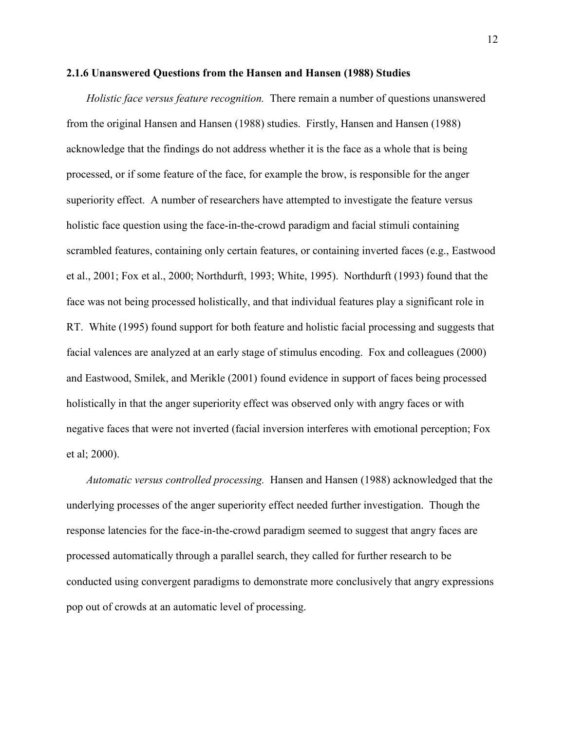### 2.1.6 Unanswered Questions from the Hansen and Hansen (1988) Studies

*Holistic face versus feature recognition.* There remain a number of questions unanswered from the original Hansen and Hansen (1988) studies. Firstly, Hansen and Hansen (1988) acknowledge that the findings do not address whether it is the face as a whole that is being processed, or if some feature of the face, for example the brow, is responsible for the anger superiority effect. A number of researchers have attempted to investigate the feature versus holistic face question using the face-in-the-crowd paradigm and facial stimuli containing scrambled features, containing only certain features, or containing inverted faces (e.g., Eastwood et al., 2001; Fox et al., 2000; Northdurft, 1993; White, 1995). Northdurft (1993) found that the face was not being processed holistically, and that individual features play a significant role in RT. White (1995) found support for both feature and holistic facial processing and suggests that facial valences are analyzed at an early stage of stimulus encoding. Fox and colleagues (2000) and Eastwood, Smilek, and Merikle (2001) found evidence in support of faces being processed holistically in that the anger superiority effect was observed only with angry faces or with negative faces that were not inverted (facial inversion interferes with emotional perception; Fox et al; 2000).

*Automatic versus controlled processing.* Hansen and Hansen (1988) acknowledged that the underlying processes of the anger superiority effect needed further investigation. Though the response latencies for the face-in-the-crowd paradigm seemed to suggest that angry faces are processed automatically through a parallel search, they called for further research to be conducted using convergent paradigms to demonstrate more conclusively that angry expressions pop out of crowds at an automatic level of processing.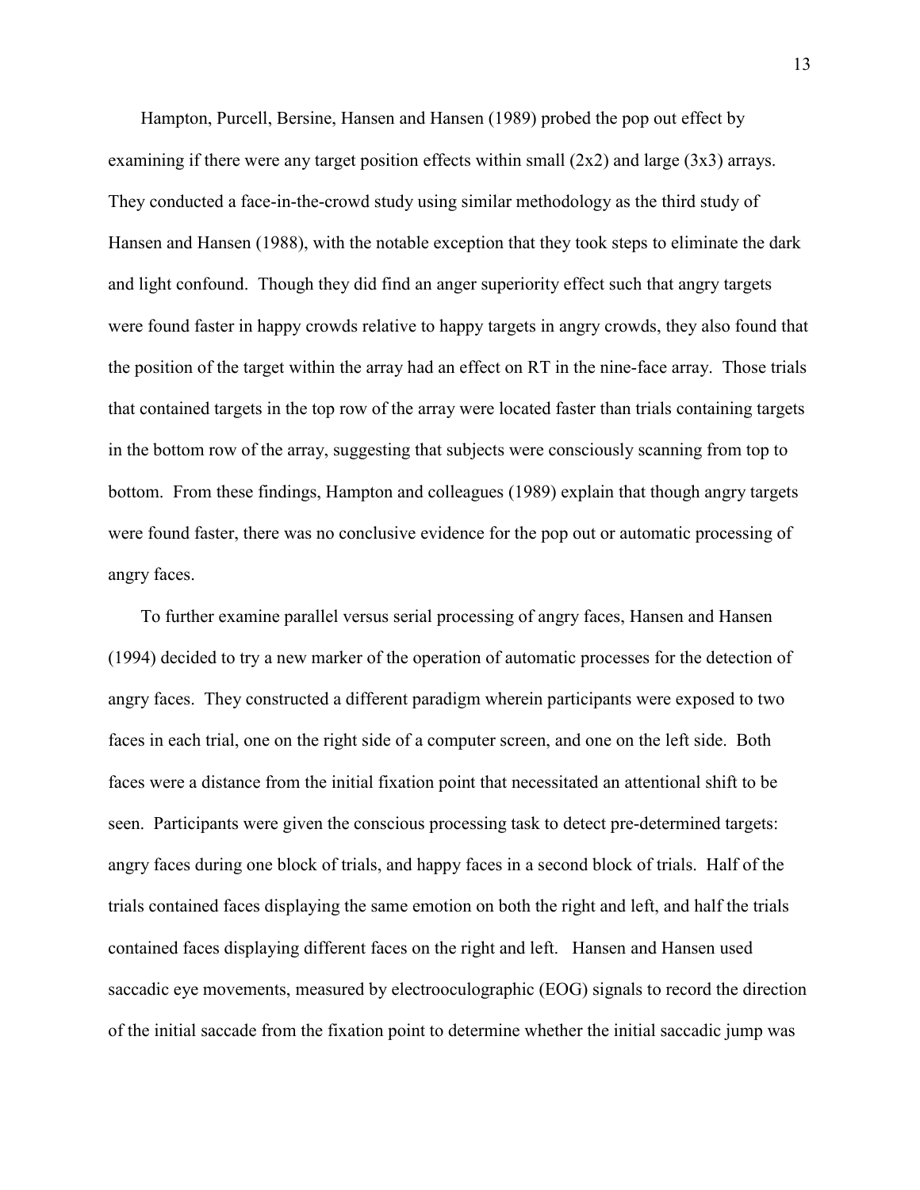Hampton, Purcell, Bersine, Hansen and Hansen (1989) probed the pop out effect by examining if there were any target position effects within small (2x2) and large (3x3) arrays. They conducted a face-in-the-crowd study using similar methodology as the third study of Hansen and Hansen (1988), with the notable exception that they took steps to eliminate the dark and light confound. Though they did find an anger superiority effect such that angry targets were found faster in happy crowds relative to happy targets in angry crowds, they also found that the position of the target within the array had an effect on RT in the nine-face array. Those trials that contained targets in the top row of the array were located faster than trials containing targets in the bottom row of the array, suggesting that subjects were consciously scanning from top to bottom. From these findings, Hampton and colleagues (1989) explain that though angry targets were found faster, there was no conclusive evidence for the pop out or automatic processing of angry faces.

To further examine parallel versus serial processing of angry faces, Hansen and Hansen (1994) decided to try a new marker of the operation of automatic processes for the detection of angry faces. They constructed a different paradigm wherein participants were exposed to two faces in each trial, one on the right side of a computer screen, and one on the left side. Both faces were a distance from the initial fixation point that necessitated an attentional shift to be seen. Participants were given the conscious processing task to detect pre-determined targets: angry faces during one block of trials, and happy faces in a second block of trials. Half of the trials contained faces displaying the same emotion on both the right and left, and half the trials contained faces displaying different faces on the right and left. Hansen and Hansen used saccadic eye movements, measured by electrooculographic (EOG) signals to record the direction of the initial saccade from the fixation point to determine whether the initial saccadic jump was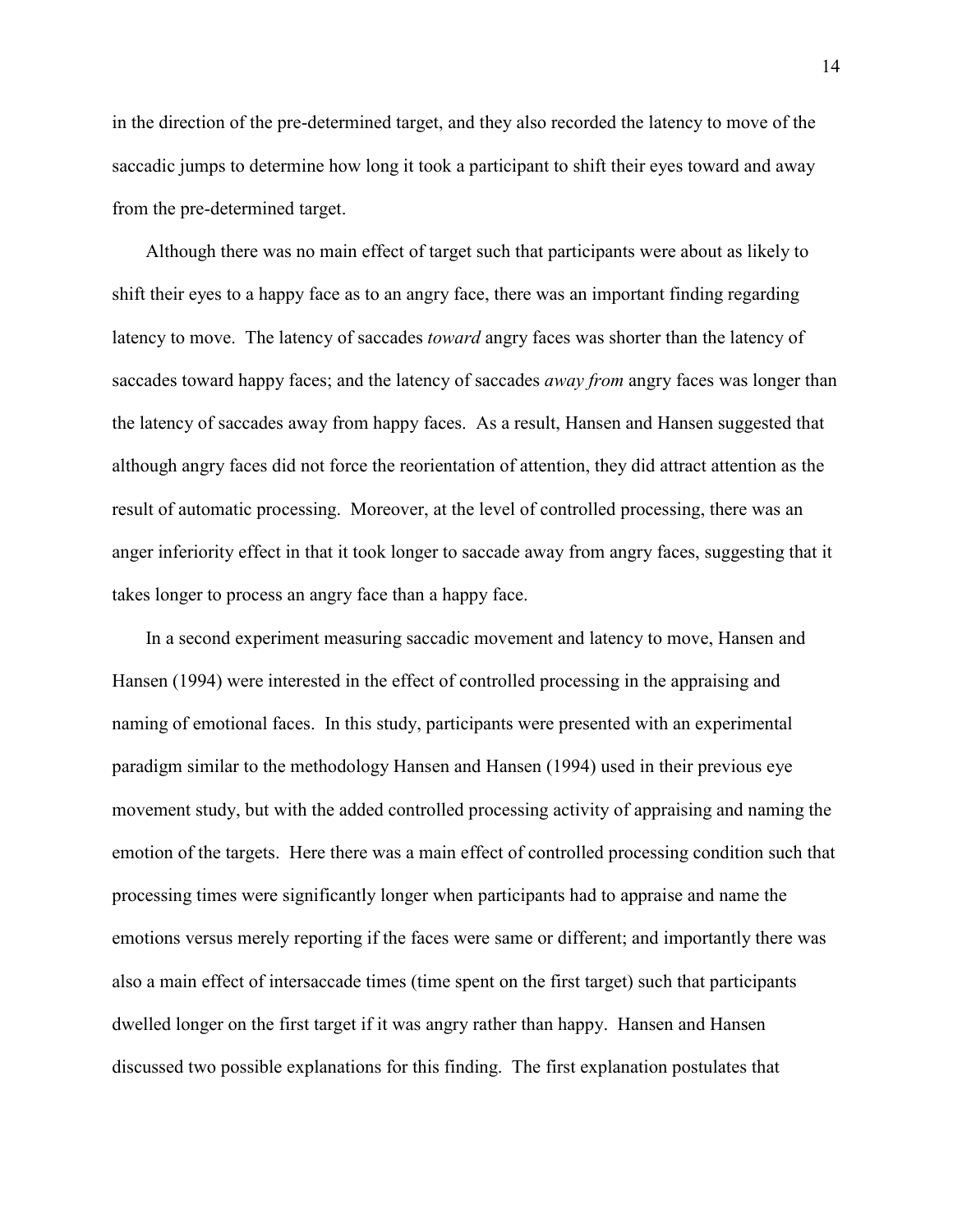in the direction of the pre-determined target, and they also recorded the latency to move of the saccadic jumps to determine how long it took a participant to shift their eyes toward and away from the pre-determined target.

Although there was no main effect of target such that participants were about as likely to shift their eyes to a happy face as to an angry face, there was an important finding regarding latency to move. The latency of saccades *toward* angry faces was shorter than the latency of saccades toward happy faces; and the latency of saccades *away from* angry faces was longer than the latency of saccades away from happy faces. As a result, Hansen and Hansen suggested that although angry faces did not force the reorientation of attention, they did attract attention as the result of automatic processing. Moreover, at the level of controlled processing, there was an anger inferiority effect in that it took longer to saccade away from angry faces, suggesting that it takes longer to process an angry face than a happy face.

In a second experiment measuring saccadic movement and latency to move, Hansen and Hansen (1994) were interested in the effect of controlled processing in the appraising and naming of emotional faces. In this study, participants were presented with an experimental paradigm similar to the methodology Hansen and Hansen (1994) used in their previous eye movement study, but with the added controlled processing activity of appraising and naming the emotion of the targets. Here there was a main effect of controlled processing condition such that processing times were significantly longer when participants had to appraise and name the emotions versus merely reporting if the faces were same or different; and importantly there was also a main effect of intersaccade times (time spent on the first target) such that participants dwelled longer on the first target if it was angry rather than happy. Hansen and Hansen discussed two possible explanations for this finding. The first explanation postulates that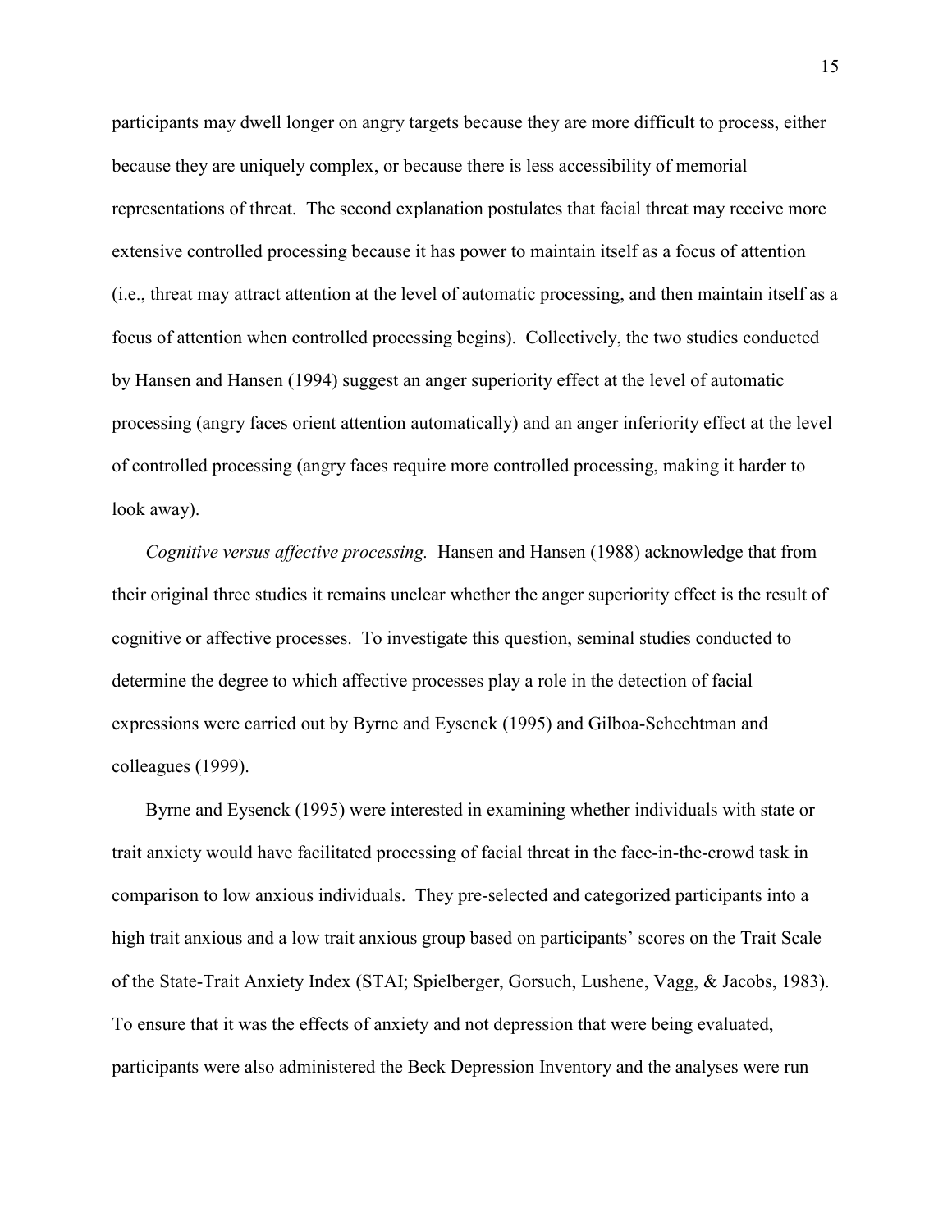participants may dwell longer on angry targets because they are more difficult to process, either because they are uniquely complex, or because there is less accessibility of memorial representations of threat. The second explanation postulates that facial threat may receive more extensive controlled processing because it has power to maintain itself as a focus of attention (i.e., threat may attract attention at the level of automatic processing, and then maintain itself as a focus of attention when controlled processing begins). Collectively, the two studies conducted by Hansen and Hansen (1994) suggest an anger superiority effect at the level of automatic processing (angry faces orient attention automatically) and an anger inferiority effect at the level of controlled processing (angry faces require more controlled processing, making it harder to look away).

*Cognitive versus affective processing.* Hansen and Hansen (1988) acknowledge that from their original three studies it remains unclear whether the anger superiority effect is the result of cognitive or affective processes. To investigate this question, seminal studies conducted to determine the degree to which affective processes play a role in the detection of facial expressions were carried out by Byrne and Eysenck (1995) and Gilboa-Schechtman and colleagues (1999).

Byrne and Eysenck (1995) were interested in examining whether individuals with state or trait anxiety would have facilitated processing of facial threat in the face-in-the-crowd task in comparison to low anxious individuals. They pre-selected and categorized participants into a high trait anxious and a low trait anxious group based on participants' scores on the Trait Scale of the State-Trait Anxiety Index (STAI; Spielberger, Gorsuch, Lushene, Vagg, & Jacobs, 1983). To ensure that it was the effects of anxiety and not depression that were being evaluated, participants were also administered the Beck Depression Inventory and the analyses were run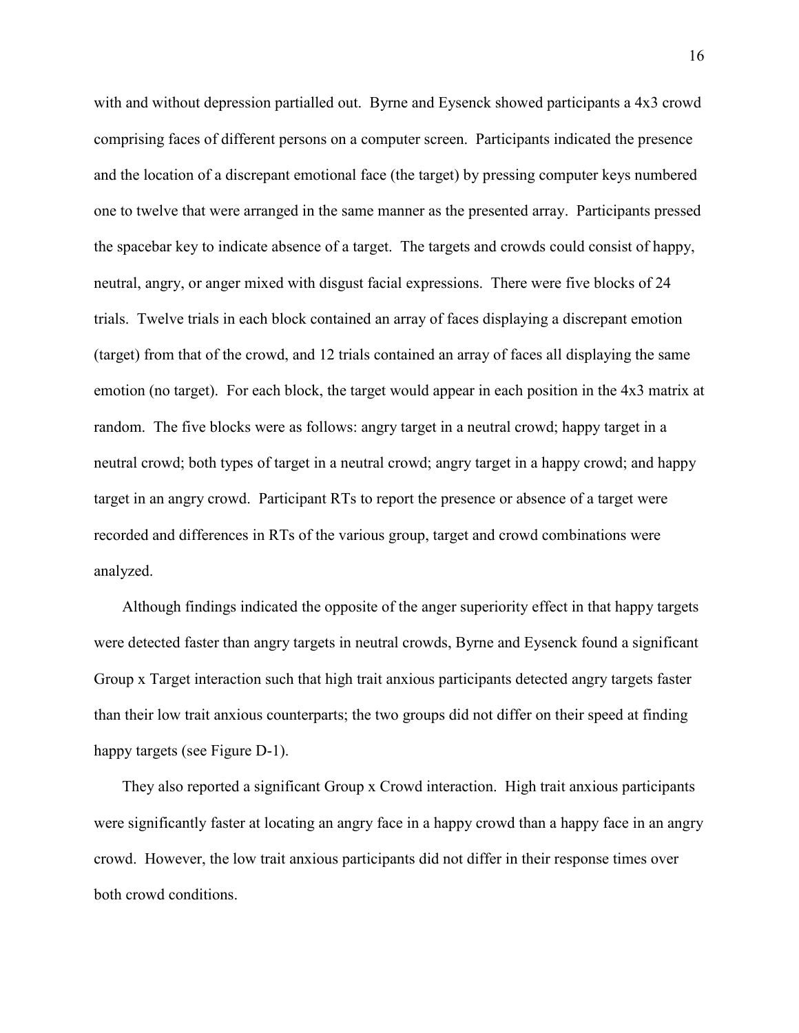with and without depression partialled out. Byrne and Eysenck showed participants a 4x3 crowd comprising faces of different persons on a computer screen. Participants indicated the presence and the location of a discrepant emotional face (the target) by pressing computer keys numbered one to twelve that were arranged in the same manner as the presented array. Participants pressed the spacebar key to indicate absence of a target. The targets and crowds could consist of happy, neutral, angry, or anger mixed with disgust facial expressions. There were five blocks of 24 trials. Twelve trials in each block contained an array of faces displaying a discrepant emotion (target) from that of the crowd, and 12 trials contained an array of faces all displaying the same emotion (no target). For each block, the target would appear in each position in the 4x3 matrix at random. The five blocks were as follows: angry target in a neutral crowd; happy target in a neutral crowd; both types of target in a neutral crowd; angry target in a happy crowd; and happy target in an angry crowd. Participant RTs to report the presence or absence of a target were recorded and differences in RTs of the various group, target and crowd combinations were analyzed.

Although findings indicated the opposite of the anger superiority effect in that happy targets were detected faster than angry targets in neutral crowds, Byrne and Eysenck found a significant Group x Target interaction such that high trait anxious participants detected angry targets faster than their low trait anxious counterparts; the two groups did not differ on their speed at finding happy targets (see Figure D-1).

They also reported a significant Group x Crowd interaction. High trait anxious participants were significantly faster at locating an angry face in a happy crowd than a happy face in an angry crowd. However, the low trait anxious participants did not differ in their response times over both crowd conditions.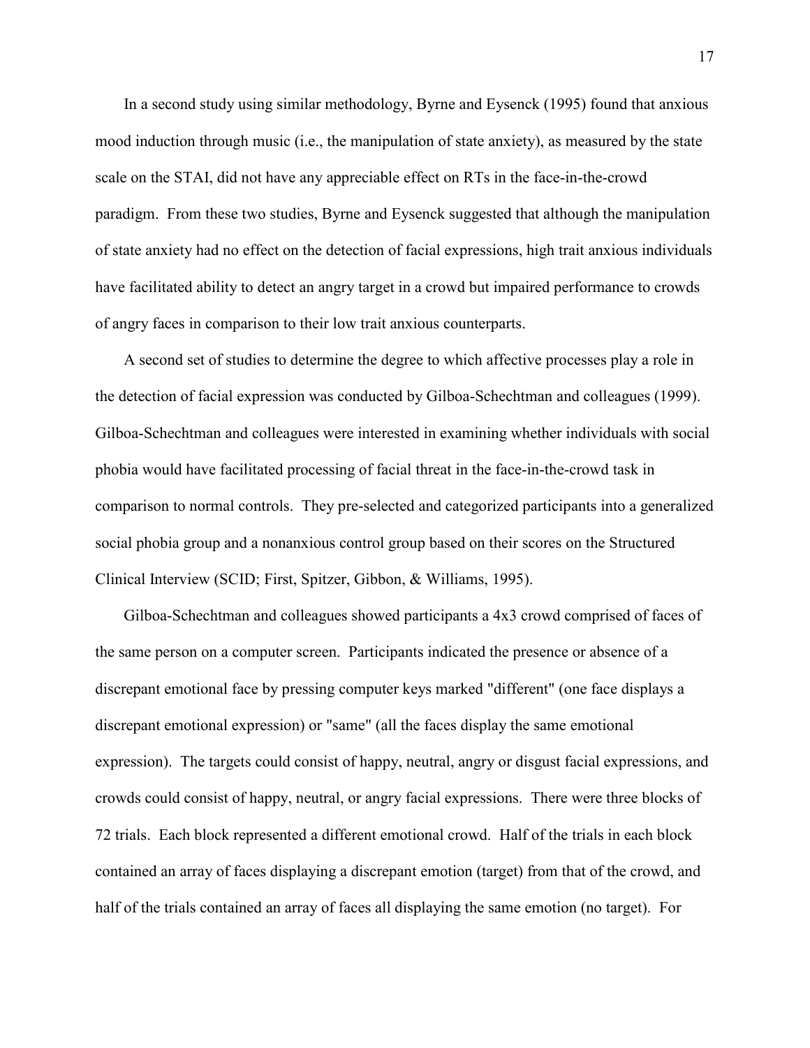In a second study using similar methodology, Byrne and Eysenck (1995) found that anxious mood induction through music (i.e., the manipulation of state anxiety), as measured by the state scale on the STAI, did not have any appreciable effect on RTs in the face-in-the-crowd paradigm. From these two studies, Byrne and Eysenck suggested that although the manipulation of state anxiety had no effect on the detection of facial expressions, high trait anxious individuals have facilitated ability to detect an angry target in a crowd but impaired performance to crowds of angry faces in comparison to their low trait anxious counterparts.

A second set of studies to determine the degree to which affective processes play a role in the detection of facial expression was conducted by Gilboa-Schechtman and colleagues (1999). Gilboa-Schechtman and colleagues were interested in examining whether individuals with social phobia would have facilitated processing of facial threat in the face-in-the-crowd task in comparison to normal controls. They pre-selected and categorized participants into a generalized social phobia group and a nonanxious control group based on their scores on the Structured Clinical Interview (SCID; First, Spitzer, Gibbon, & Williams, 1995).

Gilboa-Schechtman and colleagues showed participants a 4x3 crowd comprised of faces of the same person on a computer screen. Participants indicated the presence or absence of a discrepant emotional face by pressing computer keys marked "different" (one face displays a discrepant emotional expression) or "same" (all the faces display the same emotional expression). The targets could consist of happy, neutral, angry or disgust facial expressions, and crowds could consist of happy, neutral, or angry facial expressions. There were three blocks of 72 trials. Each block represented a different emotional crowd. Half of the trials in each block contained an array of faces displaying a discrepant emotion (target) from that of the crowd, and half of the trials contained an array of faces all displaying the same emotion (no target). For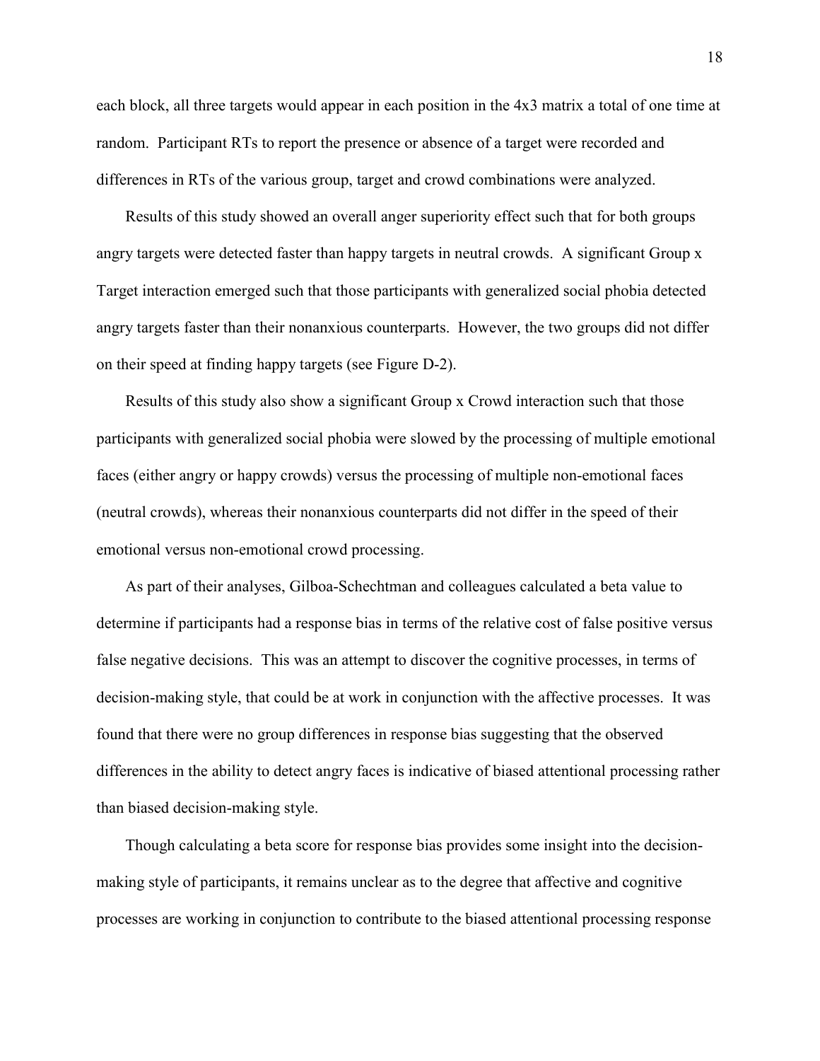each block, all three targets would appear in each position in the 4x3 matrix a total of one time at random. Participant RTs to report the presence or absence of a target were recorded and differences in RTs of the various group, target and crowd combinations were analyzed.

Results of this study showed an overall anger superiority effect such that for both groups angry targets were detected faster than happy targets in neutral crowds. A significant Group x Target interaction emerged such that those participants with generalized social phobia detected angry targets faster than their nonanxious counterparts. However, the two groups did not differ on their speed at finding happy targets (see Figure D-2).

Results of this study also show a significant Group x Crowd interaction such that those participants with generalized social phobia were slowed by the processing of multiple emotional faces (either angry or happy crowds) versus the processing of multiple non-emotional faces (neutral crowds), whereas their nonanxious counterparts did not differ in the speed of their emotional versus non-emotional crowd processing.

As part of their analyses, Gilboa-Schechtman and colleagues calculated a beta value to determine if participants had a response bias in terms of the relative cost of false positive versus false negative decisions. This was an attempt to discover the cognitive processes, in terms of decision-making style, that could be at work in conjunction with the affective processes. It was found that there were no group differences in response bias suggesting that the observed differences in the ability to detect angry faces is indicative of biased attentional processing rather than biased decision-making style.

Though calculating a beta score for response bias provides some insight into the decision-making style of participants, it remains unclear as to the degree that affective and cognitive processes are working in conjunction to contribute to the biased attentional processing response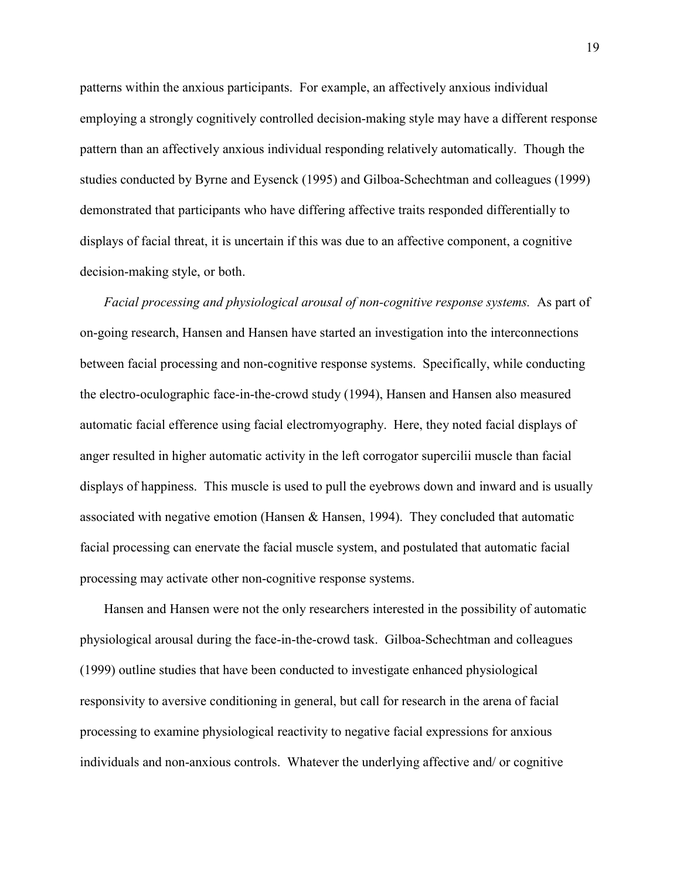patterns within the anxious participants. For example, an affectively anxious individual employing a strongly cognitively controlled decision-making style may have a different response pattern than an affectively anxious individual responding relatively automatically. Though the studies conducted by Byrne and Eysenck (1995) and Gilboa-Schechtman and colleagues (1999) demonstrated that participants who have differing affective traits responded differentially to displays of facial threat, it is uncertain if this was due to an affective component, a cognitive decision-making style, or both.

*Facial processing and physiological arousal of non-cognitive response systems.* As part of on-going research, Hansen and Hansen have started an investigation into the interconnections between facial processing and non-cognitive response systems. Specifically, while conducting the electro-oculographic face-in-the-crowd study (1994), Hansen and Hansen also measured automatic facial efference using facial electromyography. Here, they noted facial displays of anger resulted in higher automatic activity in the left corrogator supercilii muscle than facial displays of happiness. This muscle is used to pull the eyebrows down and inward and is usually associated with negative emotion (Hansen & Hansen, 1994). They concluded that automatic facial processing can enervate the facial muscle system, and postulated that automatic facial processing may activate other non-cognitive response systems.

Hansen and Hansen were not the only researchers interested in the possibility of automatic physiological arousal during the face-in-the-crowd task. Gilboa-Schechtman and colleagues (1999) outline studies that have been conducted to investigate enhanced physiological responsivity to aversive conditioning in general, but call for research in the arena of facial processing to examine physiological reactivity to negative facial expressions for anxious individuals and non-anxious controls. Whatever the underlying affective and/ or cognitive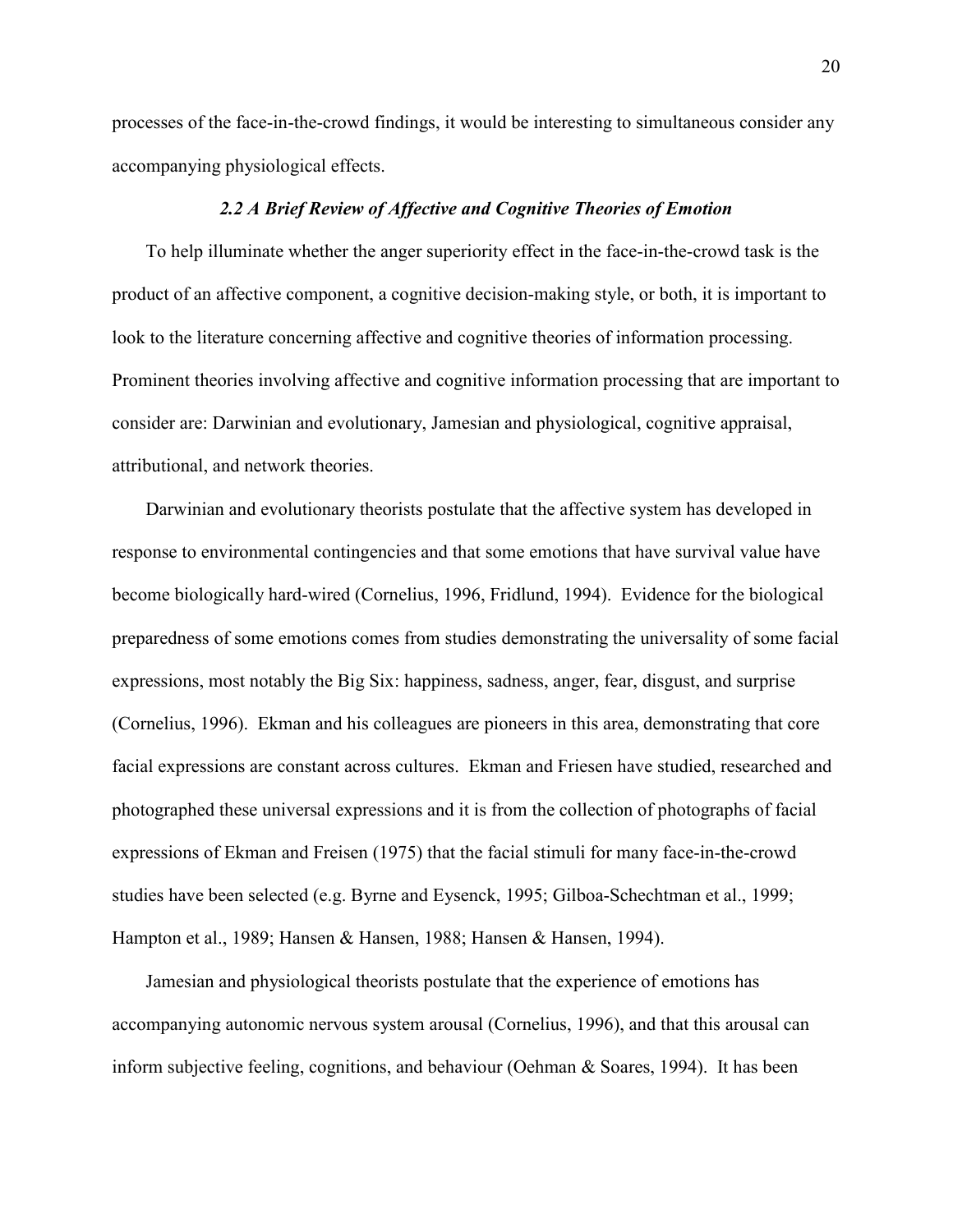processes of the face-in-the-crowd findings, it would be interesting to simultaneous consider any accompanying physiological effects.

### *2.2 A Brief Review of Affective and Cognitive Theories of Emotion*

To help illuminate whether the anger superiority effect in the face-in-the-crowd task is the product of an affective component, a cognitive decision-making style, or both, it is important to look to the literature concerning affective and cognitive theories of information processing. Prominent theories involving affective and cognitive information processing that are important to consider are: Darwinian and evolutionary, Jamesian and physiological, cognitive appraisal, attributional, and network theories.

Darwinian and evolutionary theorists postulate that the affective system has developed in response to environmental contingencies and that some emotions that have survival value have become biologically hard-wired (Cornelius, 1996, Fridlund, 1994). Evidence for the biological preparedness of some emotions comes from studies demonstrating the universality of some facial expressions, most notably the Big Six: happiness, sadness, anger, fear, disgust, and surprise (Cornelius, 1996). Ekman and his colleagues are pioneers in this area, demonstrating that core facial expressions are constant across cultures. Ekman and Friesen have studied, researched and photographed these universal expressions and it is from the collection of photographs of facial expressions of Ekman and Freisen (1975) that the facial stimuli for many face-in-the-crowd studies have been selected (e.g. Byrne and Eysenck, 1995; Gilboa-Schechtman et al., 1999; Hampton et al., 1989; Hansen & Hansen, 1988; Hansen & Hansen, 1994).

Jamesian and physiological theorists postulate that the experience of emotions has accompanying autonomic nervous system arousal (Cornelius, 1996), and that this arousal can inform subjective feeling, cognitions, and behaviour (Oehman & Soares, 1994). It has been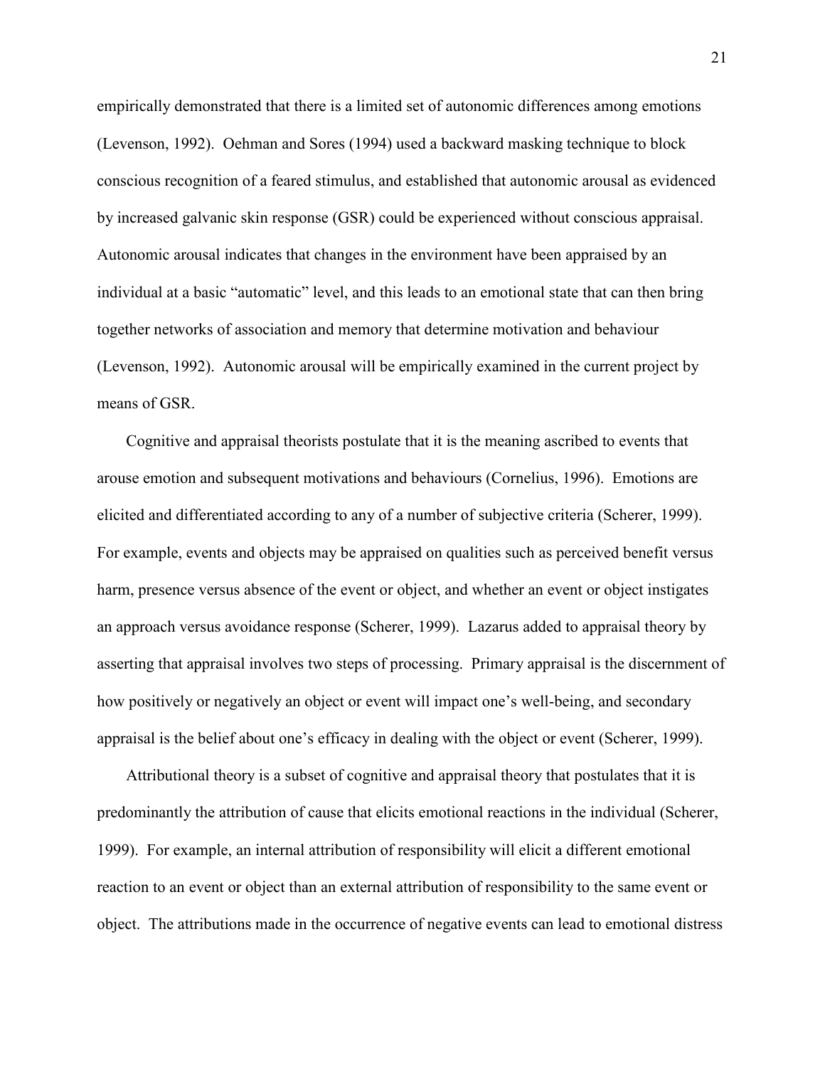empirically demonstrated that there is a limited set of autonomic differences among emotions (Levenson, 1992). Oehman and Sores (1994) used a backward masking technique to block conscious recognition of a feared stimulus, and established that autonomic arousal as evidenced by increased galvanic skin response (GSR) could be experienced without conscious appraisal. Autonomic arousal indicates that changes in the environment have been appraised by an individual at a basic "automatic" level, and this leads to an emotional state that can then bring together networks of association and memory that determine motivation and behaviour (Levenson, 1992). Autonomic arousal will be empirically examined in the current project by means of GSR.

Cognitive and appraisal theorists postulate that it is the meaning ascribed to events that arouse emotion and subsequent motivations and behaviours (Cornelius, 1996). Emotions are elicited and differentiated according to any of a number of subjective criteria (Scherer, 1999). For example, events and objects may be appraised on qualities such as perceived benefit versus harm, presence versus absence of the event or object, and whether an event or object instigates an approach versus avoidance response (Scherer, 1999). Lazarus added to appraisal theory by asserting that appraisal involves two steps of processing. Primary appraisal is the discernment of how positively or negatively an object or event will impact one's well-being, and secondary appraisal is the belief about one's efficacy in dealing with the object or event (Scherer, 1999).

Attributional theory is a subset of cognitive and appraisal theory that postulates that it is predominantly the attribution of cause that elicits emotional reactions in the individual (Scherer, 1999). For example, an internal attribution of responsibility will elicit a different emotional reaction to an event or object than an external attribution of responsibility to the same event or object. The attributions made in the occurrence of negative events can lead to emotional distress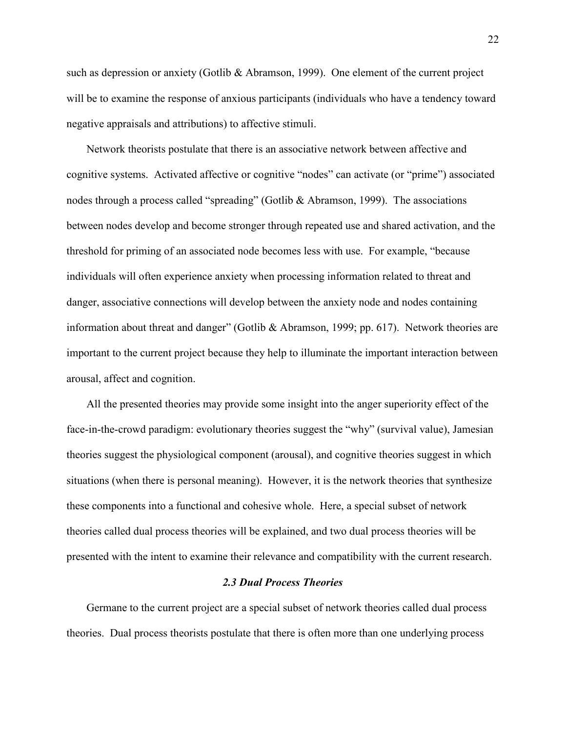such as depression or anxiety (Gotlib & Abramson, 1999). One element of the current project will be to examine the response of anxious participants (individuals who have a tendency toward negative appraisals and attributions) to affective stimuli.

Network theorists postulate that there is an associative network between affective and cognitive systems. Activated affective or cognitive "nodes" can activate (or "prime") associated nodes through a process called "spreading" (Gotlib & Abramson, 1999). The associations between nodes develop and become stronger through repeated use and shared activation, and the threshold for priming of an associated node becomes less with use. For example, "because individuals will often experience anxiety when processing information related to threat and danger, associative connections will develop between the anxiety node and nodes containing information about threat and danger" (Gotlib & Abramson, 1999; pp. 617). Network theories are important to the current project because they help to illuminate the important interaction between arousal, affect and cognition.

All the presented theories may provide some insight into the anger superiority effect of the face-in-the-crowd paradigm: evolutionary theories suggest the "why" (survival value), Jamesian theories suggest the physiological component (arousal), and cognitive theories suggest in which situations (when there is personal meaning). However, it is the network theories that synthesize these components into a functional and cohesive whole. Here, a special subset of network theories called dual process theories will be explained, and two dual process theories will be presented with the intent to examine their relevance and compatibility with the current research.

### *2.3 Dual Process Theories*

Germane to the current project are a special subset of network theories called dual process theories. Dual process theorists postulate that there is often more than one underlying process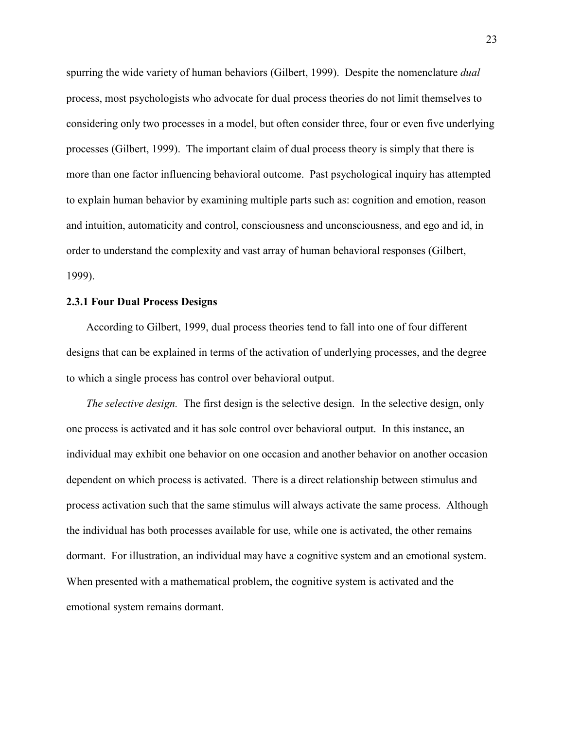spurring the wide variety of human behaviors (Gilbert, 1999). Despite the nomenclature *dual* process, most psychologists who advocate for dual process theories do not limit themselves to considering only two processes in a model, but often consider three, four or even five underlying processes (Gilbert, 1999). The important claim of dual process theory is simply that there is more than one factor influencing behavioral outcome. Past psychological inquiry has attempted to explain human behavior by examining multiple parts such as: cognition and emotion, reason and intuition, automaticity and control, consciousness and unconsciousness, and ego and id, in order to understand the complexity and vast array of human behavioral responses (Gilbert, 1999).

### 2.3.1 Four Dual Process Designs

According to Gilbert, 1999, dual process theories tend to fall into one of four different designs that can be explained in terms of the activation of underlying processes, and the degree to which a single process has control over behavioral output.

*The selective design.* The first design is the selective design. In the selective design, only one process is activated and it has sole control over behavioral output. In this instance, an individual may exhibit one behavior on one occasion and another behavior on another occasion dependent on which process is activated. There is a direct relationship between stimulus and process activation such that the same stimulus will always activate the same process. Although the individual has both processes available for use, while one is activated, the other remains dormant. For illustration, an individual may have a cognitive system and an emotional system. When presented with a mathematical problem, the cognitive system is activated and the emotional system remains dormant.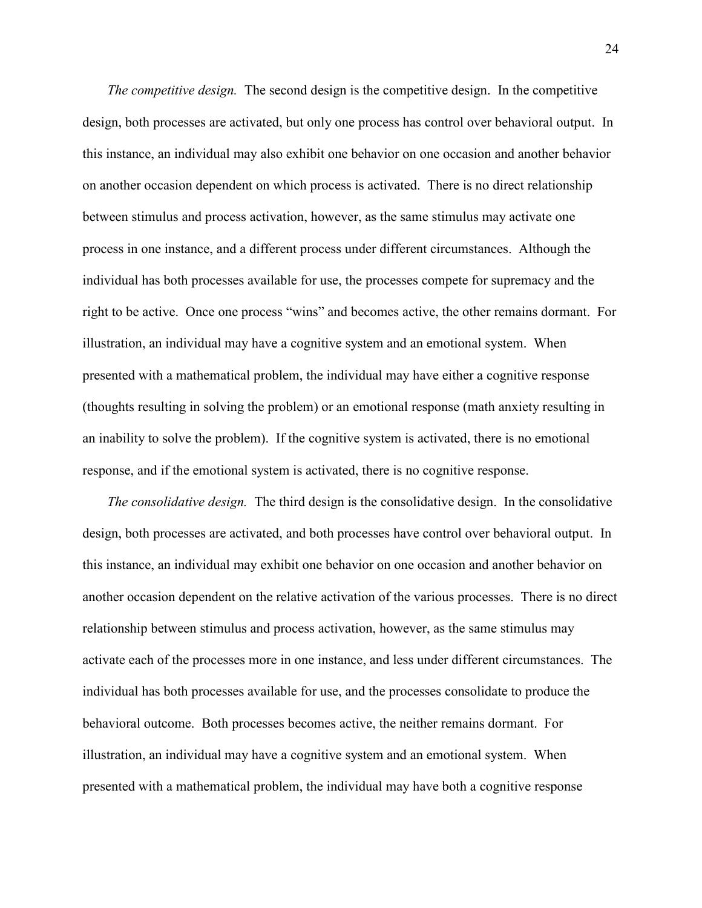*The competitive design.* The second design is the competitive design. In the competitive design, both processes are activated, but only one process has control over behavioral output. In this instance, an individual may also exhibit one behavior on one occasion and another behavior on another occasion dependent on which process is activated. There is no direct relationship between stimulus and process activation, however, as the same stimulus may activate one process in one instance, and a different process under different circumstances. Although the individual has both processes available for use, the processes compete for supremacy and the right to be active. Once one process "wins" and becomes active, the other remains dormant. For illustration, an individual may have a cognitive system and an emotional system. When presented with a mathematical problem, the individual may have either a cognitive response (thoughts resulting in solving the problem) or an emotional response (math anxiety resulting in an inability to solve the problem). If the cognitive system is activated, there is no emotional response, and if the emotional system is activated, there is no cognitive response.

*The consolidative design.* The third design is the consolidative design. In the consolidative design, both processes are activated, and both processes have control over behavioral output. In this instance, an individual may exhibit one behavior on one occasion and another behavior on another occasion dependent on the relative activation of the various processes. There is no direct relationship between stimulus and process activation, however, as the same stimulus may activate each of the processes more in one instance, and less under different circumstances. The individual has both processes available for use, and the processes consolidate to produce the behavioral outcome. Both processes becomes active, the neither remains dormant. For illustration, an individual may have a cognitive system and an emotional system. When presented with a mathematical problem, the individual may have both a cognitive response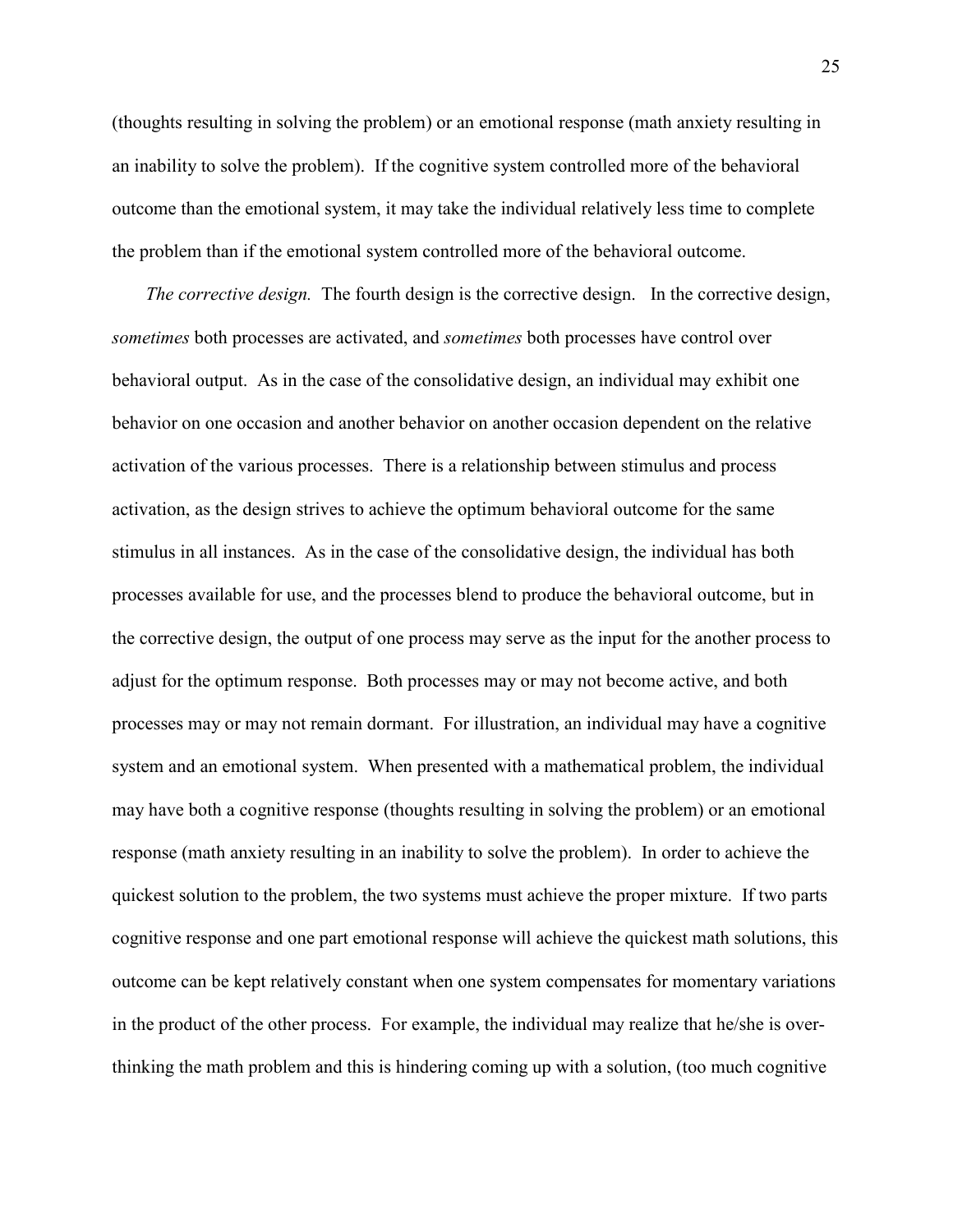(thoughts resulting in solving the problem) or an emotional response (math anxiety resulting in an inability to solve the problem). If the cognitive system controlled more of the behavioral outcome than the emotional system, it may take the individual relatively less time to complete the problem than if the emotional system controlled more of the behavioral outcome.

*The corrective design.* The fourth design is the corrective design. In the corrective design, *sometimes* both processes are activated, and *sometimes* both processes have control over behavioral output. As in the case of the consolidative design, an individual may exhibit one behavior on one occasion and another behavior on another occasion dependent on the relative activation of the various processes. There is a relationship between stimulus and process activation, as the design strives to achieve the optimum behavioral outcome for the same stimulus in all instances. As in the case of the consolidative design, the individual has both processes available for use, and the processes blend to produce the behavioral outcome, but in the corrective design, the output of one process may serve as the input for the another process to adjust for the optimum response. Both processes may or may not become active, and both processes may or may not remain dormant. For illustration, an individual may have a cognitive system and an emotional system. When presented with a mathematical problem, the individual may have both a cognitive response (thoughts resulting in solving the problem) or an emotional response (math anxiety resulting in an inability to solve the problem). In order to achieve the quickest solution to the problem, the two systems must achieve the proper mixture. If two parts cognitive response and one part emotional response will achieve the quickest math solutions, this outcome can be kept relatively constant when one system compensates for momentary variations in the product of the other process. For example, the individual may realize that he/she is over-thinking the math problem and this is hindering coming up with a solution, (too much cognitive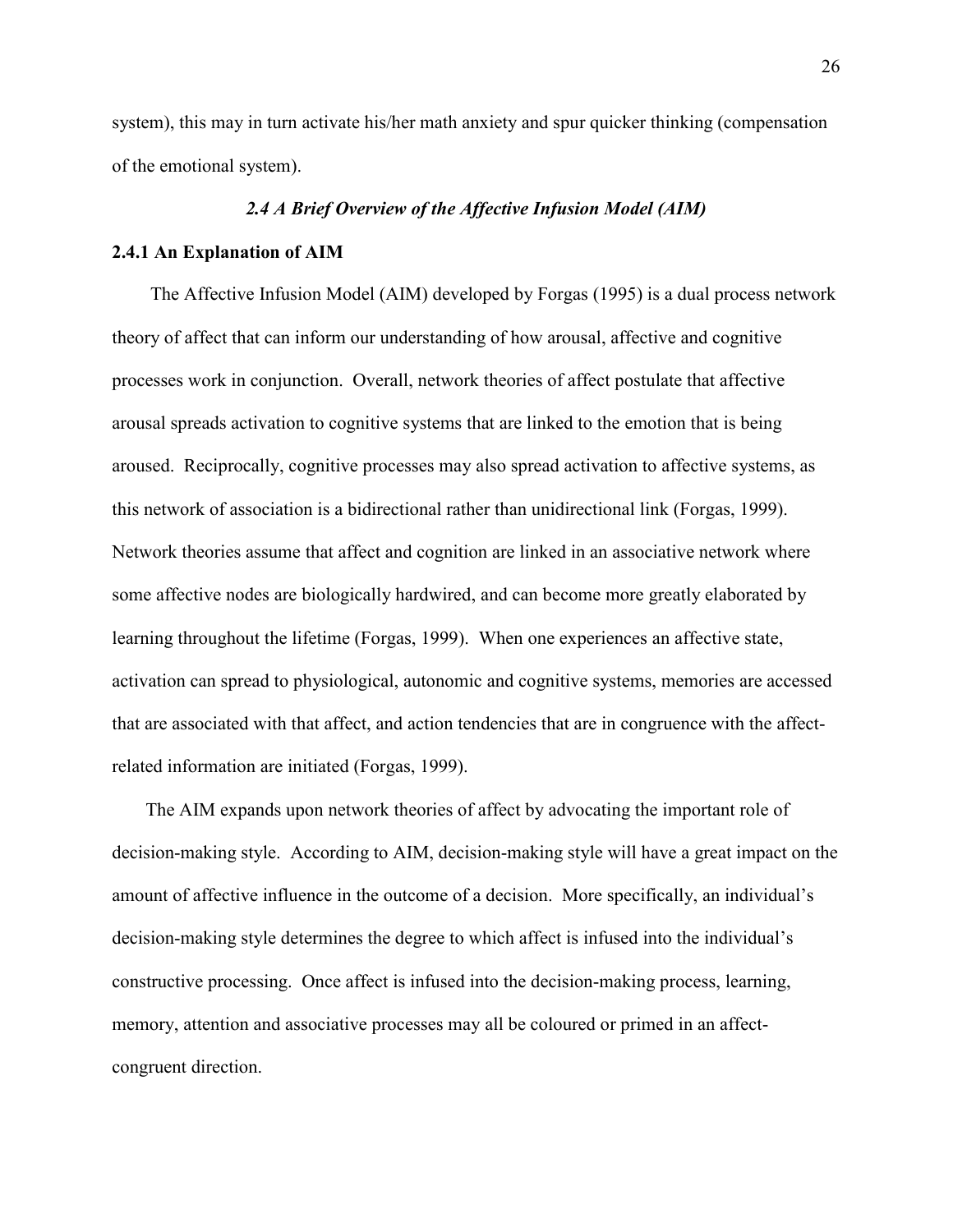system), this may in turn activate his/her math anxiety and spur quicker thinking (compensation of the emotional system).

## *2.4 A Brief Overview of the Affective Infusion Model (AIM)*

### 2.4.1 An Explanation of AIM

The Affective Infusion Model (AIM) developed by Forgas (1995) is a dual process network theory of affect that can inform our understanding of how arousal, affective and cognitive processes work in conjunction. Overall, network theories of affect postulate that affective arousal spreads activation to cognitive systems that are linked to the emotion that is being aroused. Reciprocally, cognitive processes may also spread activation to affective systems, as this network of association is a bidirectional rather than unidirectional link (Forgas, 1999). Network theories assume that affect and cognition are linked in an associative network where some affective nodes are biologically hardwired, and can become more greatly elaborated by learning throughout the lifetime (Forgas, 1999). When one experiences an affective state, activation can spread to physiological, autonomic and cognitive systems, memories are accessed that are associated with that affect, and action tendencies that are in congruence with the affect-related information are initiated (Forgas, 1999).

The AIM expands upon network theories of affect by advocating the important role of decision-making style. According to AIM, decision-making style will have a great impact on the amount of affective influence in the outcome of a decision. More specifically, an individual's decision-making style determines the degree to which affect is infused into the individual's constructive processing. Once affect is infused into the decision-making process, learning, memory, attention and associative processes may all be coloured or primed in an affect-congruent direction.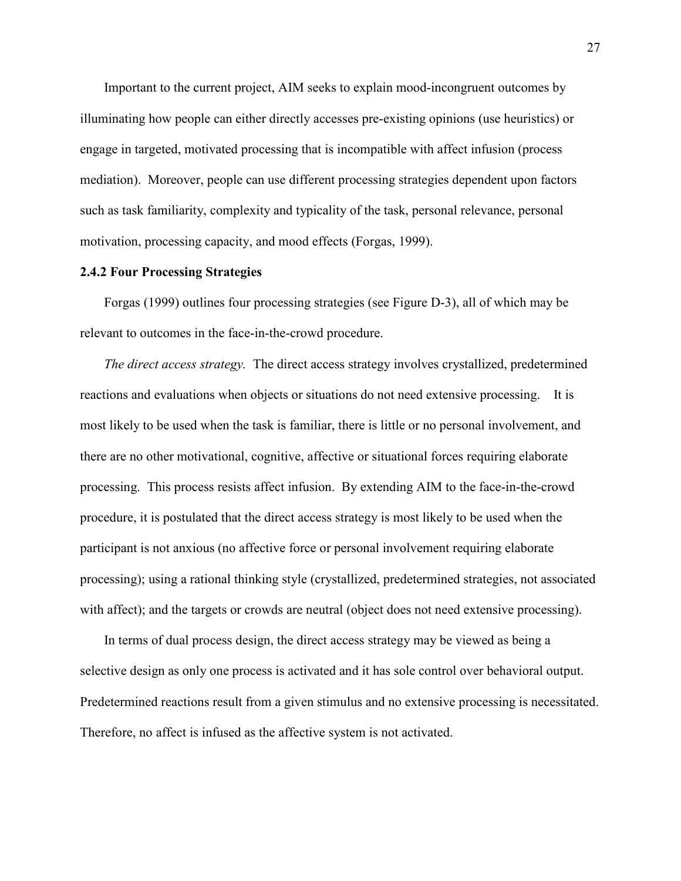Important to the current project, AIM seeks to explain mood-incongruent outcomes by illuminating how people can either directly accesses pre-existing opinions (use heuristics) or engage in targeted, motivated processing that is incompatible with affect infusion (process mediation). Moreover, people can use different processing strategies dependent upon factors such as task familiarity, complexity and typicality of the task, personal relevance, personal motivation, processing capacity, and mood effects (Forgas, 1999).

### 2.4.2 Four Processing Strategies

Forgas (1999) outlines four processing strategies (see Figure D-3), all of which may be relevant to outcomes in the face-in-the-crowd procedure.

*The direct access strategy.* The direct access strategy involves crystallized, predetermined reactions and evaluations when objects or situations do not need extensive processing. It is most likely to be used when the task is familiar, there is little or no personal involvement, and there are no other motivational, cognitive, affective or situational forces requiring elaborate processing. This process resists affect infusion. By extending AIM to the face-in-the-crowd procedure, it is postulated that the direct access strategy is most likely to be used when the participant is not anxious (no affective force or personal involvement requiring elaborate processing); using a rational thinking style (crystallized, predetermined strategies, not associated with affect); and the targets or crowds are neutral (object does not need extensive processing).

In terms of dual process design, the direct access strategy may be viewed as being a selective design as only one process is activated and it has sole control over behavioral output. Predetermined reactions result from a given stimulus and no extensive processing is necessitated. Therefore, no affect is infused as the affective system is not activated.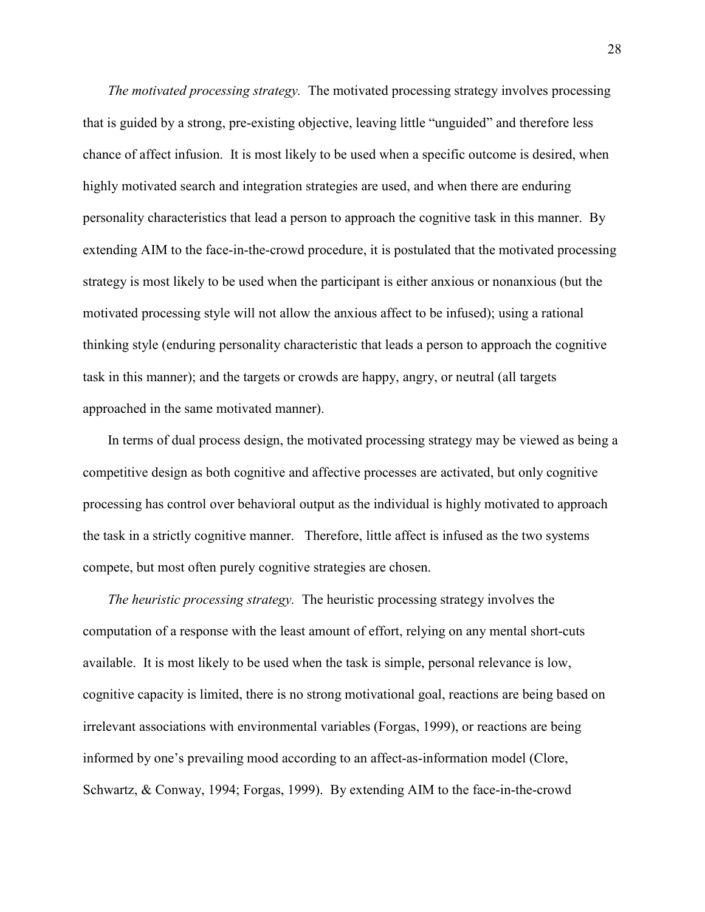*The motivated processing strategy.* The motivated processing strategy involves processing that is guided by a strong, pre-existing objective, leaving little "unguided" and therefore less chance of affect infusion. It is most likely to be used when a specific outcome is desired, when highly motivated search and integration strategies are used, and when there are enduring personality characteristics that lead a person to approach the cognitive task in this manner. By extending AIM to the face-in-the-crowd procedure, it is postulated that the motivated processing strategy is most likely to be used when the participant is either anxious or nonanxious (but the motivated processing style will not allow the anxious affect to be infused); using a rational thinking style (enduring personality characteristic that leads a person to approach the cognitive task in this manner); and the targets or crowds are happy, angry, or neutral (all targets approached in the same motivated manner).

In terms of dual process design, the motivated processing strategy may be viewed as being a competitive design as both cognitive and affective processes are activated, but only cognitive processing has control over behavioral output as the individual is highly motivated to approach the task in a strictly cognitive manner. Therefore, little affect is infused as the two systems compete, but most often purely cognitive strategies are chosen.

*The heuristic processing strategy.* The heuristic processing strategy involves the computation of a response with the least amount of effort, relying on any mental short-cuts available. It is most likely to be used when the task is simple, personal relevance is low, cognitive capacity is limited, there is no strong motivational goal, reactions are being based on irrelevant associations with environmental variables (Forgas, 1999), or reactions are being informed by one's prevailing mood according to an affect-as-information model (Clore, Schwartz, & Conway, 1994; Forgas, 1999). By extending AIM to the face-in-the-crowd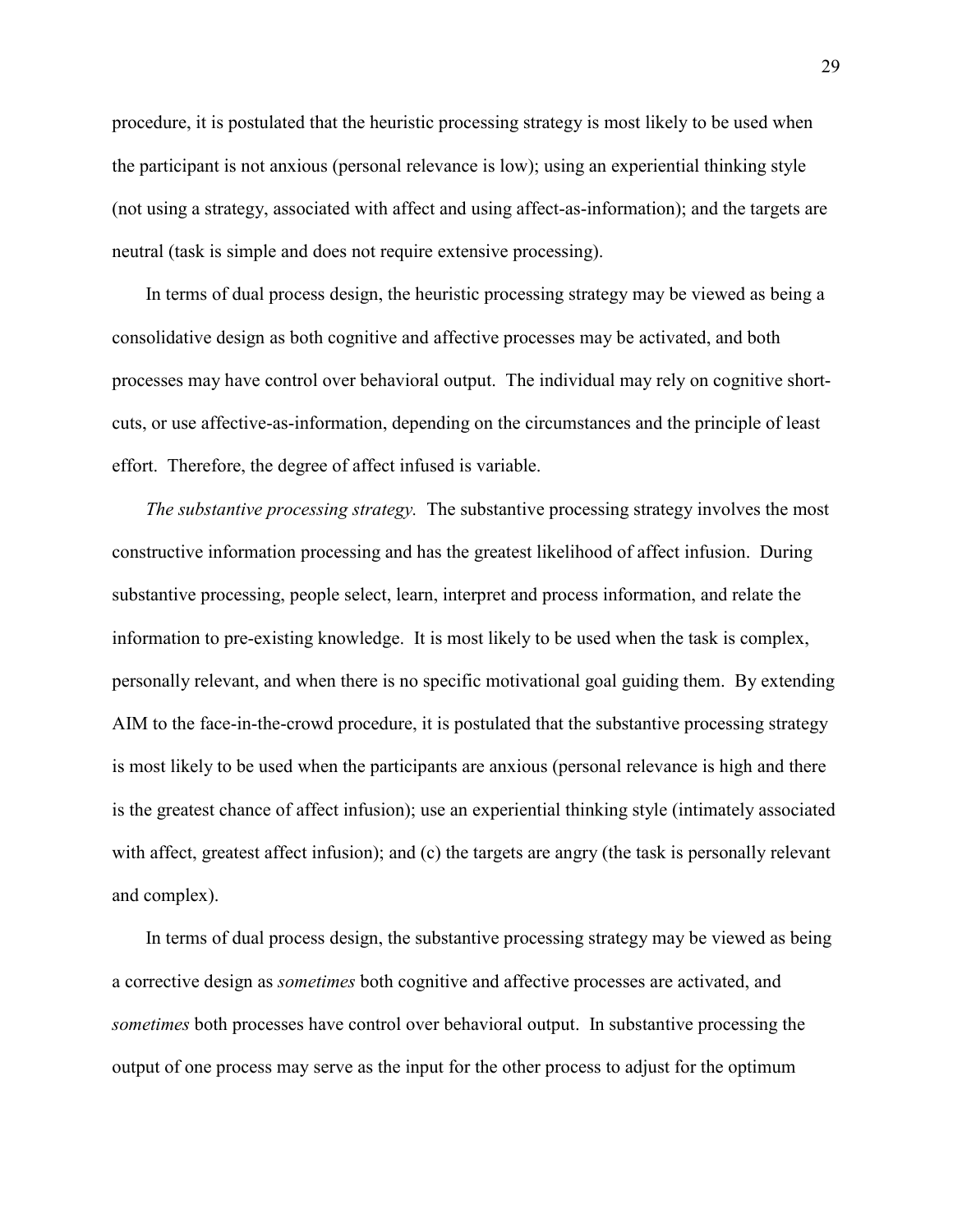procedure, it is postulated that the heuristic processing strategy is most likely to be used when the participant is not anxious (personal relevance is low); using an experiential thinking style (not using a strategy, associated with affect and using affect-as-information); and the targets are neutral (task is simple and does not require extensive processing).

In terms of dual process design, the heuristic processing strategy may be viewed as being a consolidative design as both cognitive and affective processes may be activated, and both processes may have control over behavioral output. The individual may rely on cognitive short-cuts, or use affective-as-information, depending on the circumstances and the principle of least effort. Therefore, the degree of affect infused is variable.

*The substantive processing strategy.* The substantive processing strategy involves the most constructive information processing and has the greatest likelihood of affect infusion. During substantive processing, people select, learn, interpret and process information, and relate the information to pre-existing knowledge. It is most likely to be used when the task is complex, personally relevant, and when there is no specific motivational goal guiding them. By extending AIM to the face-in-the-crowd procedure, it is postulated that the substantive processing strategy is most likely to be used when the participants are anxious (personal relevance is high and there is the greatest chance of affect infusion); use an experiential thinking style (intimately associated with affect, greatest affect infusion); and (c) the targets are angry (the task is personally relevant and complex).

In terms of dual process design, the substantive processing strategy may be viewed as being a corrective design as *sometimes* both cognitive and affective processes are activated, and *sometimes* both processes have control over behavioral output. In substantive processing the output of one process may serve as the input for the other process to adjust for the optimum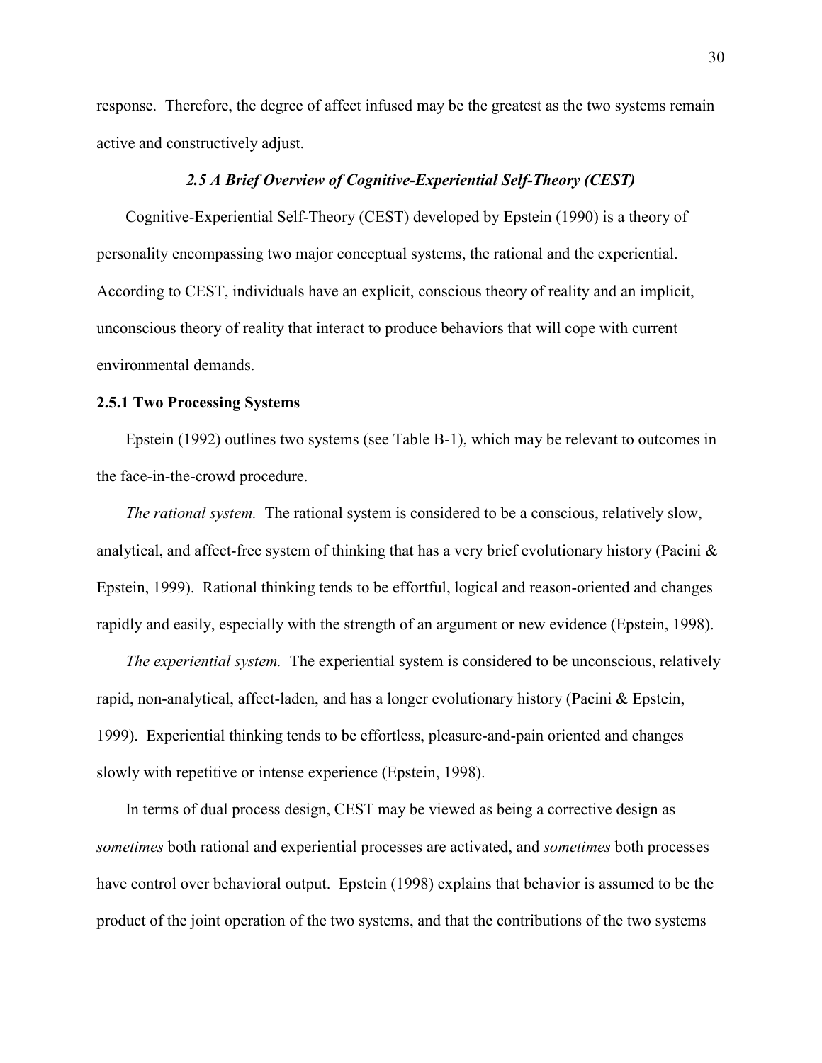response. Therefore, the degree of affect infused may be the greatest as the two systems remain active and constructively adjust.

## *2.5 A Brief Overview of Cognitive-Experiential Self-Theory (CEST)*

Cognitive-Experiential Self-Theory (CEST) developed by Epstein (1990) is a theory of personality encompassing two major conceptual systems, the rational and the experiential. According to CEST, individuals have an explicit, conscious theory of reality and an implicit, unconscious theory of reality that interact to produce behaviors that will cope with current environmental demands.

### 2.5.1 Two Processing Systems

Epstein (1992) outlines two systems (see Table B-1), which may be relevant to outcomes in the face-in-the-crowd procedure.

*The rational system.* The rational system is considered to be a conscious, relatively slow, analytical, and affect-free system of thinking that has a very brief evolutionary history (Pacini & Epstein, 1999). Rational thinking tends to be effortful, logical and reason-oriented and changes rapidly and easily, especially with the strength of an argument or new evidence (Epstein, 1998).

*The experiential system.* The experiential system is considered to be unconscious, relatively rapid, non-analytical, affect-laden, and has a longer evolutionary history (Pacini & Epstein, 1999). Experiential thinking tends to be effortless, pleasure-and-pain oriented and changes slowly with repetitive or intense experience (Epstein, 1998).

In terms of dual process design, CEST may be viewed as being a corrective design as *sometimes* both rational and experiential processes are activated, and *sometimes* both processes have control over behavioral output. Epstein (1998) explains that behavior is assumed to be the product of the joint operation of the two systems, and that the contributions of the two systems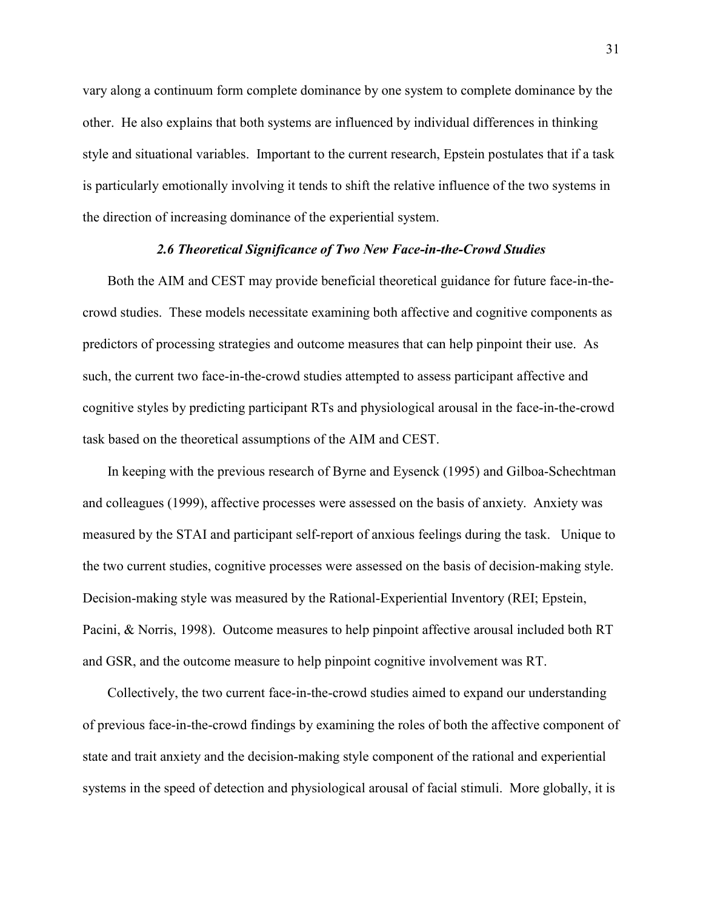vary along a continuum form complete dominance by one system to complete dominance by the other. He also explains that both systems are influenced by individual differences in thinking style and situational variables. Important to the current research, Epstein postulates that if a task is particularly emotionally involving it tends to shift the relative influence of the two systems in the direction of increasing dominance of the experiential system.

### *2.6 Theoretical Significance of Two New Face-in-the-Crowd Studies*

Both the AIM and CEST may provide beneficial theoretical guidance for future face-in-the-crowd studies. These models necessitate examining both affective and cognitive components as predictors of processing strategies and outcome measures that can help pinpoint their use. As such, the current two face-in-the-crowd studies attempted to assess participant affective and cognitive styles by predicting participant RTs and physiological arousal in the face-in-the-crowd task based on the theoretical assumptions of the AIM and CEST.

In keeping with the previous research of Byrne and Eysenck (1995) and Gilboa-Schechtman and colleagues (1999), affective processes were assessed on the basis of anxiety. Anxiety was measured by the STAI and participant self-report of anxious feelings during the task. Unique to the two current studies, cognitive processes were assessed on the basis of decision-making style. Decision-making style was measured by the Rational-Experiential Inventory (REI; Epstein, Pacini, & Norris, 1998). Outcome measures to help pinpoint affective arousal included both RT and GSR, and the outcome measure to help pinpoint cognitive involvement was RT.

Collectively, the two current face-in-the-crowd studies aimed to expand our understanding of previous face-in-the-crowd findings by examining the roles of both the affective component of state and trait anxiety and the decision-making style component of the rational and experiential systems in the speed of detection and physiological arousal of facial stimuli. More globally, it is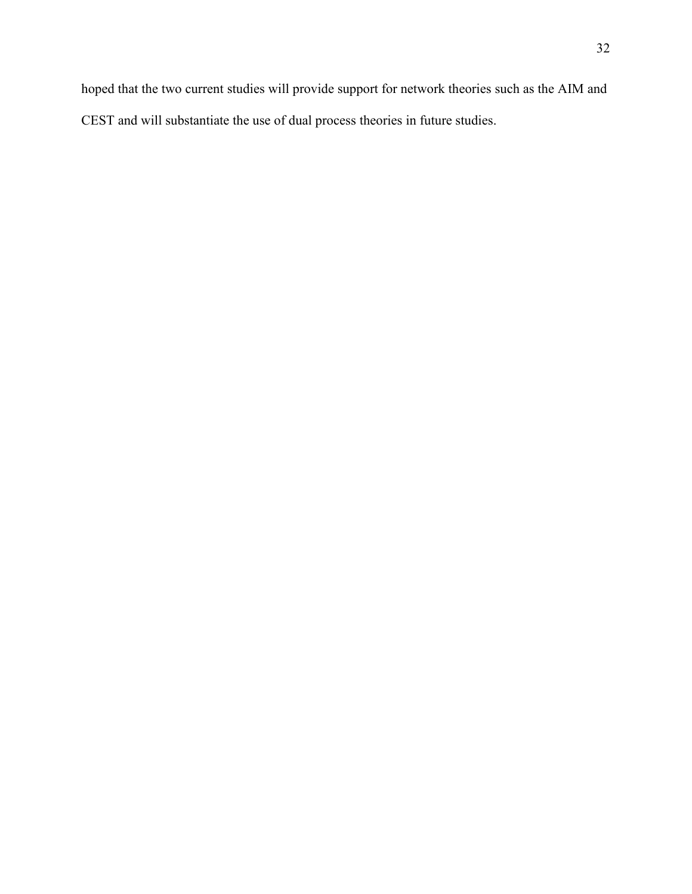hoped that the two current studies will provide support for network theories such as the AIM and CEST and will substantiate the use of dual process theories in future studies.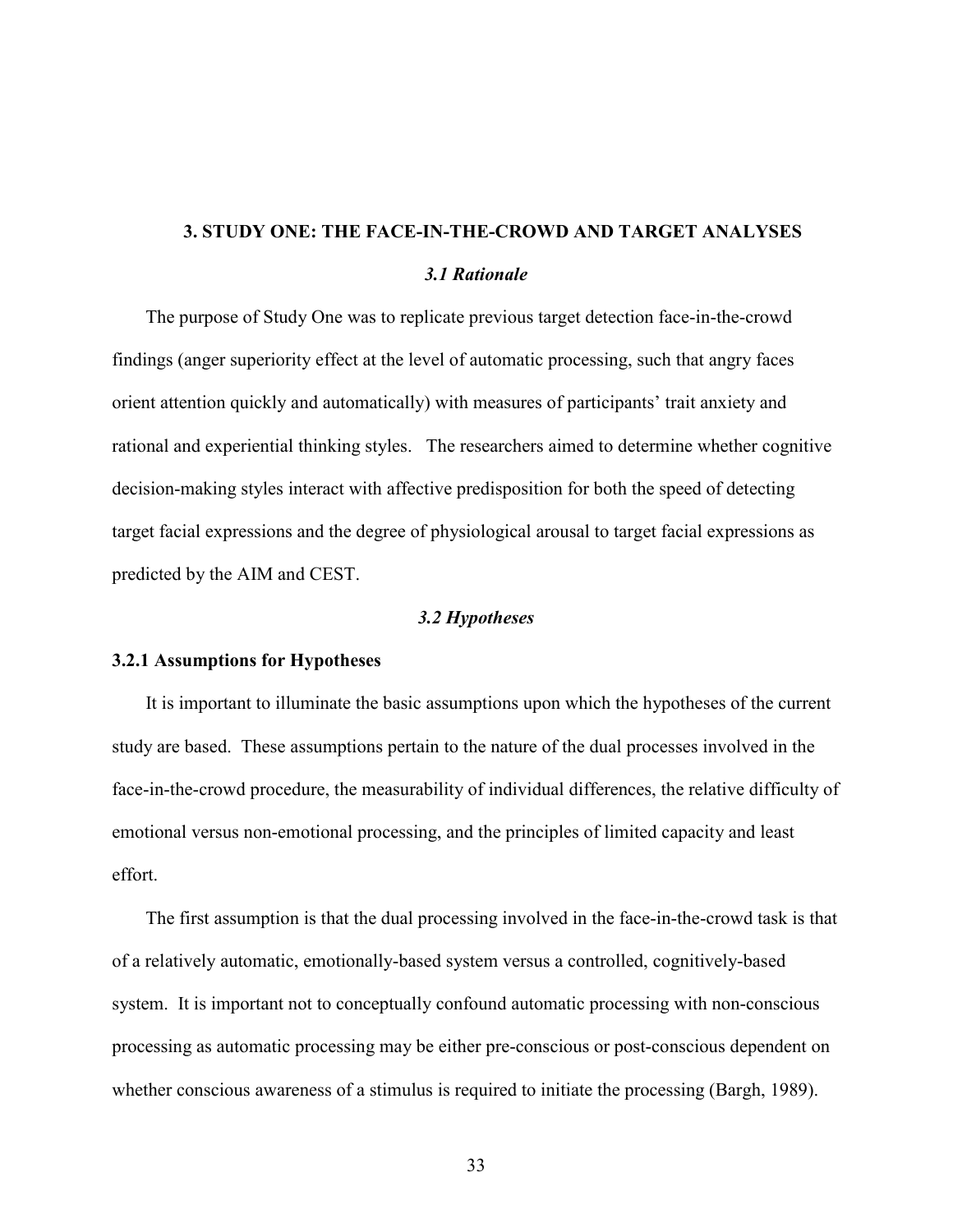# 3. STUDY ONE: THE FACE-IN-THE-CROWD AND TARGET ANALYSES

## *3.1 Rationale*

The purpose of Study One was to replicate previous target detection face-in-the-crowd findings (anger superiority effect at the level of automatic processing, such that angry faces orient attention quickly and automatically) with measures of participants' trait anxiety and rational and experiential thinking styles. The researchers aimed to determine whether cognitive decision-making styles interact with affective predisposition for both the speed of detecting target facial expressions and the degree of physiological arousal to target facial expressions as predicted by the AIM and CEST.

## *3.2 Hypotheses*

### 3.2.1 Assumptions for Hypotheses

It is important to illuminate the basic assumptions upon which the hypotheses of the current study are based. These assumptions pertain to the nature of the dual processes involved in the face-in-the-crowd procedure, the measurability of individual differences, the relative difficulty of emotional versus non-emotional processing, and the principles of limited capacity and least effort.

The first assumption is that the dual processing involved in the face-in-the-crowd task is that of a relatively automatic, emotionally-based system versus a controlled, cognitively-based system. It is important not to conceptually confound automatic processing with non-conscious processing as automatic processing may be either pre-conscious or post-conscious dependent on whether conscious awareness of a stimulus is required to initiate the processing (Bargh, 1989).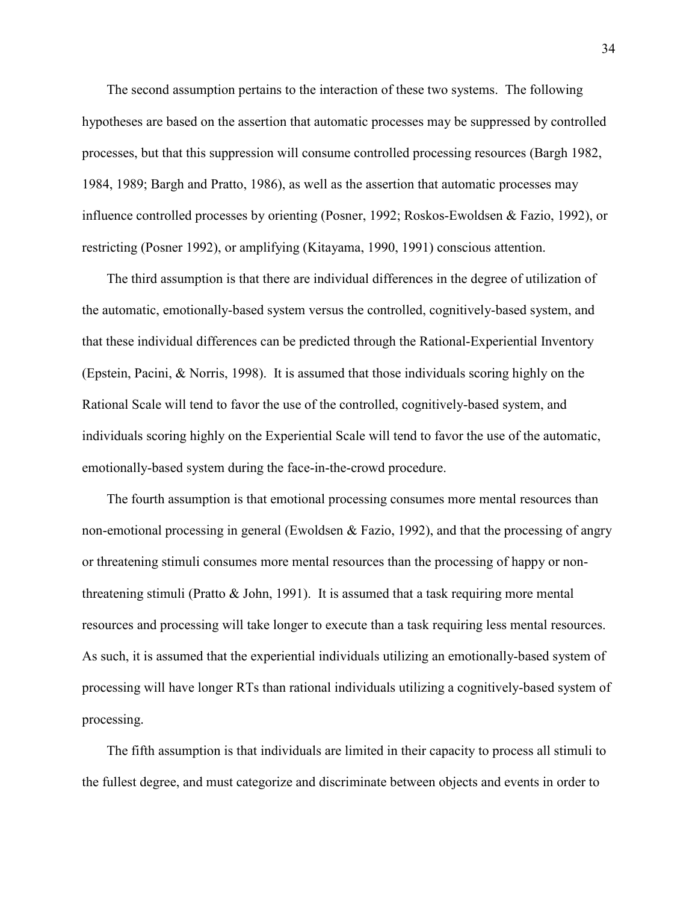The second assumption pertains to the interaction of these two systems. The following hypotheses are based on the assertion that automatic processes may be suppressed by controlled processes, but that this suppression will consume controlled processing resources (Bargh 1982, 1984, 1989; Bargh and Pratto, 1986), as well as the assertion that automatic processes may influence controlled processes by orienting (Posner, 1992; Roskos-Ewoldsen & Fazio, 1992), or restricting (Posner 1992), or amplifying (Kitayama, 1990, 1991) conscious attention.

The third assumption is that there are individual differences in the degree of utilization of the automatic, emotionally-based system versus the controlled, cognitively-based system, and that these individual differences can be predicted through the Rational-Experiential Inventory (Epstein, Pacini, & Norris, 1998). It is assumed that those individuals scoring highly on the Rational Scale will tend to favor the use of the controlled, cognitively-based system, and individuals scoring highly on the Experiential Scale will tend to favor the use of the automatic, emotionally-based system during the face-in-the-crowd procedure.

The fourth assumption is that emotional processing consumes more mental resources than non-emotional processing in general (Ewoldsen & Fazio, 1992), and that the processing of angry or threatening stimuli consumes more mental resources than the processing of happy or non-threatening stimuli (Pratto & John, 1991). It is assumed that a task requiring more mental resources and processing will take longer to execute than a task requiring less mental resources. As such, it is assumed that the experiential individuals utilizing an emotionally-based system of processing will have longer RTs than rational individuals utilizing a cognitively-based system of processing.

The fifth assumption is that individuals are limited in their capacity to process all stimuli to the fullest degree, and must categorize and discriminate between objects and events in order to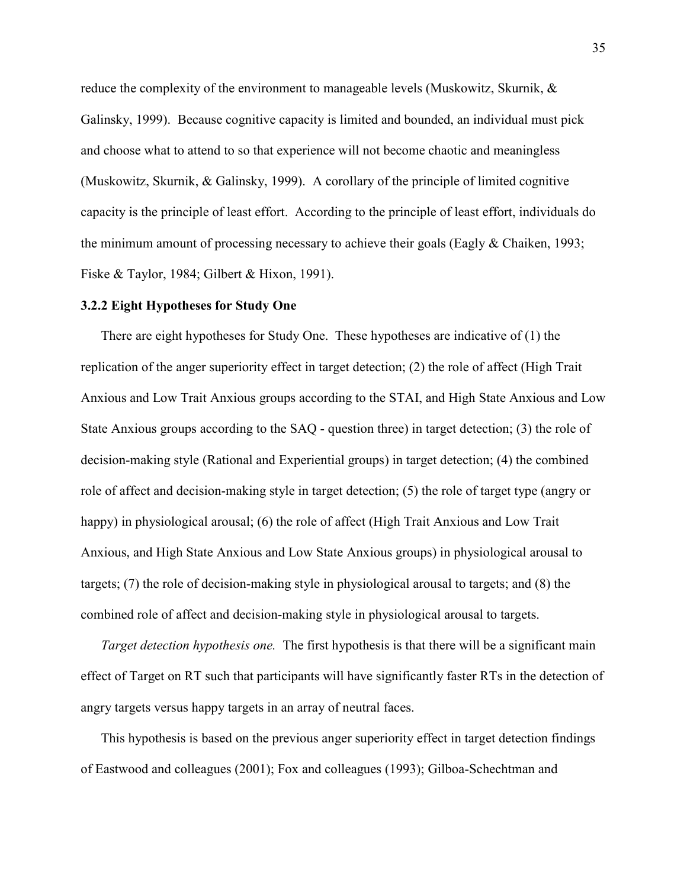reduce the complexity of the environment to manageable levels (Muskowitz, Skurnik, & Galinsky, 1999). Because cognitive capacity is limited and bounded, an individual must pick and choose what to attend to so that experience will not become chaotic and meaningless (Muskowitz, Skurnik, & Galinsky, 1999). A corollary of the principle of limited cognitive capacity is the principle of least effort. According to the principle of least effort, individuals do the minimum amount of processing necessary to achieve their goals (Eagly & Chaiken, 1993; Fiske & Taylor, 1984; Gilbert & Hixon, 1991).

### 3.2.2 Eight Hypotheses for Study One

There are eight hypotheses for Study One. These hypotheses are indicative of (1) the replication of the anger superiority effect in target detection; (2) the role of affect (High Trait Anxious and Low Trait Anxious groups according to the STAI, and High State Anxious and Low State Anxious groups according to the SAQ - question three) in target detection; (3) the role of decision-making style (Rational and Experiential groups) in target detection; (4) the combined role of affect and decision-making style in target detection; (5) the role of target type (angry or happy) in physiological arousal; (6) the role of affect (High Trait Anxious and Low Trait Anxious, and High State Anxious and Low State Anxious groups) in physiological arousal to targets; (7) the role of decision-making style in physiological arousal to targets; and (8) the combined role of affect and decision-making style in physiological arousal to targets.

*Target detection hypothesis one.* The first hypothesis is that there will be a significant main effect of Target on RT such that participants will have significantly faster RTs in the detection of angry targets versus happy targets in an array of neutral faces.

This hypothesis is based on the previous anger superiority effect in target detection findings of Eastwood and colleagues (2001); Fox and colleagues (1993); Gilboa-Schechtman and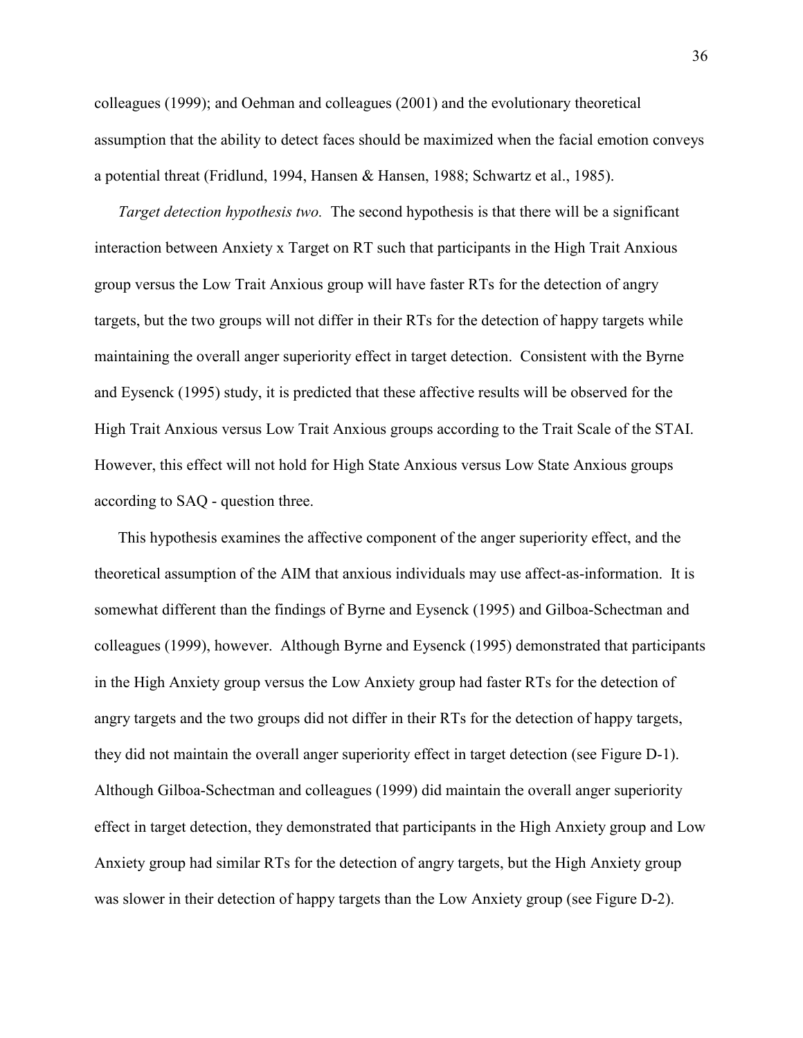colleagues (1999); and Oehman and colleagues (2001) and the evolutionary theoretical assumption that the ability to detect faces should be maximized when the facial emotion conveys a potential threat (Fridlund, 1994, Hansen & Hansen, 1988; Schwartz et al., 1985).

*Target detection hypothesis two.* The second hypothesis is that there will be a significant interaction between Anxiety x Target on RT such that participants in the High Trait Anxious group versus the Low Trait Anxious group will have faster RTs for the detection of angry targets, but the two groups will not differ in their RTs for the detection of happy targets while maintaining the overall anger superiority effect in target detection. Consistent with the Byrne and Eysenck (1995) study, it is predicted that these affective results will be observed for the High Trait Anxious versus Low Trait Anxious groups according to the Trait Scale of the STAI. However, this effect will not hold for High State Anxious versus Low State Anxious groups according to SAQ - question three.

This hypothesis examines the affective component of the anger superiority effect, and the theoretical assumption of the AIM that anxious individuals may use affect-as-information. It is somewhat different than the findings of Byrne and Eysenck (1995) and Gilboa-Schectman and colleagues (1999), however. Although Byrne and Eysenck (1995) demonstrated that participants in the High Anxiety group versus the Low Anxiety group had faster RTs for the detection of angry targets and the two groups did not differ in their RTs for the detection of happy targets, they did not maintain the overall anger superiority effect in target detection (see Figure D-1). Although Gilboa-Schectman and colleagues (1999) did maintain the overall anger superiority effect in target detection, they demonstrated that participants in the High Anxiety group and Low Anxiety group had similar RTs for the detection of angry targets, but the High Anxiety group was slower in their detection of happy targets than the Low Anxiety group (see Figure D-2).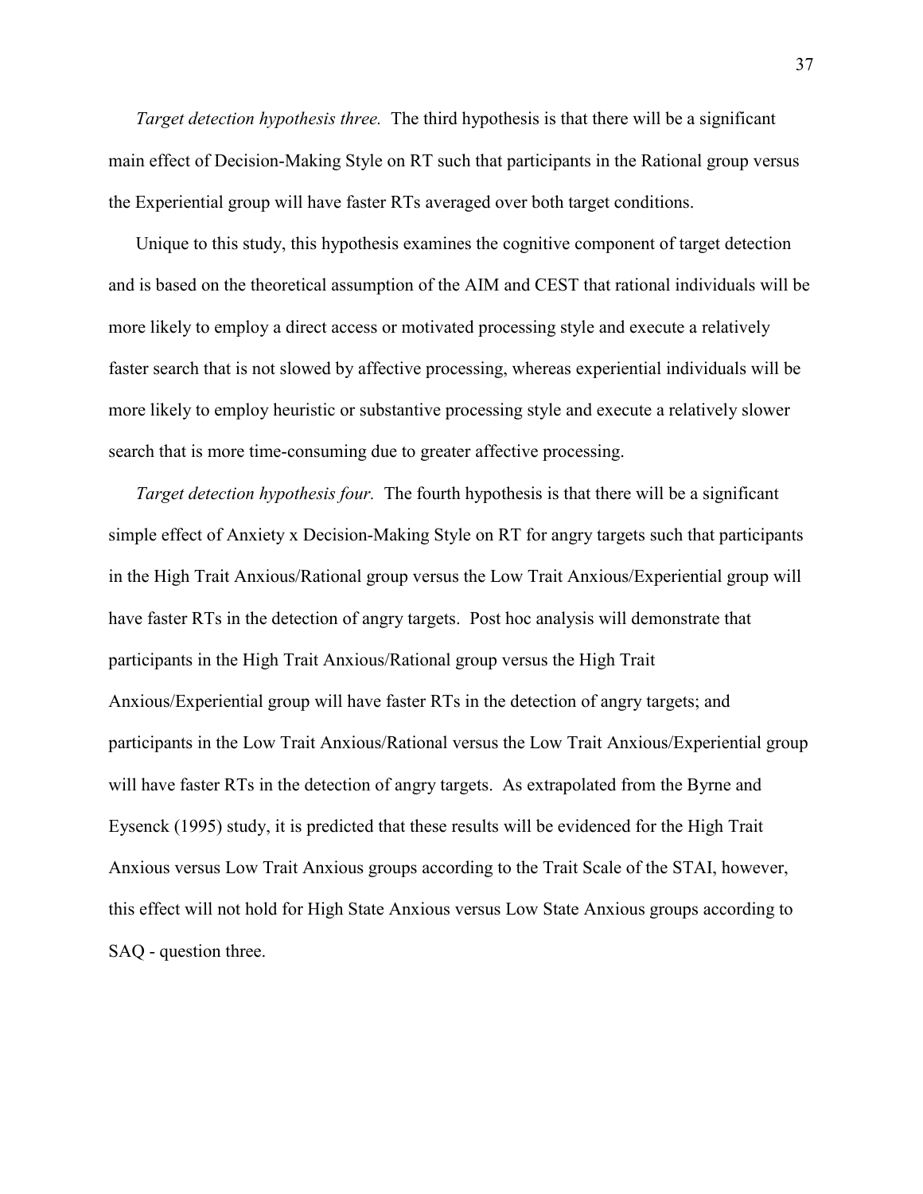*Target detection hypothesis three.* The third hypothesis is that there will be a significant main effect of Decision-Making Style on RT such that participants in the Rational group versus the Experiential group will have faster RTs averaged over both target conditions.

Unique to this study, this hypothesis examines the cognitive component of target detection and is based on the theoretical assumption of the AIM and CEST that rational individuals will be more likely to employ a direct access or motivated processing style and execute a relatively faster search that is not slowed by affective processing, whereas experiential individuals will be more likely to employ heuristic or substantive processing style and execute a relatively slower search that is more time-consuming due to greater affective processing.

*Target detection hypothesis four.* The fourth hypothesis is that there will be a significant simple effect of Anxiety x Decision-Making Style on RT for angry targets such that participants in the High Trait Anxious/Rational group versus the Low Trait Anxious/Experiential group will have faster RTs in the detection of angry targets. Post hoc analysis will demonstrate that participants in the High Trait Anxious/Rational group versus the High Trait Anxious/Experiential group will have faster RTs in the detection of angry targets; and participants in the Low Trait Anxious/Rational versus the Low Trait Anxious/Experiential group will have faster RTs in the detection of angry targets. As extrapolated from the Byrne and Eysenck (1995) study, it is predicted that these results will be evidenced for the High Trait Anxious versus Low Trait Anxious groups according to the Trait Scale of the STAI, however, this effect will not hold for High State Anxious versus Low State Anxious groups according to SAQ - question three.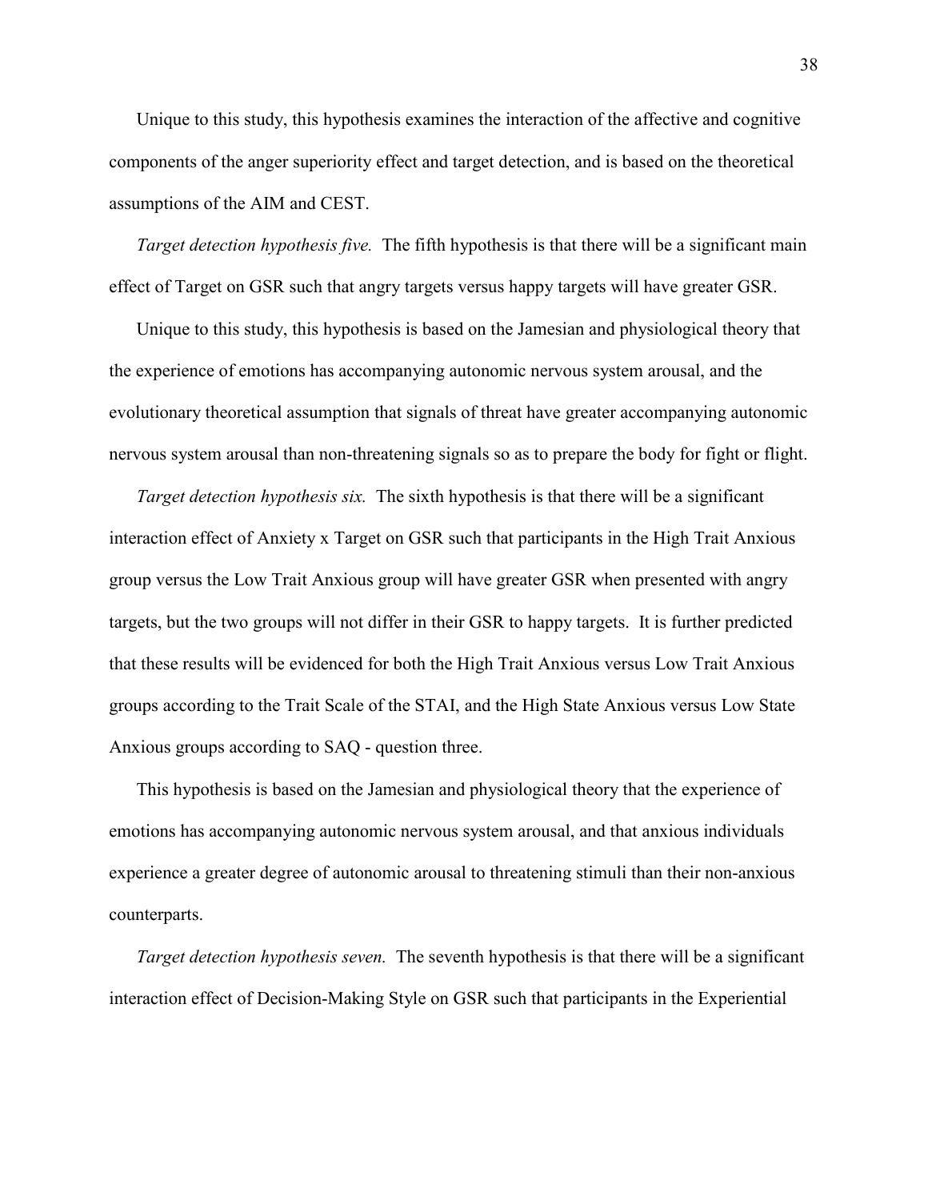Unique to this study, this hypothesis examines the interaction of the affective and cognitive components of the anger superiority effect and target detection, and is based on the theoretical assumptions of the AIM and CEST.

*Target detection hypothesis five.* The fifth hypothesis is that there will be a significant main effect of Target on GSR such that angry targets versus happy targets will have greater GSR.

Unique to this study, this hypothesis is based on the Jamesian and physiological theory that the experience of emotions has accompanying autonomic nervous system arousal, and the evolutionary theoretical assumption that signals of threat have greater accompanying autonomic nervous system arousal than non-threatening signals so as to prepare the body for fight or flight.

*Target detection hypothesis six.* The sixth hypothesis is that there will be a significant interaction effect of Anxiety x Target on GSR such that participants in the High Trait Anxious group versus the Low Trait Anxious group will have greater GSR when presented with angry targets, but the two groups will not differ in their GSR to happy targets. It is further predicted that these results will be evidenced for both the High Trait Anxious versus Low Trait Anxious groups according to the Trait Scale of the STAI, and the High State Anxious versus Low State Anxious groups according to SAQ - question three.

This hypothesis is based on the Jamesian and physiological theory that the experience of emotions has accompanying autonomic nervous system arousal, and that anxious individuals experience a greater degree of autonomic arousal to threatening stimuli than their non-anxious counterparts.

*Target detection hypothesis seven.* The seventh hypothesis is that there will be a significant interaction effect of Decision-Making Style on GSR such that participants in the Experiential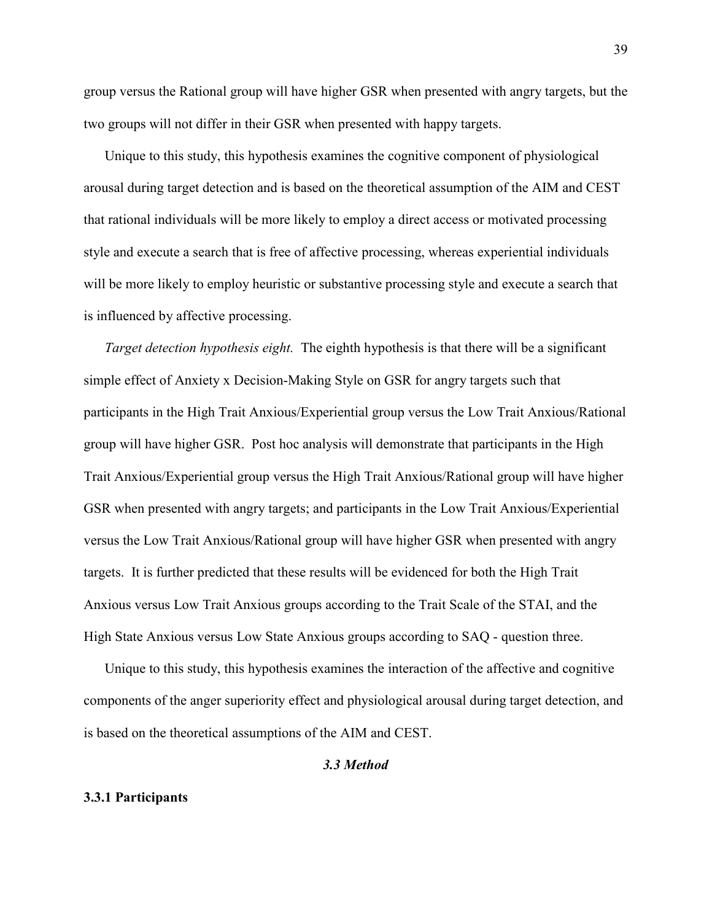group versus the Rational group will have higher GSR when presented with angry targets, but the two groups will not differ in their GSR when presented with happy targets.

Unique to this study, this hypothesis examines the cognitive component of physiological arousal during target detection and is based on the theoretical assumption of the AIM and CEST that rational individuals will be more likely to employ a direct access or motivated processing style and execute a search that is free of affective processing, whereas experiential individuals will be more likely to employ heuristic or substantive processing style and execute a search that is influenced by affective processing.

*Target detection hypothesis eight.* The eighth hypothesis is that there will be a significant simple effect of Anxiety x Decision-Making Style on GSR for angry targets such that participants in the High Trait Anxious/Experiential group versus the Low Trait Anxious/Rational group will have higher GSR. Post hoc analysis will demonstrate that participants in the High Trait Anxious/Experiential group versus the High Trait Anxious/Rational group will have higher GSR when presented with angry targets; and participants in the Low Trait Anxious/Experiential versus the Low Trait Anxious/Rational group will have higher GSR when presented with angry targets. It is further predicted that these results will be evidenced for both the High Trait Anxious versus Low Trait Anxious groups according to the Trait Scale of the STAI, and the High State Anxious versus Low State Anxious groups according to SAQ - question three.

Unique to this study, this hypothesis examines the interaction of the affective and cognitive components of the anger superiority effect and physiological arousal during target detection, and is based on the theoretical assumptions of the AIM and CEST.

## *3.3 Method*

### 3.3.1 Participants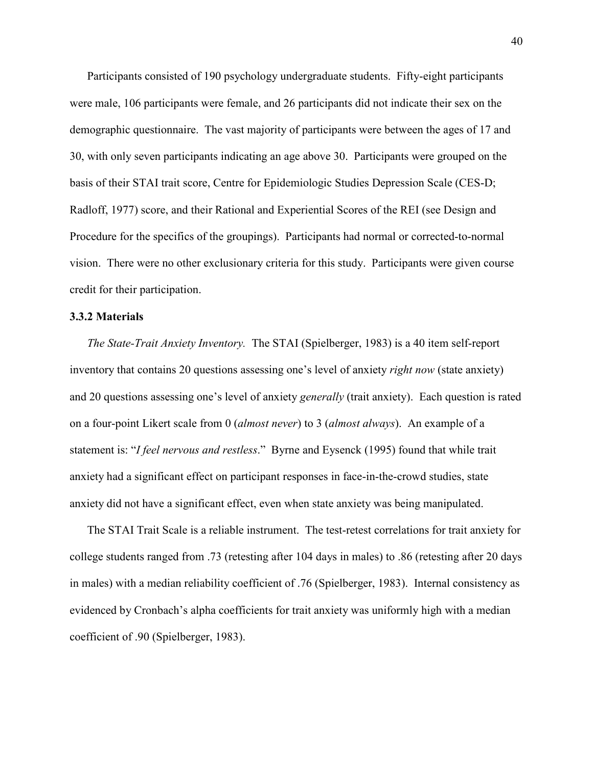Participants consisted of 190 psychology undergraduate students. Fifty-eight participants were male, 106 participants were female, and 26 participants did not indicate their sex on the demographic questionnaire. The vast majority of participants were between the ages of 17 and 30, with only seven participants indicating an age above 30. Participants were grouped on the basis of their STAI trait score, Centre for Epidemiologic Studies Depression Scale (CES-D; Radloff, 1977) score, and their Rational and Experiential Scores of the REI (see Design and Procedure for the specifics of the groupings). Participants had normal or corrected-to-normal vision. There were no other exclusionary criteria for this study. Participants were given course credit for their participation.

### 3.3.2 Materials

*The State-Trait Anxiety Inventory.* The STAI (Spielberger, 1983) is a 40 item self-report inventory that contains 20 questions assessing one's level of anxiety *right now* (state anxiety) and 20 questions assessing one's level of anxiety *generally* (trait anxiety). Each question is rated on a four-point Likert scale from 0 (*almost never*) to 3 (*almost always*). An example of a statement is: "*I feel nervous and restless*." Byrne and Eysenck (1995) found that while trait anxiety had a significant effect on participant responses in face-in-the-crowd studies, state anxiety did not have a significant effect, even when state anxiety was being manipulated.

The STAI Trait Scale is a reliable instrument. The test-retest correlations for trait anxiety for college students ranged from .73 (retesting after 104 days in males) to .86 (retesting after 20 days in males) with a median reliability coefficient of .76 (Spielberger, 1983). Internal consistency as evidenced by Cronbach's alpha coefficients for trait anxiety was uniformly high with a median coefficient of .90 (Spielberger, 1983).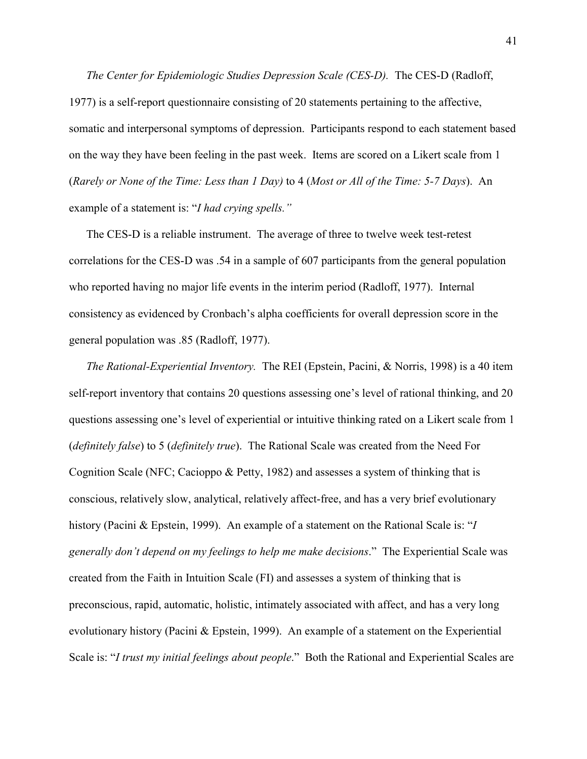*The Center for Epidemiologic Studies Depression Scale (CES-D).* The CES-D (Radloff, 1977) is a self-report questionnaire consisting of 20 statements pertaining to the affective, somatic and interpersonal symptoms of depression. Participants respond to each statement based on the way they have been feeling in the past week. Items are scored on a Likert scale from 1 (*Rarely or None of the Time: Less than 1 Day)* to 4 (*Most or All of the Time: 5-7 Days*). An example of a statement is: "*I had crying spells."*

The CES-D is a reliable instrument. The average of three to twelve week test-retest correlations for the CES-D was .54 in a sample of 607 participants from the general population who reported having no major life events in the interim period (Radloff, 1977). Internal consistency as evidenced by Cronbach's alpha coefficients for overall depression score in the general population was .85 (Radloff, 1977).

*The Rational-Experiential Inventory.* The REI (Epstein, Pacini, & Norris, 1998) is a 40 item self-report inventory that contains 20 questions assessing one's level of rational thinking, and 20 questions assessing one's level of experiential or intuitive thinking rated on a Likert scale from 1 (*definitely false*) to 5 (*definitely true*). The Rational Scale was created from the Need For Cognition Scale (NFC; Cacioppo & Petty, 1982) and assesses a system of thinking that is conscious, relatively slow, analytical, relatively affect-free, and has a very brief evolutionary history (Pacini & Epstein, 1999). An example of a statement on the Rational Scale is: "*I generally don't depend on my feelings to help me make decisions*." The Experiential Scale was created from the Faith in Intuition Scale (FI) and assesses a system of thinking that is preconscious, rapid, automatic, holistic, intimately associated with affect, and has a very long evolutionary history (Pacini & Epstein, 1999). An example of a statement on the Experiential Scale is: "*I trust my initial feelings about people*." Both the Rational and Experiential Scales are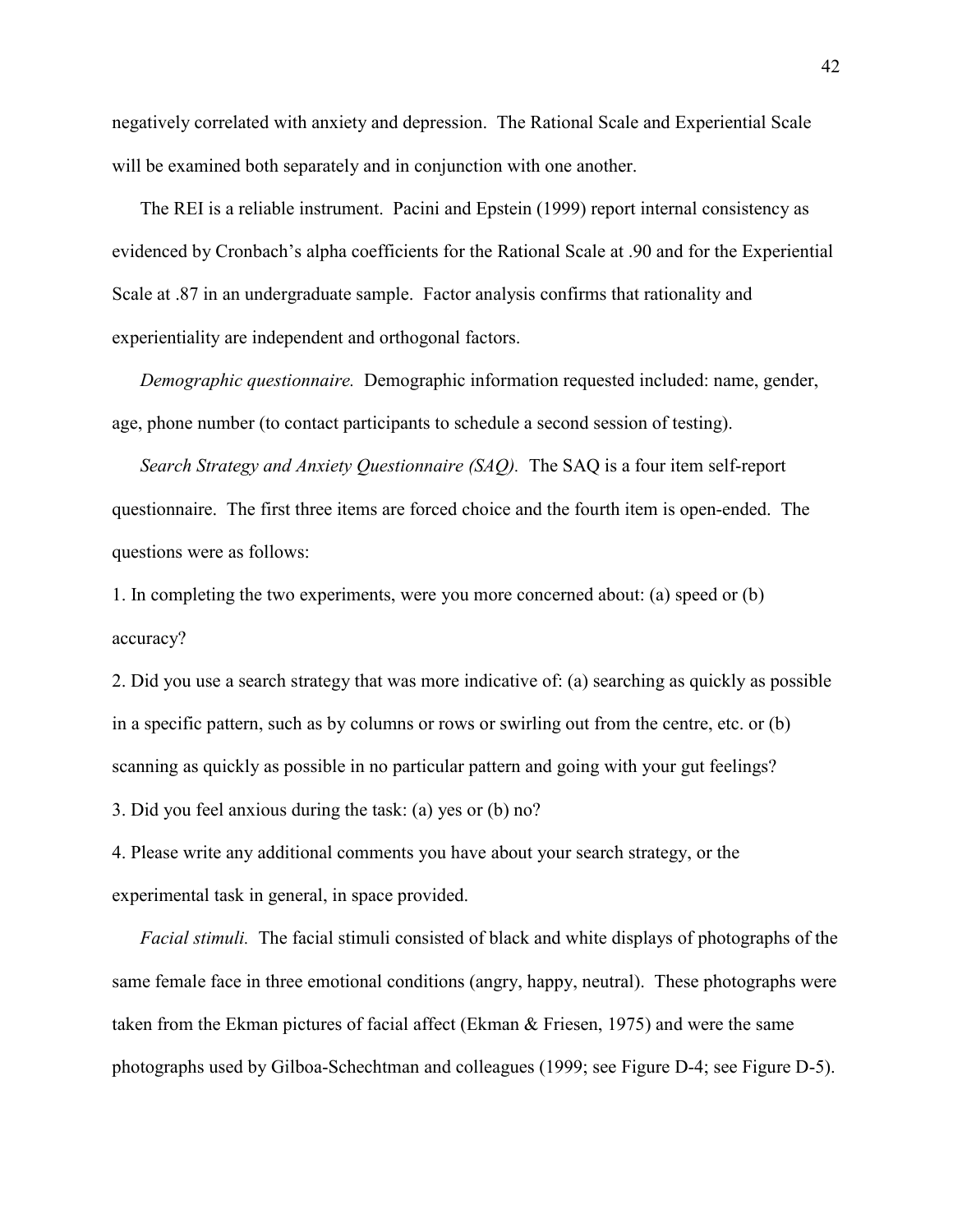negatively correlated with anxiety and depression. The Rational Scale and Experiential Scale will be examined both separately and in conjunction with one another.

The REI is a reliable instrument. Pacini and Epstein (1999) report internal consistency as evidenced by Cronbach's alpha coefficients for the Rational Scale at .90 and for the Experiential Scale at .87 in an undergraduate sample. Factor analysis confirms that rationality and experientiality are independent and orthogonal factors.

*Demographic questionnaire.* Demographic information requested included: name, gender, age, phone number (to contact participants to schedule a second session of testing).

*Search Strategy and Anxiety Questionnaire (SAQ).* The SAQ is a four item self-report questionnaire. The first three items are forced choice and the fourth item is open-ended. The questions were as follows:

1. In completing the two experiments, were you more concerned about: (a) speed or (b) accuracy?
2. Did you use a search strategy that was more indicative of: (a) searching as quickly as possible in a specific pattern, such as by columns or rows or swirling out from the centre, etc. or (b) scanning as quickly as possible in no particular pattern and going with your gut feelings?
3. Did you feel anxious during the task: (a) yes or (b) no?
4. Please write any additional comments you have about your search strategy, or the experimental task in general, in space provided.

*Facial stimuli.* The facial stimuli consisted of black and white displays of photographs of the same female face in three emotional conditions (angry, happy, neutral). These photographs were taken from the Ekman pictures of facial affect (Ekman & Friesen, 1975) and were the same photographs used by Gilboa-Schechtman and colleagues (1999; see Figure D-4; see Figure D-5).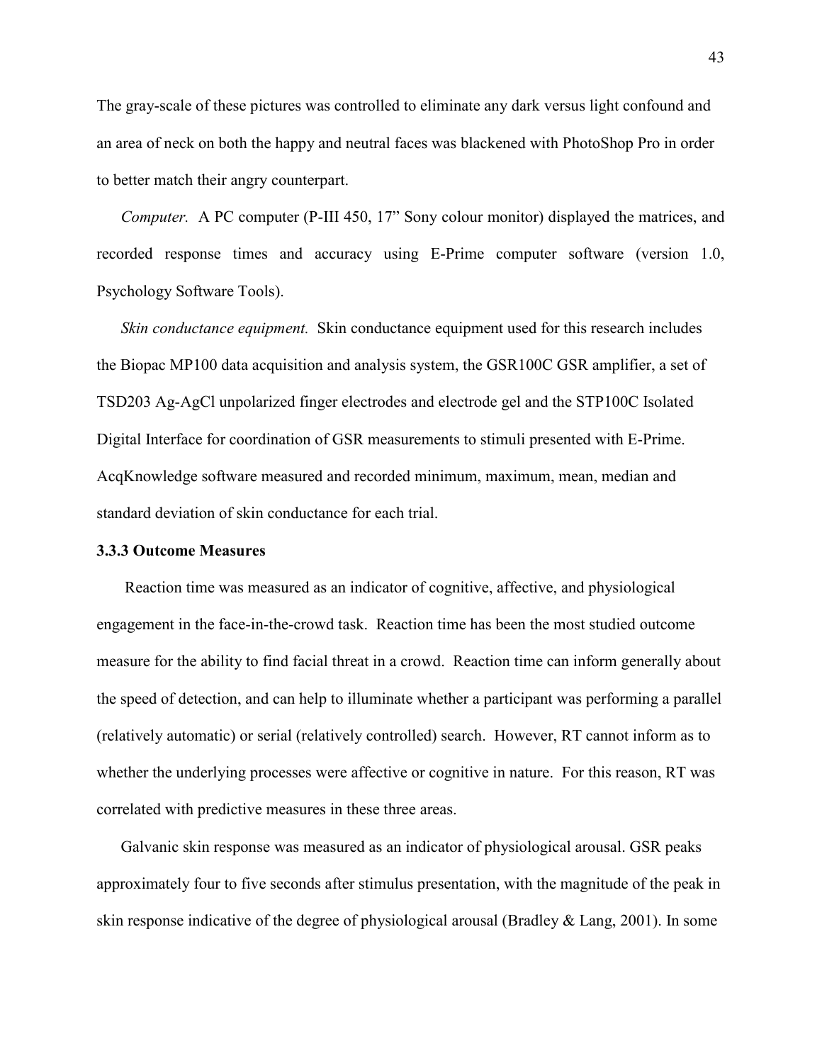The gray-scale of these pictures was controlled to eliminate any dark versus light confound and an area of neck on both the happy and neutral faces was blackened with PhotoShop Pro in order to better match their angry counterpart.

*Computer.* A PC computer (P-III 450, 17" Sony colour monitor) displayed the matrices, and recorded response times and accuracy using E-Prime computer software (version 1.0, Psychology Software Tools).

*Skin conductance equipment.* Skin conductance equipment used for this research includes the Biopac MP100 data acquisition and analysis system, the GSR100C GSR amplifier, a set of TSD203 Ag-AgCl unpolarized finger electrodes and electrode gel and the STP100C Isolated Digital Interface for coordination of GSR measurements to stimuli presented with E-Prime. AcqKnowledge software measured and recorded minimum, maximum, mean, median and standard deviation of skin conductance for each trial.

### 3.3.3 Outcome Measures

Reaction time was measured as an indicator of cognitive, affective, and physiological engagement in the face-in-the-crowd task. Reaction time has been the most studied outcome measure for the ability to find facial threat in a crowd. Reaction time can inform generally about the speed of detection, and can help to illuminate whether a participant was performing a parallel (relatively automatic) or serial (relatively controlled) search. However, RT cannot inform as to whether the underlying processes were affective or cognitive in nature. For this reason, RT was correlated with predictive measures in these three areas.

Galvanic skin response was measured as an indicator of physiological arousal. GSR peaks approximately four to five seconds after stimulus presentation, with the magnitude of the peak in skin response indicative of the degree of physiological arousal (Bradley & Lang, 2001). In some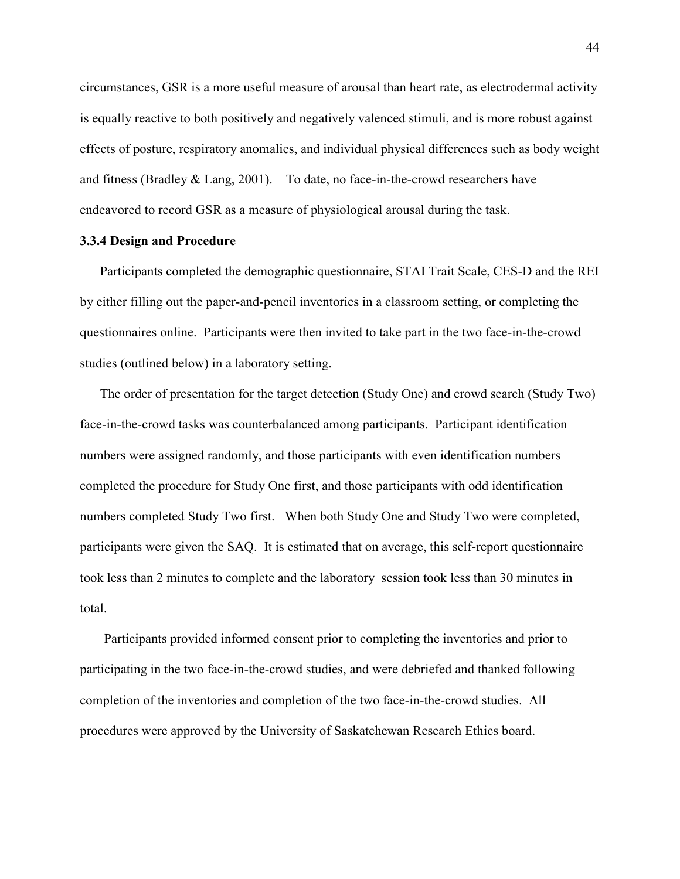circumstances, GSR is a more useful measure of arousal than heart rate, as electrodermal activity is equally reactive to both positively and negatively valenced stimuli, and is more robust against effects of posture, respiratory anomalies, and individual physical differences such as body weight and fitness (Bradley & Lang, 2001). To date, no face-in-the-crowd researchers have endeavored to record GSR as a measure of physiological arousal during the task.

### 3.3.4 Design and Procedure

Participants completed the demographic questionnaire, STAI Trait Scale, CES-D and the REI by either filling out the paper-and-pencil inventories in a classroom setting, or completing the questionnaires online. Participants were then invited to take part in the two face-in-the-crowd studies (outlined below) in a laboratory setting.

The order of presentation for the target detection (Study One) and crowd search (Study Two) face-in-the-crowd tasks was counterbalanced among participants. Participant identification numbers were assigned randomly, and those participants with even identification numbers completed the procedure for Study One first, and those participants with odd identification numbers completed Study Two first. When both Study One and Study Two were completed, participants were given the SAQ. It is estimated that on average, this self-report questionnaire took less than 2 minutes to complete and the laboratory session took less than 30 minutes in total.

Participants provided informed consent prior to completing the inventories and prior to participating in the two face-in-the-crowd studies, and were debriefed and thanked following completion of the inventories and completion of the two face-in-the-crowd studies. All procedures were approved by the University of Saskatchewan Research Ethics board.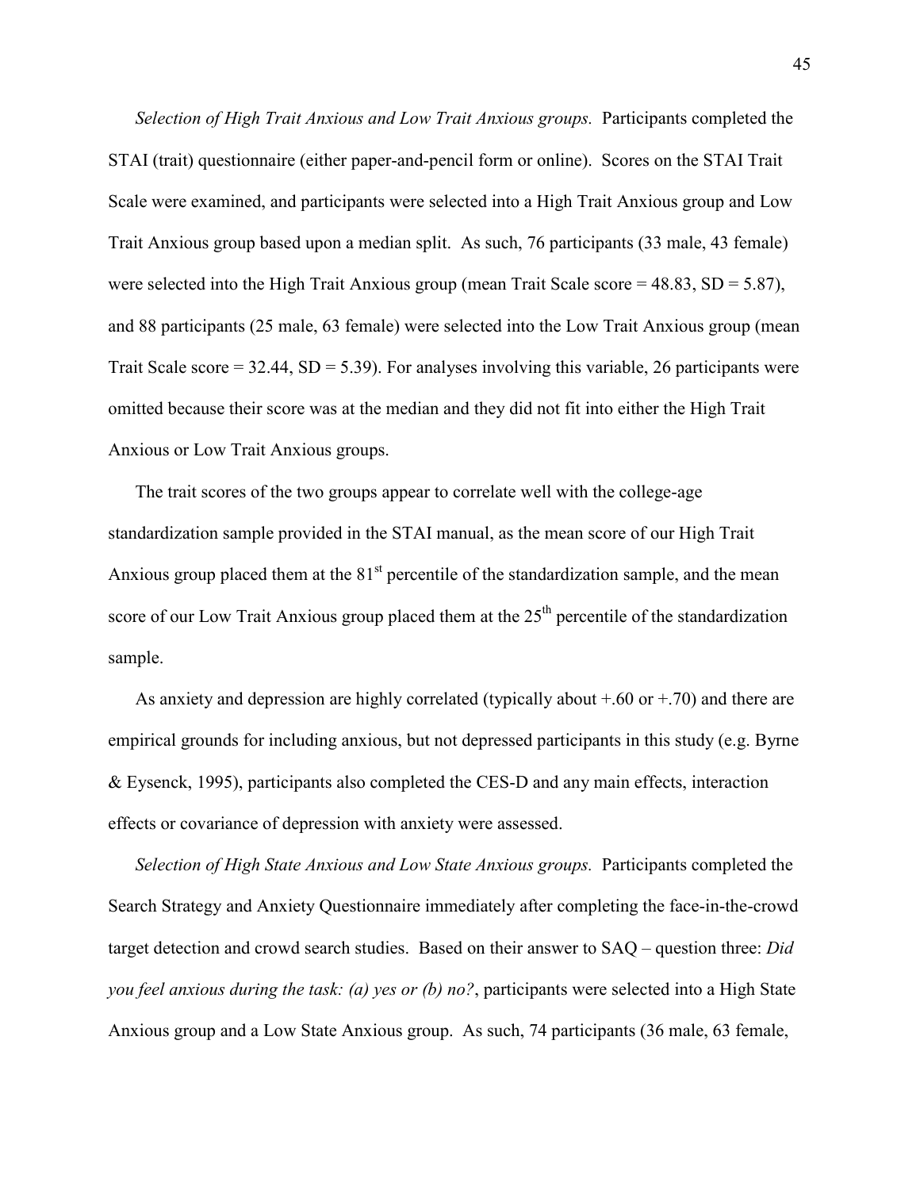*Selection of High Trait Anxious and Low Trait Anxious groups.* Participants completed the STAI (trait) questionnaire (either paper-and-pencil form or online). Scores on the STAI Trait Scale were examined, and participants were selected into a High Trait Anxious group and Low Trait Anxious group based upon a median split. As such, 76 participants (33 male, 43 female) were selected into the High Trait Anxious group (mean Trait Scale score = 48.83, SD = 5.87), and 88 participants (25 male, 63 female) were selected into the Low Trait Anxious group (mean Trait Scale score = 32.44, SD = 5.39). For analyses involving this variable, 26 participants were omitted because their score was at the median and they did not fit into either the High Trait Anxious or Low Trait Anxious groups.

The trait scores of the two groups appear to correlate well with the college-age standardization sample provided in the STAI manual, as the mean score of our High Trait Anxious group placed them at the 81st percentile of the standardization sample, and the mean score of our Low Trait Anxious group placed them at the 25th percentile of the standardization sample.

As anxiety and depression are highly correlated (typically about +.60 or +.70) and there are empirical grounds for including anxious, but not depressed participants in this study (e.g. Byrne & Eysenck, 1995), participants also completed the CES-D and any main effects, interaction effects or covariance of depression with anxiety were assessed.

*Selection of High State Anxious and Low State Anxious groups.* Participants completed the Search Strategy and Anxiety Questionnaire immediately after completing the face-in-the-crowd target detection and crowd search studies. Based on their answer to SAQ – question three: *Did you feel anxious during the task: (a) yes or (b) no?*, participants were selected into a High State Anxious group and a Low State Anxious group. As such, 74 participants (36 male, 63 female,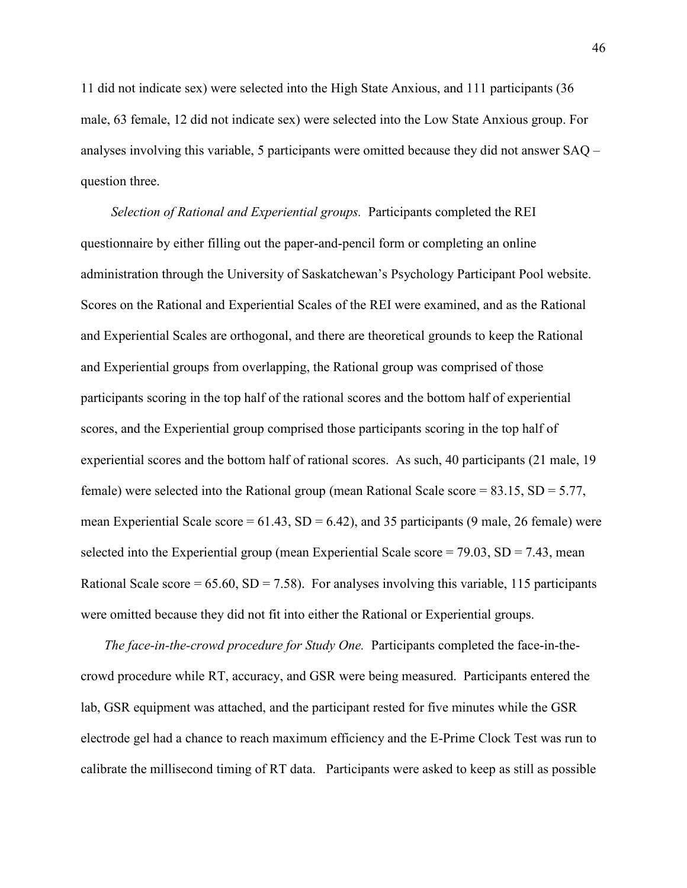11 did not indicate sex) were selected into the High State Anxious, and 111 participants (36 male, 63 female, 12 did not indicate sex) were selected into the Low State Anxious group. For analyses involving this variable, 5 participants were omitted because they did not answer SAQ – question three.

*Selection of Rational and Experiential groups.* Participants completed the REI questionnaire by either filling out the paper-and-pencil form or completing an online administration through the University of Saskatchewan's Psychology Participant Pool website. Scores on the Rational and Experiential Scales of the REI were examined, and as the Rational and Experiential Scales are orthogonal, and there are theoretical grounds to keep the Rational and Experiential groups from overlapping, the Rational group was comprised of those participants scoring in the top half of the rational scores and the bottom half of experiential scores, and the Experiential group comprised those participants scoring in the top half of experiential scores and the bottom half of rational scores. As such, 40 participants (21 male, 19 female) were selected into the Rational group (mean Rational Scale score = 83.15, SD = 5.77, mean Experiential Scale score = 61.43, SD = 6.42), and 35 participants (9 male, 26 female) were selected into the Experiential group (mean Experiential Scale score = 79.03, SD = 7.43, mean Rational Scale score = 65.60, SD = 7.58). For analyses involving this variable, 115 participants were omitted because they did not fit into either the Rational or Experiential groups.

*The face-in-the-crowd procedure for Study One.* Participants completed the face-in-the-crowd procedure while RT, accuracy, and GSR were being measured. Participants entered the lab, GSR equipment was attached, and the participant rested for five minutes while the GSR electrode gel had a chance to reach maximum efficiency and the E-Prime Clock Test was run to calibrate the millisecond timing of RT data. Participants were asked to keep as still as possible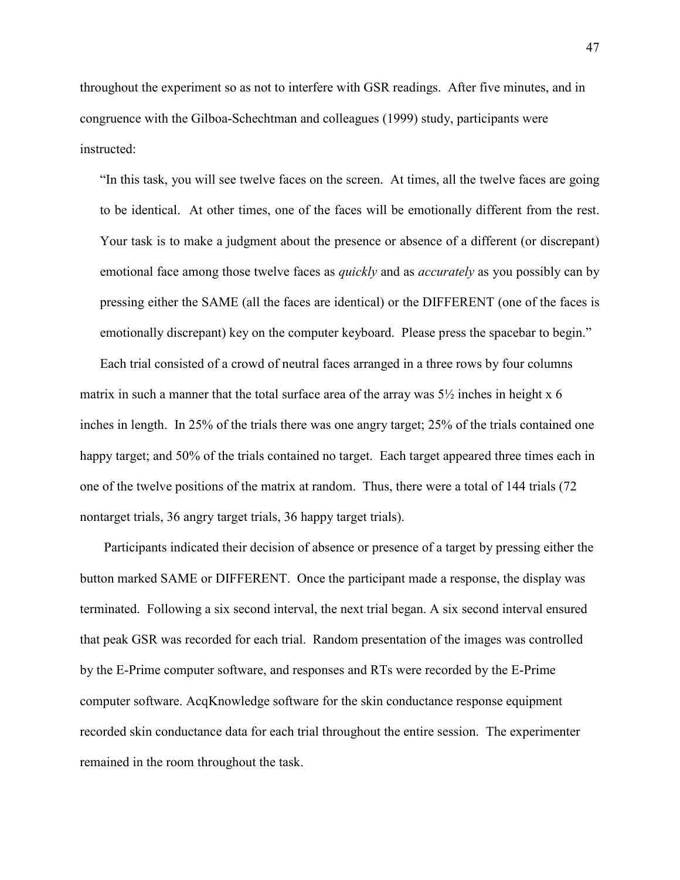throughout the experiment so as not to interfere with GSR readings. After five minutes, and in congruence with the Gilboa-Schechtman and colleagues (1999) study, participants were instructed:

> "In this task, you will see twelve faces on the screen. At times, all the twelve faces are going to be identical. At other times, one of the faces will be emotionally different from the rest. Your task is to make a judgment about the presence or absence of a different (or discrepant) emotional face among those twelve faces as *quickly* and as *accurately* as you possibly can by pressing either the SAME (all the faces are identical) or the DIFFERENT (one of the faces is emotionally discrepant) key on the computer keyboard. Please press the spacebar to begin."

Each trial consisted of a crowd of neutral faces arranged in a three rows by four columns matrix in such a manner that the total surface area of the array was 5½ inches in height x 6 inches in length. In 25% of the trials there was one angry target; 25% of the trials contained one happy target; and 50% of the trials contained no target. Each target appeared three times each in one of the twelve positions of the matrix at random. Thus, there were a total of 144 trials (72 nontarget trials, 36 angry target trials, 36 happy target trials).

Participants indicated their decision of absence or presence of a target by pressing either the button marked SAME or DIFFERENT. Once the participant made a response, the display was terminated. Following a six second interval, the next trial began. A six second interval ensured that peak GSR was recorded for each trial. Random presentation of the images was controlled by the E-Prime computer software, and responses and RTs were recorded by the E-Prime computer software. AcqKnowledge software for the skin conductance response equipment recorded skin conductance data for each trial throughout the entire session. The experimenter remained in the room throughout the task.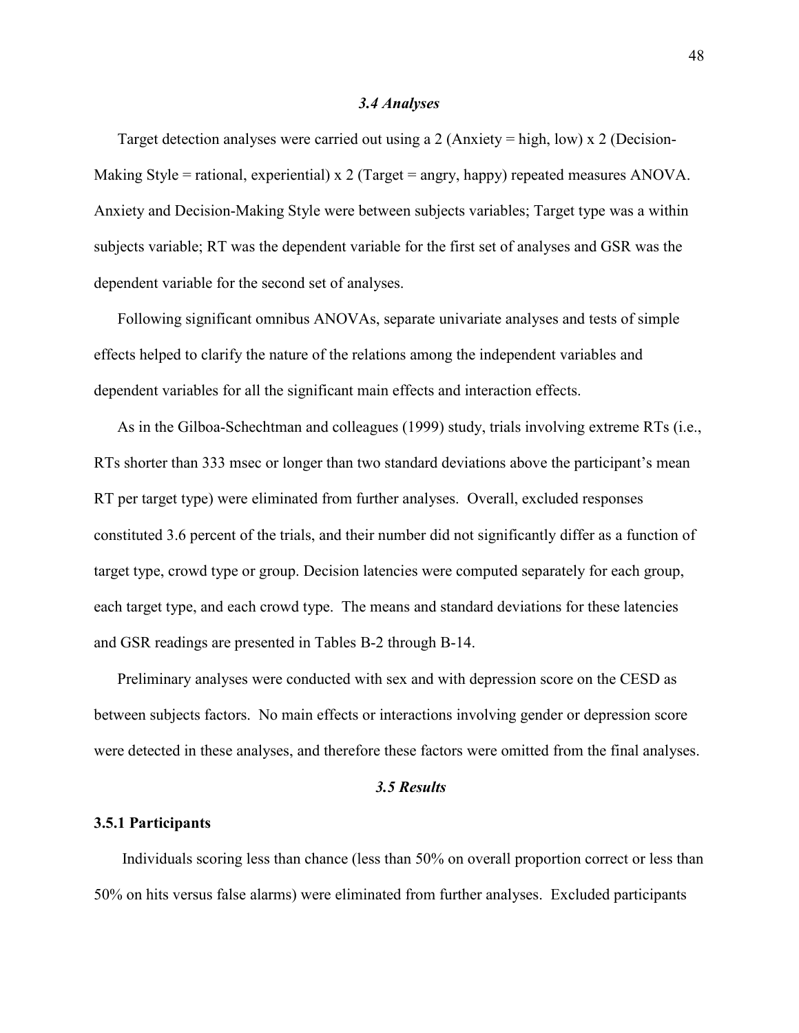### *3.4 Analyses*

Target detection analyses were carried out using a 2 (Anxiety = high, low) x 2 (Decision-Making Style = rational, experiential) x 2 (Target = angry, happy) repeated measures ANOVA. Anxiety and Decision-Making Style were between subjects variables; Target type was a within subjects variable; RT was the dependent variable for the first set of analyses and GSR was the dependent variable for the second set of analyses.

Following significant omnibus ANOVAs, separate univariate analyses and tests of simple effects helped to clarify the nature of the relations among the independent variables and dependent variables for all the significant main effects and interaction effects.

As in the Gilboa-Schechtman and colleagues (1999) study, trials involving extreme RTs (i.e., RTs shorter than 333 msec or longer than two standard deviations above the participant's mean RT per target type) were eliminated from further analyses. Overall, excluded responses constituted 3.6 percent of the trials, and their number did not significantly differ as a function of target type, crowd type or group. Decision latencies were computed separately for each group, each target type, and each crowd type. The means and standard deviations for these latencies and GSR readings are presented in Tables B-2 through B-14.

Preliminary analyses were conducted with sex and with depression score on the CESD as between subjects factors. No main effects or interactions involving gender or depression score were detected in these analyses, and therefore these factors were omitted from the final analyses.

### *3.5 Results*

#### 3.5.1 Participants

Individuals scoring less than chance (less than 50% on overall proportion correct or less than 50% on hits versus false alarms) were eliminated from further analyses. Excluded participants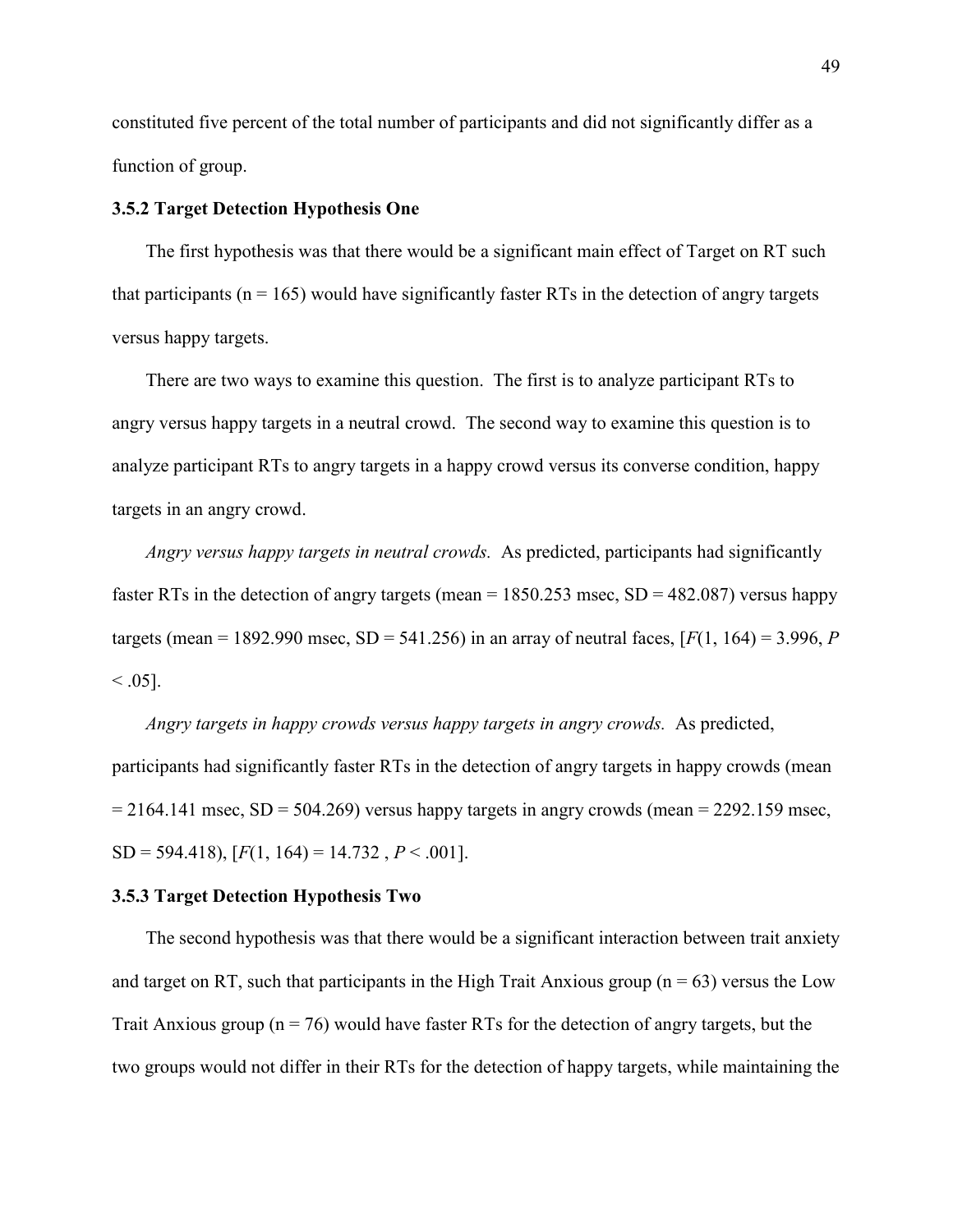constituted five percent of the total number of participants and did not significantly differ as a function of group.

### 3.5.2 Target Detection Hypothesis One

The first hypothesis was that there would be a significant main effect of Target on RT such that participants ($n = 165$) would have significantly faster RTs in the detection of angry targets versus happy targets.

There are two ways to examine this question. The first is to analyze participant RTs to angry versus happy targets in a neutral crowd. The second way to examine this question is to analyze participant RTs to angry targets in a happy crowd versus its converse condition, happy targets in an angry crowd.

*Angry versus happy targets in neutral crowds.* As predicted, participants had significantly faster RTs in the detection of angry targets (mean = 1850.253 msec, SD = 482.087) versus happy targets (mean = 1892.990 msec, SD = 541.256) in an array of neutral faces, [$F(1, 164) = 3.996$, $P < .05$].

*Angry targets in happy crowds versus happy targets in angry crowds.* As predicted, participants had significantly faster RTs in the detection of angry targets in happy crowds (mean = 2164.141 msec, SD = 504.269) versus happy targets in angry crowds (mean = 2292.159 msec, SD = 594.418), [$F(1, 164) = 14.732$, $P < .001$].

### 3.5.3 Target Detection Hypothesis Two

The second hypothesis was that there would be a significant interaction between trait anxiety and target on RT, such that participants in the High Trait Anxious group ($n = 63$) versus the Low Trait Anxious group ($n = 76$) would have faster RTs for the detection of angry targets, but the two groups would not differ in their RTs for the detection of happy targets, while maintaining the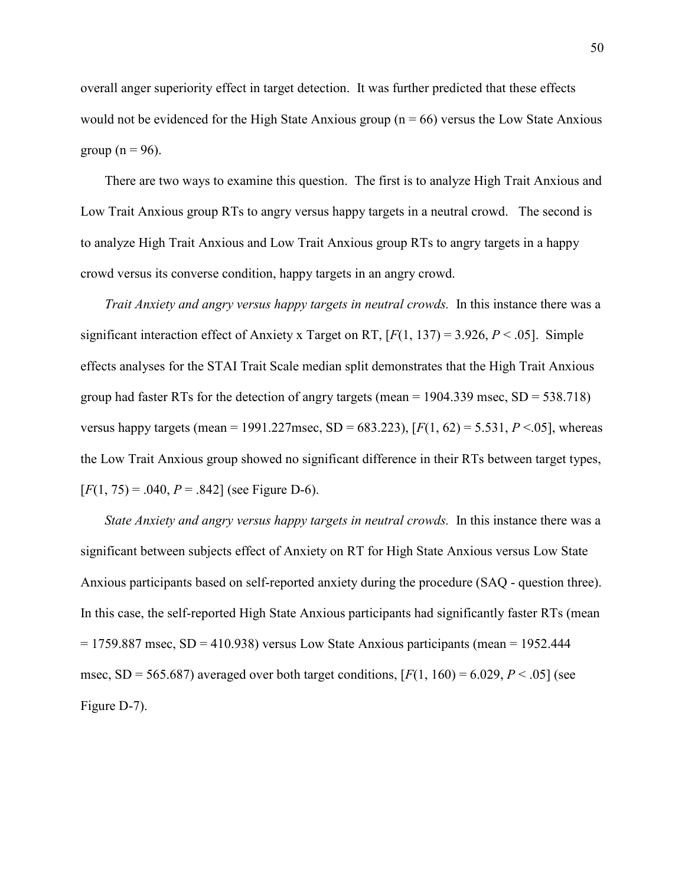overall anger superiority effect in target detection. It was further predicted that these effects would not be evidenced for the High State Anxious group ($n = 66$) versus the Low State Anxious group ($n = 96$).

There are two ways to examine this question. The first is to analyze High Trait Anxious and Low Trait Anxious group RTs to angry versus happy targets in a neutral crowd. The second is to analyze High Trait Anxious and Low Trait Anxious group RTs to angry targets in a happy crowd versus its converse condition, happy targets in an angry crowd.

*Trait Anxiety and angry versus happy targets in neutral crowds.* In this instance there was a significant interaction effect of Anxiety x Target on RT, [$F(1, 137) = 3.926$, $P < .05$]. Simple effects analyses for the STAI Trait Scale median split demonstrates that the High Trait Anxious group had faster RTs for the detection of angry targets (mean = 1904.339 msec, SD = 538.718) versus happy targets (mean = 1991.227msec, SD = 683.223), [$F(1, 62) = 5.531$, $P < .05$], whereas the Low Trait Anxious group showed no significant difference in their RTs between target types, [$F(1, 75) = .040$, $P = .842$] (see Figure D-6).

*State Anxiety and angry versus happy targets in neutral crowds.* In this instance there was a significant between subjects effect of Anxiety on RT for High State Anxious versus Low State Anxious participants based on self-reported anxiety during the procedure (SAQ - question three). In this case, the self-reported High State Anxious participants had significantly faster RTs (mean = 1759.887 msec, SD = 410.938) versus Low State Anxious participants (mean = 1952.444 msec, SD = 565.687) averaged over both target conditions, [$F(1, 160) = 6.029$, $P < .05$] (see Figure D-7).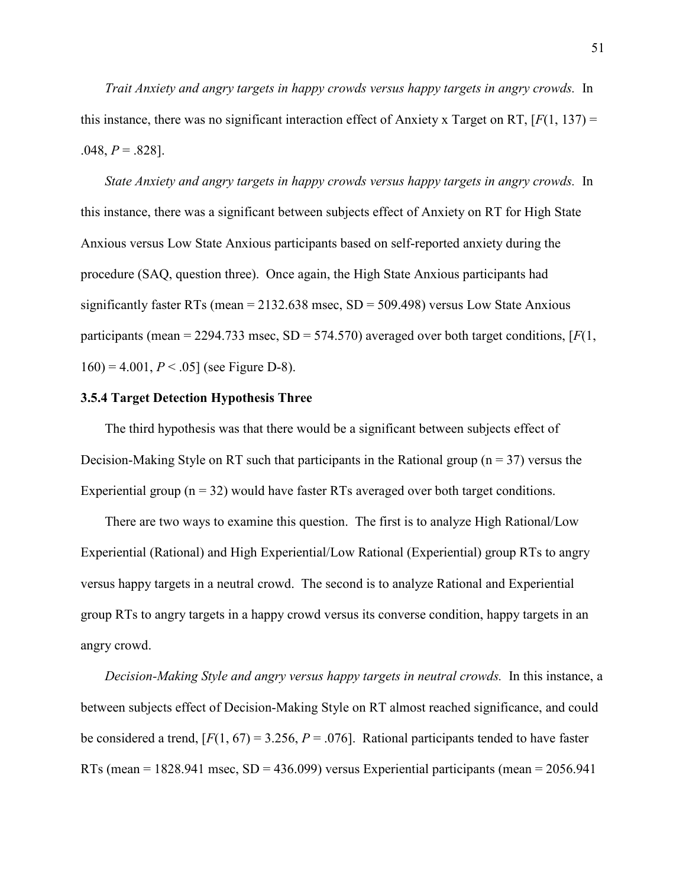*Trait Anxiety and angry targets in happy crowds versus happy targets in angry crowds.* In this instance, there was no significant interaction effect of Anxiety x Target on RT, [$F(1, 137) = .048$, $P = .828$].

*State Anxiety and angry targets in happy crowds versus happy targets in angry crowds.* In this instance, there was a significant between subjects effect of Anxiety on RT for High State Anxious versus Low State Anxious participants based on self-reported anxiety during the procedure (SAQ, question three). Once again, the High State Anxious participants had significantly faster RTs (mean = 2132.638 msec, SD = 509.498) versus Low State Anxious participants (mean = 2294.733 msec, SD = 574.570) averaged over both target conditions, [$F(1, 160) = 4.001$, $P < .05$] (see Figure D-8).

### 3.5.4 Target Detection Hypothesis Three

The third hypothesis was that there would be a significant between subjects effect of Decision-Making Style on RT such that participants in the Rational group ($n = 37$) versus the Experiential group ($n = 32$) would have faster RTs averaged over both target conditions.

There are two ways to examine this question. The first is to analyze High Rational/Low Experiential (Rational) and High Experiential/Low Rational (Experiential) group RTs to angry versus happy targets in a neutral crowd. The second is to analyze Rational and Experiential group RTs to angry targets in a happy crowd versus its converse condition, happy targets in an angry crowd.

*Decision-Making Style and angry versus happy targets in neutral crowds.* In this instance, a between subjects effect of Decision-Making Style on RT almost reached significance, and could be considered a trend, [$F(1, 67) = 3.256$, $P = .076$]. Rational participants tended to have faster RTs (mean = 1828.941 msec, SD = 436.099) versus Experiential participants (mean = 2056.941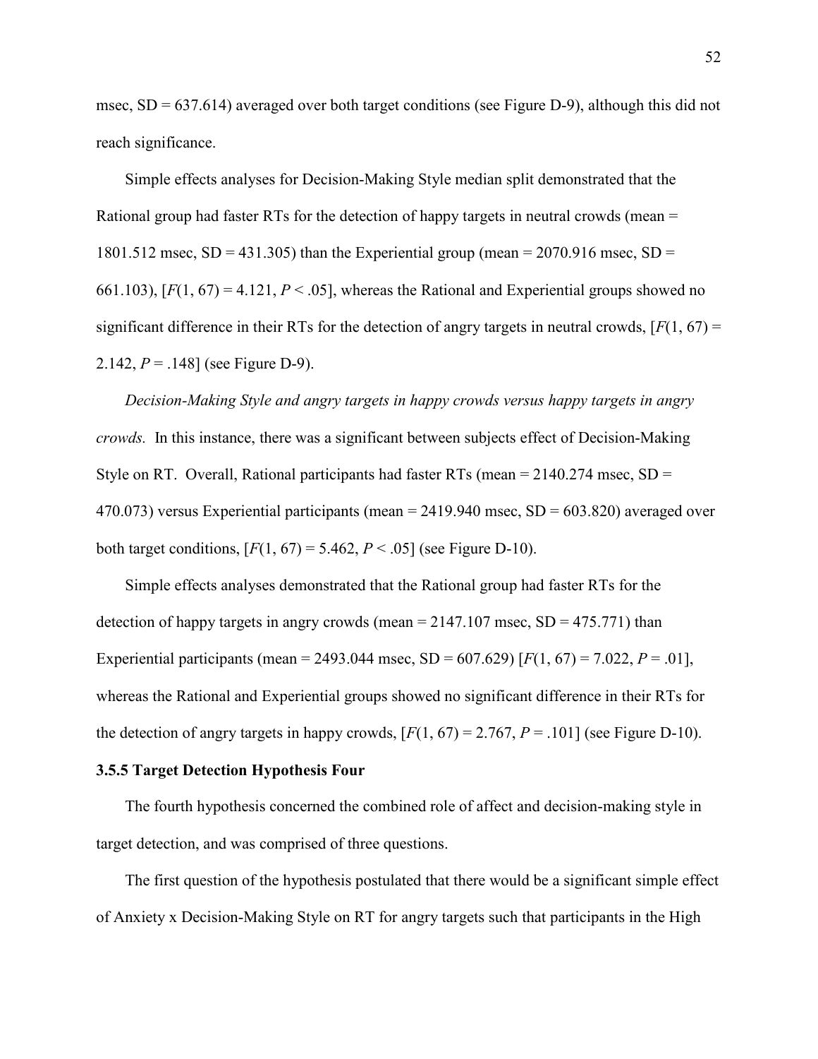msec, SD = 637.614) averaged over both target conditions (see Figure D-9), although this did not reach significance.

Simple effects analyses for Decision-Making Style median split demonstrated that the Rational group had faster RTs for the detection of happy targets in neutral crowds (mean = 1801.512 msec, SD = 431.305) than the Experiential group (mean = 2070.916 msec, SD = 661.103), [$F(1, 67) = 4.121$, $P < .05$], whereas the Rational and Experiential groups showed no significant difference in their RTs for the detection of angry targets in neutral crowds, [$F(1, 67) = 2.142$, $P = .148$] (see Figure D-9).

*Decision-Making Style and angry targets in happy crowds versus happy targets in angry crowds.* In this instance, there was a significant between subjects effect of Decision-Making Style on RT. Overall, Rational participants had faster RTs (mean = 2140.274 msec, SD = 470.073) versus Experiential participants (mean = 2419.940 msec, SD = 603.820) averaged over both target conditions, [$F(1, 67) = 5.462$, $P < .05$] (see Figure D-10).

Simple effects analyses demonstrated that the Rational group had faster RTs for the detection of happy targets in angry crowds (mean = 2147.107 msec, SD = 475.771) than Experiential participants (mean = 2493.044 msec, SD = 607.629) [$F(1, 67) = 7.022$, $P = .01$], whereas the Rational and Experiential groups showed no significant difference in their RTs for the detection of angry targets in happy crowds, [$F(1, 67) = 2.767$, $P = .101$] (see Figure D-10).

### 3.5.5 Target Detection Hypothesis Four

The fourth hypothesis concerned the combined role of affect and decision-making style in target detection, and was comprised of three questions.

The first question of the hypothesis postulated that there would be a significant simple effect of Anxiety x Decision-Making Style on RT for angry targets such that participants in the High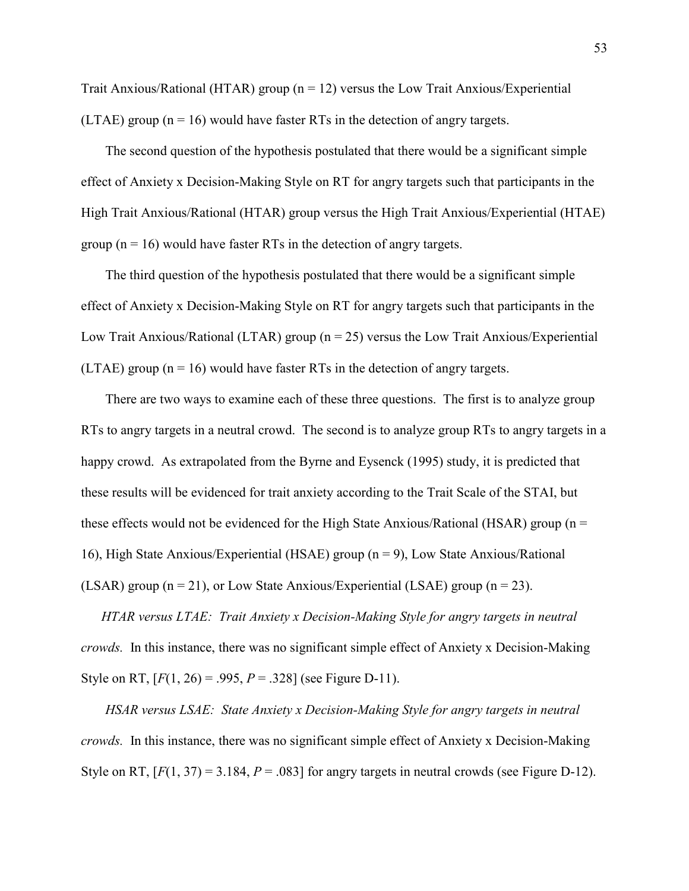Trait Anxious/Rational (HTAR) group (n = 12) versus the Low Trait Anxious/Experiential (LTAE) group (n = 16) would have faster RTs in the detection of angry targets.

The second question of the hypothesis postulated that there would be a significant simple effect of Anxiety x Decision-Making Style on RT for angry targets such that participants in the High Trait Anxious/Rational (HTAR) group versus the High Trait Anxious/Experiential (HTAE) group (n = 16) would have faster RTs in the detection of angry targets.

The third question of the hypothesis postulated that there would be a significant simple effect of Anxiety x Decision-Making Style on RT for angry targets such that participants in the Low Trait Anxious/Rational (LTAR) group (n = 25) versus the Low Trait Anxious/Experiential (LTAE) group (n = 16) would have faster RTs in the detection of angry targets.

There are two ways to examine each of these three questions. The first is to analyze group RTs to angry targets in a neutral crowd. The second is to analyze group RTs to angry targets in a happy crowd. As extrapolated from the Byrne and Eysenck (1995) study, it is predicted that these results will be evidenced for trait anxiety according to the Trait Scale of the STAI, but these effects would not be evidenced for the High State Anxious/Rational (HSAR) group (n = 16), High State Anxious/Experiential (HSAE) group (n = 9), Low State Anxious/Rational (LSAR) group (n = 21), or Low State Anxious/Experiential (LSAE) group (n = 23).

*HTAR versus LTAE: Trait Anxiety x Decision-Making Style for angry targets in neutral crowds.* In this instance, there was no significant simple effect of Anxiety x Decision-Making Style on RT, [$F(1, 26) = .995$, $P = .328$] (see Figure D-11).

*HSAR versus LSAE: State Anxiety x Decision-Making Style for angry targets in neutral crowds.* In this instance, there was no significant simple effect of Anxiety x Decision-Making Style on RT, [$F(1, 37) = 3.184$, $P = .083$] for angry targets in neutral crowds (see Figure D-12).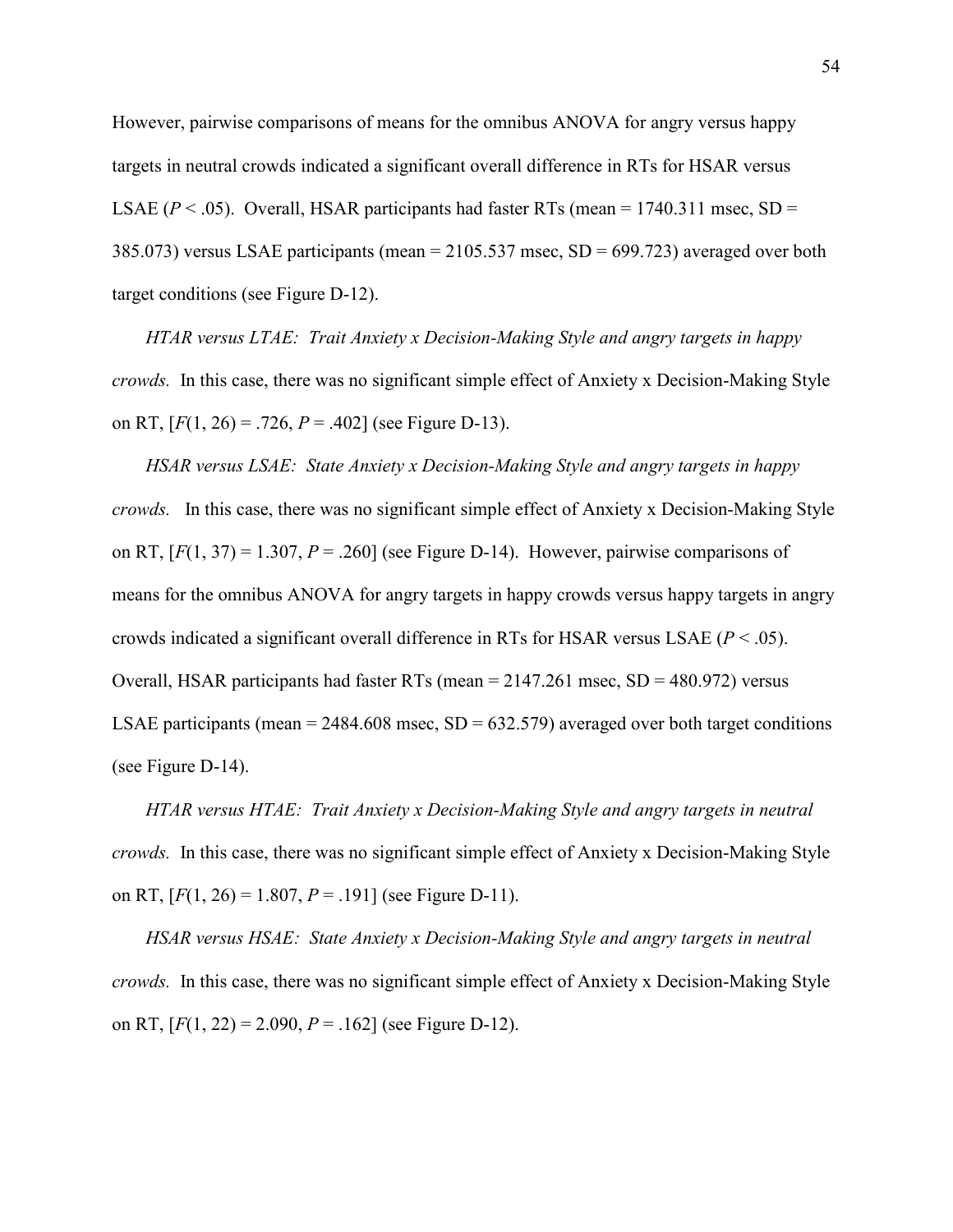However, pairwise comparisons of means for the omnibus ANOVA for angry versus happy targets in neutral crowds indicated a significant overall difference in RTs for HSAR versus LSAE ($P < .05$). Overall, HSAR participants had faster RTs (mean = 1740.311 msec, SD = 385.073) versus LSAE participants (mean = 2105.537 msec, SD = 699.723) averaged over both target conditions (see Figure D-12).

*HTAR versus LTAE: Trait Anxiety x Decision-Making Style and angry targets in happy crowds.* In this case, there was no significant simple effect of Anxiety x Decision-Making Style on RT, [$F(1, 26) = .726$, $P = .402$] (see Figure D-13).

*HSAR versus LSAE: State Anxiety x Decision-Making Style and angry targets in happy crowds.* In this case, there was no significant simple effect of Anxiety x Decision-Making Style on RT, [$F(1, 37) = 1.307$, $P = .260$] (see Figure D-14). However, pairwise comparisons of means for the omnibus ANOVA for angry targets in happy crowds versus happy targets in angry crowds indicated a significant overall difference in RTs for HSAR versus LSAE ($P < .05$). Overall, HSAR participants had faster RTs (mean = 2147.261 msec, SD = 480.972) versus LSAE participants (mean = 2484.608 msec, SD = 632.579) averaged over both target conditions (see Figure D-14).

*HTAR versus HTAE: Trait Anxiety x Decision-Making Style and angry targets in neutral crowds.* In this case, there was no significant simple effect of Anxiety x Decision-Making Style on RT, [$F(1, 26) = 1.807$, $P = .191$] (see Figure D-11).

*HSAR versus HSAE: State Anxiety x Decision-Making Style and angry targets in neutral crowds.* In this case, there was no significant simple effect of Anxiety x Decision-Making Style on RT, [$F(1, 22) = 2.090$, $P = .162$] (see Figure D-12).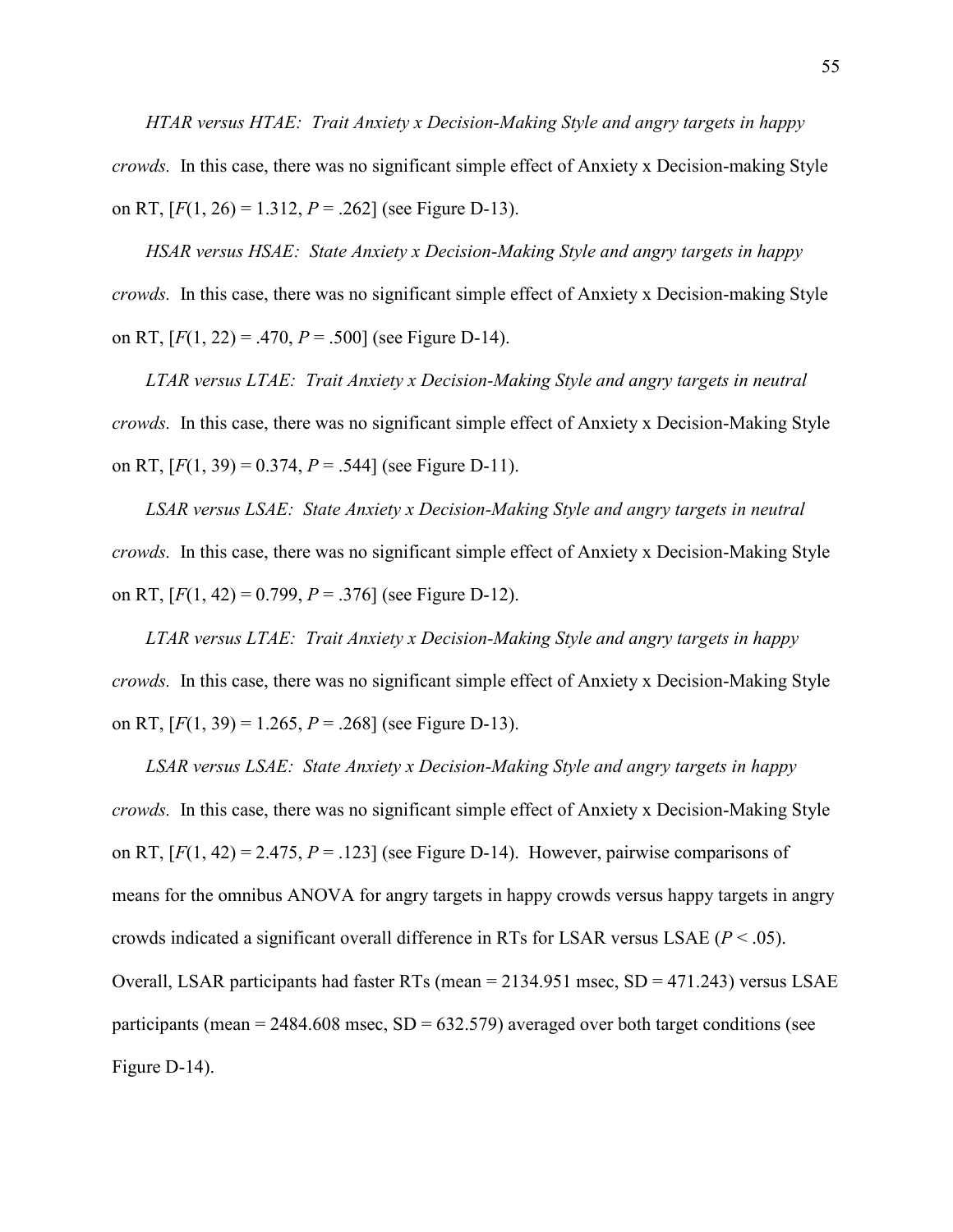*HTAR versus HTAE: Trait Anxiety x Decision-Making Style and angry targets in happy crowds.* In this case, there was no significant simple effect of Anxiety x Decision-making Style on RT, [$F(1, 26) = 1.312$, $P = .262$] (see Figure D-13).

*HSAR versus HSAE: State Anxiety x Decision-Making Style and angry targets in happy crowds.* In this case, there was no significant simple effect of Anxiety x Decision-making Style on RT, [$F(1, 22) = .470$, $P = .500$] (see Figure D-14).

*LTAR versus LTAE: Trait Anxiety x Decision-Making Style and angry targets in neutral crowds.* In this case, there was no significant simple effect of Anxiety x Decision-Making Style on RT, [$F(1, 39) = 0.374$, $P = .544$] (see Figure D-11).

*LSAR versus LSAE: State Anxiety x Decision-Making Style and angry targets in neutral crowds.* In this case, there was no significant simple effect of Anxiety x Decision-Making Style on RT, [$F(1, 42) = 0.799$, $P = .376$] (see Figure D-12).

*LTAR versus LTAE: Trait Anxiety x Decision-Making Style and angry targets in happy crowds.* In this case, there was no significant simple effect of Anxiety x Decision-Making Style on RT, [$F(1, 39) = 1.265$, $P = .268$] (see Figure D-13).

*LSAR versus LSAE: State Anxiety x Decision-Making Style and angry targets in happy crowds.* In this case, there was no significant simple effect of Anxiety x Decision-Making Style on RT, [$F(1, 42) = 2.475$, $P = .123$] (see Figure D-14). However, pairwise comparisons of means for the omnibus ANOVA for angry targets in happy crowds versus happy targets in angry crowds indicated a significant overall difference in RTs for LSAR versus LSAE ($P < .05$). Overall, LSAR participants had faster RTs (mean = 2134.951 msec, SD = 471.243) versus LSAE participants (mean = 2484.608 msec, SD = 632.579) averaged over both target conditions (see Figure D-14).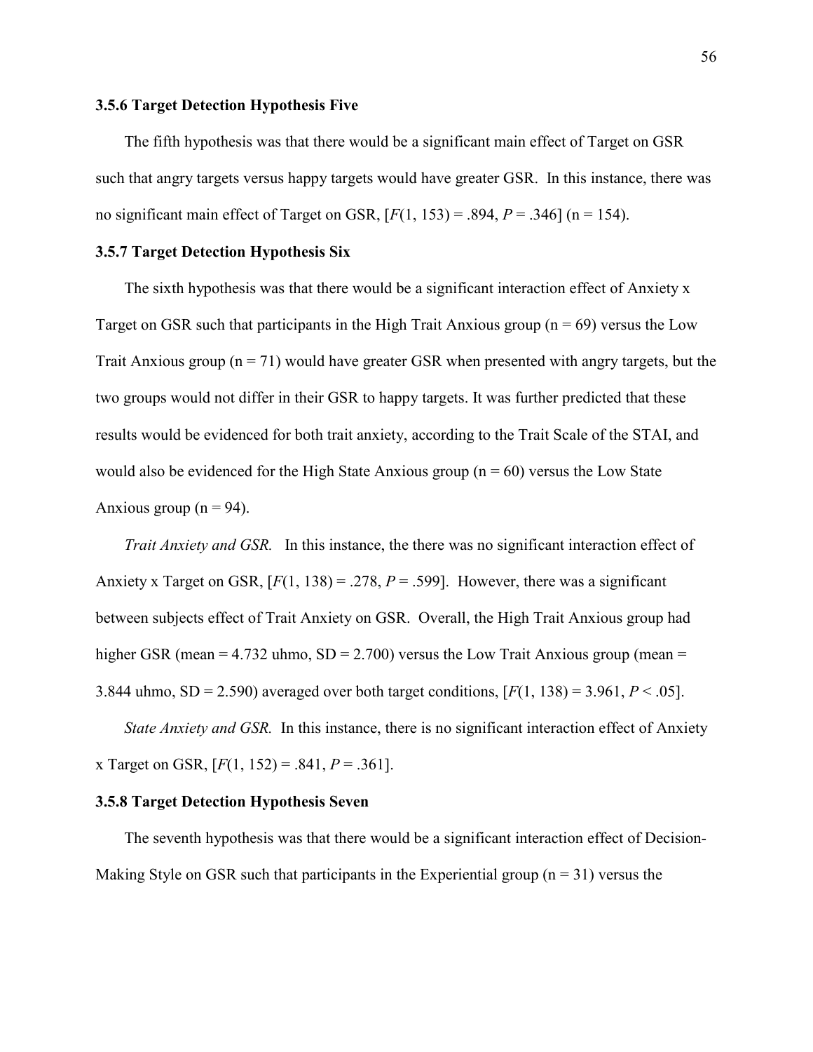### 3.5.6 Target Detection Hypothesis Five

The fifth hypothesis was that there would be a significant main effect of Target on GSR such that angry targets versus happy targets would have greater GSR. In this instance, there was no significant main effect of Target on GSR, [$F(1, 153) = .894$, $P = .346$] (n = 154).

### 3.5.7 Target Detection Hypothesis Six

The sixth hypothesis was that there would be a significant interaction effect of Anxiety x Target on GSR such that participants in the High Trait Anxious group (n = 69) versus the Low Trait Anxious group (n = 71) would have greater GSR when presented with angry targets, but the two groups would not differ in their GSR to happy targets. It was further predicted that these results would be evidenced for both trait anxiety, according to the Trait Scale of the STAI, and would also be evidenced for the High State Anxious group (n = 60) versus the Low State Anxious group (n = 94).

*Trait Anxiety and GSR.* In this instance, the there was no significant interaction effect of Anxiety x Target on GSR, [$F(1, 138) = .278$, $P = .599$]. However, there was a significant between subjects effect of Trait Anxiety on GSR. Overall, the High Trait Anxious group had higher GSR (mean = 4.732 uhmo, SD = 2.700) versus the Low Trait Anxious group (mean = 3.844 uhmo, SD = 2.590) averaged over both target conditions, [$F(1, 138) = 3.961$, $P < .05$].

*State Anxiety and GSR.* In this instance, there is no significant interaction effect of Anxiety x Target on GSR, [$F(1, 152) = .841$, $P = .361$].

### 3.5.8 Target Detection Hypothesis Seven

The seventh hypothesis was that there would be a significant interaction effect of Decision-Making Style on GSR such that participants in the Experiential group (n = 31) versus the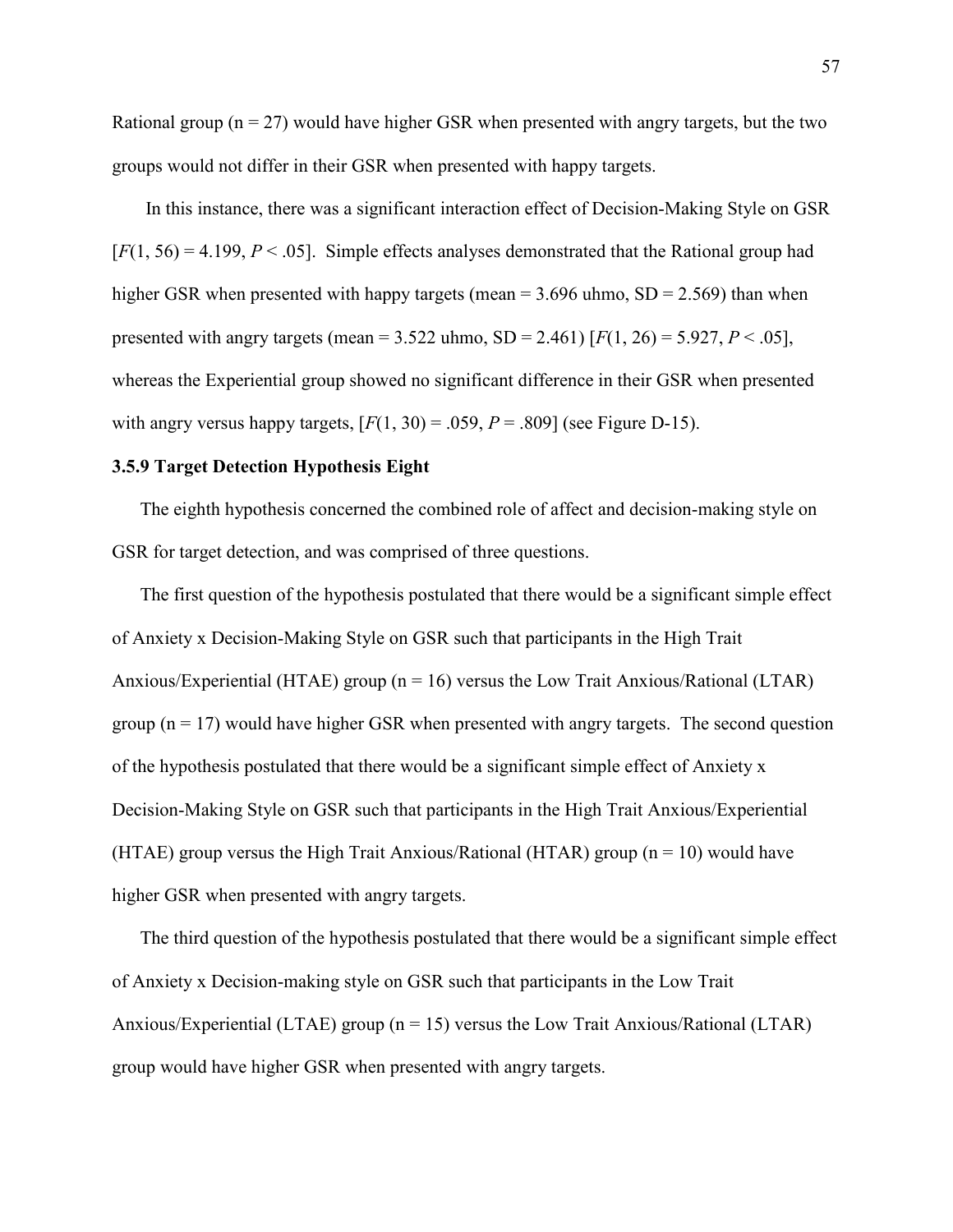Rational group ($n = 27$) would have higher GSR when presented with angry targets, but the two groups would not differ in their GSR when presented with happy targets.

In this instance, there was a significant interaction effect of Decision-Making Style on GSR [$F(1, 56) = 4.199$, $P < .05$]. Simple effects analyses demonstrated that the Rational group had higher GSR when presented with happy targets (mean = 3.696 uhmo, SD = 2.569) than when presented with angry targets (mean = 3.522 uhmo, SD = 2.461) [$F(1, 26) = 5.927$, $P < .05$], whereas the Experiential group showed no significant difference in their GSR when presented with angry versus happy targets, [$F(1, 30) = .059$, $P = .809$] (see Figure D-15).

### 3.5.9 Target Detection Hypothesis Eight

The eighth hypothesis concerned the combined role of affect and decision-making style on GSR for target detection, and was comprised of three questions.

The first question of the hypothesis postulated that there would be a significant simple effect of Anxiety x Decision-Making Style on GSR such that participants in the High Trait Anxious/Experiential (HTAE) group ($n = 16$) versus the Low Trait Anxious/Rational (LTAR) group ($n = 17$) would have higher GSR when presented with angry targets. The second question of the hypothesis postulated that there would be a significant simple effect of Anxiety x Decision-Making Style on GSR such that participants in the High Trait Anxious/Experiential (HTAE) group versus the High Trait Anxious/Rational (HTAR) group ($n = 10$) would have higher GSR when presented with angry targets.

The third question of the hypothesis postulated that there would be a significant simple effect of Anxiety x Decision-making style on GSR such that participants in the Low Trait Anxious/Experiential (LTAE) group ($n = 15$) versus the Low Trait Anxious/Rational (LTAR) group would have higher GSR when presented with angry targets.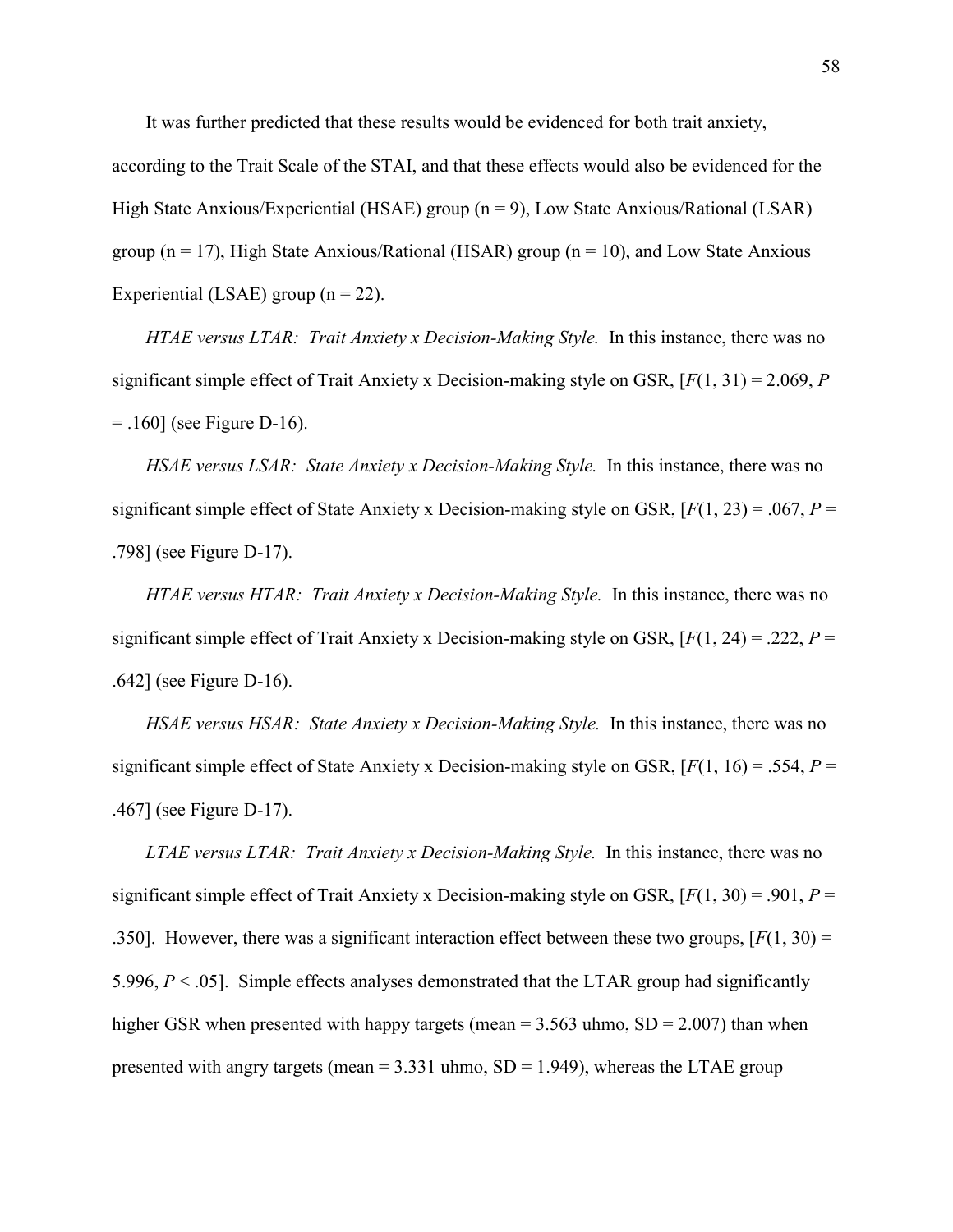It was further predicted that these results would be evidenced for both trait anxiety, according to the Trait Scale of the STAI, and that these effects would also be evidenced for the High State Anxious/Experiential (HSAE) group (n = 9), Low State Anxious/Rational (LSAR) group (n = 17), High State Anxious/Rational (HSAR) group (n = 10), and Low State Anxious Experiential (LSAE) group (n = 22).

*HTAE versus LTAR: Trait Anxiety x Decision-Making Style.* In this instance, there was no significant simple effect of Trait Anxiety x Decision-making style on GSR, [$F(1, 31) = 2.069$, $P = .160$] (see Figure D-16).

*HSAE versus LSAR: State Anxiety x Decision-Making Style.* In this instance, there was no significant simple effect of State Anxiety x Decision-making style on GSR, [$F(1, 23) = .067$, $P = .798$] (see Figure D-17).

*HTAE versus HTAR: Trait Anxiety x Decision-Making Style.* In this instance, there was no significant simple effect of Trait Anxiety x Decision-making style on GSR, [$F(1, 24) = .222$, $P = .642$] (see Figure D-16).

*HSAE versus HSAR: State Anxiety x Decision-Making Style.* In this instance, there was no significant simple effect of State Anxiety x Decision-making style on GSR, [$F(1, 16) = .554$, $P = .467$] (see Figure D-17).

*LTAE versus LTAR: Trait Anxiety x Decision-Making Style.* In this instance, there was no significant simple effect of Trait Anxiety x Decision-making style on GSR, [$F(1, 30) = .901$, $P = .350$]. However, there was a significant interaction effect between these two groups, [$F(1, 30) = 5.996$, $P < .05$]. Simple effects analyses demonstrated that the LTAR group had significantly higher GSR when presented with happy targets (mean = 3.563 uhmo, SD = 2.007) than when presented with angry targets (mean = 3.331 uhmo, SD = 1.949), whereas the LTAE group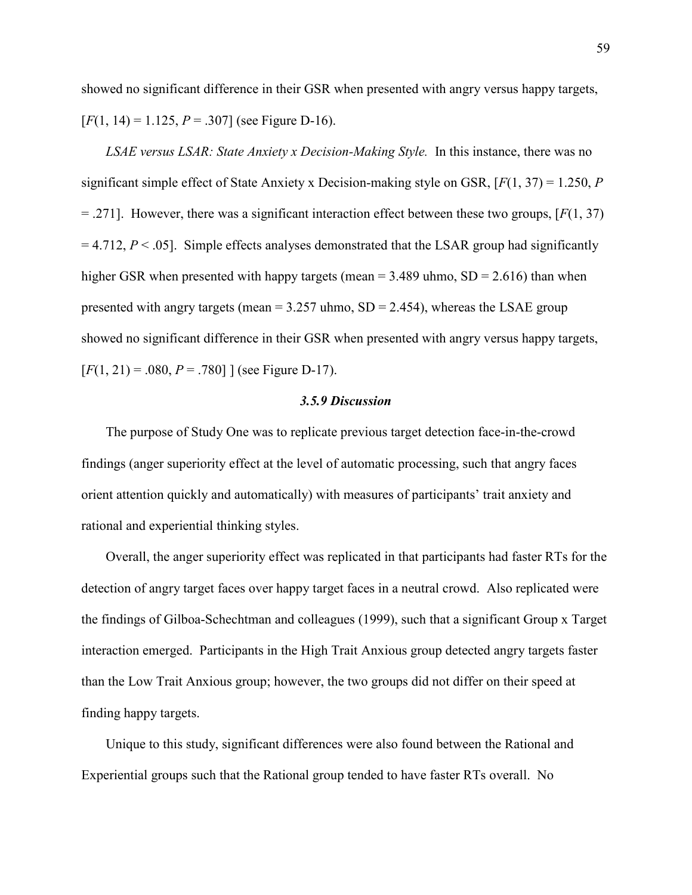showed no significant difference in their GSR when presented with angry versus happy targets, [$F(1, 14) = 1.125$, $P = .307$] (see Figure D-16).

*LSAE versus LSAR: State Anxiety x Decision-Making Style.* In this instance, there was no significant simple effect of State Anxiety x Decision-making style on GSR, [$F(1, 37) = 1.250$, $P = .271$]. However, there was a significant interaction effect between these two groups, [$F(1, 37) = 4.712$, $P < .05$]. Simple effects analyses demonstrated that the LSAR group had significantly higher GSR when presented with happy targets (mean = 3.489 uhmo, SD = 2.616) than when presented with angry targets (mean = 3.257 uhmo, SD = 2.454), whereas the LSAE group showed no significant difference in their GSR when presented with angry versus happy targets, [$F(1, 21) = .080$, $P = .780$] ] (see Figure D-17).

### *3.5.9 Discussion*

The purpose of Study One was to replicate previous target detection face-in-the-crowd findings (anger superiority effect at the level of automatic processing, such that angry faces orient attention quickly and automatically) with measures of participants' trait anxiety and rational and experiential thinking styles.

Overall, the anger superiority effect was replicated in that participants had faster RTs for the detection of angry target faces over happy target faces in a neutral crowd. Also replicated were the findings of Gilboa-Schechtman and colleagues (1999), such that a significant Group x Target interaction emerged. Participants in the High Trait Anxious group detected angry targets faster than the Low Trait Anxious group; however, the two groups did not differ on their speed at finding happy targets.

Unique to this study, significant differences were also found between the Rational and Experiential groups such that the Rational group tended to have faster RTs overall. No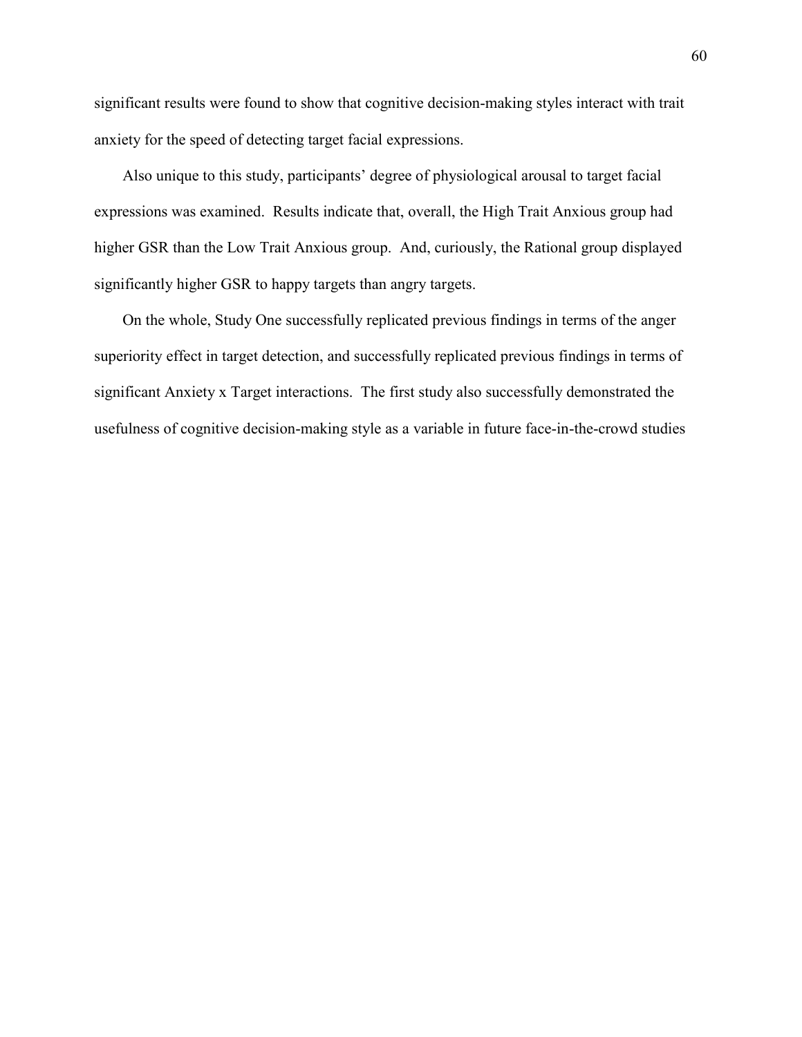significant results were found to show that cognitive decision-making styles interact with trait anxiety for the speed of detecting target facial expressions.

Also unique to this study, participants' degree of physiological arousal to target facial expressions was examined. Results indicate that, overall, the High Trait Anxious group had higher GSR than the Low Trait Anxious group. And, curiously, the Rational group displayed significantly higher GSR to happy targets than angry targets.

On the whole, Study One successfully replicated previous findings in terms of the anger superiority effect in target detection, and successfully replicated previous findings in terms of significant Anxiety x Target interactions. The first study also successfully demonstrated the usefulness of cognitive decision-making style as a variable in future face-in-the-crowd studies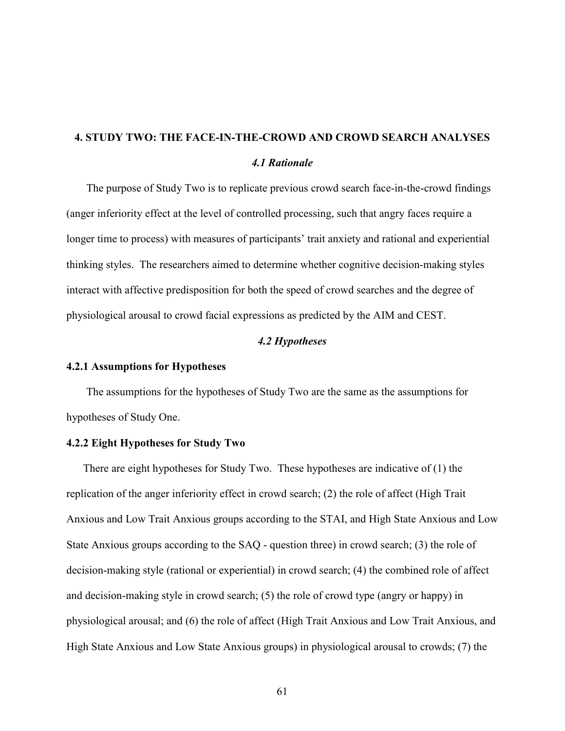# 4. STUDY TWO: THE FACE-IN-THE-CROWD AND CROWD SEARCH ANALYSES

## *4.1 Rationale*

The purpose of Study Two is to replicate previous crowd search face-in-the-crowd findings (anger inferiority effect at the level of controlled processing, such that angry faces require a longer time to process) with measures of participants' trait anxiety and rational and experiential thinking styles. The researchers aimed to determine whether cognitive decision-making styles interact with affective predisposition for both the speed of crowd searches and the degree of physiological arousal to crowd facial expressions as predicted by the AIM and CEST.

## *4.2 Hypotheses*

### 4.2.1 Assumptions for Hypotheses

The assumptions for the hypotheses of Study Two are the same as the assumptions for hypotheses of Study One.

### 4.2.2 Eight Hypotheses for Study Two

There are eight hypotheses for Study Two. These hypotheses are indicative of (1) the replication of the anger inferiority effect in crowd search; (2) the role of affect (High Trait Anxious and Low Trait Anxious groups according to the STAI, and High State Anxious and Low State Anxious groups according to the SAQ - question three) in crowd search; (3) the role of decision-making style (rational or experiential) in crowd search; (4) the combined role of affect and decision-making style in crowd search; (5) the role of crowd type (angry or happy) in physiological arousal; and (6) the role of affect (High Trait Anxious and Low Trait Anxious, and High State Anxious and Low State Anxious groups) in physiological arousal to crowds; (7) the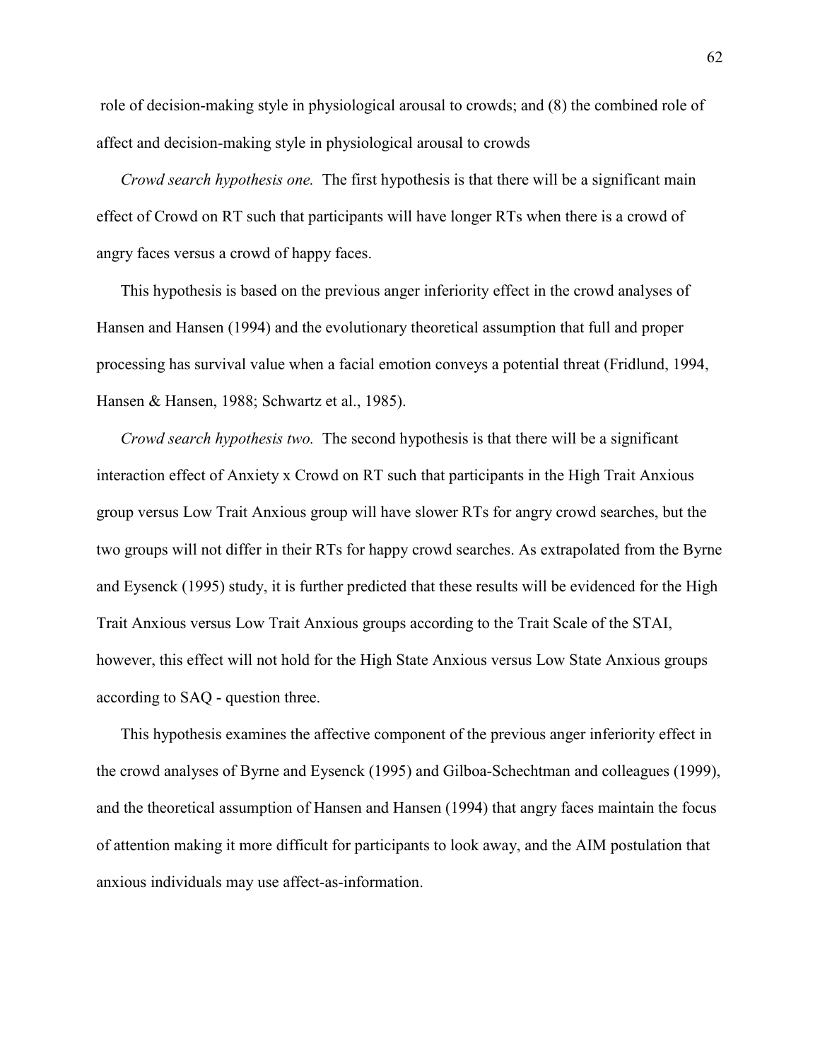role of decision-making style in physiological arousal to crowds; and (8) the combined role of affect and decision-making style in physiological arousal to crowds

*Crowd search hypothesis one.* The first hypothesis is that there will be a significant main effect of Crowd on RT such that participants will have longer RTs when there is a crowd of angry faces versus a crowd of happy faces.

This hypothesis is based on the previous anger inferiority effect in the crowd analyses of Hansen and Hansen (1994) and the evolutionary theoretical assumption that full and proper processing has survival value when a facial emotion conveys a potential threat (Fridlund, 1994, Hansen & Hansen, 1988; Schwartz et al., 1985).

*Crowd search hypothesis two.* The second hypothesis is that there will be a significant interaction effect of Anxiety x Crowd on RT such that participants in the High Trait Anxious group versus Low Trait Anxious group will have slower RTs for angry crowd searches, but the two groups will not differ in their RTs for happy crowd searches. As extrapolated from the Byrne and Eysenck (1995) study, it is further predicted that these results will be evidenced for the High Trait Anxious versus Low Trait Anxious groups according to the Trait Scale of the STAI, however, this effect will not hold for the High State Anxious versus Low State Anxious groups according to SAQ - question three.

This hypothesis examines the affective component of the previous anger inferiority effect in the crowd analyses of Byrne and Eysenck (1995) and Gilboa-Schechtman and colleagues (1999), and the theoretical assumption of Hansen and Hansen (1994) that angry faces maintain the focus of attention making it more difficult for participants to look away, and the AIM postulation that anxious individuals may use affect-as-information.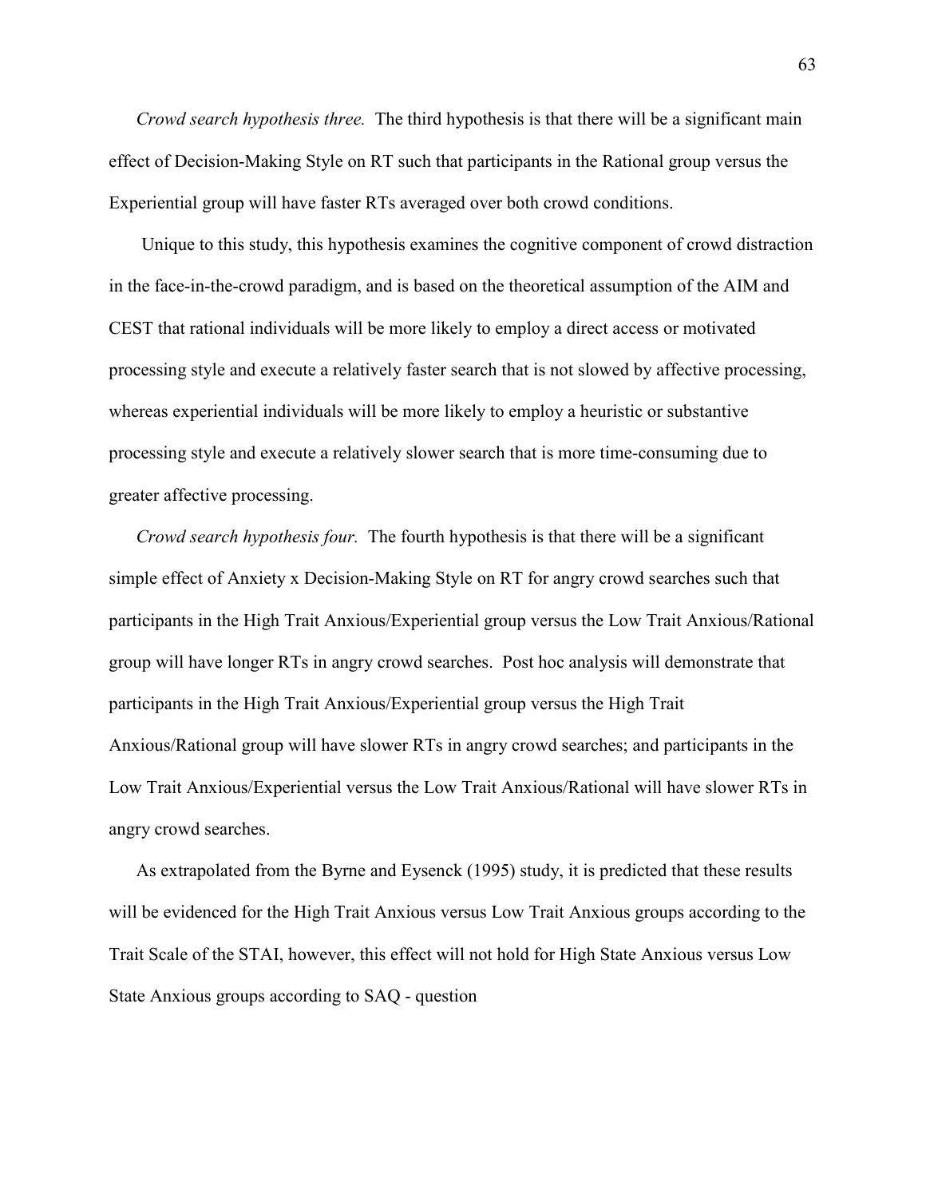*Crowd search hypothesis three.* The third hypothesis is that there will be a significant main effect of Decision-Making Style on RT such that participants in the Rational group versus the Experiential group will have faster RTs averaged over both crowd conditions.

Unique to this study, this hypothesis examines the cognitive component of crowd distraction in the face-in-the-crowd paradigm, and is based on the theoretical assumption of the AIM and CEST that rational individuals will be more likely to employ a direct access or motivated processing style and execute a relatively faster search that is not slowed by affective processing, whereas experiential individuals will be more likely to employ a heuristic or substantive processing style and execute a relatively slower search that is more time-consuming due to greater affective processing.

*Crowd search hypothesis four.* The fourth hypothesis is that there will be a significant simple effect of Anxiety x Decision-Making Style on RT for angry crowd searches such that participants in the High Trait Anxious/Experiential group versus the Low Trait Anxious/Rational group will have longer RTs in angry crowd searches. Post hoc analysis will demonstrate that participants in the High Trait Anxious/Experiential group versus the High Trait Anxious/Rational group will have slower RTs in angry crowd searches; and participants in the Low Trait Anxious/Experiential versus the Low Trait Anxious/Rational will have slower RTs in angry crowd searches.

As extrapolated from the Byrne and Eysenck (1995) study, it is predicted that these results will be evidenced for the High Trait Anxious versus Low Trait Anxious groups according to the Trait Scale of the STAI, however, this effect will not hold for High State Anxious versus Low State Anxious groups according to SAQ - question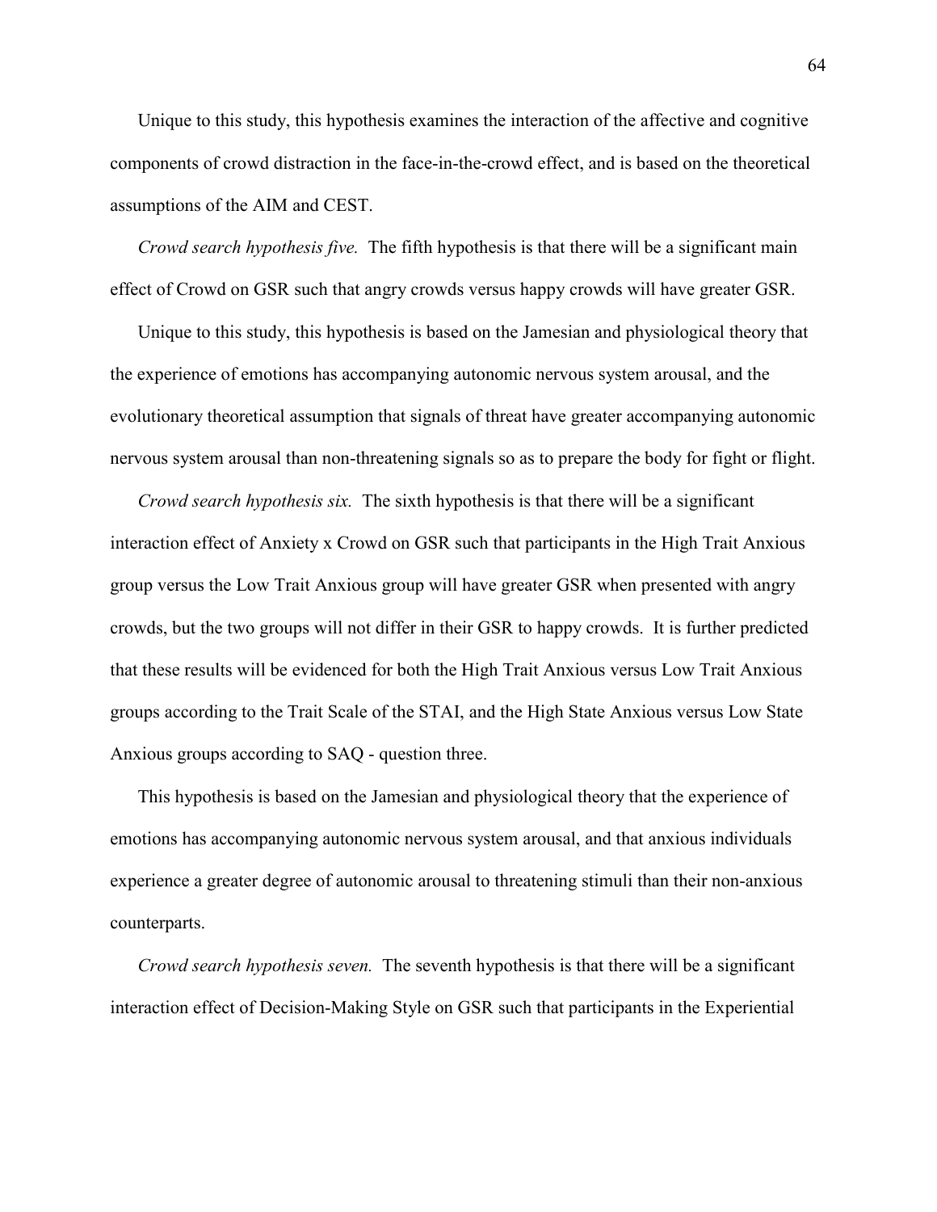Unique to this study, this hypothesis examines the interaction of the affective and cognitive components of crowd distraction in the face-in-the-crowd effect, and is based on the theoretical assumptions of the AIM and CEST.

*Crowd search hypothesis five.* The fifth hypothesis is that there will be a significant main effect of Crowd on GSR such that angry crowds versus happy crowds will have greater GSR.

Unique to this study, this hypothesis is based on the Jamesian and physiological theory that the experience of emotions has accompanying autonomic nervous system arousal, and the evolutionary theoretical assumption that signals of threat have greater accompanying autonomic nervous system arousal than non-threatening signals so as to prepare the body for fight or flight.

*Crowd search hypothesis six.* The sixth hypothesis is that there will be a significant interaction effect of Anxiety x Crowd on GSR such that participants in the High Trait Anxious group versus the Low Trait Anxious group will have greater GSR when presented with angry crowds, but the two groups will not differ in their GSR to happy crowds. It is further predicted that these results will be evidenced for both the High Trait Anxious versus Low Trait Anxious groups according to the Trait Scale of the STAI, and the High State Anxious versus Low State Anxious groups according to SAQ - question three.

This hypothesis is based on the Jamesian and physiological theory that the experience of emotions has accompanying autonomic nervous system arousal, and that anxious individuals experience a greater degree of autonomic arousal to threatening stimuli than their non-anxious counterparts.

*Crowd search hypothesis seven.* The seventh hypothesis is that there will be a significant interaction effect of Decision-Making Style on GSR such that participants in the Experiential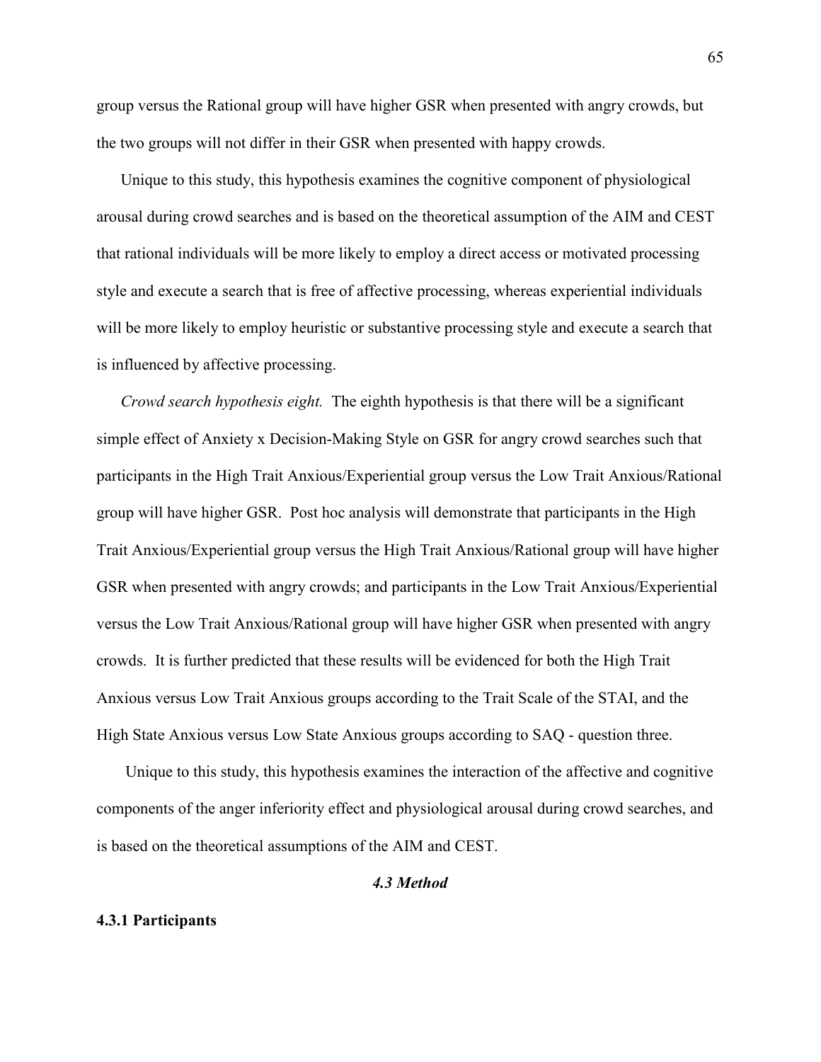group versus the Rational group will have higher GSR when presented with angry crowds, but the two groups will not differ in their GSR when presented with happy crowds.

Unique to this study, this hypothesis examines the cognitive component of physiological arousal during crowd searches and is based on the theoretical assumption of the AIM and CEST that rational individuals will be more likely to employ a direct access or motivated processing style and execute a search that is free of affective processing, whereas experiential individuals will be more likely to employ heuristic or substantive processing style and execute a search that is influenced by affective processing.

*Crowd search hypothesis eight.* The eighth hypothesis is that there will be a significant simple effect of Anxiety x Decision-Making Style on GSR for angry crowd searches such that participants in the High Trait Anxious/Experiential group versus the Low Trait Anxious/Rational group will have higher GSR. Post hoc analysis will demonstrate that participants in the High Trait Anxious/Experiential group versus the High Trait Anxious/Rational group will have higher GSR when presented with angry crowds; and participants in the Low Trait Anxious/Experiential versus the Low Trait Anxious/Rational group will have higher GSR when presented with angry crowds. It is further predicted that these results will be evidenced for both the High Trait Anxious versus Low Trait Anxious groups according to the Trait Scale of the STAI, and the High State Anxious versus Low State Anxious groups according to SAQ - question three.

Unique to this study, this hypothesis examines the interaction of the affective and cognitive components of the anger inferiority effect and physiological arousal during crowd searches, and is based on the theoretical assumptions of the AIM and CEST.

## *4.3 Method*

### 4.3.1 Participants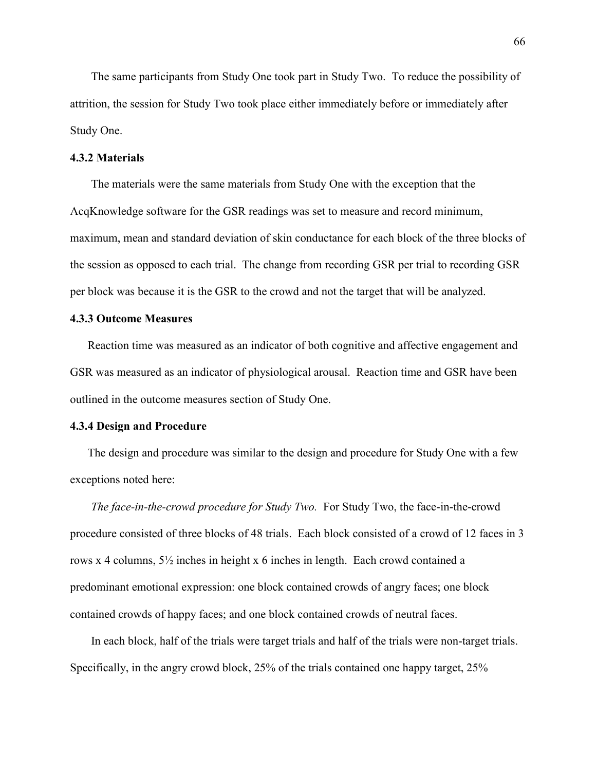The same participants from Study One took part in Study Two. To reduce the possibility of attrition, the session for Study Two took place either immediately before or immediately after Study One.

### 4.3.2 Materials

The materials were the same materials from Study One with the exception that the AcqKnowledge software for the GSR readings was set to measure and record minimum, maximum, mean and standard deviation of skin conductance for each block of the three blocks of the session as opposed to each trial. The change from recording GSR per trial to recording GSR per block was because it is the GSR to the crowd and not the target that will be analyzed.

### 4.3.3 Outcome Measures

Reaction time was measured as an indicator of both cognitive and affective engagement and GSR was measured as an indicator of physiological arousal. Reaction time and GSR have been outlined in the outcome measures section of Study One.

### 4.3.4 Design and Procedure

The design and procedure was similar to the design and procedure for Study One with a few exceptions noted here:

*The face-in-the-crowd procedure for Study Two.* For Study Two, the face-in-the-crowd procedure consisted of three blocks of 48 trials. Each block consisted of a crowd of 12 faces in 3 rows x 4 columns, 5½ inches in height x 6 inches in length. Each crowd contained a predominant emotional expression: one block contained crowds of angry faces; one block contained crowds of happy faces; and one block contained crowds of neutral faces.

In each block, half of the trials were target trials and half of the trials were non-target trials. Specifically, in the angry crowd block, 25% of the trials contained one happy target, 25%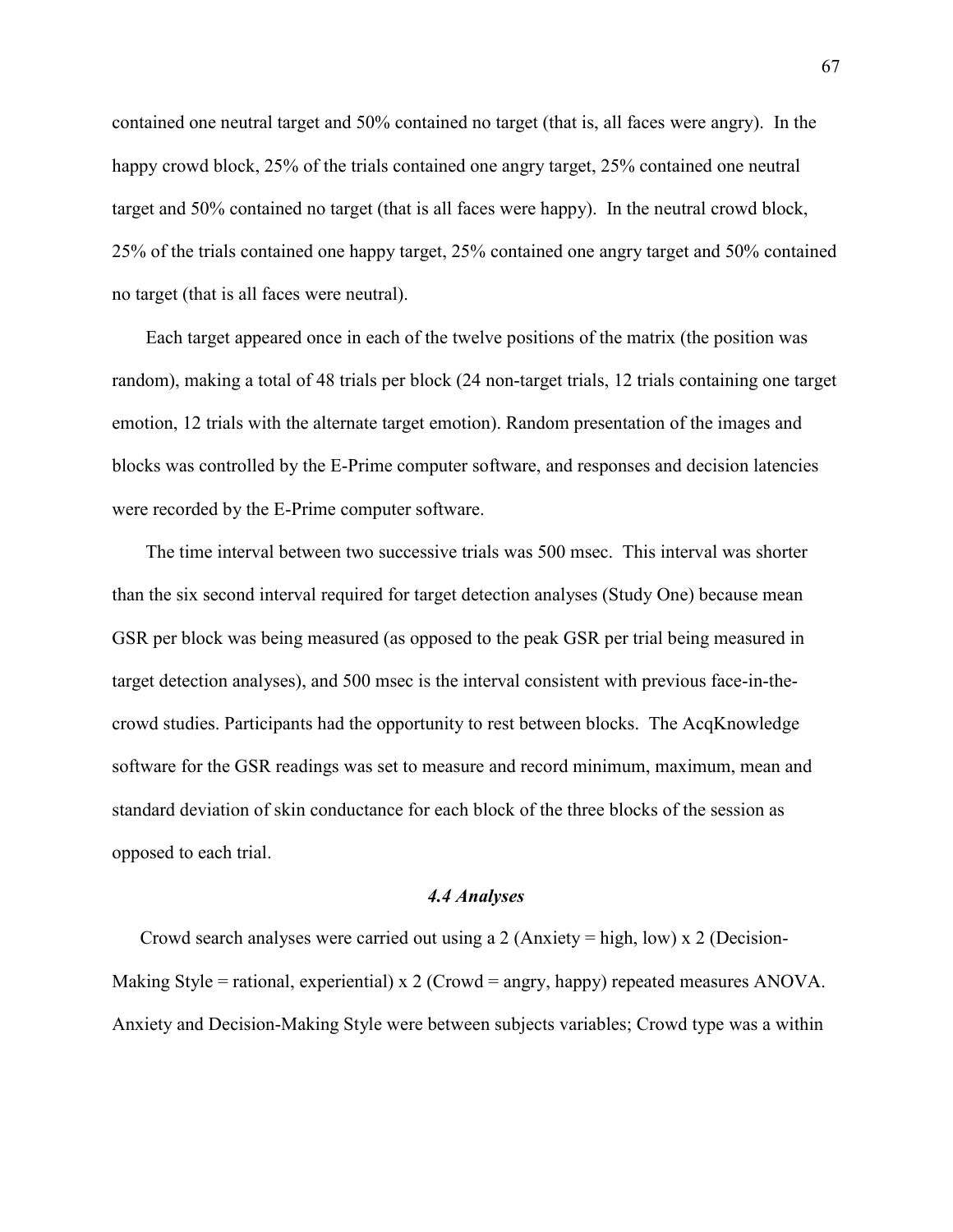contained one neutral target and 50% contained no target (that is, all faces were angry). In the happy crowd block, 25% of the trials contained one angry target, 25% contained one neutral target and 50% contained no target (that is all faces were happy). In the neutral crowd block, 25% of the trials contained one happy target, 25% contained one angry target and 50% contained no target (that is all faces were neutral).

Each target appeared once in each of the twelve positions of the matrix (the position was random), making a total of 48 trials per block (24 non-target trials, 12 trials containing one target emotion, 12 trials with the alternate target emotion). Random presentation of the images and blocks was controlled by the E-Prime computer software, and responses and decision latencies were recorded by the E-Prime computer software.

The time interval between two successive trials was 500 msec. This interval was shorter than the six second interval required for target detection analyses (Study One) because mean GSR per block was being measured (as opposed to the peak GSR per trial being measured in target detection analyses), and 500 msec is the interval consistent with previous face-in-the-crowd studies. Participants had the opportunity to rest between blocks. The AcqKnowledge software for the GSR readings was set to measure and record minimum, maximum, mean and standard deviation of skin conductance for each block of the three blocks of the session as opposed to each trial.

### *4.4 Analyses*

Crowd search analyses were carried out using a 2 (Anxiety = high, low) x 2 (Decision-Making Style = rational, experiential) x 2 (Crowd = angry, happy) repeated measures ANOVA. Anxiety and Decision-Making Style were between subjects variables; Crowd type was a within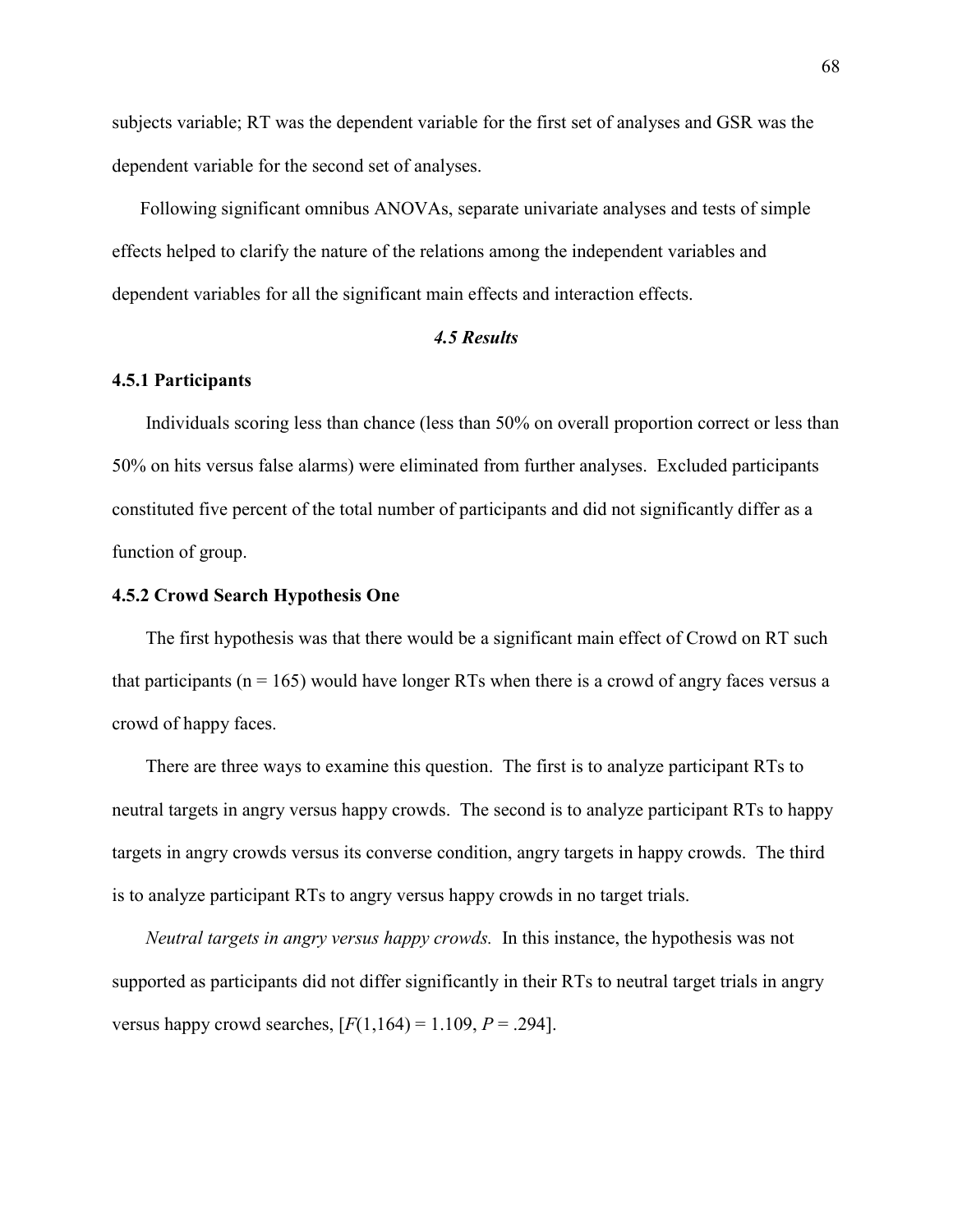subjects variable; RT was the dependent variable for the first set of analyses and GSR was the dependent variable for the second set of analyses.

Following significant omnibus ANOVAs, separate univariate analyses and tests of simple effects helped to clarify the nature of the relations among the independent variables and dependent variables for all the significant main effects and interaction effects.

## *4.5 Results*

### 4.5.1 Participants

Individuals scoring less than chance (less than 50% on overall proportion correct or less than 50% on hits versus false alarms) were eliminated from further analyses. Excluded participants constituted five percent of the total number of participants and did not significantly differ as a function of group.

### 4.5.2 Crowd Search Hypothesis One

The first hypothesis was that there would be a significant main effect of Crowd on RT such that participants ($n = 165$) would have longer RTs when there is a crowd of angry faces versus a crowd of happy faces.

There are three ways to examine this question. The first is to analyze participant RTs to neutral targets in angry versus happy crowds. The second is to analyze participant RTs to happy targets in angry crowds versus its converse condition, angry targets in happy crowds. The third is to analyze participant RTs to angry versus happy crowds in no target trials.

*Neutral targets in angry versus happy crowds.* In this instance, the hypothesis was not supported as participants did not differ significantly in their RTs to neutral target trials in angry versus happy crowd searches, [$F(1,164) = 1.109$, $P = .294$].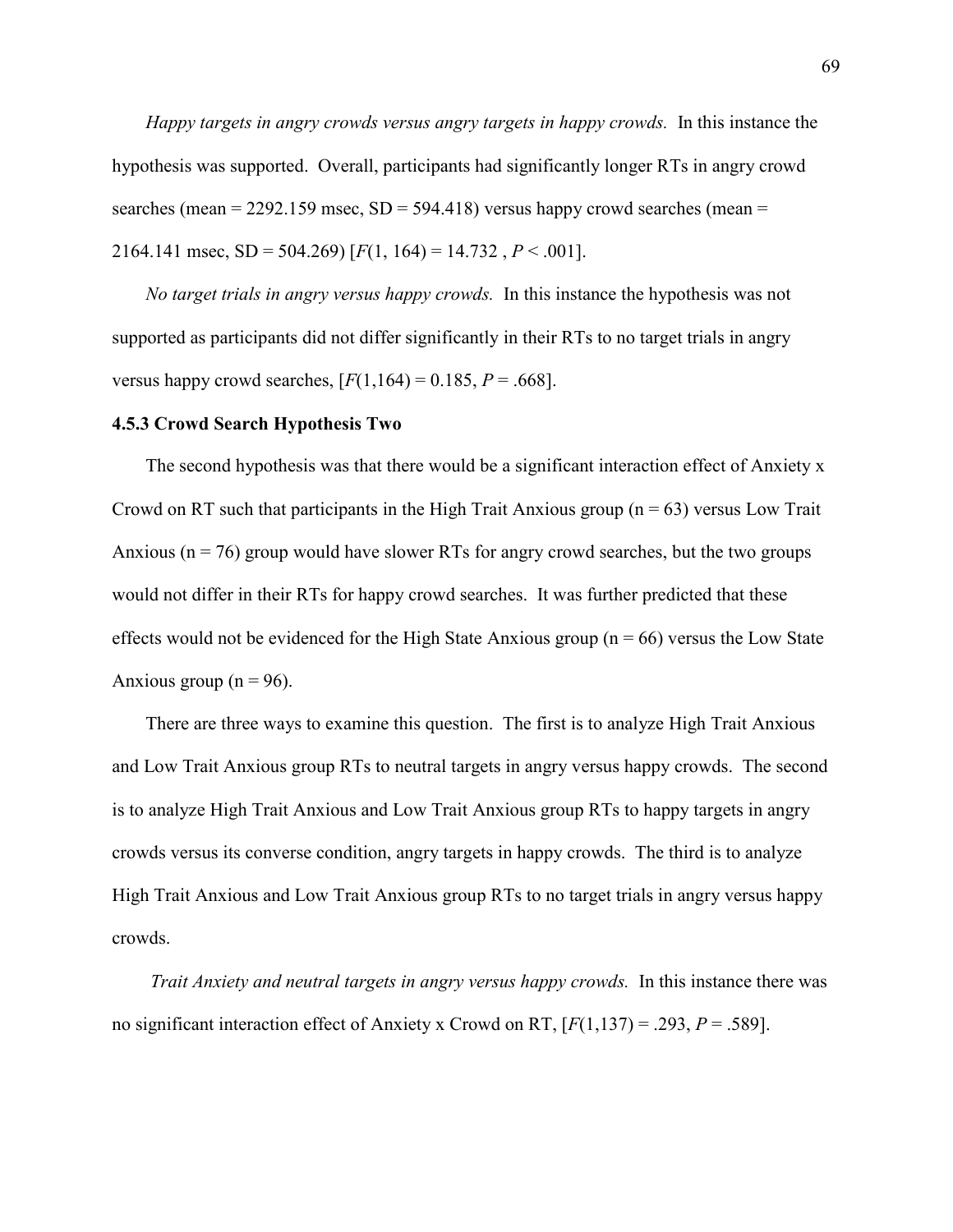*Happy targets in angry crowds versus angry targets in happy crowds.* In this instance the hypothesis was supported. Overall, participants had significantly longer RTs in angry crowd searches (mean = 2292.159 msec, SD = 594.418) versus happy crowd searches (mean = 2164.141 msec, SD = 504.269) [$F(1, 164) = 14.732$ , $P < .001$].

*No target trials in angry versus happy crowds.* In this instance the hypothesis was not supported as participants did not differ significantly in their RTs to no target trials in angry versus happy crowd searches, [$F(1,164) = 0.185$, $P = .668$].

#### 4.5.3 Crowd Search Hypothesis Two

The second hypothesis was that there would be a significant interaction effect of Anxiety x Crowd on RT such that participants in the High Trait Anxious group (n = 63) versus Low Trait Anxious (n = 76) group would have slower RTs for angry crowd searches, but the two groups would not differ in their RTs for happy crowd searches. It was further predicted that these effects would not be evidenced for the High State Anxious group (n = 66) versus the Low State Anxious group (n = 96).

There are three ways to examine this question. The first is to analyze High Trait Anxious and Low Trait Anxious group RTs to neutral targets in angry versus happy crowds. The second is to analyze High Trait Anxious and Low Trait Anxious group RTs to happy targets in angry crowds versus its converse condition, angry targets in happy crowds. The third is to analyze High Trait Anxious and Low Trait Anxious group RTs to no target trials in angry versus happy crowds.

*Trait Anxiety and neutral targets in angry versus happy crowds.* In this instance there was no significant interaction effect of Anxiety x Crowd on RT, [$F(1,137) = .293$, $P = .589$].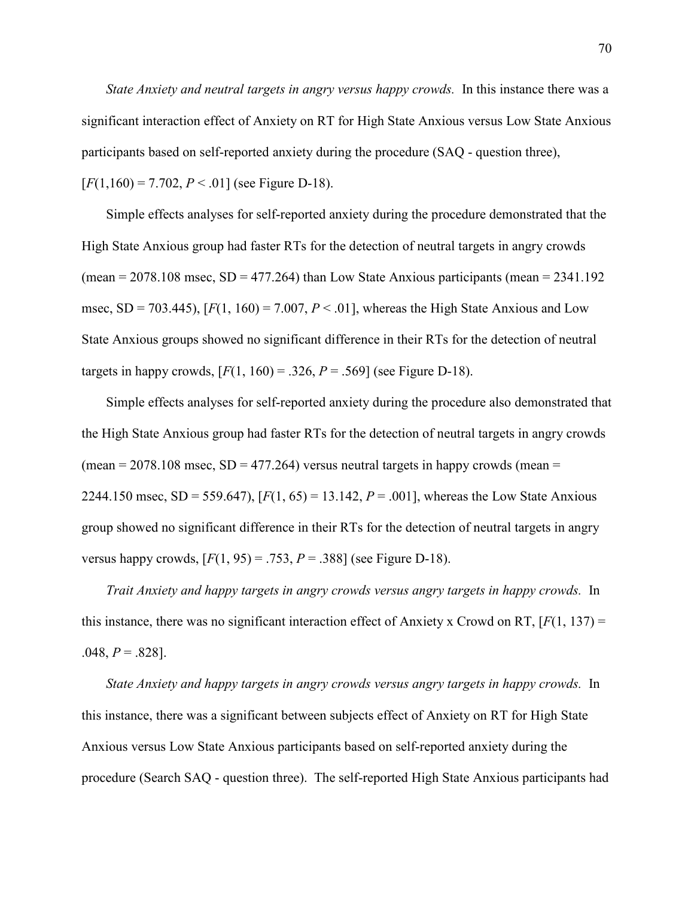*State Anxiety and neutral targets in angry versus happy crowds.* In this instance there was a significant interaction effect of Anxiety on RT for High State Anxious versus Low State Anxious participants based on self-reported anxiety during the procedure (SAQ - question three), [$F(1,160) = 7.702$, $P < .01$] (see Figure D-18).

Simple effects analyses for self-reported anxiety during the procedure demonstrated that the High State Anxious group had faster RTs for the detection of neutral targets in angry crowds (mean = 2078.108 msec, SD = 477.264) than Low State Anxious participants (mean = 2341.192 msec, SD = 703.445), [$F(1, 160) = 7.007$, $P < .01$], whereas the High State Anxious and Low State Anxious groups showed no significant difference in their RTs for the detection of neutral targets in happy crowds, [$F(1, 160) = .326$, $P = .569$] (see Figure D-18).

Simple effects analyses for self-reported anxiety during the procedure also demonstrated that the High State Anxious group had faster RTs for the detection of neutral targets in angry crowds (mean = 2078.108 msec, SD = 477.264) versus neutral targets in happy crowds (mean = 2244.150 msec, SD = 559.647), [$F(1, 65) = 13.142$, $P = .001$], whereas the Low State Anxious group showed no significant difference in their RTs for the detection of neutral targets in angry versus happy crowds, [$F(1, 95) = .753$, $P = .388$] (see Figure D-18).

*Trait Anxiety and happy targets in angry crowds versus angry targets in happy crowds.* In this instance, there was no significant interaction effect of Anxiety x Crowd on RT, [$F(1, 137) = .048$, $P = .828$].

*State Anxiety and happy targets in angry crowds versus angry targets in happy crowds.* In this instance, there was a significant between subjects effect of Anxiety on RT for High State Anxious versus Low State Anxious participants based on self-reported anxiety during the procedure (Search SAQ - question three). The self-reported High State Anxious participants had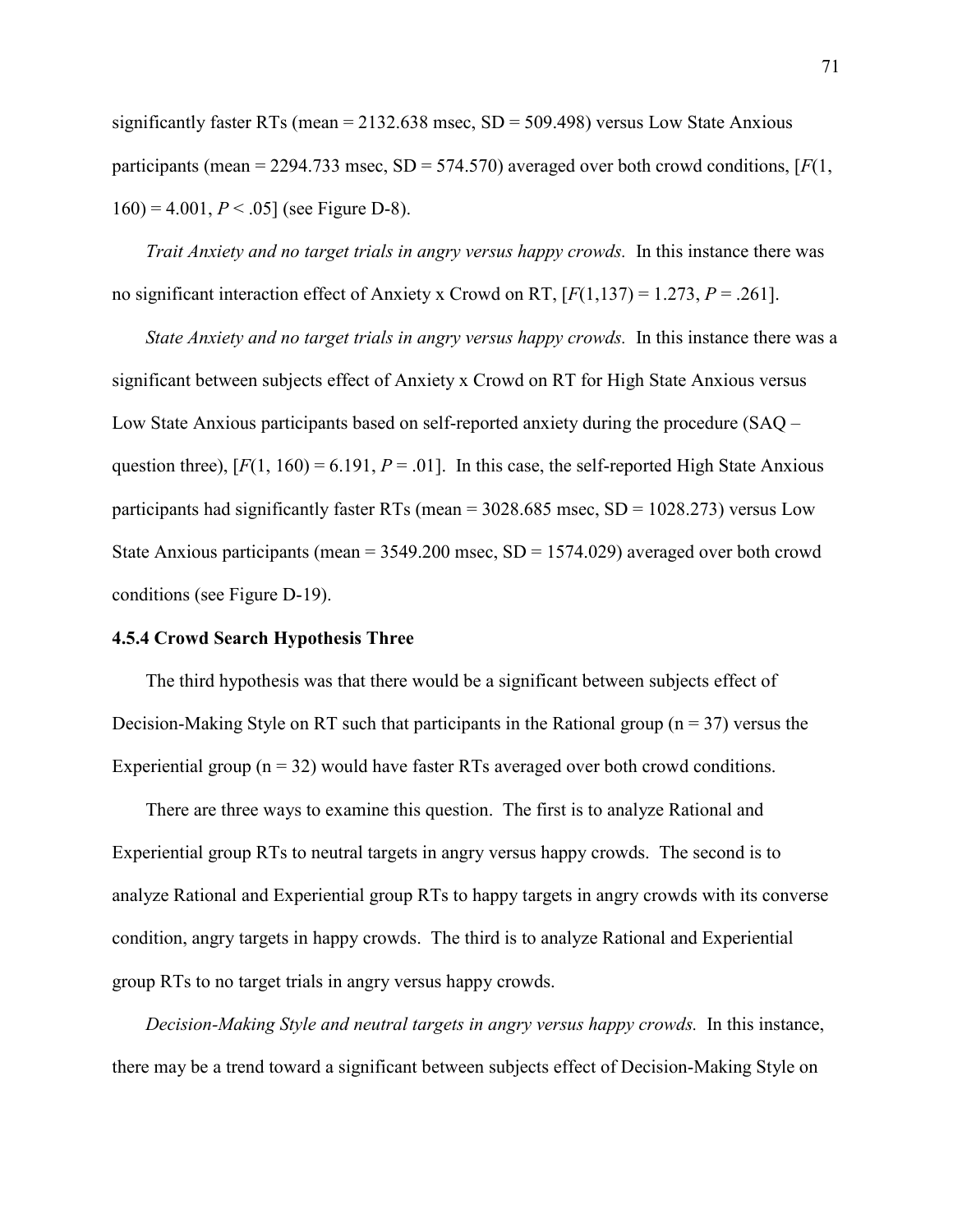significantly faster RTs (mean = 2132.638 msec, SD = 509.498) versus Low State Anxious participants (mean = 2294.733 msec, SD = 574.570) averaged over both crowd conditions, [$F(1, 160) = 4.001$, $P < .05$] (see Figure D-8).

*Trait Anxiety and no target trials in angry versus happy crowds.* In this instance there was no significant interaction effect of Anxiety x Crowd on RT, [$F(1,137) = 1.273$, $P = .261$].

*State Anxiety and no target trials in angry versus happy crowds.* In this instance there was a significant between subjects effect of Anxiety x Crowd on RT for High State Anxious versus Low State Anxious participants based on self-reported anxiety during the procedure (SAQ – question three), [$F(1, 160) = 6.191$, $P = .01$]. In this case, the self-reported High State Anxious participants had significantly faster RTs (mean = 3028.685 msec, SD = 1028.273) versus Low State Anxious participants (mean = 3549.200 msec, SD = 1574.029) averaged over both crowd conditions (see Figure D-19).

### 4.5.4 Crowd Search Hypothesis Three

The third hypothesis was that there would be a significant between subjects effect of Decision-Making Style on RT such that participants in the Rational group (n = 37) versus the Experiential group (n = 32) would have faster RTs averaged over both crowd conditions.

There are three ways to examine this question. The first is to analyze Rational and Experiential group RTs to neutral targets in angry versus happy crowds. The second is to analyze Rational and Experiential group RTs to happy targets in angry crowds with its converse condition, angry targets in happy crowds. The third is to analyze Rational and Experiential group RTs to no target trials in angry versus happy crowds.

*Decision-Making Style and neutral targets in angry versus happy crowds.* In this instance, there may be a trend toward a significant between subjects effect of Decision-Making Style on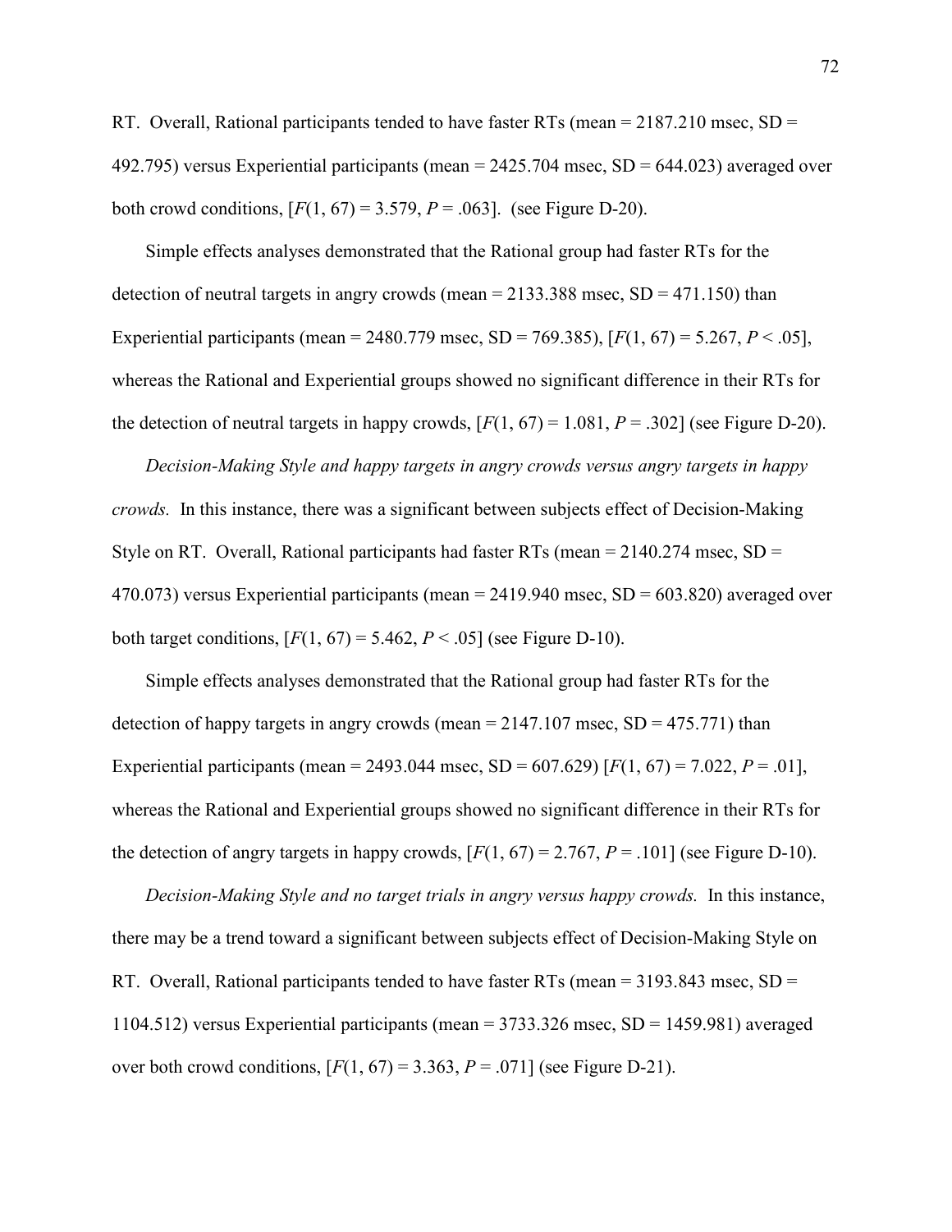RT. Overall, Rational participants tended to have faster RTs (mean = 2187.210 msec, SD = 492.795) versus Experiential participants (mean = 2425.704 msec, SD = 644.023) averaged over both crowd conditions, [$F(1, 67) = 3.579$, $P = .063$]. (see Figure D-20).

Simple effects analyses demonstrated that the Rational group had faster RTs for the detection of neutral targets in angry crowds (mean = 2133.388 msec, SD = 471.150) than Experiential participants (mean = 2480.779 msec, SD = 769.385), [$F(1, 67) = 5.267$, $P < .05$], whereas the Rational and Experiential groups showed no significant difference in their RTs for the detection of neutral targets in happy crowds, [$F(1, 67) = 1.081$, $P = .302$] (see Figure D-20).

*Decision-Making Style and happy targets in angry crowds versus angry targets in happy crowds.* In this instance, there was a significant between subjects effect of Decision-Making Style on RT. Overall, Rational participants had faster RTs (mean = 2140.274 msec, SD = 470.073) versus Experiential participants (mean = 2419.940 msec, SD = 603.820) averaged over both target conditions, [$F(1, 67) = 5.462$, $P < .05$] (see Figure D-10).

Simple effects analyses demonstrated that the Rational group had faster RTs for the detection of happy targets in angry crowds (mean = 2147.107 msec, SD = 475.771) than Experiential participants (mean = 2493.044 msec, SD = 607.629) [$F(1, 67) = 7.022$, $P = .01$], whereas the Rational and Experiential groups showed no significant difference in their RTs for the detection of angry targets in happy crowds, [$F(1, 67) = 2.767$, $P = .101$] (see Figure D-10).

*Decision-Making Style and no target trials in angry versus happy crowds.* In this instance, there may be a trend toward a significant between subjects effect of Decision-Making Style on RT. Overall, Rational participants tended to have faster RTs (mean = 3193.843 msec, SD = 1104.512) versus Experiential participants (mean = 3733.326 msec, SD = 1459.981) averaged over both crowd conditions, [$F(1, 67) = 3.363$, $P = .071$] (see Figure D-21).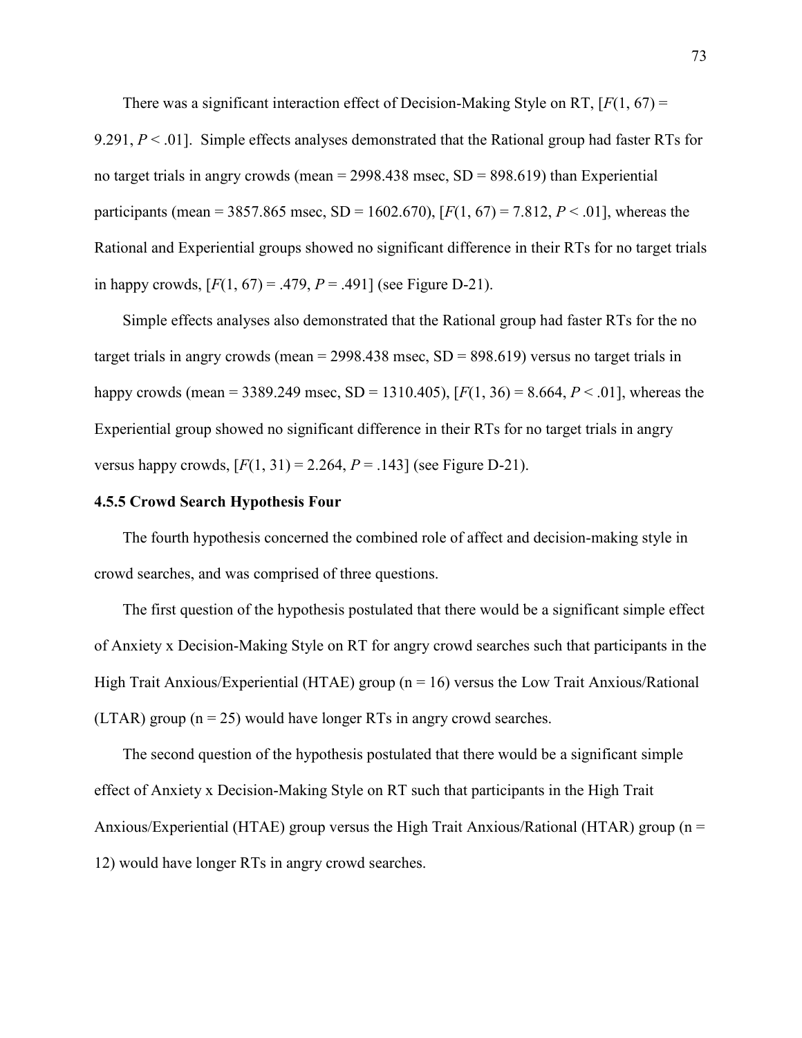There was a significant interaction effect of Decision-Making Style on RT, [$F(1, 67) = 9.291$, $P < .01$]. Simple effects analyses demonstrated that the Rational group had faster RTs for no target trials in angry crowds (mean = 2998.438 msec, SD = 898.619) than Experiential participants (mean = 3857.865 msec, SD = 1602.670), [$F(1, 67) = 7.812$, $P < .01$], whereas the Rational and Experiential groups showed no significant difference in their RTs for no target trials in happy crowds, [$F(1, 67) = .479$, $P = .491$] (see Figure D-21).

Simple effects analyses also demonstrated that the Rational group had faster RTs for the no target trials in angry crowds (mean = 2998.438 msec, SD = 898.619) versus no target trials in happy crowds (mean = 3389.249 msec, SD = 1310.405), [$F(1, 36) = 8.664$, $P < .01$], whereas the Experiential group showed no significant difference in their RTs for no target trials in angry versus happy crowds, [$F(1, 31) = 2.264$, $P = .143$] (see Figure D-21).

### 4.5.5 Crowd Search Hypothesis Four

The fourth hypothesis concerned the combined role of affect and decision-making style in crowd searches, and was comprised of three questions.

The first question of the hypothesis postulated that there would be a significant simple effect of Anxiety x Decision-Making Style on RT for angry crowd searches such that participants in the High Trait Anxious/Experiential (HTAE) group (n = 16) versus the Low Trait Anxious/Rational (LTAR) group (n = 25) would have longer RTs in angry crowd searches.

The second question of the hypothesis postulated that there would be a significant simple effect of Anxiety x Decision-Making Style on RT such that participants in the High Trait Anxious/Experiential (HTAE) group versus the High Trait Anxious/Rational (HTAR) group (n = 12) would have longer RTs in angry crowd searches.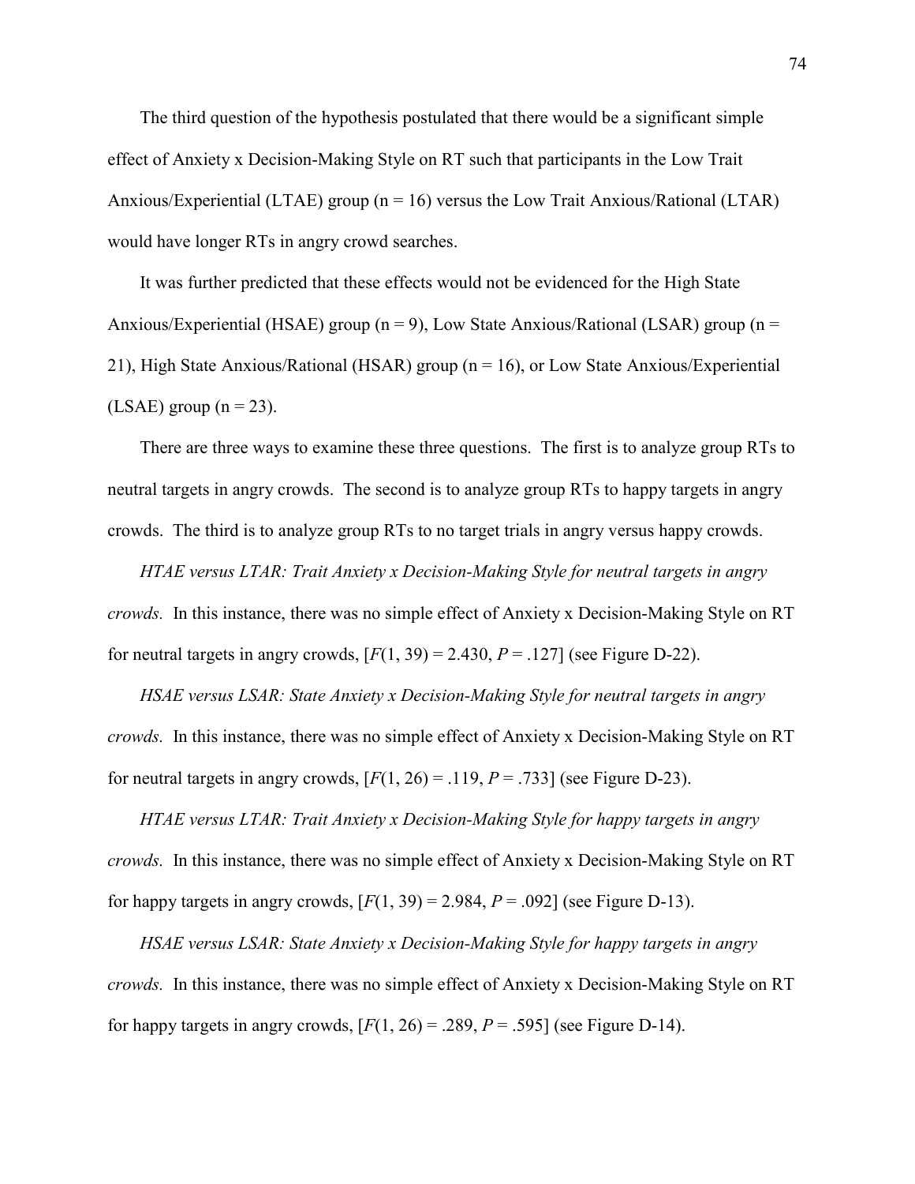The third question of the hypothesis postulated that there would be a significant simple effect of Anxiety x Decision-Making Style on RT such that participants in the Low Trait Anxious/Experiential (LTAE) group (n = 16) versus the Low Trait Anxious/Rational (LTAR) would have longer RTs in angry crowd searches.

It was further predicted that these effects would not be evidenced for the High State Anxious/Experiential (HSAE) group (n = 9), Low State Anxious/Rational (LSAR) group (n = 21), High State Anxious/Rational (HSAR) group (n = 16), or Low State Anxious/Experiential (LSAE) group (n = 23).

There are three ways to examine these three questions. The first is to analyze group RTs to neutral targets in angry crowds. The second is to analyze group RTs to happy targets in angry crowds. The third is to analyze group RTs to no target trials in angry versus happy crowds.

*HTAE versus LTAR: Trait Anxiety x Decision-Making Style for neutral targets in angry crowds.* In this instance, there was no simple effect of Anxiety x Decision-Making Style on RT for neutral targets in angry crowds, [$F(1, 39) = 2.430$, $P = .127$] (see Figure D-22).

*HSAE versus LSAR: State Anxiety x Decision-Making Style for neutral targets in angry crowds.* In this instance, there was no simple effect of Anxiety x Decision-Making Style on RT for neutral targets in angry crowds, [$F(1, 26) = .119$, $P = .733$] (see Figure D-23).

*HTAE versus LTAR: Trait Anxiety x Decision-Making Style for happy targets in angry crowds.* In this instance, there was no simple effect of Anxiety x Decision-Making Style on RT for happy targets in angry crowds, [$F(1, 39) = 2.984$, $P = .092$] (see Figure D-13).

*HSAE versus LSAR: State Anxiety x Decision-Making Style for happy targets in angry crowds.* In this instance, there was no simple effect of Anxiety x Decision-Making Style on RT for happy targets in angry crowds, [$F(1, 26) = .289$, $P = .595$] (see Figure D-14).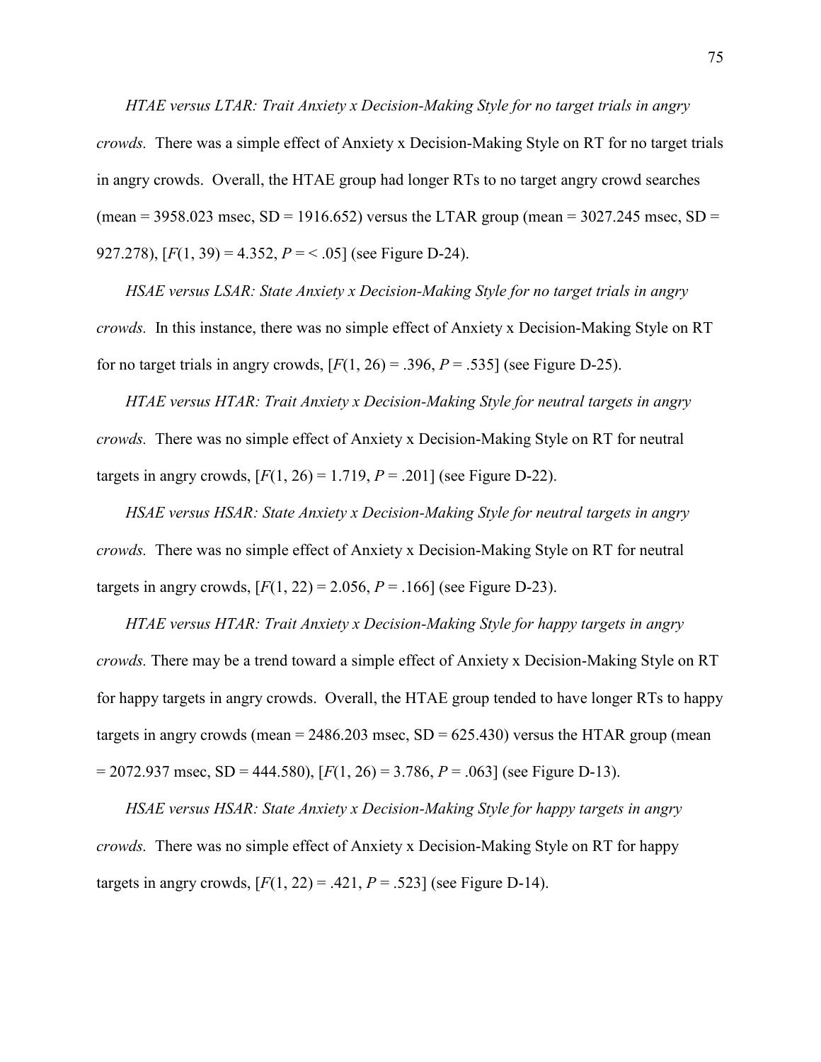*HTAE versus LTAR: Trait Anxiety x Decision-Making Style for no target trials in angry crowds.* There was a simple effect of Anxiety x Decision-Making Style on RT for no target trials in angry crowds. Overall, the HTAE group had longer RTs to no target angry crowd searches (mean = 3958.023 msec, SD = 1916.652) versus the LTAR group (mean = 3027.245 msec, SD = 927.278), [$F(1, 39) = 4.352$, $P = < .05$] (see Figure D-24).

*HSAE versus LSAR: State Anxiety x Decision-Making Style for no target trials in angry crowds.* In this instance, there was no simple effect of Anxiety x Decision-Making Style on RT for no target trials in angry crowds, [$F(1, 26) = .396$, $P = .535$] (see Figure D-25).

*HTAE versus HTAR: Trait Anxiety x Decision-Making Style for neutral targets in angry crowds.* There was no simple effect of Anxiety x Decision-Making Style on RT for neutral targets in angry crowds, [$F(1, 26) = 1.719$, $P = .201$] (see Figure D-22).

*HSAE versus HSAR: State Anxiety x Decision-Making Style for neutral targets in angry crowds.* There was no simple effect of Anxiety x Decision-Making Style on RT for neutral targets in angry crowds, [$F(1, 22) = 2.056$, $P = .166$] (see Figure D-23).

*HTAE versus HTAR: Trait Anxiety x Decision-Making Style for happy targets in angry crowds.* There may be a trend toward a simple effect of Anxiety x Decision-Making Style on RT for happy targets in angry crowds. Overall, the HTAE group tended to have longer RTs to happy targets in angry crowds (mean = 2486.203 msec, SD = 625.430) versus the HTAR group (mean = 2072.937 msec, SD = 444.580), [$F(1, 26) = 3.786$, $P = .063$] (see Figure D-13).

*HSAE versus HSAR: State Anxiety x Decision-Making Style for happy targets in angry crowds.* There was no simple effect of Anxiety x Decision-Making Style on RT for happy targets in angry crowds, [$F(1, 22) = .421$, $P = .523$] (see Figure D-14).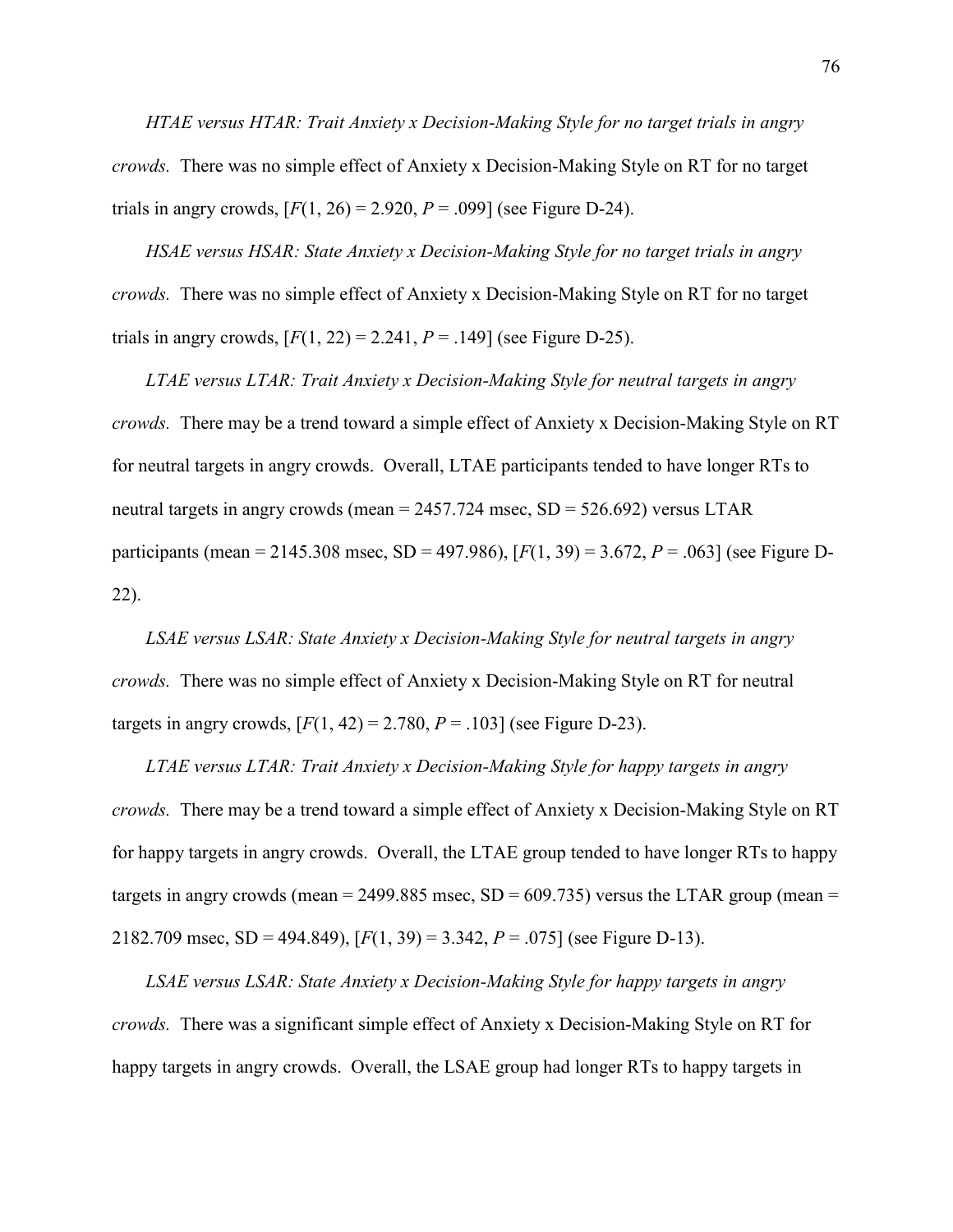*HTAE versus HTAR: Trait Anxiety x Decision-Making Style for no target trials in angry crowds.* There was no simple effect of Anxiety x Decision-Making Style on RT for no target trials in angry crowds, [$F(1, 26) = 2.920$, $P = .099$] (see Figure D-24).

*HSAE versus HSAR: State Anxiety x Decision-Making Style for no target trials in angry crowds.* There was no simple effect of Anxiety x Decision-Making Style on RT for no target trials in angry crowds, [$F(1, 22) = 2.241$, $P = .149$] (see Figure D-25).

*LTAE versus LTAR: Trait Anxiety x Decision-Making Style for neutral targets in angry crowds.* There may be a trend toward a simple effect of Anxiety x Decision-Making Style on RT for neutral targets in angry crowds. Overall, LTAE participants tended to have longer RTs to neutral targets in angry crowds (mean = 2457.724 msec, SD = 526.692) versus LTAR participants (mean = 2145.308 msec, SD = 497.986), [$F(1, 39) = 3.672$, $P = .063$] (see Figure D-22).

*LSAE versus LSAR: State Anxiety x Decision-Making Style for neutral targets in angry crowds.* There was no simple effect of Anxiety x Decision-Making Style on RT for neutral targets in angry crowds, [$F(1, 42) = 2.780$, $P = .103$] (see Figure D-23).

*LTAE versus LTAR: Trait Anxiety x Decision-Making Style for happy targets in angry crowds.* There may be a trend toward a simple effect of Anxiety x Decision-Making Style on RT for happy targets in angry crowds. Overall, the LTAE group tended to have longer RTs to happy targets in angry crowds (mean = 2499.885 msec, SD = 609.735) versus the LTAR group (mean = 2182.709 msec, SD = 494.849), [$F(1, 39) = 3.342$, $P = .075$] (see Figure D-13).

*LSAE versus LSAR: State Anxiety x Decision-Making Style for happy targets in angry crowds.* There was a significant simple effect of Anxiety x Decision-Making Style on RT for happy targets in angry crowds. Overall, the LSAE group had longer RTs to happy targets in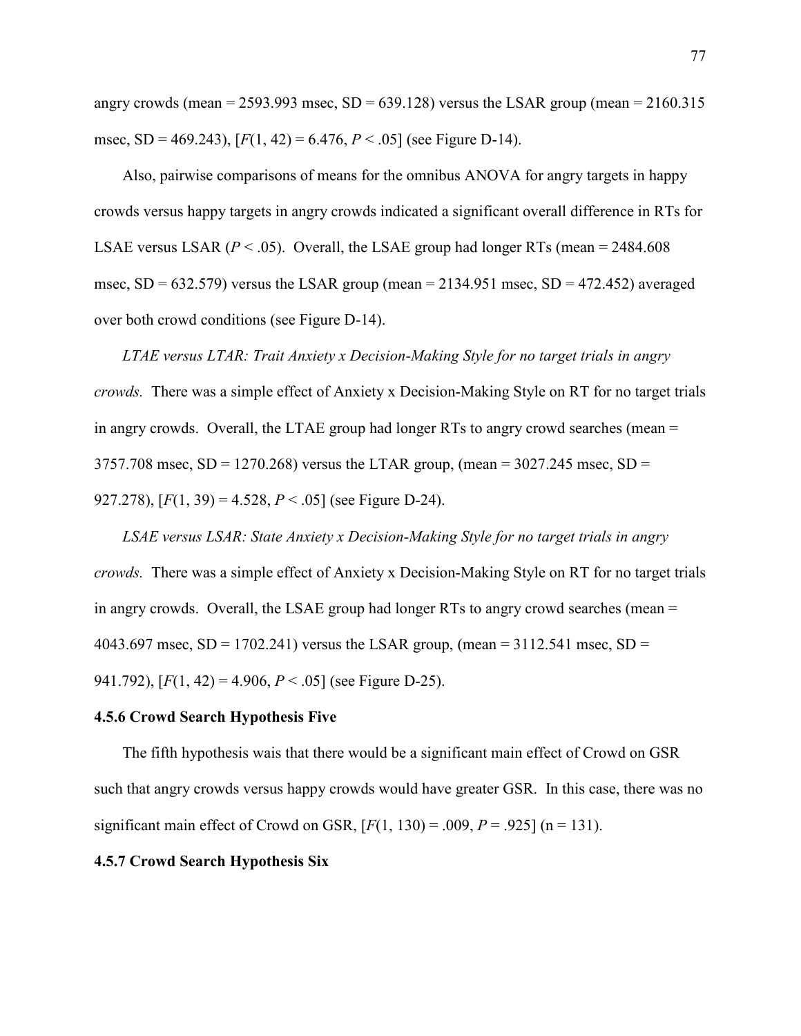angry crowds (mean = 2593.993 msec, SD = 639.128) versus the LSAR group (mean = 2160.315 msec, SD = 469.243), [$F(1, 42) = 6.476$, $P < .05$] (see Figure D-14).

Also, pairwise comparisons of means for the omnibus ANOVA for angry targets in happy crowds versus happy targets in angry crowds indicated a significant overall difference in RTs for LSAE versus LSAR ($P < .05$). Overall, the LSAE group had longer RTs (mean = 2484.608 msec, SD = 632.579) versus the LSAR group (mean = 2134.951 msec, SD = 472.452) averaged over both crowd conditions (see Figure D-14).

*LTAE versus LTAR: Trait Anxiety x Decision-Making Style for no target trials in angry crowds.* There was a simple effect of Anxiety x Decision-Making Style on RT for no target trials in angry crowds. Overall, the LTAE group had longer RTs to angry crowd searches (mean = 3757.708 msec, SD = 1270.268) versus the LTAR group, (mean = 3027.245 msec, SD = 927.278), [$F(1, 39) = 4.528$, $P < .05$] (see Figure D-24).

*LSAE versus LSAR: State Anxiety x Decision-Making Style for no target trials in angry crowds.* There was a simple effect of Anxiety x Decision-Making Style on RT for no target trials in angry crowds. Overall, the LSAE group had longer RTs to angry crowd searches (mean = 4043.697 msec, SD = 1702.241) versus the LSAR group, (mean = 3112.541 msec, SD = 941.792), [$F(1, 42) = 4.906$, $P < .05$] (see Figure D-25).

### 4.5.6 Crowd Search Hypothesis Five

The fifth hypothesis wais that there would be a significant main effect of Crowd on GSR such that angry crowds versus happy crowds would have greater GSR. In this case, there was no significant main effect of Crowd on GSR, [$F(1, 130) = .009$, $P = .925$] (n = 131).

### 4.5.7 Crowd Search Hypothesis Six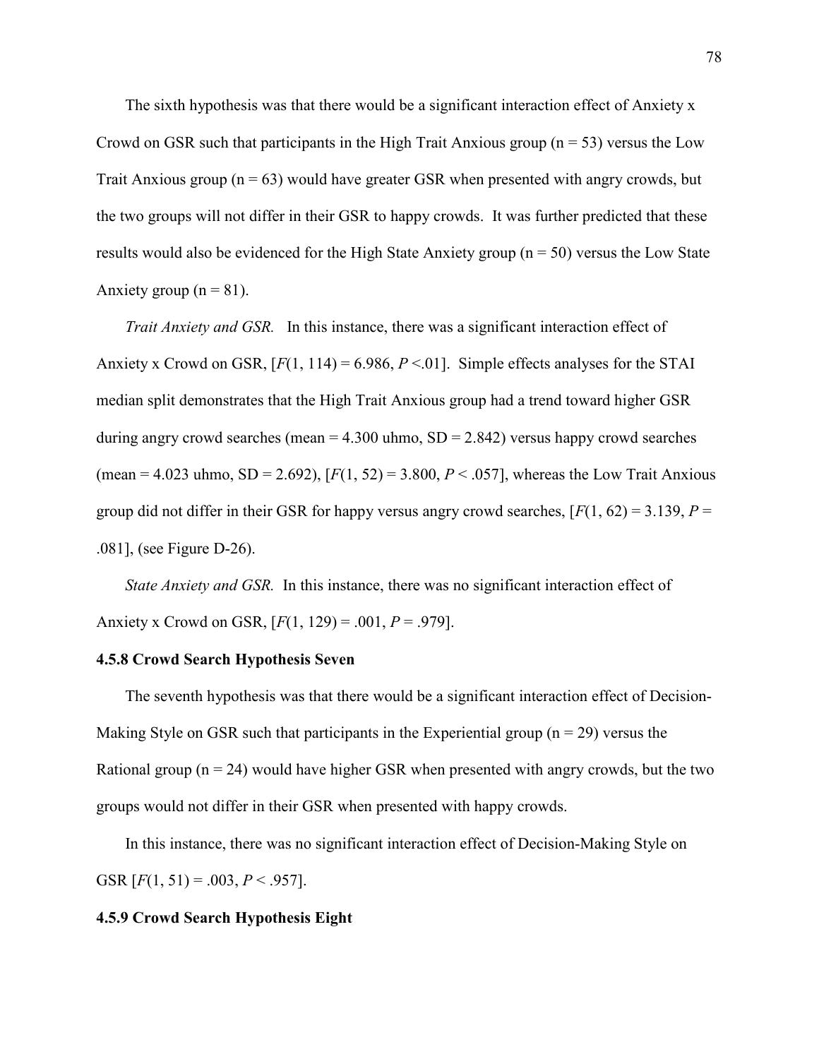The sixth hypothesis was that there would be a significant interaction effect of Anxiety x Crowd on GSR such that participants in the High Trait Anxious group ($n = 53$) versus the Low Trait Anxious group ($n = 63$) would have greater GSR when presented with angry crowds, but the two groups will not differ in their GSR to happy crowds. It was further predicted that these results would also be evidenced for the High State Anxiety group ($n = 50$) versus the Low State Anxiety group ($n = 81$).

*Trait Anxiety and GSR.* In this instance, there was a significant interaction effect of Anxiety x Crowd on GSR, [$F(1, 114) = 6.986$, $P < .01$]. Simple effects analyses for the STAI median split demonstrates that the High Trait Anxious group had a trend toward higher GSR during angry crowd searches (mean = 4.300 uhmo, SD = 2.842) versus happy crowd searches (mean = 4.023 uhmo, SD = 2.692), [$F(1, 52) = 3.800$, $P < .057$], whereas the Low Trait Anxious group did not differ in their GSR for happy versus angry crowd searches, [$F(1, 62) = 3.139$, $P = .081$], (see Figure D-26).

*State Anxiety and GSR.* In this instance, there was no significant interaction effect of Anxiety x Crowd on GSR, [$F(1, 129) = .001$, $P = .979$].

### 4.5.8 Crowd Search Hypothesis Seven

The seventh hypothesis was that there would be a significant interaction effect of Decision-Making Style on GSR such that participants in the Experiential group ($n = 29$) versus the Rational group ($n = 24$) would have higher GSR when presented with angry crowds, but the two groups would not differ in their GSR when presented with happy crowds.

In this instance, there was no significant interaction effect of Decision-Making Style on GSR [$F(1, 51) = .003$, $P < .957$].

### 4.5.9 Crowd Search Hypothesis Eight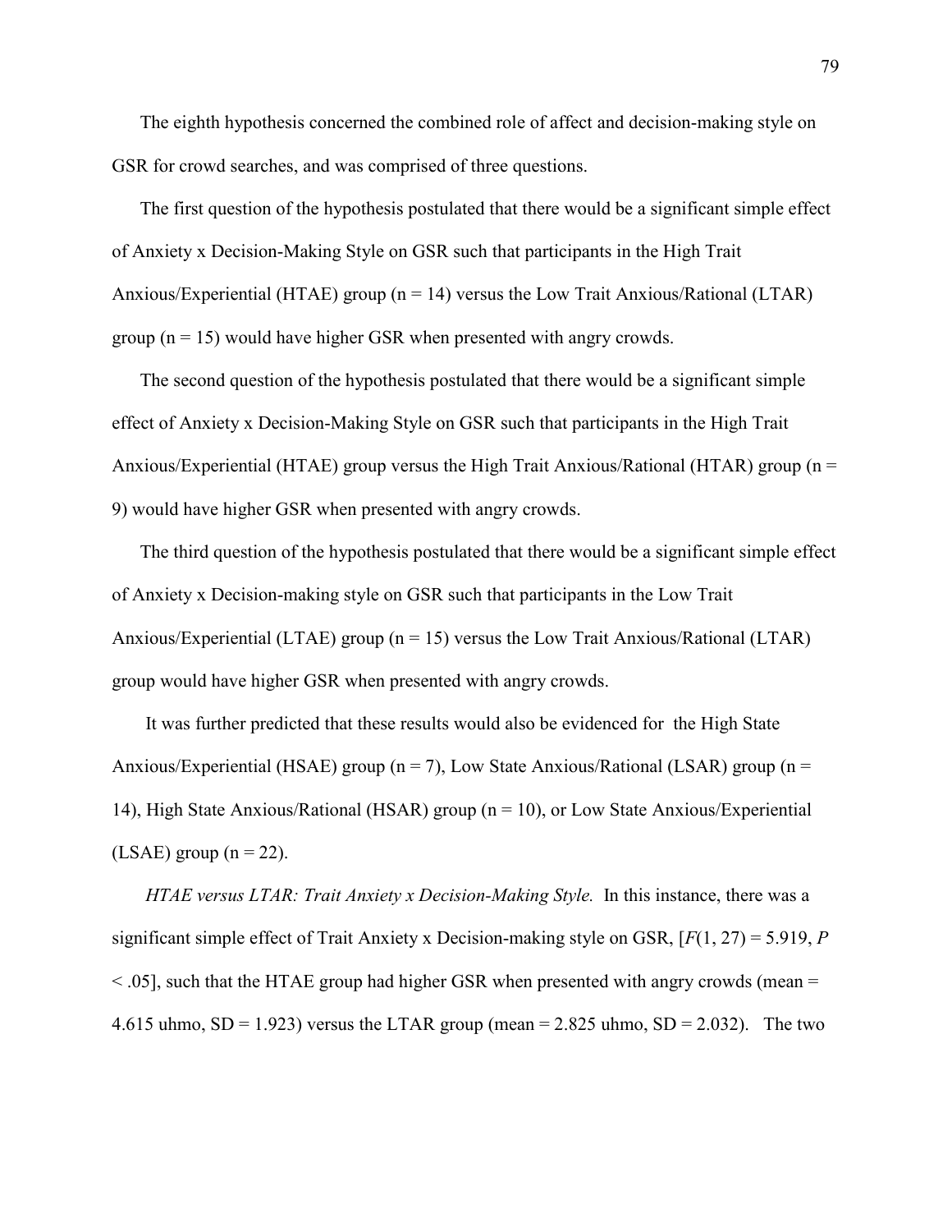The eighth hypothesis concerned the combined role of affect and decision-making style on GSR for crowd searches, and was comprised of three questions.

The first question of the hypothesis postulated that there would be a significant simple effect of Anxiety x Decision-Making Style on GSR such that participants in the High Trait Anxious/Experiential (HTAE) group ($n = 14$) versus the Low Trait Anxious/Rational (LTAR) group ($n = 15$) would have higher GSR when presented with angry crowds.

The second question of the hypothesis postulated that there would be a significant simple effect of Anxiety x Decision-Making Style on GSR such that participants in the High Trait Anxious/Experiential (HTAE) group versus the High Trait Anxious/Rational (HTAR) group ($n = 9$) would have higher GSR when presented with angry crowds.

The third question of the hypothesis postulated that there would be a significant simple effect of Anxiety x Decision-making style on GSR such that participants in the Low Trait Anxious/Experiential (LTAE) group ($n = 15$) versus the Low Trait Anxious/Rational (LTAR) group would have higher GSR when presented with angry crowds.

It was further predicted that these results would also be evidenced for the High State Anxious/Experiential (HSAE) group ($n = 7$), Low State Anxious/Rational (LSAR) group ($n = 14$), High State Anxious/Rational (HSAR) group ($n = 10$), or Low State Anxious/Experiential (LSAE) group ($n = 22$).

*HTAE versus LTAR: Trait Anxiety x Decision-Making Style.* In this instance, there was a significant simple effect of Trait Anxiety x Decision-making style on GSR, [$F(1, 27) = 5.919$, $P < .05$], such that the HTAE group had higher GSR when presented with angry crowds (mean = 4.615 uhmo, SD = 1.923) versus the LTAR group (mean = 2.825 uhmo, SD = 2.032). The two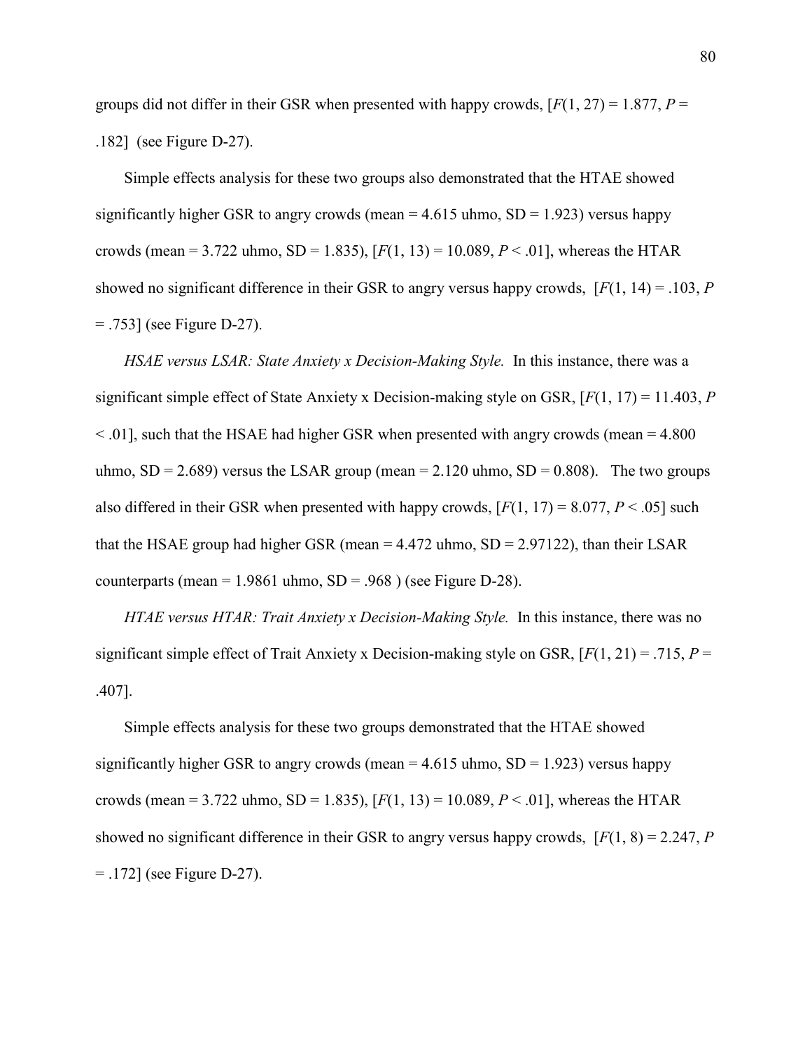groups did not differ in their GSR when presented with happy crowds, [$F(1, 27) = 1.877$, $P = .182$] (see Figure D-27).

Simple effects analysis for these two groups also demonstrated that the HTAE showed significantly higher GSR to angry crowds (mean = 4.615 uhmo, SD = 1.923) versus happy crowds (mean = 3.722 uhmo, SD = 1.835), [$F(1, 13) = 10.089$, $P < .01$], whereas the HTAR showed no significant difference in their GSR to angry versus happy crowds, [$F(1, 14) = .103$, $P = .753$] (see Figure D-27).

*HSAE versus LSAR: State Anxiety x Decision-Making Style.* In this instance, there was a significant simple effect of State Anxiety x Decision-making style on GSR, [$F(1, 17) = 11.403$, $P < .01$], such that the HSAE had higher GSR when presented with angry crowds (mean = 4.800 uhmo, SD = 2.689) versus the LSAR group (mean = 2.120 uhmo, SD = 0.808). The two groups also differed in their GSR when presented with happy crowds, [$F(1, 17) = 8.077$, $P < .05$] such that the HSAE group had higher GSR (mean = 4.472 uhmo, SD = 2.97122), than their LSAR counterparts (mean = 1.9861 uhmo, SD = .968 ) (see Figure D-28).

*HTAE versus HTAR: Trait Anxiety x Decision-Making Style.* In this instance, there was no significant simple effect of Trait Anxiety x Decision-making style on GSR, [$F(1, 21) = .715$, $P = .407$].

Simple effects analysis for these two groups demonstrated that the HTAE showed significantly higher GSR to angry crowds (mean = 4.615 uhmo, SD = 1.923) versus happy crowds (mean = 3.722 uhmo, SD = 1.835), [$F(1, 13) = 10.089$, $P < .01$], whereas the HTAR showed no significant difference in their GSR to angry versus happy crowds, [$F(1, 8) = 2.247$, $P = .172$] (see Figure D-27).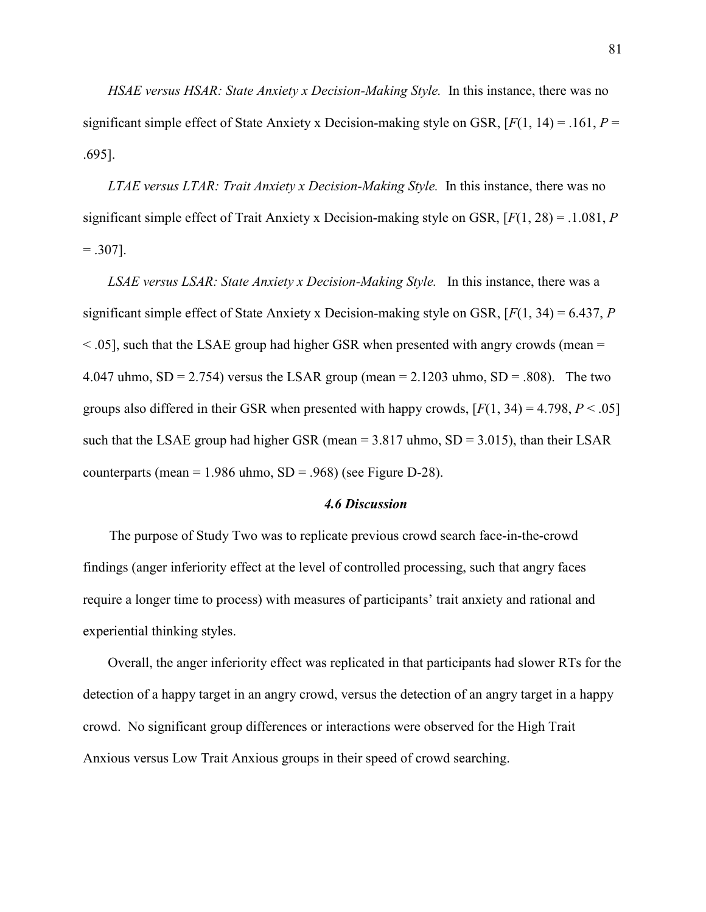*HSAE versus HSAR: State Anxiety x Decision-Making Style.* In this instance, there was no significant simple effect of State Anxiety x Decision-making style on GSR, [$F(1, 14) = .161$, $P = .695$].

*LTAE versus LTAR: Trait Anxiety x Decision-Making Style.* In this instance, there was no significant simple effect of Trait Anxiety x Decision-making style on GSR, [$F(1, 28) = .1.081$, $P = .307$].

*LSAE versus LSAR: State Anxiety x Decision-Making Style.* In this instance, there was a significant simple effect of State Anxiety x Decision-making style on GSR, [$F(1, 34) = 6.437$, $P < .05$], such that the LSAE group had higher GSR when presented with angry crowds (mean = 4.047 uhmo, SD = 2.754) versus the LSAR group (mean = 2.1203 uhmo, SD = .808). The two groups also differed in their GSR when presented with happy crowds, [$F(1, 34) = 4.798$, $P < .05$] such that the LSAE group had higher GSR (mean = 3.817 uhmo, SD = 3.015), than their LSAR counterparts (mean = 1.986 uhmo, SD = .968) (see Figure D-28).

### *4.6 Discussion*

The purpose of Study Two was to replicate previous crowd search face-in-the-crowd findings (anger inferiority effect at the level of controlled processing, such that angry faces require a longer time to process) with measures of participants' trait anxiety and rational and experiential thinking styles.

Overall, the anger inferiority effect was replicated in that participants had slower RTs for the detection of a happy target in an angry crowd, versus the detection of an angry target in a happy crowd. No significant group differences or interactions were observed for the High Trait Anxious versus Low Trait Anxious groups in their speed of crowd searching.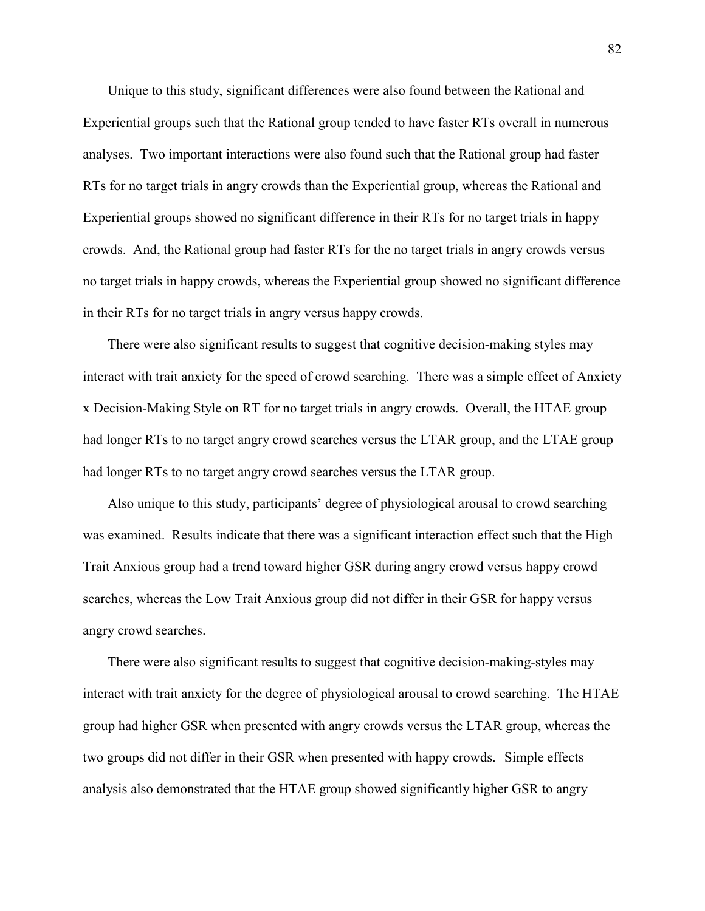Unique to this study, significant differences were also found between the Rational and Experiential groups such that the Rational group tended to have faster RTs overall in numerous analyses. Two important interactions were also found such that the Rational group had faster RTs for no target trials in angry crowds than the Experiential group, whereas the Rational and Experiential groups showed no significant difference in their RTs for no target trials in happy crowds. And, the Rational group had faster RTs for the no target trials in angry crowds versus no target trials in happy crowds, whereas the Experiential group showed no significant difference in their RTs for no target trials in angry versus happy crowds.

There were also significant results to suggest that cognitive decision-making styles may interact with trait anxiety for the speed of crowd searching. There was a simple effect of Anxiety x Decision-Making Style on RT for no target trials in angry crowds. Overall, the HTAE group had longer RTs to no target angry crowd searches versus the LTAR group, and the LTAE group had longer RTs to no target angry crowd searches versus the LTAR group.

Also unique to this study, participants' degree of physiological arousal to crowd searching was examined. Results indicate that there was a significant interaction effect such that the High Trait Anxious group had a trend toward higher GSR during angry crowd versus happy crowd searches, whereas the Low Trait Anxious group did not differ in their GSR for happy versus angry crowd searches.

There were also significant results to suggest that cognitive decision-making-styles may interact with trait anxiety for the degree of physiological arousal to crowd searching. The HTAE group had higher GSR when presented with angry crowds versus the LTAR group, whereas the two groups did not differ in their GSR when presented with happy crowds. Simple effects analysis also demonstrated that the HTAE group showed significantly higher GSR to angry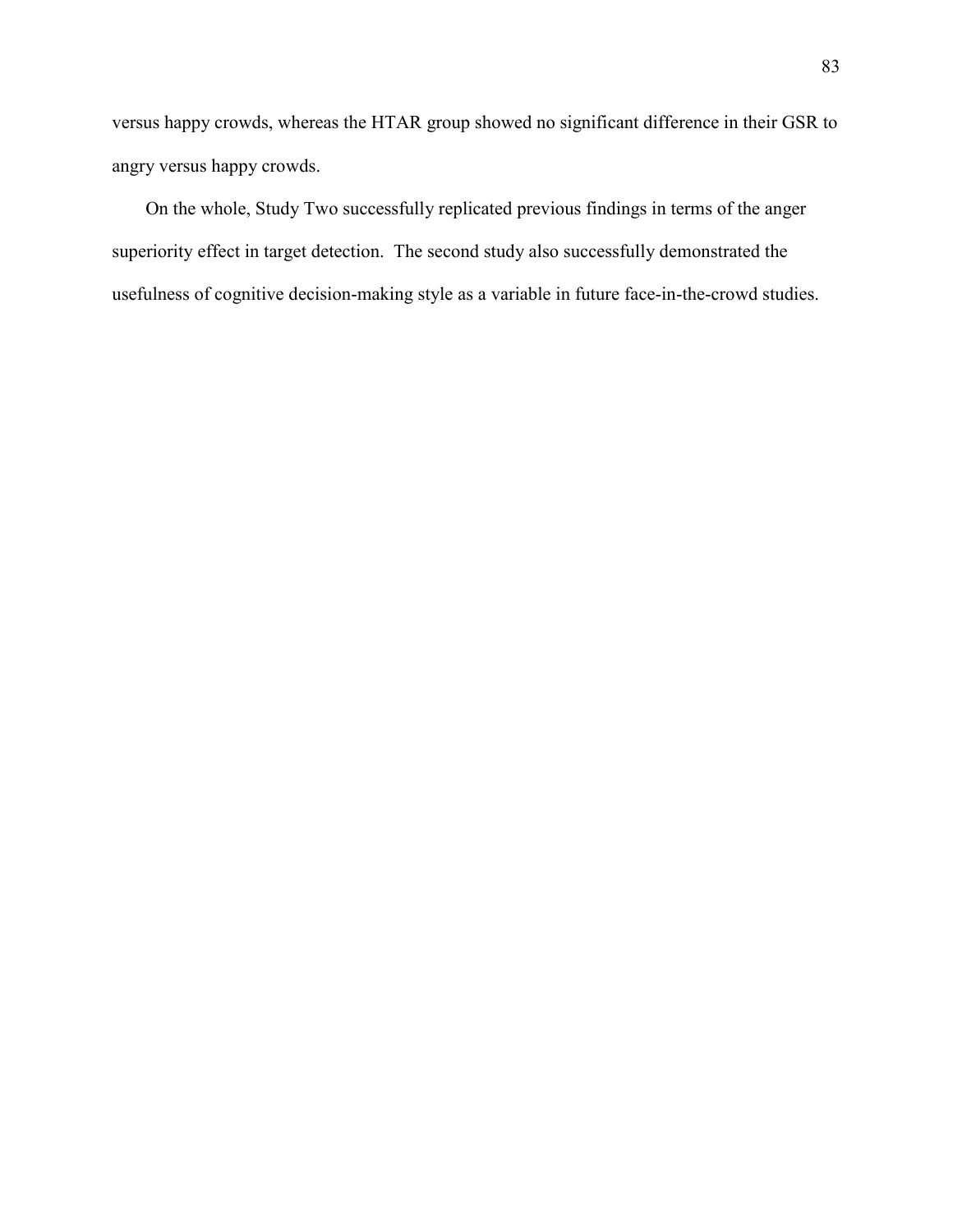versus happy crowds, whereas the HTAR group showed no significant difference in their GSR to angry versus happy crowds.

On the whole, Study Two successfully replicated previous findings in terms of the anger superiority effect in target detection. The second study also successfully demonstrated the usefulness of cognitive decision-making style as a variable in future face-in-the-crowd studies.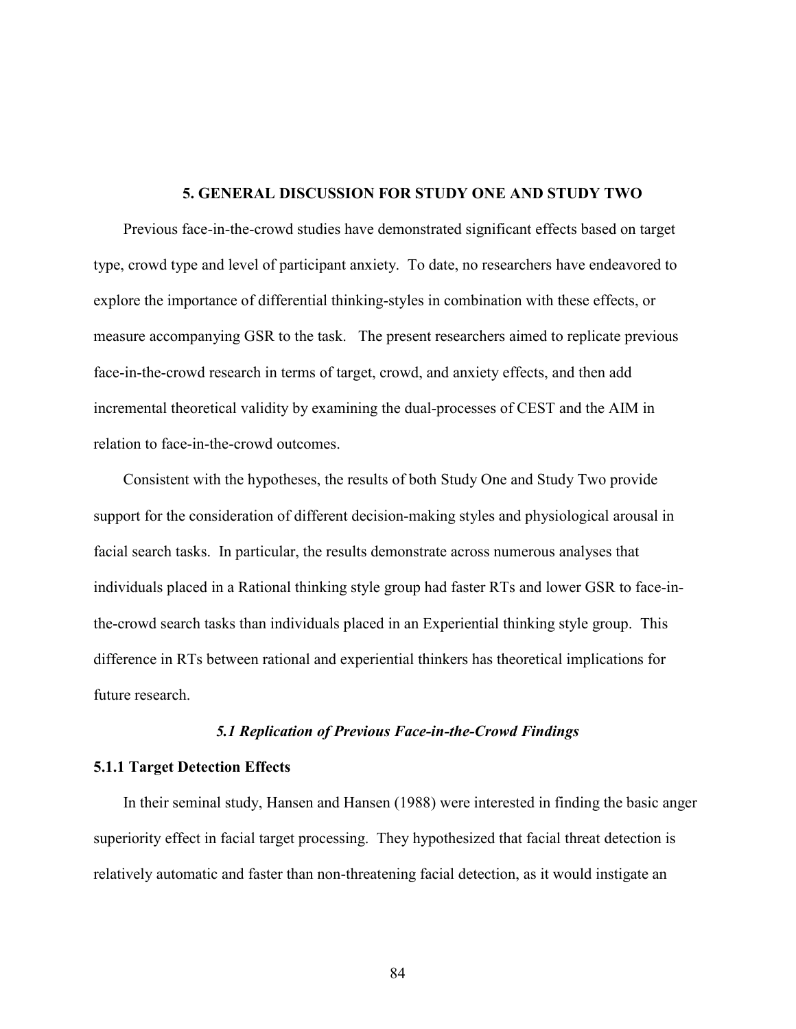# 5. GENERAL DISCUSSION FOR STUDY ONE AND STUDY TWO

Previous face-in-the-crowd studies have demonstrated significant effects based on target type, crowd type and level of participant anxiety. To date, no researchers have endeavored to explore the importance of differential thinking-styles in combination with these effects, or measure accompanying GSR to the task. The present researchers aimed to replicate previous face-in-the-crowd research in terms of target, crowd, and anxiety effects, and then add incremental theoretical validity by examining the dual-processes of CEST and the AIM in relation to face-in-the-crowd outcomes.

Consistent with the hypotheses, the results of both Study One and Study Two provide support for the consideration of different decision-making styles and physiological arousal in facial search tasks. In particular, the results demonstrate across numerous analyses that individuals placed in a Rational thinking style group had faster RTs and lower GSR to face-in-the-crowd search tasks than individuals placed in an Experiential thinking style group. This difference in RTs between rational and experiential thinkers has theoretical implications for future research.

## *5.1 Replication of Previous Face-in-the-Crowd Findings*

### 5.1.1 Target Detection Effects

In their seminal study, Hansen and Hansen (1988) were interested in finding the basic anger superiority effect in facial target processing. They hypothesized that facial threat detection is relatively automatic and faster than non-threatening facial detection, as it would instigate an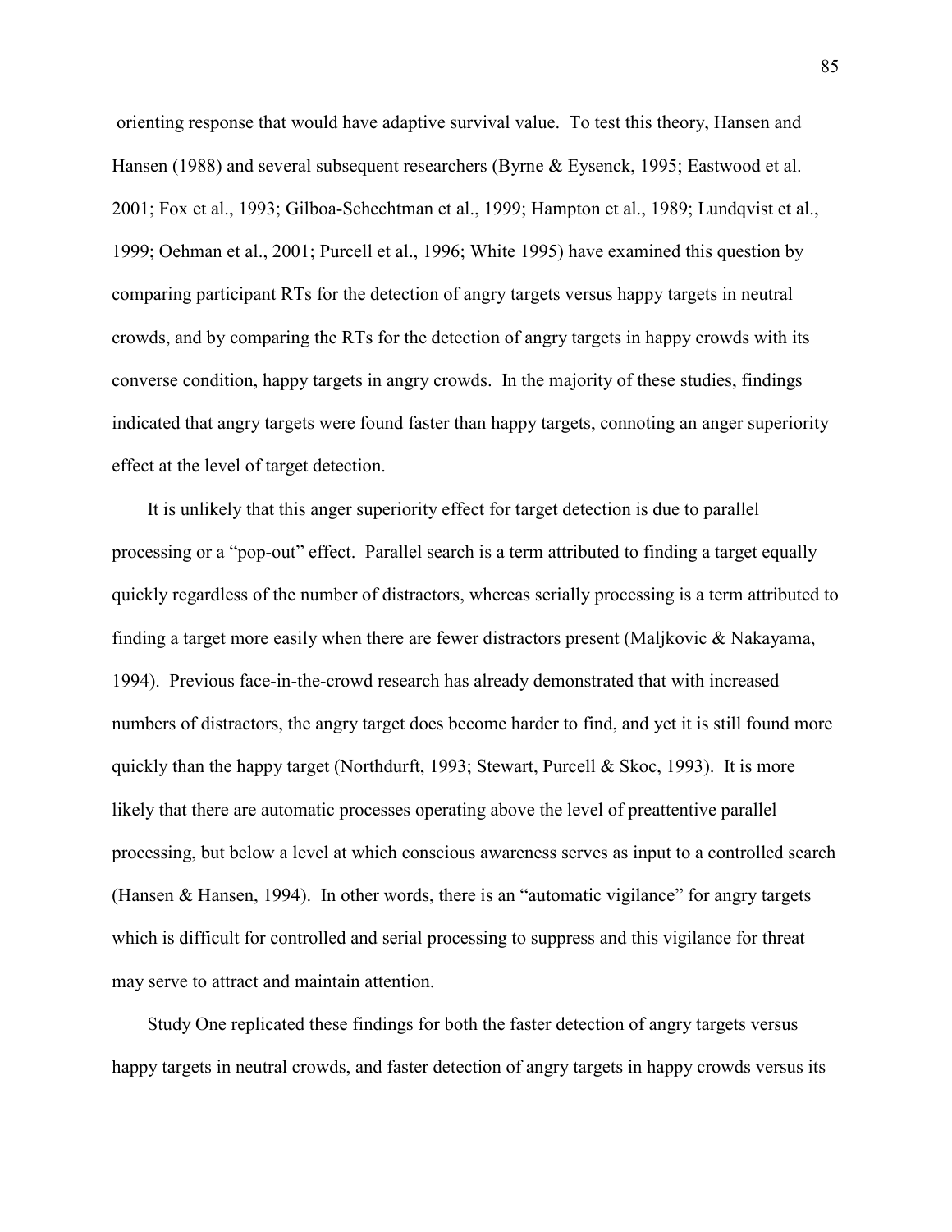orienting response that would have adaptive survival value. To test this theory, Hansen and Hansen (1988) and several subsequent researchers (Byrne & Eysenck, 1995; Eastwood et al. 2001; Fox et al., 1993; Gilboa-Schechtman et al., 1999; Hampton et al., 1989; Lundqvist et al., 1999; Oehman et al., 2001; Purcell et al., 1996; White 1995) have examined this question by comparing participant RTs for the detection of angry targets versus happy targets in neutral crowds, and by comparing the RTs for the detection of angry targets in happy crowds with its converse condition, happy targets in angry crowds. In the majority of these studies, findings indicated that angry targets were found faster than happy targets, connoting an anger superiority effect at the level of target detection.

It is unlikely that this anger superiority effect for target detection is due to parallel processing or a "pop-out" effect. Parallel search is a term attributed to finding a target equally quickly regardless of the number of distractors, whereas serially processing is a term attributed to finding a target more easily when there are fewer distractors present (Maljkovic & Nakayama, 1994). Previous face-in-the-crowd research has already demonstrated that with increased numbers of distractors, the angry target does become harder to find, and yet it is still found more quickly than the happy target (Northdurft, 1993; Stewart, Purcell & Skoc, 1993). It is more likely that there are automatic processes operating above the level of preattentive parallel processing, but below a level at which conscious awareness serves as input to a controlled search (Hansen & Hansen, 1994). In other words, there is an "automatic vigilance" for angry targets which is difficult for controlled and serial processing to suppress and this vigilance for threat may serve to attract and maintain attention.

Study One replicated these findings for both the faster detection of angry targets versus happy targets in neutral crowds, and faster detection of angry targets in happy crowds versus its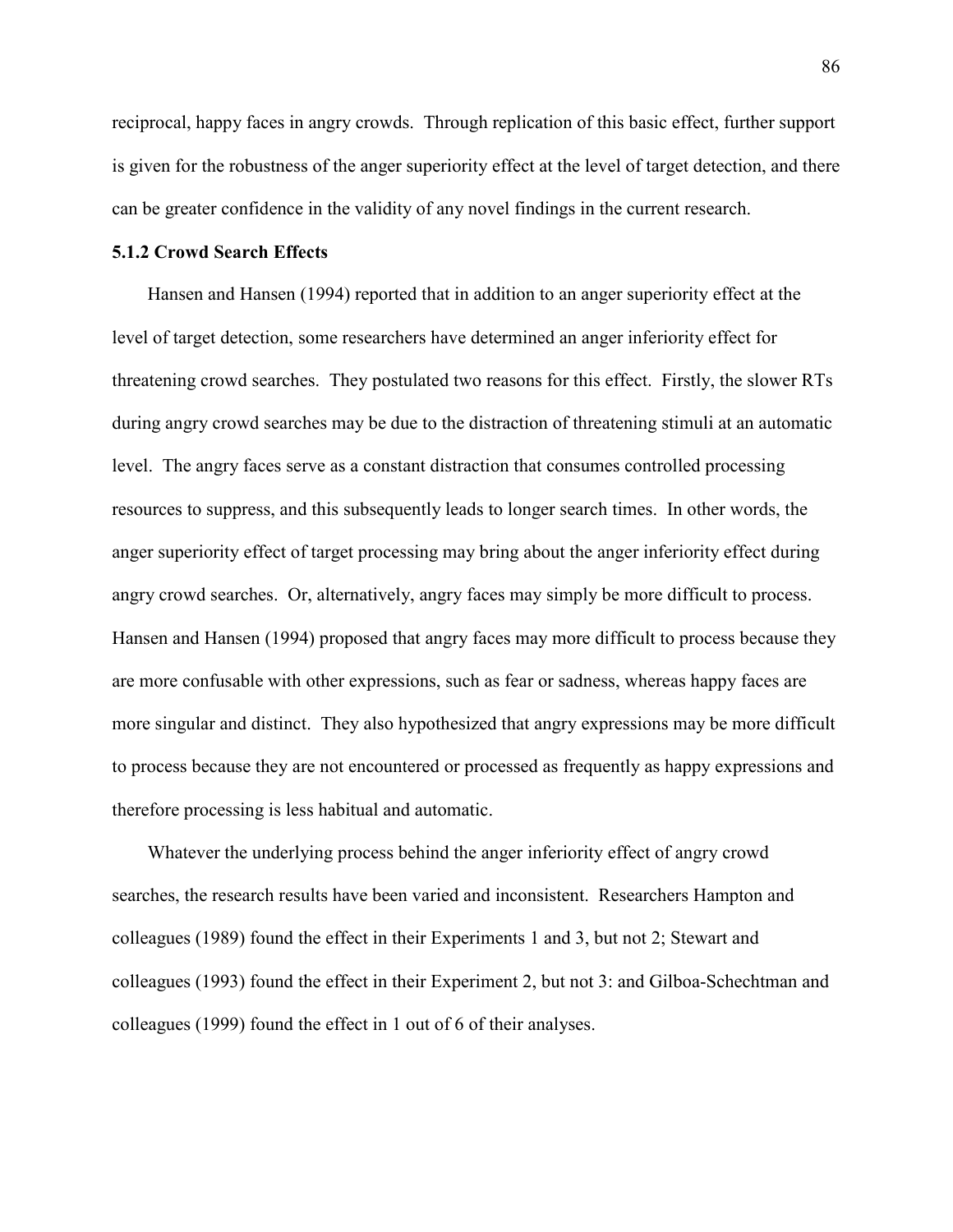reciprocal, happy faces in angry crowds. Through replication of this basic effect, further support is given for the robustness of the anger superiority effect at the level of target detection, and there can be greater confidence in the validity of any novel findings in the current research.

### 5.1.2 Crowd Search Effects

Hansen and Hansen (1994) reported that in addition to an anger superiority effect at the level of target detection, some researchers have determined an anger inferiority effect for threatening crowd searches. They postulated two reasons for this effect. Firstly, the slower RTs during angry crowd searches may be due to the distraction of threatening stimuli at an automatic level. The angry faces serve as a constant distraction that consumes controlled processing resources to suppress, and this subsequently leads to longer search times. In other words, the anger superiority effect of target processing may bring about the anger inferiority effect during angry crowd searches. Or, alternatively, angry faces may simply be more difficult to process. Hansen and Hansen (1994) proposed that angry faces may more difficult to process because they are more confusable with other expressions, such as fear or sadness, whereas happy faces are more singular and distinct. They also hypothesized that angry expressions may be more difficult to process because they are not encountered or processed as frequently as happy expressions and therefore processing is less habitual and automatic.

Whatever the underlying process behind the anger inferiority effect of angry crowd searches, the research results have been varied and inconsistent. Researchers Hampton and colleagues (1989) found the effect in their Experiments 1 and 3, but not 2; Stewart and colleagues (1993) found the effect in their Experiment 2, but not 3: and Gilboa-Schechtman and colleagues (1999) found the effect in 1 out of 6 of their analyses.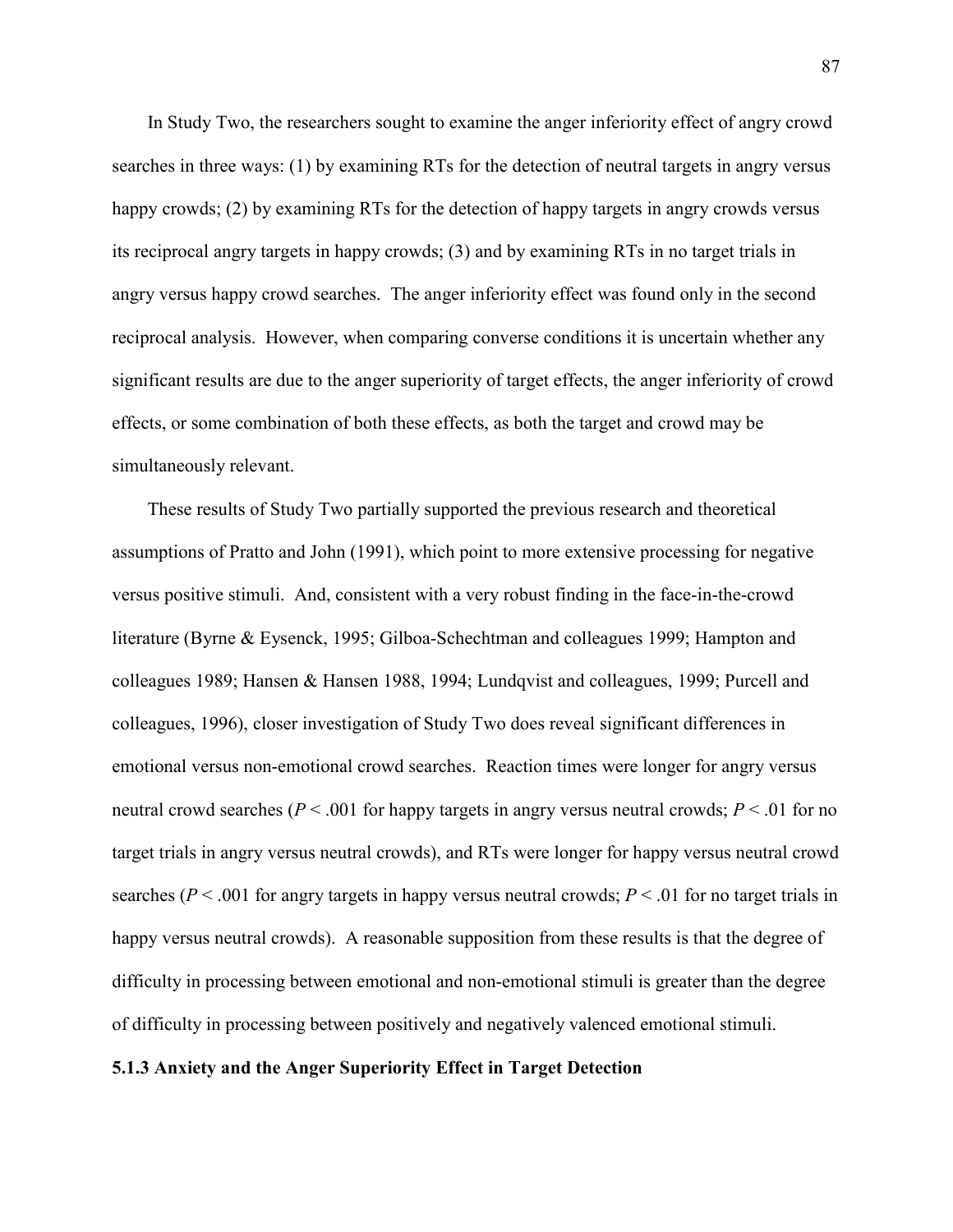In Study Two, the researchers sought to examine the anger inferiority effect of angry crowd searches in three ways: (1) by examining RTs for the detection of neutral targets in angry versus happy crowds; (2) by examining RTs for the detection of happy targets in angry crowds versus its reciprocal angry targets in happy crowds; (3) and by examining RTs in no target trials in angry versus happy crowd searches. The anger inferiority effect was found only in the second reciprocal analysis. However, when comparing converse conditions it is uncertain whether any significant results are due to the anger superiority of target effects, the anger inferiority of crowd effects, or some combination of both these effects, as both the target and crowd may be simultaneously relevant.

These results of Study Two partially supported the previous research and theoretical assumptions of Pratto and John (1991), which point to more extensive processing for negative versus positive stimuli. And, consistent with a very robust finding in the face-in-the-crowd literature (Byrne & Eysenck, 1995; Gilboa-Schechtman and colleagues 1999; Hampton and colleagues 1989; Hansen & Hansen 1988, 1994; Lundqvist and colleagues, 1999; Purcell and colleagues, 1996), closer investigation of Study Two does reveal significant differences in emotional versus non-emotional crowd searches. Reaction times were longer for angry versus neutral crowd searches ($P < .001$ for happy targets in angry versus neutral crowds; $P < .01$ for no target trials in angry versus neutral crowds), and RTs were longer for happy versus neutral crowd searches ($P < .001$ for angry targets in happy versus neutral crowds; $P < .01$ for no target trials in happy versus neutral crowds). A reasonable supposition from these results is that the degree of difficulty in processing between emotional and non-emotional stimuli is greater than the degree of difficulty in processing between positively and negatively valenced emotional stimuli.

### 5.1.3 Anxiety and the Anger Superiority Effect in Target Detection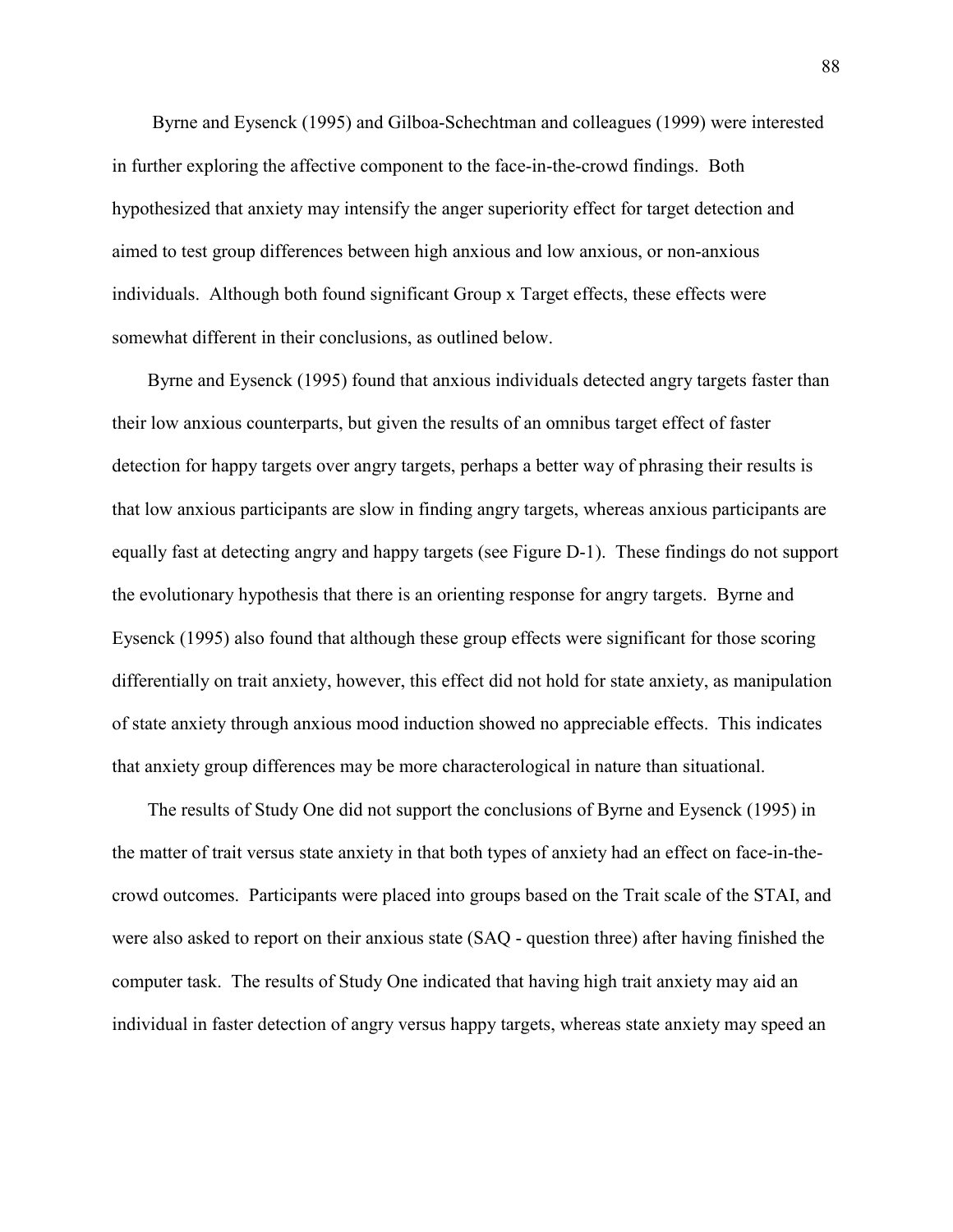Byrne and Eysenck (1995) and Gilboa-Schechtman and colleagues (1999) were interested in further exploring the affective component to the face-in-the-crowd findings. Both hypothesized that anxiety may intensify the anger superiority effect for target detection and aimed to test group differences between high anxious and low anxious, or non-anxious individuals. Although both found significant Group x Target effects, these effects were somewhat different in their conclusions, as outlined below.

Byrne and Eysenck (1995) found that anxious individuals detected angry targets faster than their low anxious counterparts, but given the results of an omnibus target effect of faster detection for happy targets over angry targets, perhaps a better way of phrasing their results is that low anxious participants are slow in finding angry targets, whereas anxious participants are equally fast at detecting angry and happy targets (see Figure D-1). These findings do not support the evolutionary hypothesis that there is an orienting response for angry targets. Byrne and Eysenck (1995) also found that although these group effects were significant for those scoring differentially on trait anxiety, however, this effect did not hold for state anxiety, as manipulation of state anxiety through anxious mood induction showed no appreciable effects. This indicates that anxiety group differences may be more characterological in nature than situational.

The results of Study One did not support the conclusions of Byrne and Eysenck (1995) in the matter of trait versus state anxiety in that both types of anxiety had an effect on face-in-the-crowd outcomes. Participants were placed into groups based on the Trait scale of the STAI, and were also asked to report on their anxious state (SAQ - question three) after having finished the computer task. The results of Study One indicated that having high trait anxiety may aid an individual in faster detection of angry versus happy targets, whereas state anxiety may speed an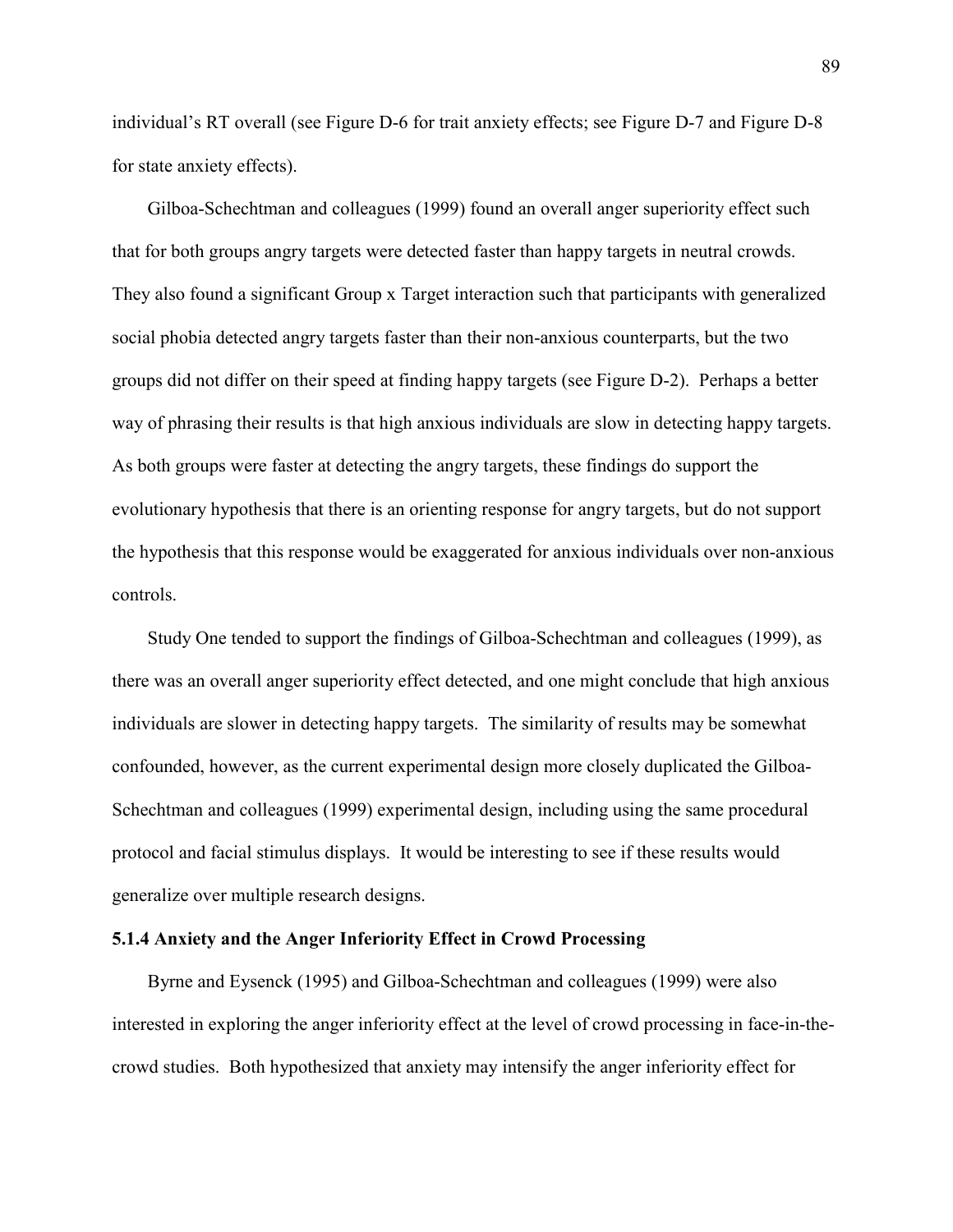individual's RT overall (see Figure D-6 for trait anxiety effects; see Figure D-7 and Figure D-8 for state anxiety effects).

Gilboa-Schechtman and colleagues (1999) found an overall anger superiority effect such that for both groups angry targets were detected faster than happy targets in neutral crowds. They also found a significant Group x Target interaction such that participants with generalized social phobia detected angry targets faster than their non-anxious counterparts, but the two groups did not differ on their speed at finding happy targets (see Figure D-2). Perhaps a better way of phrasing their results is that high anxious individuals are slow in detecting happy targets. As both groups were faster at detecting the angry targets, these findings do support the evolutionary hypothesis that there is an orienting response for angry targets, but do not support the hypothesis that this response would be exaggerated for anxious individuals over non-anxious controls.

Study One tended to support the findings of Gilboa-Schechtman and colleagues (1999), as there was an overall anger superiority effect detected, and one might conclude that high anxious individuals are slower in detecting happy targets. The similarity of results may be somewhat confounded, however, as the current experimental design more closely duplicated the Gilboa-Schechtman and colleagues (1999) experimental design, including using the same procedural protocol and facial stimulus displays. It would be interesting to see if these results would generalize over multiple research designs.

### 5.1.4 Anxiety and the Anger Inferiority Effect in Crowd Processing

Byrne and Eysenck (1995) and Gilboa-Schechtman and colleagues (1999) were also interested in exploring the anger inferiority effect at the level of crowd processing in face-in-the-crowd studies. Both hypothesized that anxiety may intensify the anger inferiority effect for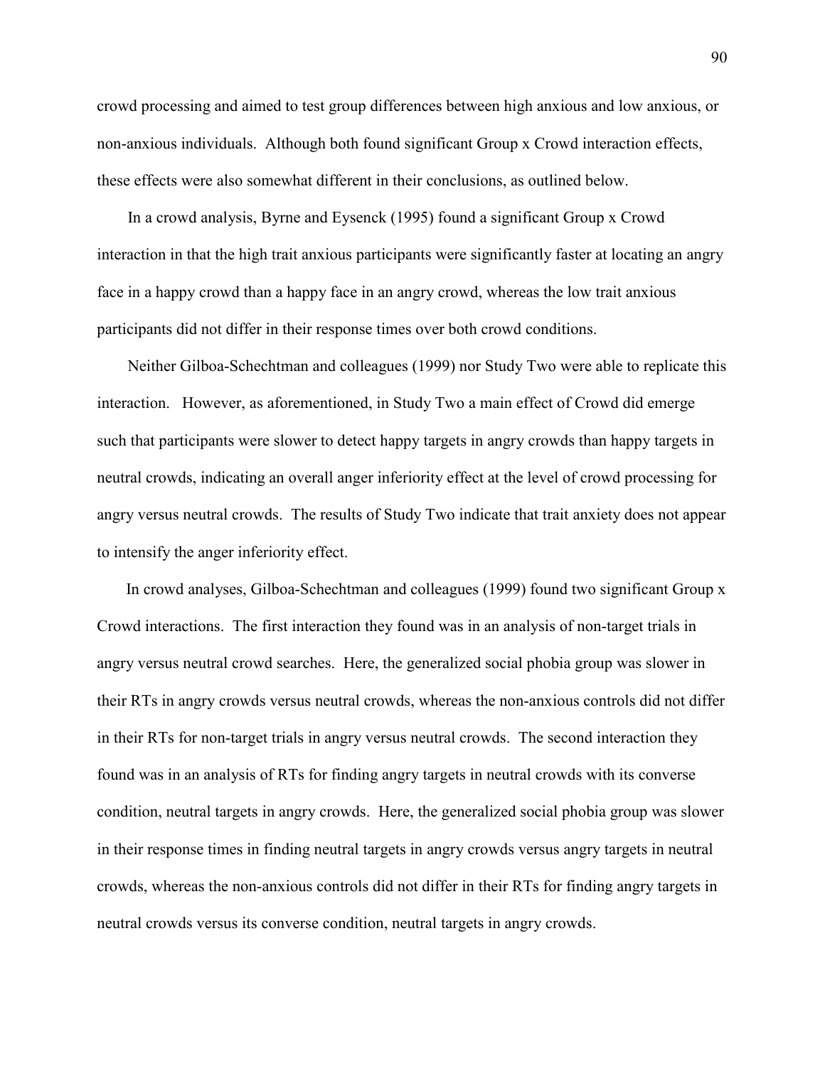crowd processing and aimed to test group differences between high anxious and low anxious, or non-anxious individuals. Although both found significant Group x Crowd interaction effects, these effects were also somewhat different in their conclusions, as outlined below.

In a crowd analysis, Byrne and Eysenck (1995) found a significant Group x Crowd interaction in that the high trait anxious participants were significantly faster at locating an angry face in a happy crowd than a happy face in an angry crowd, whereas the low trait anxious participants did not differ in their response times over both crowd conditions.

Neither Gilboa-Schechtman and colleagues (1999) nor Study Two were able to replicate this interaction. However, as aforementioned, in Study Two a main effect of Crowd did emerge such that participants were slower to detect happy targets in angry crowds than happy targets in neutral crowds, indicating an overall anger inferiority effect at the level of crowd processing for angry versus neutral crowds. The results of Study Two indicate that trait anxiety does not appear to intensify the anger inferiority effect.

In crowd analyses, Gilboa-Schechtman and colleagues (1999) found two significant Group x Crowd interactions. The first interaction they found was in an analysis of non-target trials in angry versus neutral crowd searches. Here, the generalized social phobia group was slower in their RTs in angry crowds versus neutral crowds, whereas the non-anxious controls did not differ in their RTs for non-target trials in angry versus neutral crowds. The second interaction they found was in an analysis of RTs for finding angry targets in neutral crowds with its converse condition, neutral targets in angry crowds. Here, the generalized social phobia group was slower in their response times in finding neutral targets in angry crowds versus angry targets in neutral crowds, whereas the non-anxious controls did not differ in their RTs for finding angry targets in neutral crowds versus its converse condition, neutral targets in angry crowds.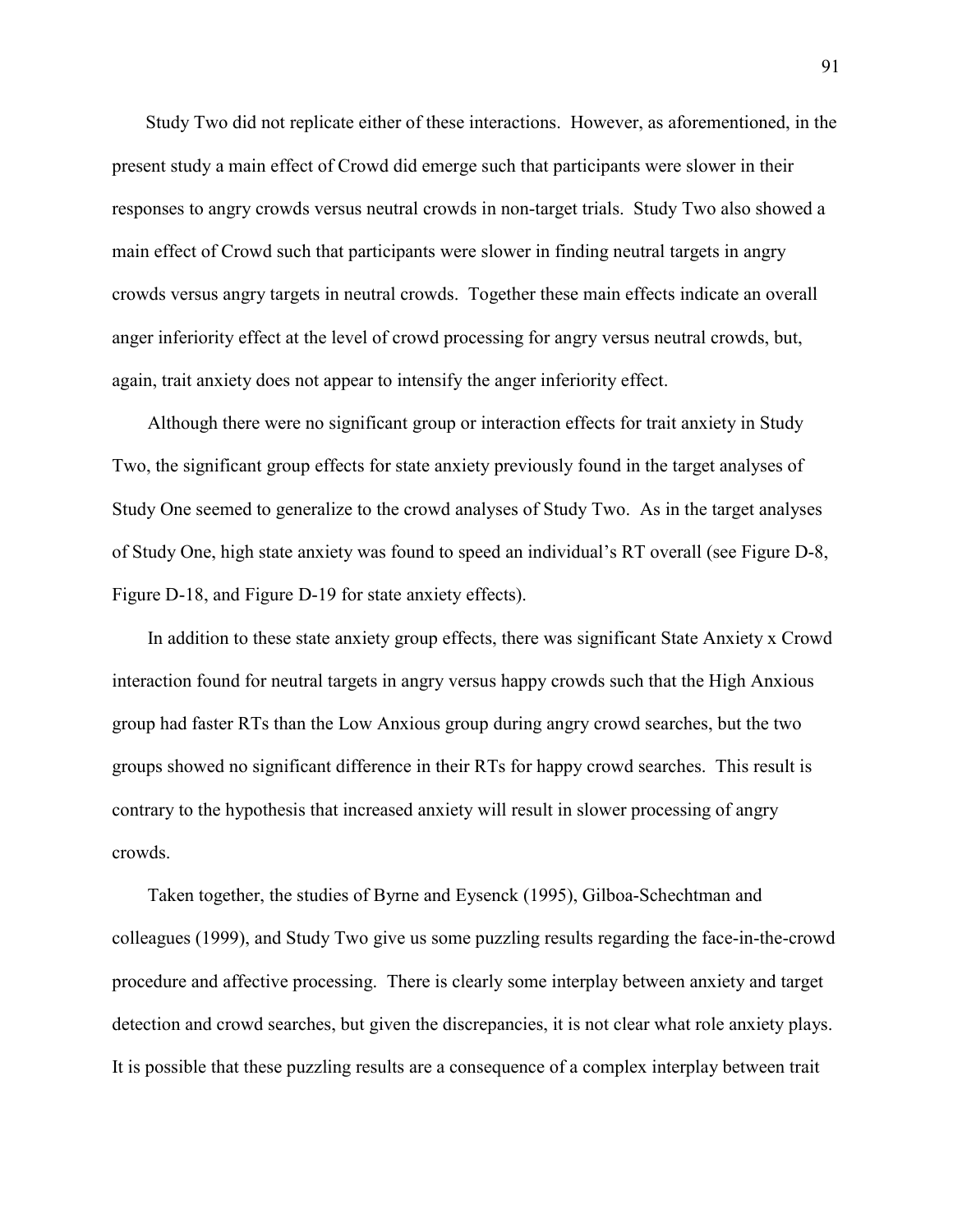Study Two did not replicate either of these interactions. However, as aforementioned, in the present study a main effect of Crowd did emerge such that participants were slower in their responses to angry crowds versus neutral crowds in non-target trials. Study Two also showed a main effect of Crowd such that participants were slower in finding neutral targets in angry crowds versus angry targets in neutral crowds. Together these main effects indicate an overall anger inferiority effect at the level of crowd processing for angry versus neutral crowds, but, again, trait anxiety does not appear to intensify the anger inferiority effect.

Although there were no significant group or interaction effects for trait anxiety in Study Two, the significant group effects for state anxiety previously found in the target analyses of Study One seemed to generalize to the crowd analyses of Study Two. As in the target analyses of Study One, high state anxiety was found to speed an individual's RT overall (see Figure D-8, Figure D-18, and Figure D-19 for state anxiety effects).

In addition to these state anxiety group effects, there was significant State Anxiety x Crowd interaction found for neutral targets in angry versus happy crowds such that the High Anxious group had faster RTs than the Low Anxious group during angry crowd searches, but the two groups showed no significant difference in their RTs for happy crowd searches. This result is contrary to the hypothesis that increased anxiety will result in slower processing of angry crowds.

Taken together, the studies of Byrne and Eysenck (1995), Gilboa-Schechtman and colleagues (1999), and Study Two give us some puzzling results regarding the face-in-the-crowd procedure and affective processing. There is clearly some interplay between anxiety and target detection and crowd searches, but given the discrepancies, it is not clear what role anxiety plays. It is possible that these puzzling results are a consequence of a complex interplay between trait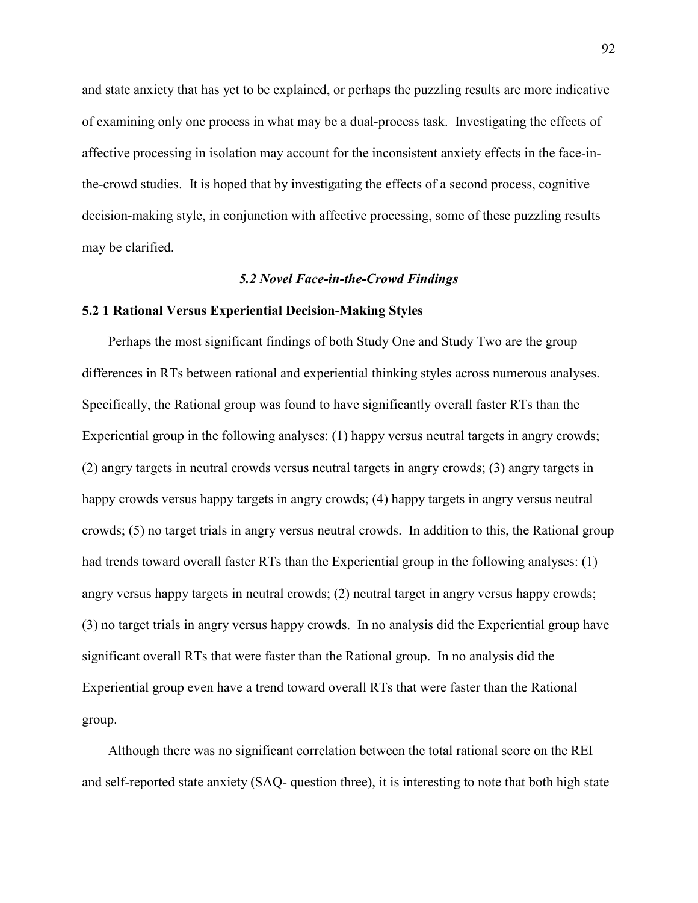and state anxiety that has yet to be explained, or perhaps the puzzling results are more indicative of examining only one process in what may be a dual-process task. Investigating the effects of affective processing in isolation may account for the inconsistent anxiety effects in the face-in-the-crowd studies. It is hoped that by investigating the effects of a second process, cognitive decision-making style, in conjunction with affective processing, some of these puzzling results may be clarified.

### *5.2 Novel Face-in-the-Crowd Findings*

#### **5.2 1 Rational Versus Experiential Decision-Making Styles**

Perhaps the most significant findings of both Study One and Study Two are the group differences in RTs between rational and experiential thinking styles across numerous analyses. Specifically, the Rational group was found to have significantly overall faster RTs than the Experiential group in the following analyses: (1) happy versus neutral targets in angry crowds; (2) angry targets in neutral crowds versus neutral targets in angry crowds; (3) angry targets in happy crowds versus happy targets in angry crowds; (4) happy targets in angry versus neutral crowds; (5) no target trials in angry versus neutral crowds. In addition to this, the Rational group had trends toward overall faster RTs than the Experiential group in the following analyses: (1) angry versus happy targets in neutral crowds; (2) neutral target in angry versus happy crowds; (3) no target trials in angry versus happy crowds. In no analysis did the Experiential group have significant overall RTs that were faster than the Rational group. In no analysis did the Experiential group even have a trend toward overall RTs that were faster than the Rational group.

Although there was no significant correlation between the total rational score on the REI and self-reported state anxiety (SAQ- question three), it is interesting to note that both high state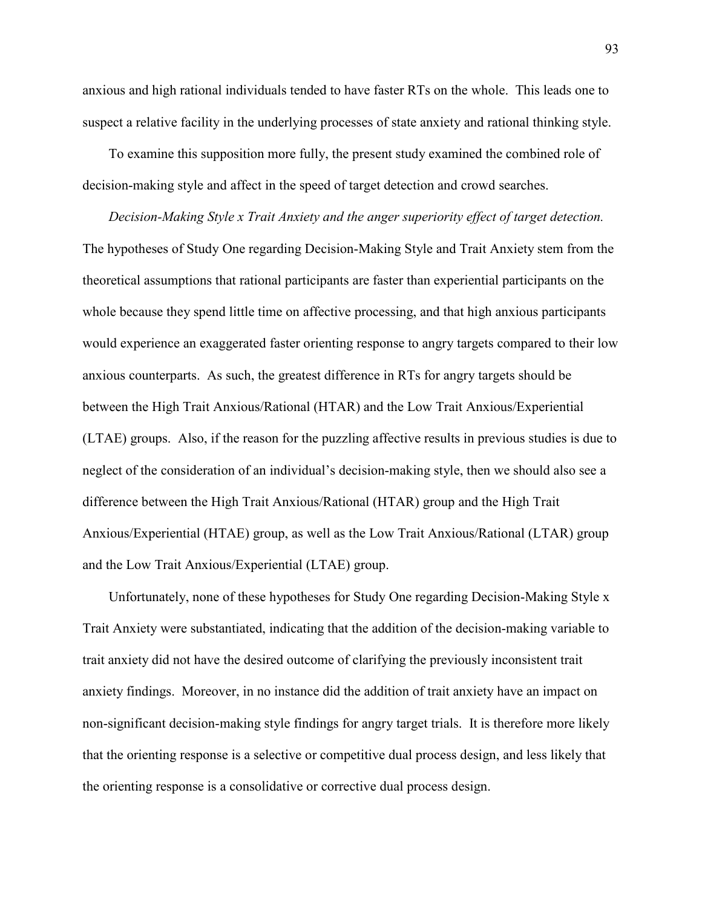anxious and high rational individuals tended to have faster RTs on the whole. This leads one to suspect a relative facility in the underlying processes of state anxiety and rational thinking style.

To examine this supposition more fully, the present study examined the combined role of decision-making style and affect in the speed of target detection and crowd searches.

*Decision-Making Style x Trait Anxiety and the anger superiority effect of target detection.* The hypotheses of Study One regarding Decision-Making Style and Trait Anxiety stem from the theoretical assumptions that rational participants are faster than experiential participants on the whole because they spend little time on affective processing, and that high anxious participants would experience an exaggerated faster orienting response to angry targets compared to their low anxious counterparts. As such, the greatest difference in RTs for angry targets should be between the High Trait Anxious/Rational (HTAR) and the Low Trait Anxious/Experiential (LTAE) groups. Also, if the reason for the puzzling affective results in previous studies is due to neglect of the consideration of an individual's decision-making style, then we should also see a difference between the High Trait Anxious/Rational (HTAR) group and the High Trait Anxious/Experiential (HTAE) group, as well as the Low Trait Anxious/Rational (LTAR) group and the Low Trait Anxious/Experiential (LTAE) group.

Unfortunately, none of these hypotheses for Study One regarding Decision-Making Style x Trait Anxiety were substantiated, indicating that the addition of the decision-making variable to trait anxiety did not have the desired outcome of clarifying the previously inconsistent trait anxiety findings. Moreover, in no instance did the addition of trait anxiety have an impact on non-significant decision-making style findings for angry target trials. It is therefore more likely that the orienting response is a selective or competitive dual process design, and less likely that the orienting response is a consolidative or corrective dual process design.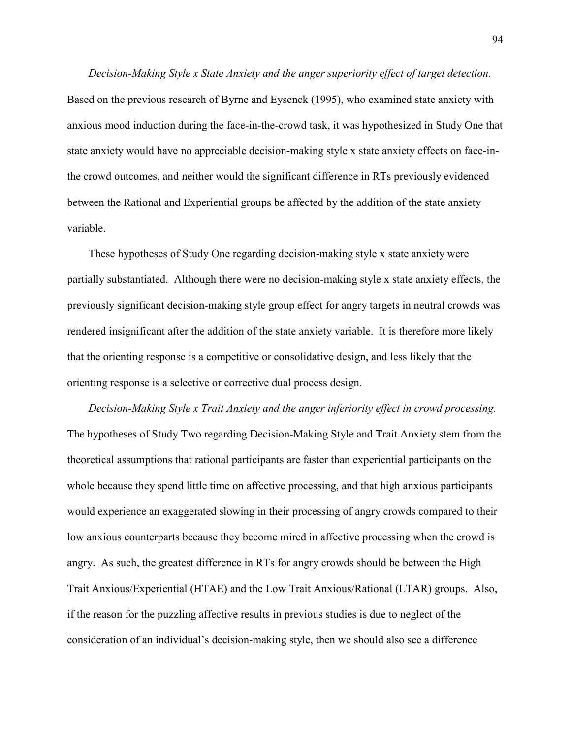*Decision-Making Style x State Anxiety and the anger superiority effect of target detection.* Based on the previous research of Byrne and Eysenck (1995), who examined state anxiety with anxious mood induction during the face-in-the-crowd task, it was hypothesized in Study One that state anxiety would have no appreciable decision-making style x state anxiety effects on face-in-the crowd outcomes, and neither would the significant difference in RTs previously evidenced between the Rational and Experiential groups be affected by the addition of the state anxiety variable.

These hypotheses of Study One regarding decision-making style x state anxiety were partially substantiated. Although there were no decision-making style x state anxiety effects, the previously significant decision-making style group effect for angry targets in neutral crowds was rendered insignificant after the addition of the state anxiety variable. It is therefore more likely that the orienting response is a competitive or consolidative design, and less likely that the orienting response is a selective or corrective dual process design.

*Decision-Making Style x Trait Anxiety and the anger inferiority effect in crowd processing.* The hypotheses of Study Two regarding Decision-Making Style and Trait Anxiety stem from the theoretical assumptions that rational participants are faster than experiential participants on the whole because they spend little time on affective processing, and that high anxious participants would experience an exaggerated slowing in their processing of angry crowds compared to their low anxious counterparts because they become mired in affective processing when the crowd is angry. As such, the greatest difference in RTs for angry crowds should be between the High Trait Anxious/Experiential (HTAE) and the Low Trait Anxious/Rational (LTAR) groups. Also, if the reason for the puzzling affective results in previous studies is due to neglect of the consideration of an individual's decision-making style, then we should also see a difference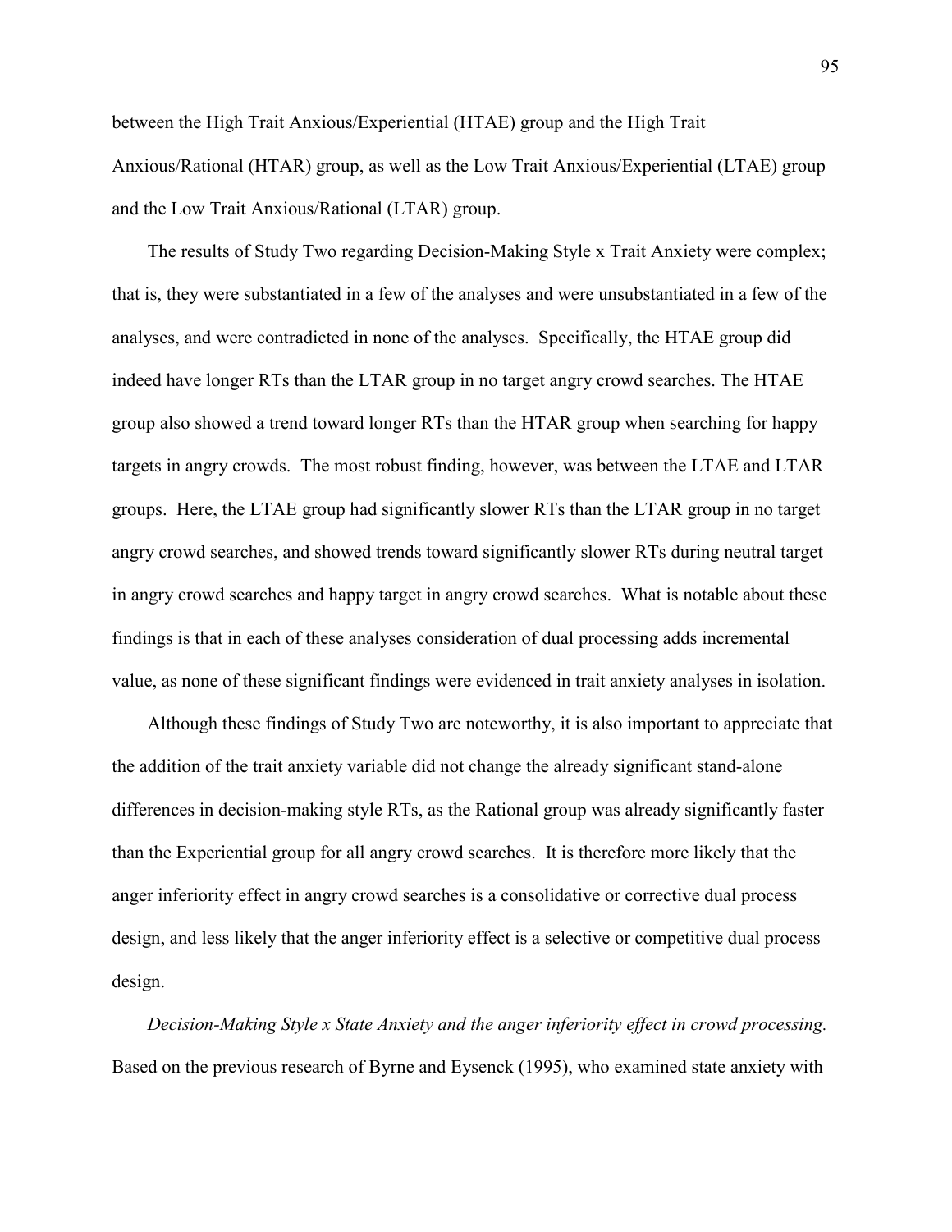between the High Trait Anxious/Experiential (HTAE) group and the High Trait Anxious/Rational (HTAR) group, as well as the Low Trait Anxious/Experiential (LTAE) group and the Low Trait Anxious/Rational (LTAR) group.

The results of Study Two regarding Decision-Making Style x Trait Anxiety were complex; that is, they were substantiated in a few of the analyses and were unsubstantiated in a few of the analyses, and were contradicted in none of the analyses. Specifically, the HTAE group did indeed have longer RTs than the LTAR group in no target angry crowd searches. The HTAE group also showed a trend toward longer RTs than the HTAR group when searching for happy targets in angry crowds. The most robust finding, however, was between the LTAE and LTAR groups. Here, the LTAE group had significantly slower RTs than the LTAR group in no target angry crowd searches, and showed trends toward significantly slower RTs during neutral target in angry crowd searches and happy target in angry crowd searches. What is notable about these findings is that in each of these analyses consideration of dual processing adds incremental value, as none of these significant findings were evidenced in trait anxiety analyses in isolation.

Although these findings of Study Two are noteworthy, it is also important to appreciate that the addition of the trait anxiety variable did not change the already significant stand-alone differences in decision-making style RTs, as the Rational group was already significantly faster than the Experiential group for all angry crowd searches. It is therefore more likely that the anger inferiority effect in angry crowd searches is a consolidative or corrective dual process design, and less likely that the anger inferiority effect is a selective or competitive dual process design.

*Decision-Making Style x State Anxiety and the anger inferiority effect in crowd processing.* Based on the previous research of Byrne and Eysenck (1995), who examined state anxiety with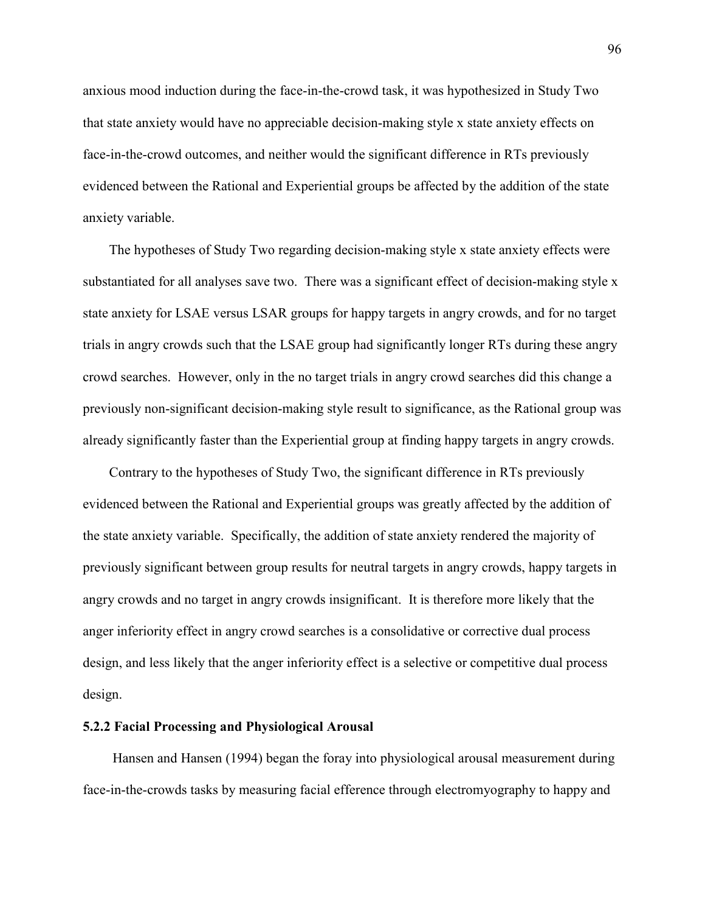anxious mood induction during the face-in-the-crowd task, it was hypothesized in Study Two that state anxiety would have no appreciable decision-making style x state anxiety effects on face-in-the-crowd outcomes, and neither would the significant difference in RTs previously evidenced between the Rational and Experiential groups be affected by the addition of the state anxiety variable.

The hypotheses of Study Two regarding decision-making style x state anxiety effects were substantiated for all analyses save two. There was a significant effect of decision-making style x state anxiety for LSAE versus LSAR groups for happy targets in angry crowds, and for no target trials in angry crowds such that the LSAE group had significantly longer RTs during these angry crowd searches. However, only in the no target trials in angry crowd searches did this change a previously non-significant decision-making style result to significance, as the Rational group was already significantly faster than the Experiential group at finding happy targets in angry crowds.

Contrary to the hypotheses of Study Two, the significant difference in RTs previously evidenced between the Rational and Experiential groups was greatly affected by the addition of the state anxiety variable. Specifically, the addition of state anxiety rendered the majority of previously significant between group results for neutral targets in angry crowds, happy targets in angry crowds and no target in angry crowds insignificant. It is therefore more likely that the anger inferiority effect in angry crowd searches is a consolidative or corrective dual process design, and less likely that the anger inferiority effect is a selective or competitive dual process design.

### 5.2.2 Facial Processing and Physiological Arousal

Hansen and Hansen (1994) began the foray into physiological arousal measurement during face-in-the-crowds tasks by measuring facial efference through electromyography to happy and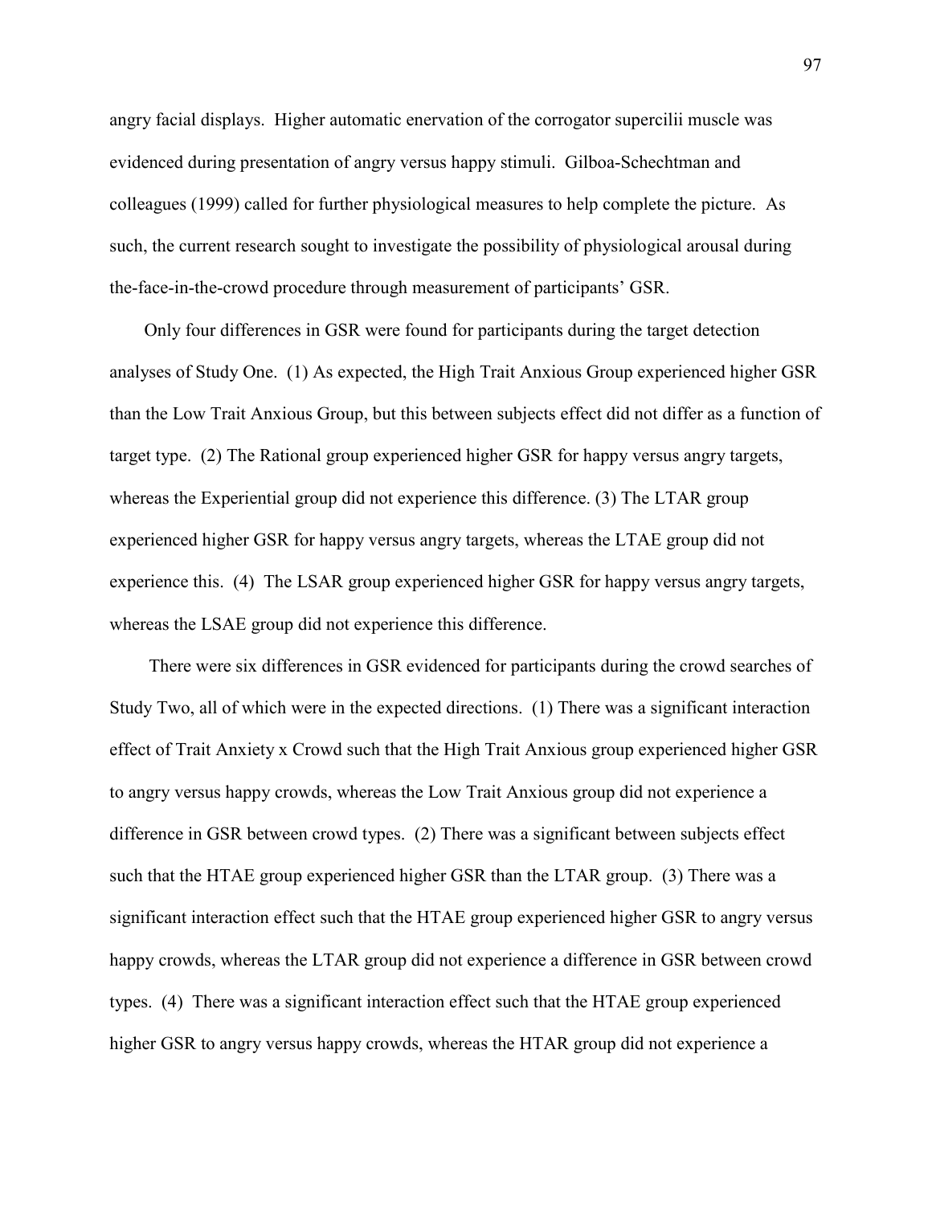angry facial displays. Higher automatic enervation of the corrogator supercilii muscle was evidenced during presentation of angry versus happy stimuli. Gilboa-Schechtman and colleagues (1999) called for further physiological measures to help complete the picture. As such, the current research sought to investigate the possibility of physiological arousal during the-face-in-the-crowd procedure through measurement of participants' GSR.

Only four differences in GSR were found for participants during the target detection analyses of Study One. (1) As expected, the High Trait Anxious Group experienced higher GSR than the Low Trait Anxious Group, but this between subjects effect did not differ as a function of target type. (2) The Rational group experienced higher GSR for happy versus angry targets, whereas the Experiential group did not experience this difference. (3) The LTAR group experienced higher GSR for happy versus angry targets, whereas the LTAE group did not experience this. (4) The LSAR group experienced higher GSR for happy versus angry targets, whereas the LSAE group did not experience this difference.

There were six differences in GSR evidenced for participants during the crowd searches of Study Two, all of which were in the expected directions. (1) There was a significant interaction effect of Trait Anxiety x Crowd such that the High Trait Anxious group experienced higher GSR to angry versus happy crowds, whereas the Low Trait Anxious group did not experience a difference in GSR between crowd types. (2) There was a significant between subjects effect such that the HTAE group experienced higher GSR than the LTAR group. (3) There was a significant interaction effect such that the HTAE group experienced higher GSR to angry versus happy crowds, whereas the LTAR group did not experience a difference in GSR between crowd types. (4) There was a significant interaction effect such that the HTAE group experienced higher GSR to angry versus happy crowds, whereas the HTAR group did not experience a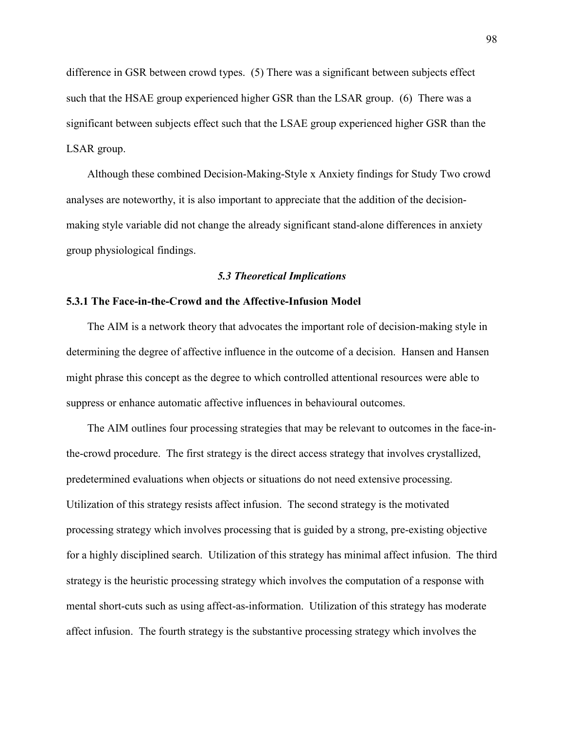difference in GSR between crowd types. (5) There was a significant between subjects effect such that the HSAE group experienced higher GSR than the LSAR group. (6) There was a significant between subjects effect such that the LSAE group experienced higher GSR than the LSAR group.

Although these combined Decision-Making-Style x Anxiety findings for Study Two crowd analyses are noteworthy, it is also important to appreciate that the addition of the decision-making style variable did not change the already significant stand-alone differences in anxiety group physiological findings.

## *5.3 Theoretical Implications*

### 5.3.1 The Face-in-the-Crowd and the Affective-Infusion Model

The AIM is a network theory that advocates the important role of decision-making style in determining the degree of affective influence in the outcome of a decision. Hansen and Hansen might phrase this concept as the degree to which controlled attentional resources were able to suppress or enhance automatic affective influences in behavioural outcomes.

The AIM outlines four processing strategies that may be relevant to outcomes in the face-in-the-crowd procedure. The first strategy is the direct access strategy that involves crystallized, predetermined evaluations when objects or situations do not need extensive processing. Utilization of this strategy resists affect infusion. The second strategy is the motivated processing strategy which involves processing that is guided by a strong, pre-existing objective for a highly disciplined search. Utilization of this strategy has minimal affect infusion. The third strategy is the heuristic processing strategy which involves the computation of a response with mental short-cuts such as using affect-as-information. Utilization of this strategy has moderate affect infusion. The fourth strategy is the substantive processing strategy which involves the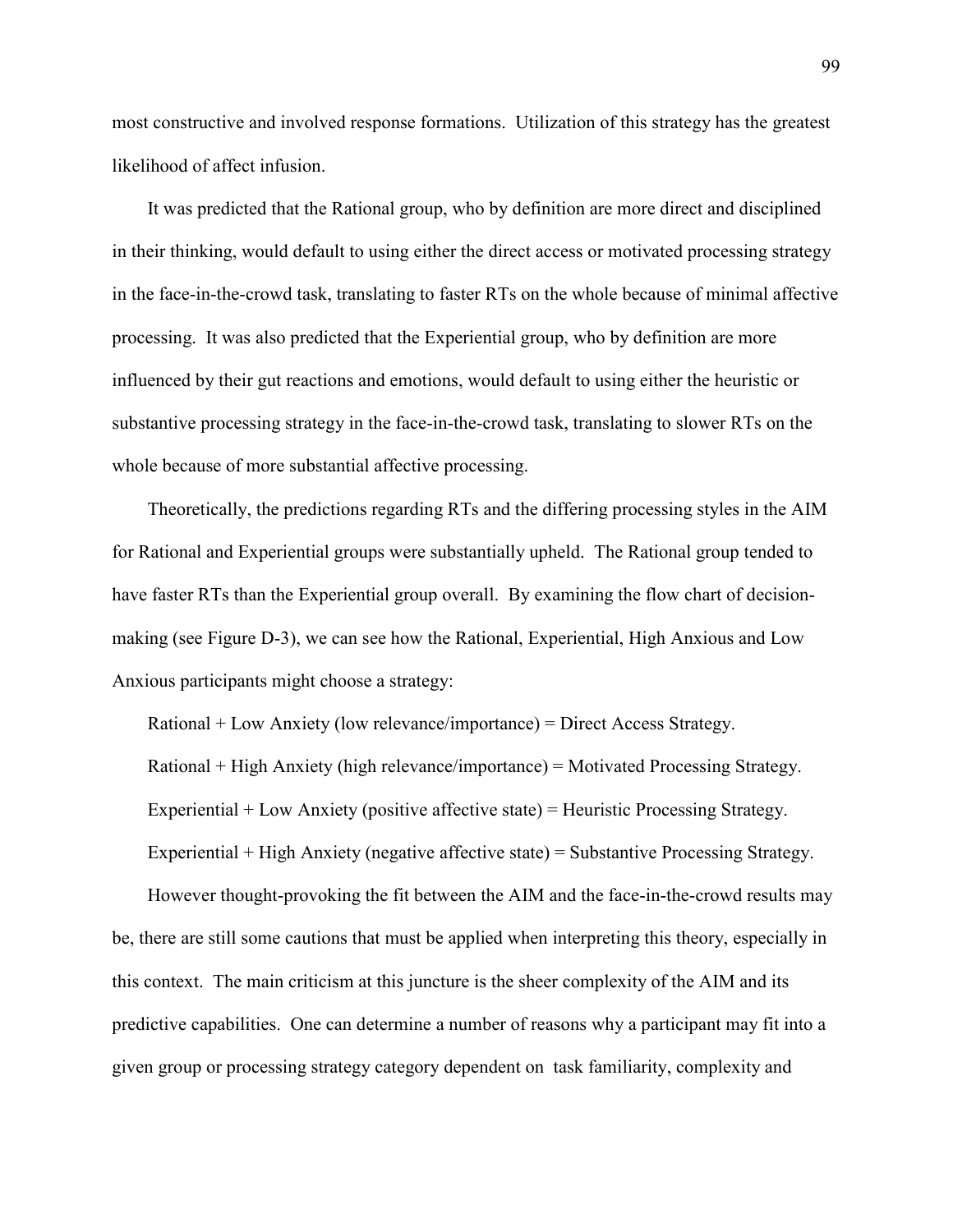most constructive and involved response formations. Utilization of this strategy has the greatest likelihood of affect infusion.

It was predicted that the Rational group, who by definition are more direct and disciplined in their thinking, would default to using either the direct access or motivated processing strategy in the face-in-the-crowd task, translating to faster RTs on the whole because of minimal affective processing. It was also predicted that the Experiential group, who by definition are more influenced by their gut reactions and emotions, would default to using either the heuristic or substantive processing strategy in the face-in-the-crowd task, translating to slower RTs on the whole because of more substantial affective processing.

Theoretically, the predictions regarding RTs and the differing processing styles in the AIM for Rational and Experiential groups were substantially upheld. The Rational group tended to have faster RTs than the Experiential group overall. By examining the flow chart of decision-making (see Figure D-3), we can see how the Rational, Experiential, High Anxious and Low Anxious participants might choose a strategy:

Rational + Low Anxiety (low relevance/importance) = Direct Access Strategy.

Rational + High Anxiety (high relevance/importance) = Motivated Processing Strategy.

Experiential + Low Anxiety (positive affective state) = Heuristic Processing Strategy.

Experiential + High Anxiety (negative affective state) = Substantive Processing Strategy.

However thought-provoking the fit between the AIM and the face-in-the-crowd results may be, there are still some cautions that must be applied when interpreting this theory, especially in this context. The main criticism at this juncture is the sheer complexity of the AIM and its predictive capabilities. One can determine a number of reasons why a participant may fit into a given group or processing strategy category dependent on task familiarity, complexity and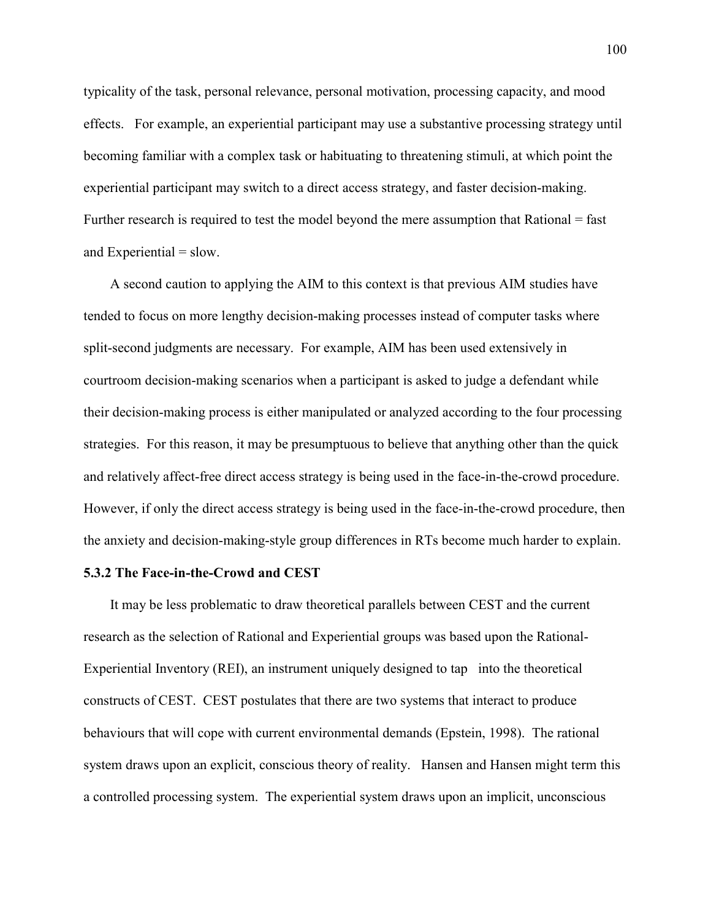typicality of the task, personal relevance, personal motivation, processing capacity, and mood effects. For example, an experiential participant may use a substantive processing strategy until becoming familiar with a complex task or habituating to threatening stimuli, at which point the experiential participant may switch to a direct access strategy, and faster decision-making. Further research is required to test the model beyond the mere assumption that Rational = fast and Experiential = slow.

A second caution to applying the AIM to this context is that previous AIM studies have tended to focus on more lengthy decision-making processes instead of computer tasks where split-second judgments are necessary. For example, AIM has been used extensively in courtroom decision-making scenarios when a participant is asked to judge a defendant while their decision-making process is either manipulated or analyzed according to the four processing strategies. For this reason, it may be presumptuous to believe that anything other than the quick and relatively affect-free direct access strategy is being used in the face-in-the-crowd procedure. However, if only the direct access strategy is being used in the face-in-the-crowd procedure, then the anxiety and decision-making-style group differences in RTs become much harder to explain.

### 5.3.2 The Face-in-the-Crowd and CEST

It may be less problematic to draw theoretical parallels between CEST and the current research as the selection of Rational and Experiential groups was based upon the Rational-Experiential Inventory (REI), an instrument uniquely designed to tap into the theoretical constructs of CEST. CEST postulates that there are two systems that interact to produce behaviours that will cope with current environmental demands (Epstein, 1998). The rational system draws upon an explicit, conscious theory of reality. Hansen and Hansen might term this a controlled processing system. The experiential system draws upon an implicit, unconscious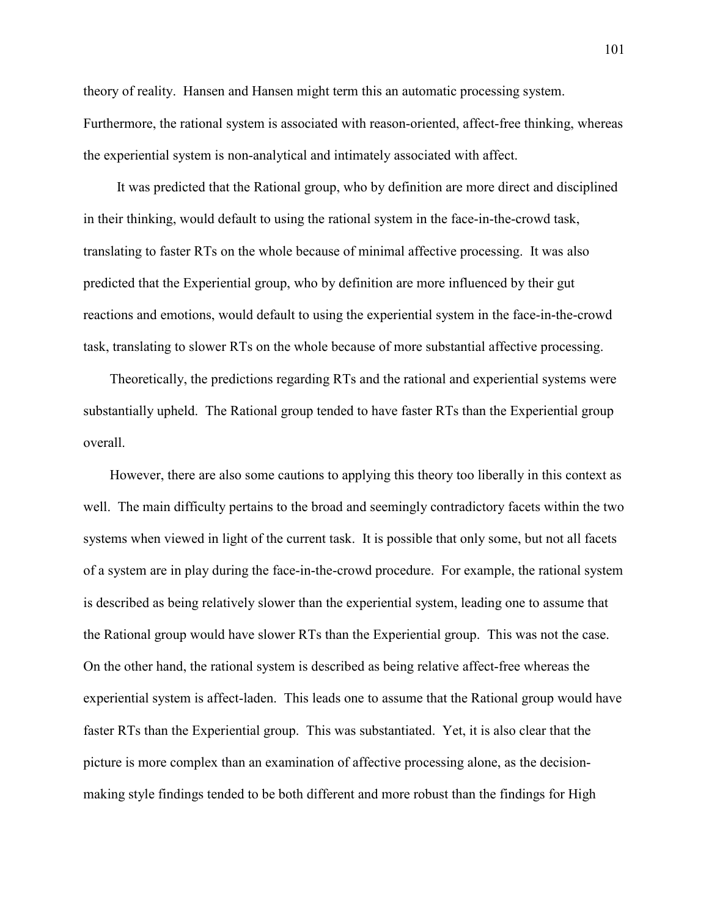theory of reality. Hansen and Hansen might term this an automatic processing system. Furthermore, the rational system is associated with reason-oriented, affect-free thinking, whereas the experiential system is non-analytical and intimately associated with affect.

It was predicted that the Rational group, who by definition are more direct and disciplined in their thinking, would default to using the rational system in the face-in-the-crowd task, translating to faster RTs on the whole because of minimal affective processing. It was also predicted that the Experiential group, who by definition are more influenced by their gut reactions and emotions, would default to using the experiential system in the face-in-the-crowd task, translating to slower RTs on the whole because of more substantial affective processing.

Theoretically, the predictions regarding RTs and the rational and experiential systems were substantially upheld. The Rational group tended to have faster RTs than the Experiential group overall.

However, there are also some cautions to applying this theory too liberally in this context as well. The main difficulty pertains to the broad and seemingly contradictory facets within the two systems when viewed in light of the current task. It is possible that only some, but not all facets of a system are in play during the face-in-the-crowd procedure. For example, the rational system is described as being relatively slower than the experiential system, leading one to assume that the Rational group would have slower RTs than the Experiential group. This was not the case. On the other hand, the rational system is described as being relative affect-free whereas the experiential system is affect-laden. This leads one to assume that the Rational group would have faster RTs than the Experiential group. This was substantiated. Yet, it is also clear that the picture is more complex than an examination of affective processing alone, as the decision-making style findings tended to be both different and more robust than the findings for High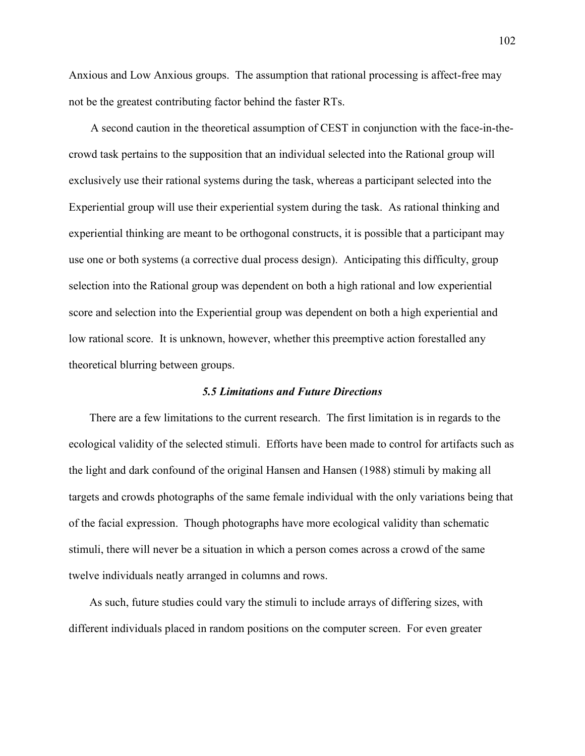Anxious and Low Anxious groups. The assumption that rational processing is affect-free may not be the greatest contributing factor behind the faster RTs.

A second caution in the theoretical assumption of CEST in conjunction with the face-in-the-crowd task pertains to the supposition that an individual selected into the Rational group will exclusively use their rational systems during the task, whereas a participant selected into the Experiential group will use their experiential system during the task. As rational thinking and experiential thinking are meant to be orthogonal constructs, it is possible that a participant may use one or both systems (a corrective dual process design). Anticipating this difficulty, group selection into the Rational group was dependent on both a high rational and low experiential score and selection into the Experiential group was dependent on both a high experiential and low rational score. It is unknown, however, whether this preemptive action forestalled any theoretical blurring between groups.

### *5.5 Limitations and Future Directions*

There are a few limitations to the current research. The first limitation is in regards to the ecological validity of the selected stimuli. Efforts have been made to control for artifacts such as the light and dark confound of the original Hansen and Hansen (1988) stimuli by making all targets and crowds photographs of the same female individual with the only variations being that of the facial expression. Though photographs have more ecological validity than schematic stimuli, there will never be a situation in which a person comes across a crowd of the same twelve individuals neatly arranged in columns and rows.

As such, future studies could vary the stimuli to include arrays of differing sizes, with different individuals placed in random positions on the computer screen. For even greater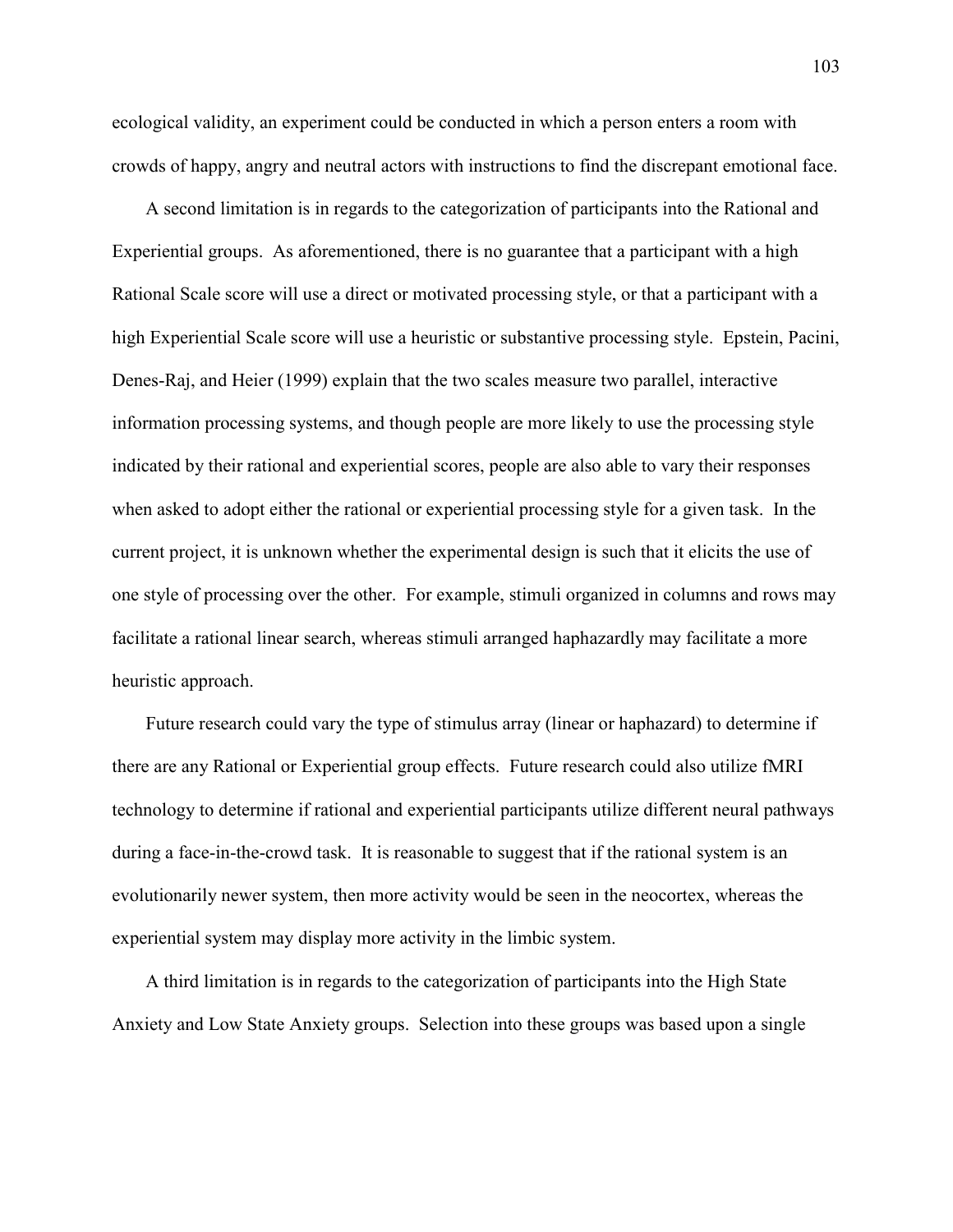ecological validity, an experiment could be conducted in which a person enters a room with crowds of happy, angry and neutral actors with instructions to find the discrepant emotional face.

A second limitation is in regards to the categorization of participants into the Rational and Experiential groups. As aforementioned, there is no guarantee that a participant with a high Rational Scale score will use a direct or motivated processing style, or that a participant with a high Experiential Scale score will use a heuristic or substantive processing style. Epstein, Pacini, Denes-Raj, and Heier (1999) explain that the two scales measure two parallel, interactive information processing systems, and though people are more likely to use the processing style indicated by their rational and experiential scores, people are also able to vary their responses when asked to adopt either the rational or experiential processing style for a given task. In the current project, it is unknown whether the experimental design is such that it elicits the use of one style of processing over the other. For example, stimuli organized in columns and rows may facilitate a rational linear search, whereas stimuli arranged haphazardly may facilitate a more heuristic approach.

Future research could vary the type of stimulus array (linear or haphazard) to determine if there are any Rational or Experiential group effects. Future research could also utilize fMRI technology to determine if rational and experiential participants utilize different neural pathways during a face-in-the-crowd task. It is reasonable to suggest that if the rational system is an evolutionarily newer system, then more activity would be seen in the neocortex, whereas the experiential system may display more activity in the limbic system.

A third limitation is in regards to the categorization of participants into the High State Anxiety and Low State Anxiety groups. Selection into these groups was based upon a single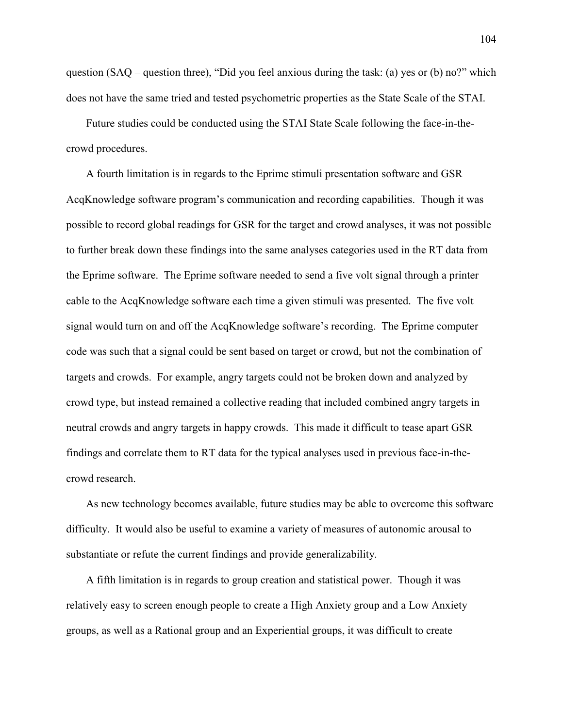question (SAQ – question three), "Did you feel anxious during the task: (a) yes or (b) no?" which does not have the same tried and tested psychometric properties as the State Scale of the STAI.

Future studies could be conducted using the STAI State Scale following the face-in-the-crowd procedures.

A fourth limitation is in regards to the Eprime stimuli presentation software and GSR AcqKnowledge software program's communication and recording capabilities. Though it was possible to record global readings for GSR for the target and crowd analyses, it was not possible to further break down these findings into the same analyses categories used in the RT data from the Eprime software. The Eprime software needed to send a five volt signal through a printer cable to the AcqKnowledge software each time a given stimuli was presented. The five volt signal would turn on and off the AcqKnowledge software's recording. The Eprime computer code was such that a signal could be sent based on target or crowd, but not the combination of targets and crowds. For example, angry targets could not be broken down and analyzed by crowd type, but instead remained a collective reading that included combined angry targets in neutral crowds and angry targets in happy crowds. This made it difficult to tease apart GSR findings and correlate them to RT data for the typical analyses used in previous face-in-the-crowd research.

As new technology becomes available, future studies may be able to overcome this software difficulty. It would also be useful to examine a variety of measures of autonomic arousal to substantiate or refute the current findings and provide generalizability.

A fifth limitation is in regards to group creation and statistical power. Though it was relatively easy to screen enough people to create a High Anxiety group and a Low Anxiety groups, as well as a Rational group and an Experiential groups, it was difficult to create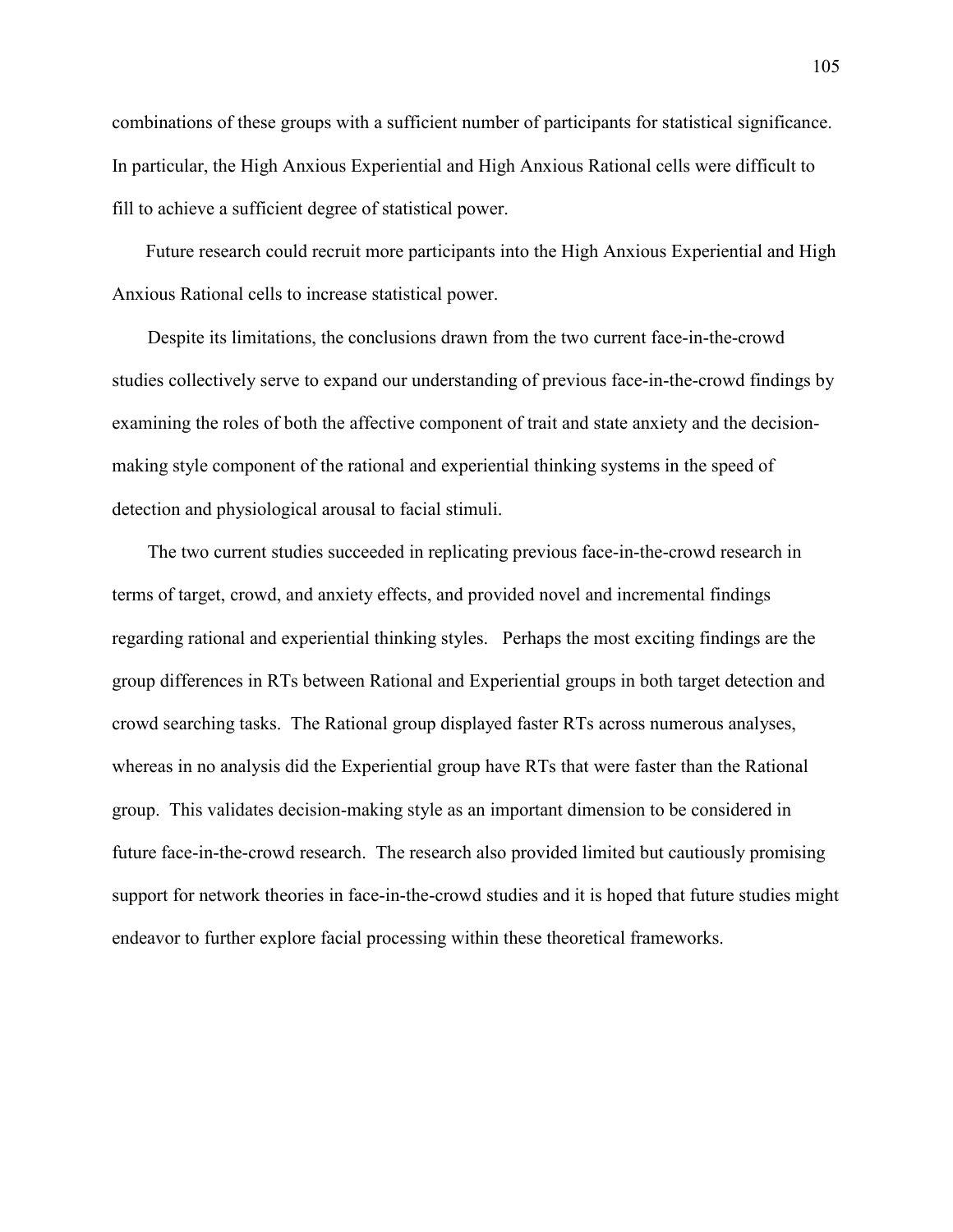combinations of these groups with a sufficient number of participants for statistical significance. In particular, the High Anxious Experiential and High Anxious Rational cells were difficult to fill to achieve a sufficient degree of statistical power.

Future research could recruit more participants into the High Anxious Experiential and High Anxious Rational cells to increase statistical power.

Despite its limitations, the conclusions drawn from the two current face-in-the-crowd studies collectively serve to expand our understanding of previous face-in-the-crowd findings by examining the roles of both the affective component of trait and state anxiety and the decision-making style component of the rational and experiential thinking systems in the speed of detection and physiological arousal to facial stimuli.

The two current studies succeeded in replicating previous face-in-the-crowd research in terms of target, crowd, and anxiety effects, and provided novel and incremental findings regarding rational and experiential thinking styles. Perhaps the most exciting findings are the group differences in RTs between Rational and Experiential groups in both target detection and crowd searching tasks. The Rational group displayed faster RTs across numerous analyses, whereas in no analysis did the Experiential group have RTs that were faster than the Rational group. This validates decision-making style as an important dimension to be considered in future face-in-the-crowd research. The research also provided limited but cautiously promising support for network theories in face-in-the-crowd studies and it is hoped that future studies might endeavor to further explore facial processing within these theoretical frameworks.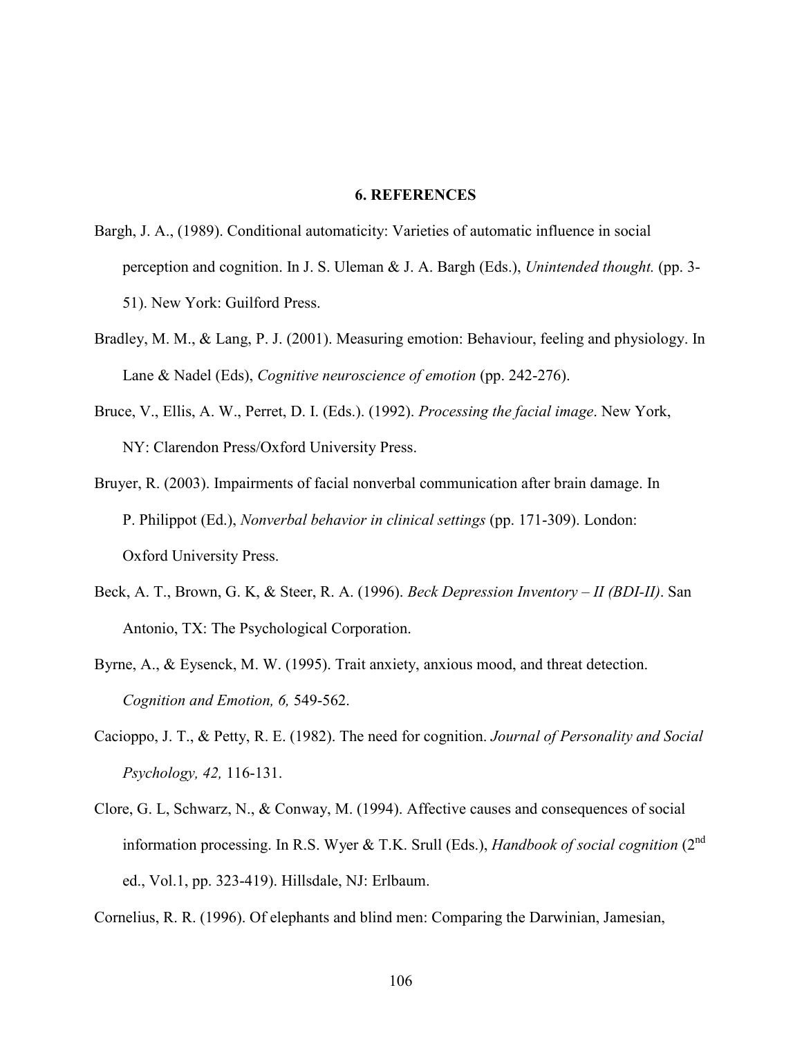## 6. REFERENCES

Bargh, J. A., (1989). Conditional automaticity: Varieties of automatic influence in social perception and cognition. In J. S. Uleman & J. A. Bargh (Eds.), *Unintended thought.* (pp. 3-51). New York: Guilford Press.

Bradley, M. M., & Lang, P. J. (2001). Measuring emotion: Behaviour, feeling and physiology. In Lane & Nadel (Eds), *Cognitive neuroscience of emotion* (pp. 242-276).

Bruce, V., Ellis, A. W., Perret, D. I. (Eds.). (1992). *Processing the facial image*. New York, NY: Clarendon Press/Oxford University Press.

Bruyer, R. (2003). Impairments of facial nonverbal communication after brain damage. In P. Philippot (Ed.), *Nonverbal behavior in clinical settings* (pp. 171-309). London: Oxford University Press.

Beck, A. T., Brown, G. K, & Steer, R. A. (1996). *Beck Depression Inventory – II (BDI-II)*. San Antonio, TX: The Psychological Corporation.

Byrne, A., & Eysenck, M. W. (1995). Trait anxiety, anxious mood, and threat detection. *Cognition and Emotion, 6,* 549-562.

Cacioppo, J. T., & Petty, R. E. (1982). The need for cognition. *Journal of Personality and Social Psychology, 42,* 116-131.

Clore, G. L, Schwarz, N., & Conway, M. (1994). Affective causes and consequences of social information processing. In R.S. Wyer & T.K. Srull (Eds.), *Handbook of social cognition* (2nd ed., Vol.1, pp. 323-419). Hillsdale, NJ: Erlbaum.

Cornelius, R. R. (1996). Of elephants and blind men: Comparing the Darwinian, Jamesian,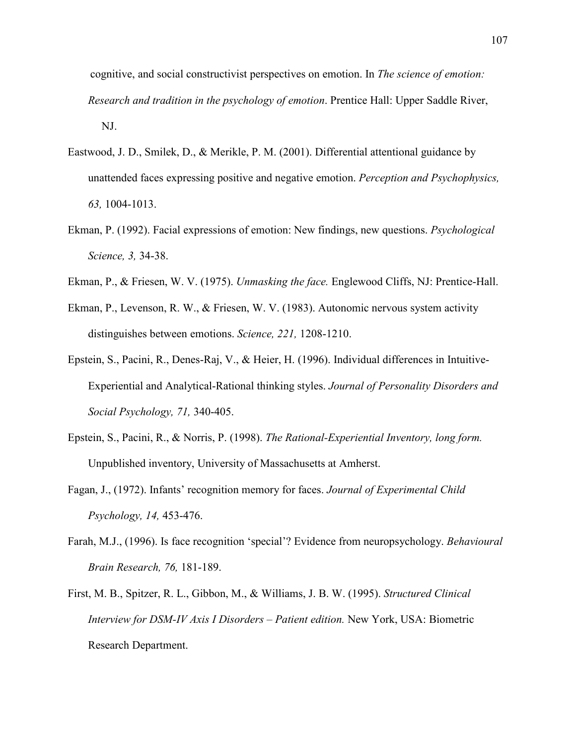cognitive, and social constructivist perspectives on emotion. In *The science of emotion: Research and tradition in the psychology of emotion*. Prentice Hall: Upper Saddle River, NJ.

Eastwood, J. D., Smilek, D., & Merikle, P. M. (2001). Differential attentional guidance by unattended faces expressing positive and negative emotion. *Perception and Psychophysics, 63,* 1004-1013.

Ekman, P. (1992). Facial expressions of emotion: New findings, new questions. *Psychological Science, 3,* 34-38.

Ekman, P., & Friesen, W. V. (1975). *Unmasking the face.* Englewood Cliffs, NJ: Prentice-Hall.

Ekman, P., Levenson, R. W., & Friesen, W. V. (1983). Autonomic nervous system activity distinguishes between emotions. *Science, 221,* 1208-1210.

Epstein, S., Pacini, R., Denes-Raj, V., & Heier, H. (1996). Individual differences in Intuitive-Experiential and Analytical-Rational thinking styles. *Journal of Personality Disorders and Social Psychology, 71,* 340-405.

Epstein, S., Pacini, R., & Norris, P. (1998). *The Rational-Experiential Inventory, long form.* Unpublished inventory, University of Massachusetts at Amherst.

Fagan, J., (1972). Infants' recognition memory for faces. *Journal of Experimental Child Psychology, 14,* 453-476.

Farah, M.J., (1996). Is face recognition 'special'? Evidence from neuropsychology. *Behavioural Brain Research, 76,* 181-189.

First, M. B., Spitzer, R. L., Gibbon, M., & Williams, J. B. W. (1995). *Structured Clinical Interview for DSM-IV Axis I Disorders – Patient edition.* New York, USA: Biometric Research Department.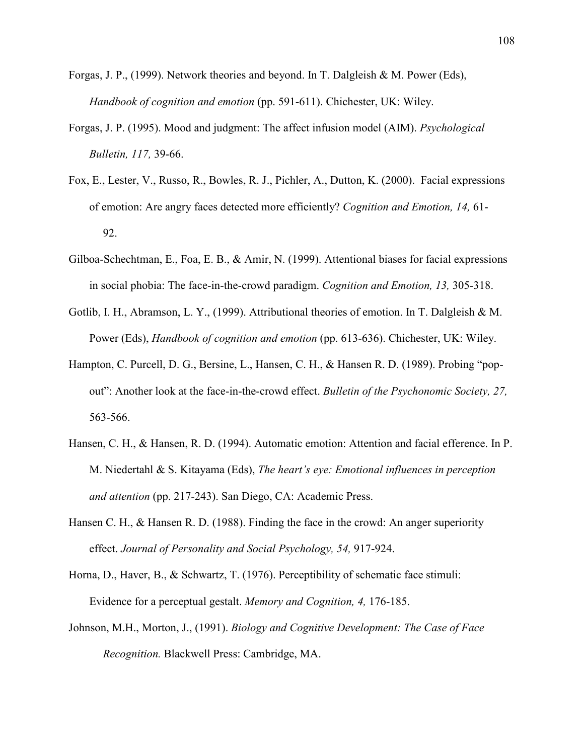Forgas, J. P., (1999). Network theories and beyond. In T. Dalgleish & M. Power (Eds), *Handbook of cognition and emotion* (pp. 591-611). Chichester, UK: Wiley.

Forgas, J. P. (1995). Mood and judgment: The affect infusion model (AIM). *Psychological Bulletin, 117,* 39-66.

Fox, E., Lester, V., Russo, R., Bowles, R. J., Pichler, A., Dutton, K. (2000). Facial expressions of emotion: Are angry faces detected more efficiently? *Cognition and Emotion, 14,* 61-92.

Gilboa-Schechtman, E., Foa, E. B., & Amir, N. (1999). Attentional biases for facial expressions in social phobia: The face-in-the-crowd paradigm. *Cognition and Emotion, 13,* 305-318.

Gotlib, I. H., Abramson, L. Y., (1999). Attributional theories of emotion. In T. Dalgleish & M. Power (Eds), *Handbook of cognition and emotion* (pp. 613-636). Chichester, UK: Wiley.

Hampton, C. Purcell, D. G., Bersine, L., Hansen, C. H., & Hansen R. D. (1989). Probing "pop-out": Another look at the face-in-the-crowd effect. *Bulletin of the Psychonomic Society, 27,* 563-566.

Hansen, C. H., & Hansen, R. D. (1994). Automatic emotion: Attention and facial efference. In P. M. Niedertahl & S. Kitayama (Eds), *The heart's eye: Emotional influences in perception and attention* (pp. 217-243). San Diego, CA: Academic Press.

Hansen C. H., & Hansen R. D. (1988). Finding the face in the crowd: An anger superiority effect. *Journal of Personality and Social Psychology, 54,* 917-924.

Horna, D., Haver, B., & Schwartz, T. (1976). Perceptibility of schematic face stimuli: Evidence for a perceptual gestalt. *Memory and Cognition, 4,* 176-185.

Johnson, M.H., Morton, J., (1991). *Biology and Cognitive Development: The Case of Face Recognition.* Blackwell Press: Cambridge, MA.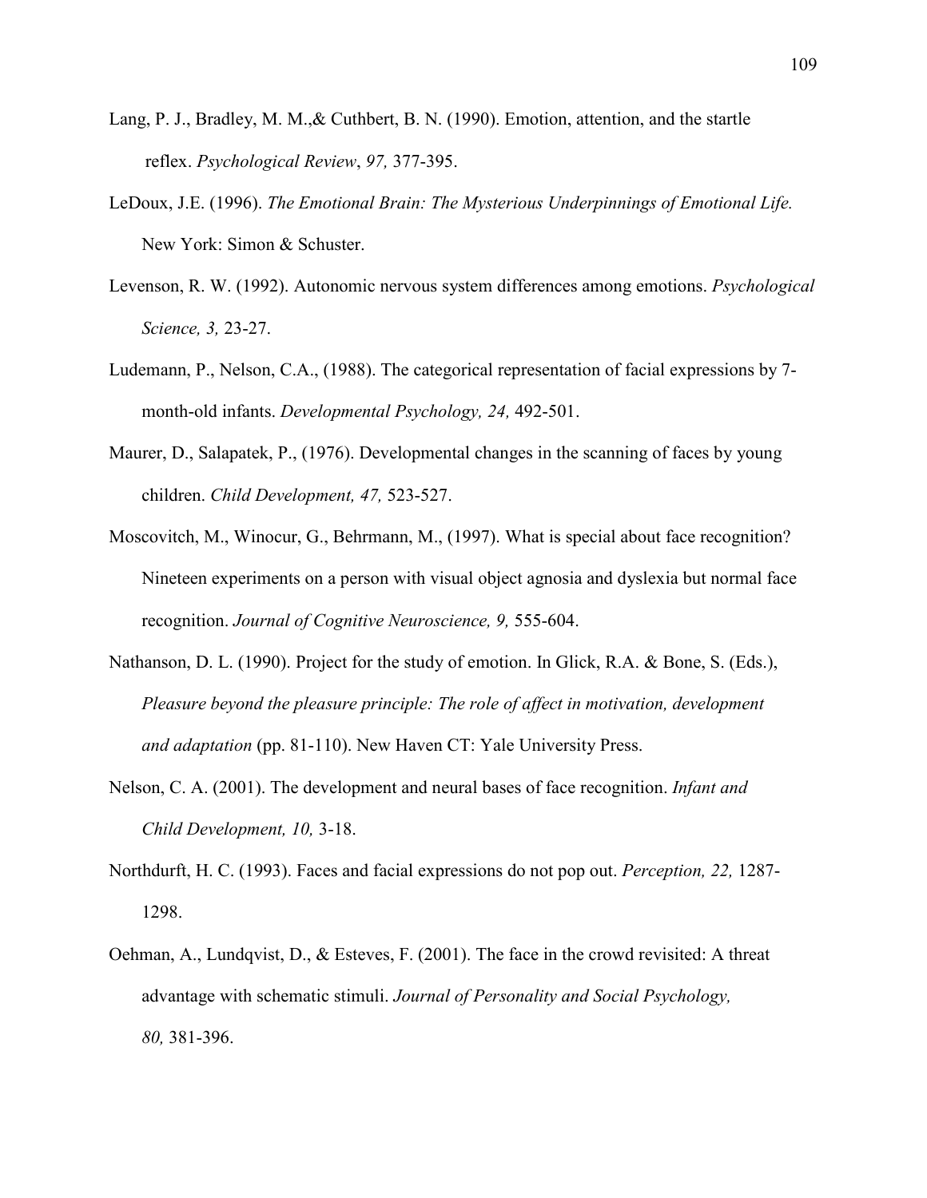Lang, P. J., Bradley, M. M.,& Cuthbert, B. N. (1990). Emotion, attention, and the startle reflex. *Psychological Review*, *97,* 377-395.

LeDoux, J.E. (1996). *The Emotional Brain: The Mysterious Underpinnings of Emotional Life.* New York: Simon & Schuster.

Levenson, R. W. (1992). Autonomic nervous system differences among emotions. *Psychological Science, 3,* 23-27.

Ludemann, P., Nelson, C.A., (1988). The categorical representation of facial expressions by 7-month-old infants. *Developmental Psychology, 24,* 492-501.

Maurer, D., Salapatek, P., (1976). Developmental changes in the scanning of faces by young children. *Child Development, 47,* 523-527.

Moscovitch, M., Winocur, G., Behrmann, M., (1997). What is special about face recognition? Nineteen experiments on a person with visual object agnosia and dyslexia but normal face recognition. *Journal of Cognitive Neuroscience, 9,* 555-604.

Nathanson, D. L. (1990). Project for the study of emotion. In Glick, R.A. & Bone, S. (Eds.), *Pleasure beyond the pleasure principle: The role of affect in motivation, development and adaptation* (pp. 81-110). New Haven CT: Yale University Press.

Nelson, C. A. (2001). The development and neural bases of face recognition. *Infant and Child Development, 10,* 3-18.

Northdurft, H. C. (1993). Faces and facial expressions do not pop out. *Perception, 22,* 1287-1298.

Oehman, A., Lundqvist, D., & Esteves, F. (2001). The face in the crowd revisited: A threat advantage with schematic stimuli. *Journal of Personality and Social Psychology, 80,* 381-396.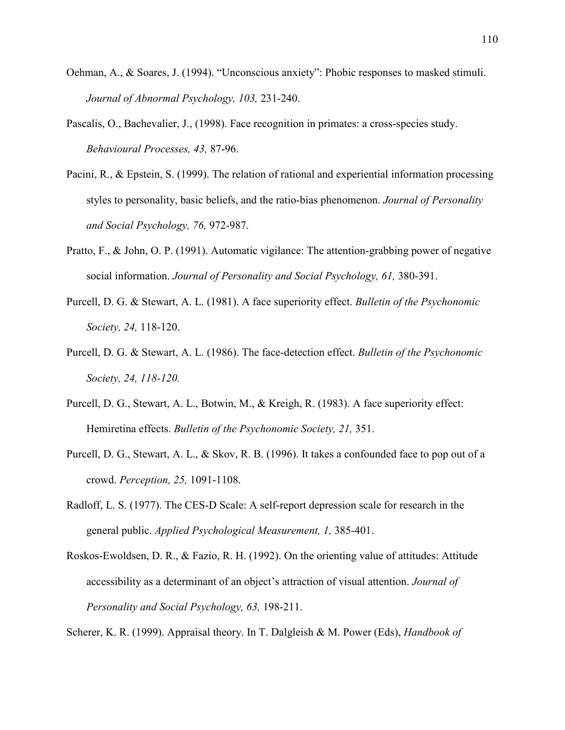Oehman, A., & Soares, J. (1994). "Unconscious anxiety": Phobic responses to masked stimuli. *Journal of Abnormal Psychology, 103,* 231-240.

Pascalis, O., Bachevalier, J., (1998). Face recognition in primates: a cross-species study. *Behavioural Processes, 43,* 87-96.

Pacini, R., & Epstein, S. (1999). The relation of rational and experiential information processing styles to personality, basic beliefs, and the ratio-bias phenomenon. *Journal of Personality and Social Psychology, 76,* 972-987.

Pratto, F., & John, O. P. (1991). Automatic vigilance: The attention-grabbing power of negative social information. *Journal of Personality and Social Psychology, 61,* 380-391.

Purcell, D. G. & Stewart, A. L. (1981). A face superiority effect. *Bulletin of the Psychonomic Society, 24,* 118-120.

Purcell, D. G. & Stewart, A. L. (1986). The face-detection effect. *Bulletin of the Psychonomic Society, 24, 118-120.*

Purcell, D. G., Stewart, A. L., Botwin, M., & Kreigh, R. (1983). A face superiority effect: Hemiretina effects. *Bulletin of the Psychonomic Society, 21,* 351.

Purcell, D. G., Stewart, A. L., & Skov, R. B. (1996). It takes a confounded face to pop out of a crowd. *Perception, 25,* 1091-1108.

Radloff, L. S. (1977). The CES-D Scale: A self-report depression scale for research in the general public. *Applied Psychological Measurement, 1,* 385-401.

Roskos-Ewoldsen, D. R., & Fazio, R. H. (1992). On the orienting value of attitudes: Attitude accessibility as a determinant of an object's attraction of visual attention. *Journal of Personality and Social Psychology, 63,* 198-211.

Scherer, K. R. (1999). Appraisal theory. In T. Dalgleish & M. Power (Eds), *Handbook of*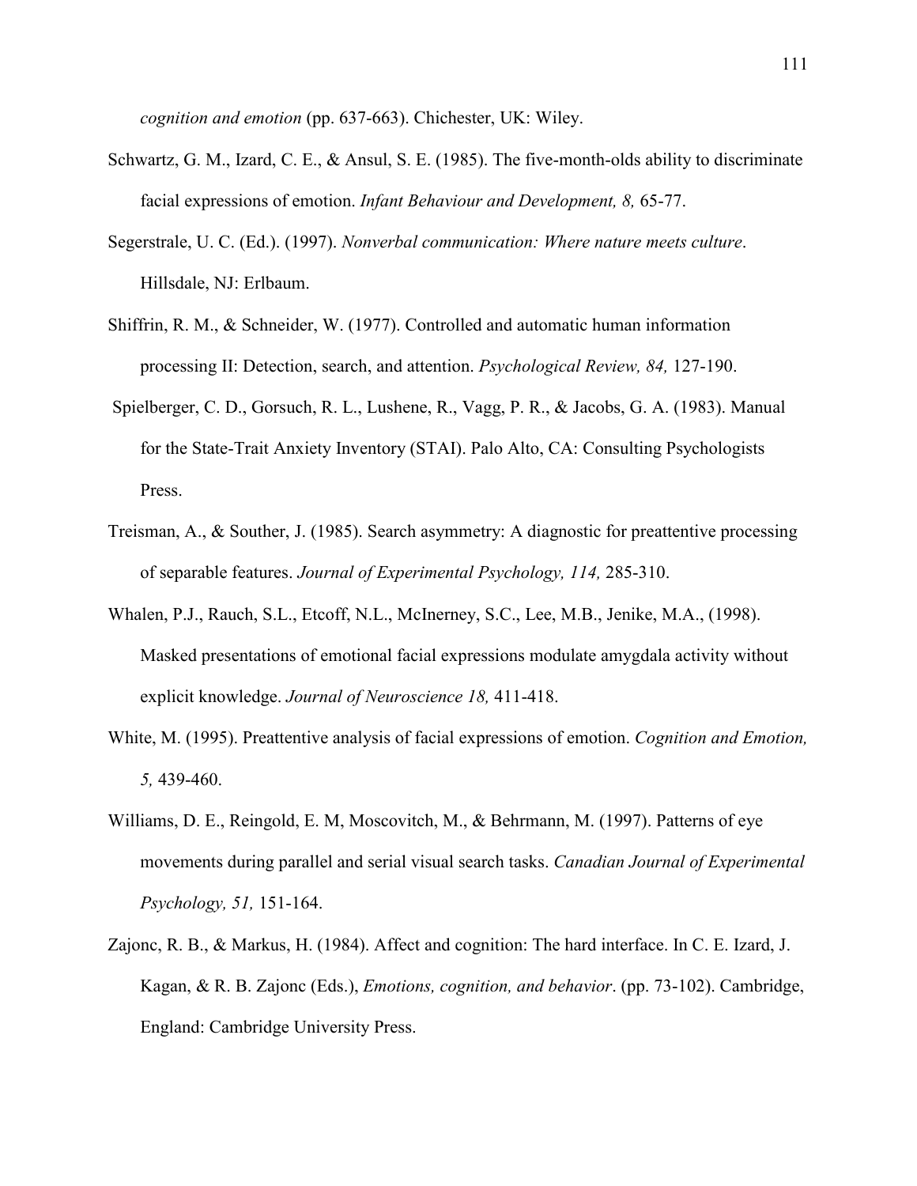*cognition and emotion* (pp. 637-663). Chichester, UK: Wiley.

Schwartz, G. M., Izard, C. E., & Ansul, S. E. (1985). The five-month-olds ability to discriminate facial expressions of emotion. *Infant Behaviour and Development, 8,* 65-77.

Segerstrale, U. C. (Ed.). (1997). *Nonverbal communication: Where nature meets culture*. Hillsdale, NJ: Erlbaum.

Shiffrin, R. M., & Schneider, W. (1977). Controlled and automatic human information processing II: Detection, search, and attention. *Psychological Review, 84,* 127-190.

Spielberger, C. D., Gorsuch, R. L., Lushene, R., Vagg, P. R., & Jacobs, G. A. (1983). Manual for the State-Trait Anxiety Inventory (STAI). Palo Alto, CA: Consulting Psychologists Press.

Treisman, A., & Souther, J. (1985). Search asymmetry: A diagnostic for preattentive processing of separable features. *Journal of Experimental Psychology, 114,* 285-310.

Whalen, P.J., Rauch, S.L., Etcoff, N.L., McInerney, S.C., Lee, M.B., Jenike, M.A., (1998). Masked presentations of emotional facial expressions modulate amygdala activity without explicit knowledge. *Journal of Neuroscience 18,* 411-418.

White, M. (1995). Preattentive analysis of facial expressions of emotion. *Cognition and Emotion, 5,* 439-460.

Williams, D. E., Reingold, E. M, Moscovitch, M., & Behrmann, M. (1997). Patterns of eye movements during parallel and serial visual search tasks. *Canadian Journal of Experimental Psychology, 51,* 151-164.

Zajonc, R. B., & Markus, H. (1984). Affect and cognition: The hard interface. In C. E. Izard, J. Kagan, & R. B. Zajonc (Eds.), *Emotions, cognition, and behavior*. (pp. 73-102). Cambridge, England: Cambridge University Press.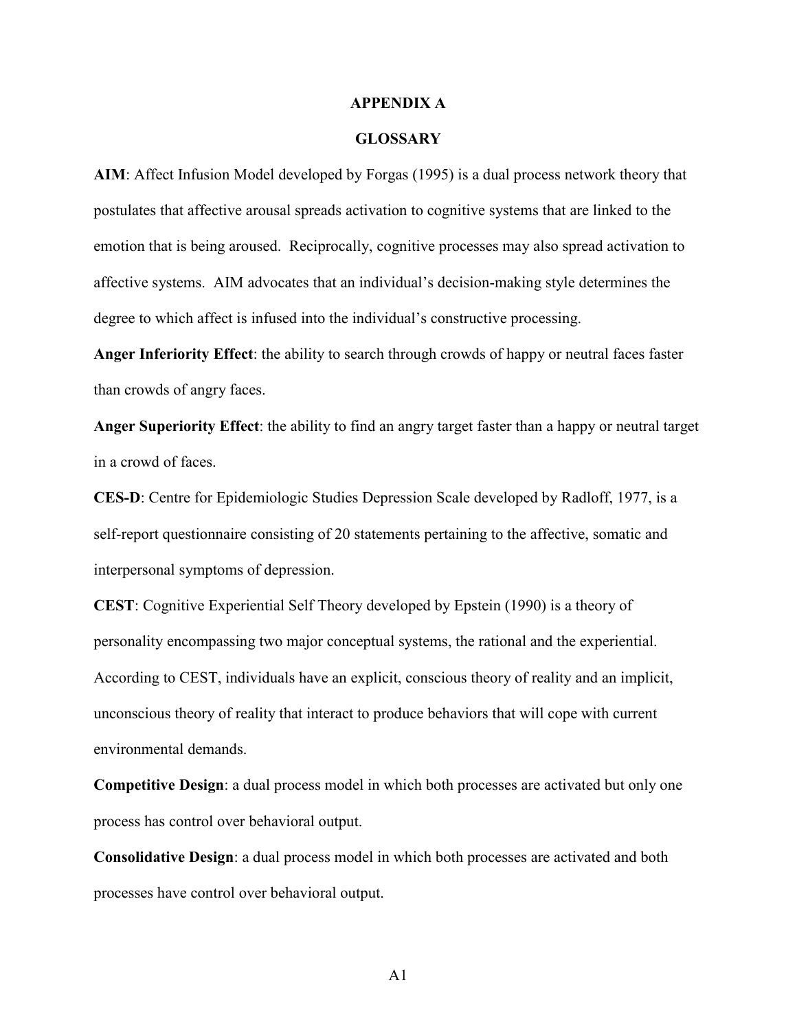# APPENDIX A

## GLOSSARY

**AIM**: Affect Infusion Model developed by Forgas (1995) is a dual process network theory that postulates that affective arousal spreads activation to cognitive systems that are linked to the emotion that is being aroused. Reciprocally, cognitive processes may also spread activation to affective systems. AIM advocates that an individual's decision-making style determines the degree to which affect is infused into the individual's constructive processing.

**Anger Inferiority Effect**: the ability to search through crowds of happy or neutral faces faster than crowds of angry faces.

**Anger Superiority Effect**: the ability to find an angry target faster than a happy or neutral target in a crowd of faces.

**CES-D**: Centre for Epidemiologic Studies Depression Scale developed by Radloff, 1977, is a self-report questionnaire consisting of 20 statements pertaining to the affective, somatic and interpersonal symptoms of depression.

**CEST**: Cognitive Experiential Self Theory developed by Epstein (1990) is a theory of personality encompassing two major conceptual systems, the rational and the experiential. According to CEST, individuals have an explicit, conscious theory of reality and an implicit, unconscious theory of reality that interact to produce behaviors that will cope with current environmental demands.

**Competitive Design**: a dual process model in which both processes are activated but only one process has control over behavioral output.

**Consolidative Design**: a dual process model in which both processes are activated and both processes have control over behavioral output.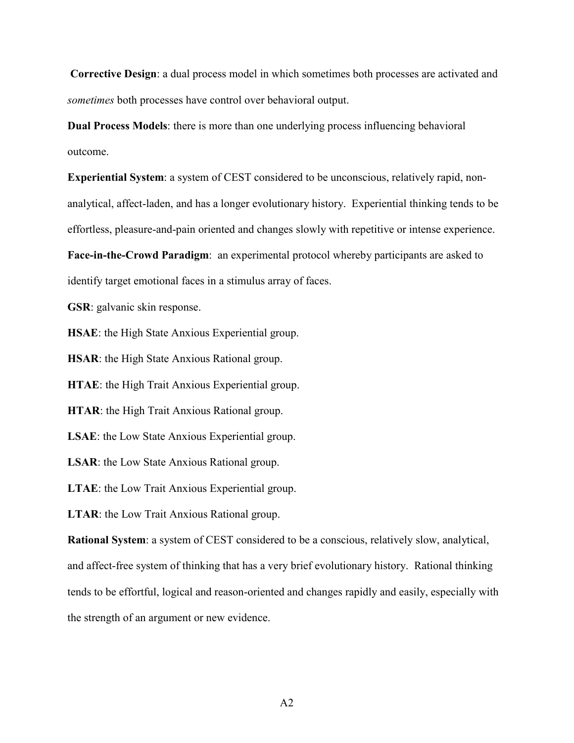**Corrective Design**: a dual process model in which sometimes both processes are activated and *sometimes* both processes have control over behavioral output.

**Dual Process Models**: there is more than one underlying process influencing behavioral outcome.

**Experiential System**: a system of CEST considered to be unconscious, relatively rapid, non-analytical, affect-laden, and has a longer evolutionary history. Experiential thinking tends to be effortless, pleasure-and-pain oriented and changes slowly with repetitive or intense experience.

**Face-in-the-Crowd Paradigm**: an experimental protocol whereby participants are asked to identify target emotional faces in a stimulus array of faces.

**GSR**: galvanic skin response.

**HSAE**: the High State Anxious Experiential group.

**HSAR**: the High State Anxious Rational group.

**HTAE**: the High Trait Anxious Experiential group.

**HTAR**: the High Trait Anxious Rational group.

**LSAE**: the Low State Anxious Experiential group.

**LSAR**: the Low State Anxious Rational group.

**LTAE**: the Low Trait Anxious Experiential group.

**LTAR**: the Low Trait Anxious Rational group.

**Rational System**: a system of CEST considered to be a conscious, relatively slow, analytical, and affect-free system of thinking that has a very brief evolutionary history. Rational thinking tends to be effortful, logical and reason-oriented and changes rapidly and easily, especially with the strength of an argument or new evidence.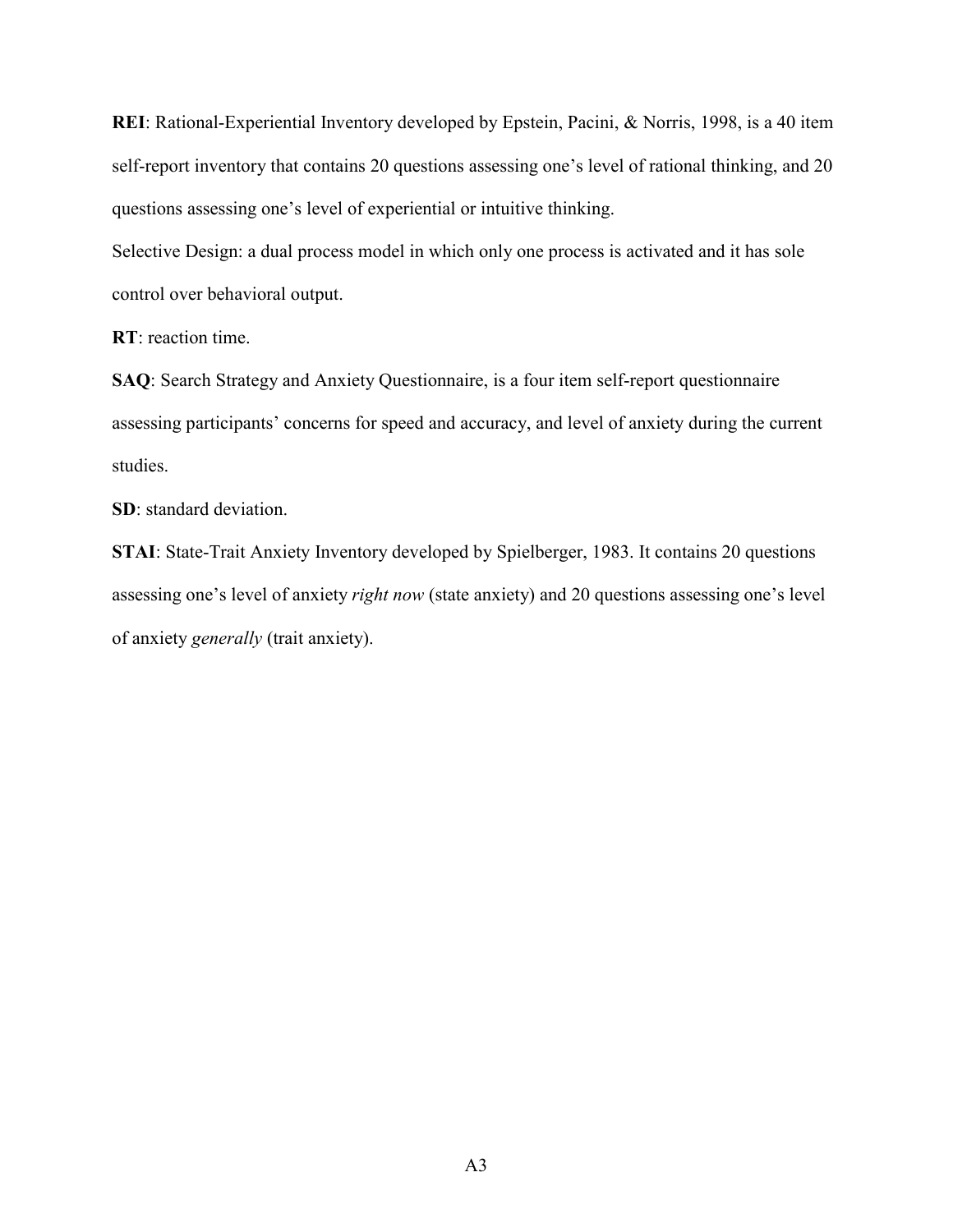**REI**: Rational-Experiential Inventory developed by Epstein, Pacini, & Norris, 1998, is a 40 item self-report inventory that contains 20 questions assessing one's level of rational thinking, and 20 questions assessing one's level of experiential or intuitive thinking.

Selective Design: a dual process model in which only one process is activated and it has sole control over behavioral output.

**RT**: reaction time.

**SAQ**: Search Strategy and Anxiety Questionnaire, is a four item self-report questionnaire assessing participants' concerns for speed and accuracy, and level of anxiety during the current studies.

**SD**: standard deviation.

**STAI**: State-Trait Anxiety Inventory developed by Spielberger, 1983. It contains 20 questions assessing one's level of anxiety *right now* (state anxiety) and 20 questions assessing one's level of anxiety *generally* (trait anxiety).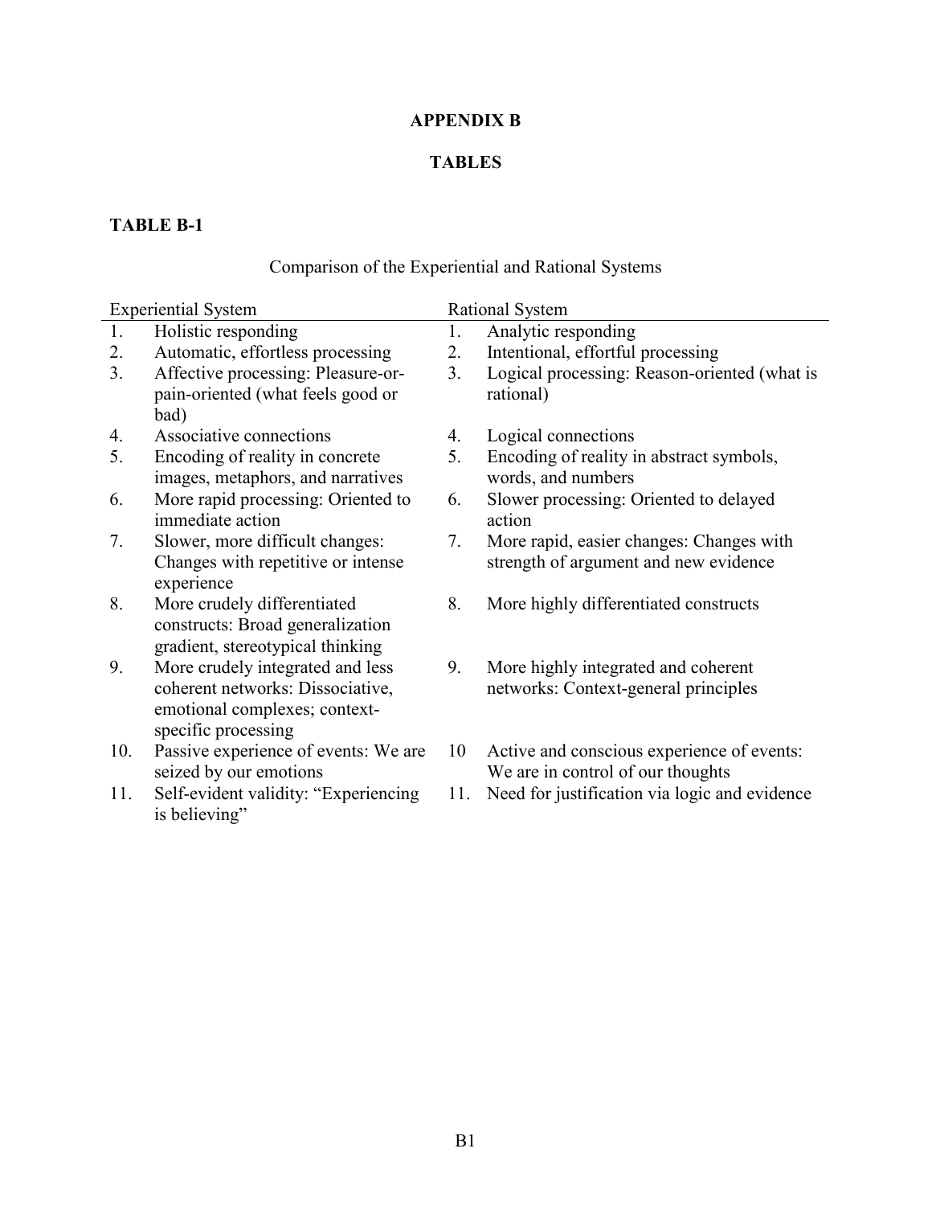# APPENDIX B

# TABLES

**TABLE B-1**

Comparison of the Experiential and Rational Systems

| Experiential System | Rational System |
|---|---|
| 1. Holistic responding | 1. Analytic responding |
| 2. Automatic, effortless processing | 2. Intentional, effortful processing |
| 3. Affective processing: Pleasure-or-pain-oriented (what feels good or bad) | 3. Logical processing: Reason-oriented (what is rational) |
| 4. Associative connections | 4. Logical connections |
| 5. Encoding of reality in concrete images, metaphors, and narratives | 5. Encoding of reality in abstract symbols, words, and numbers |
| 6. More rapid processing: Oriented to immediate action | 6. Slower processing: Oriented to delayed action |
| 7. Slower, more difficult changes: Changes with repetitive or intense experience | 7. More rapid, easier changes: Changes with strength of argument and new evidence |
| 8. More crudely differentiated constructs: Broad generalization gradient, stereotypical thinking | 8. More highly differentiated constructs |
| 9. More crudely integrated and less coherent networks: Dissociative, emotional complexes; context-specific processing | 9. More highly integrated and coherent networks: Context-general principles |
| 10. Passive experience of events: We are seized by our emotions | 10 Active and conscious experience of events: We are in control of our thoughts |
| 11. Self-evident validity: "Experiencing is believing" | 11. Need for justification via logic and evidence |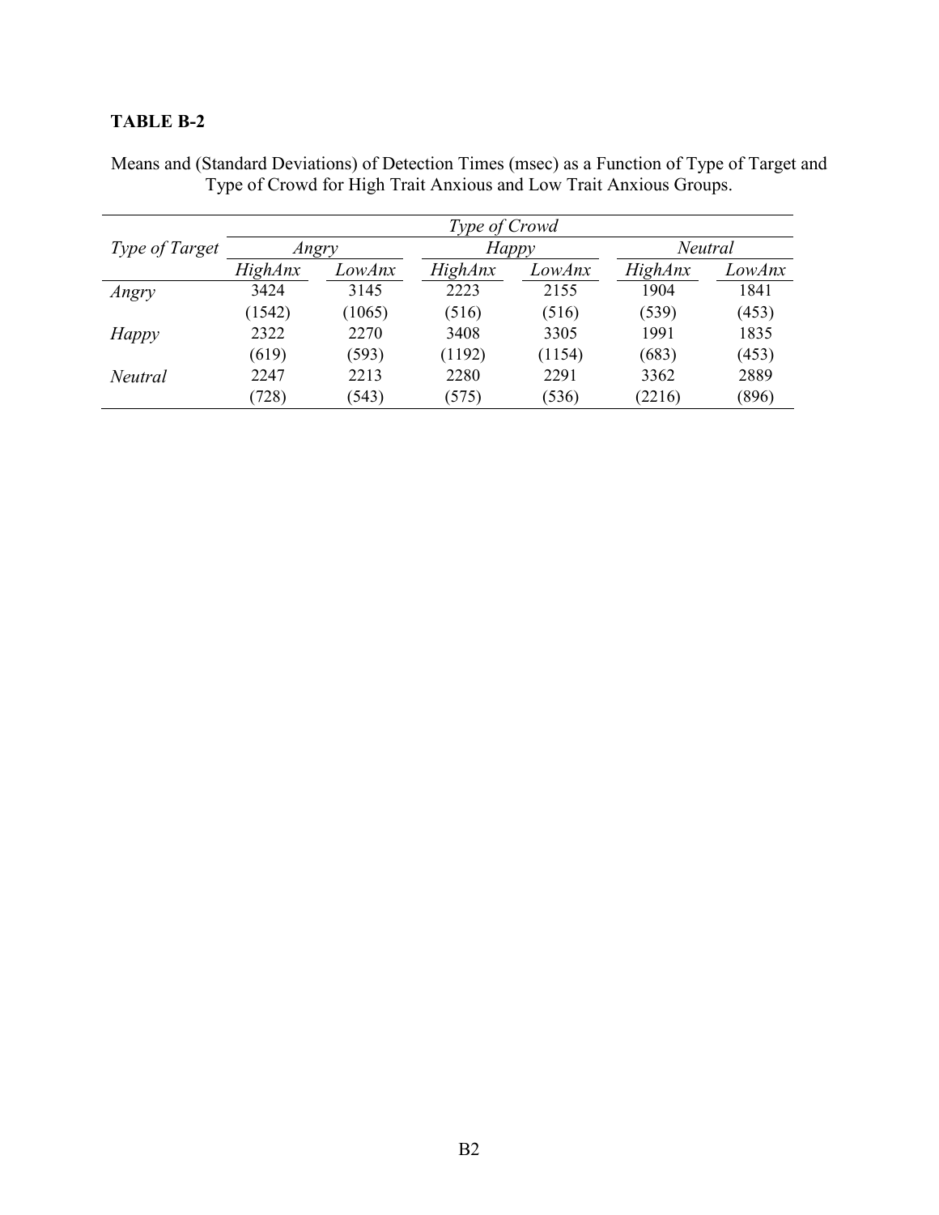**TABLE B-2**

Means and (Standard Deviations) of Detection Times (msec) as a Function of Type of Target and Type of Crowd for High Trait Anxious and Low Trait Anxious Groups.

| | *Type of Crowd* | | | | | |
|---|---|---|---|---|---|---|
| *Type of Target* | *Angry* | | *Happy* | | *Neutral* | |
| | *HighAnx* | *LowAnx* | *HighAnx* | *LowAnx* | *HighAnx* | *LowAnx* |
| *Angry* | 3424 | 3145 | 2223 | 2155 | 1904 | 1841 |
| | (1542) | (1065) | (516) | (516) | (539) | (453) |
| *Happy* | 2322 | 2270 | 3408 | 3305 | 1991 | 1835 |
| | (619) | (593) | (1192) | (1154) | (683) | (453) |
| *Neutral* | 2247 | 2213 | 2280 | 2291 | 3362 | 2889 |
| | (728) | (543) | (575) | (536) | (2216) | (896) |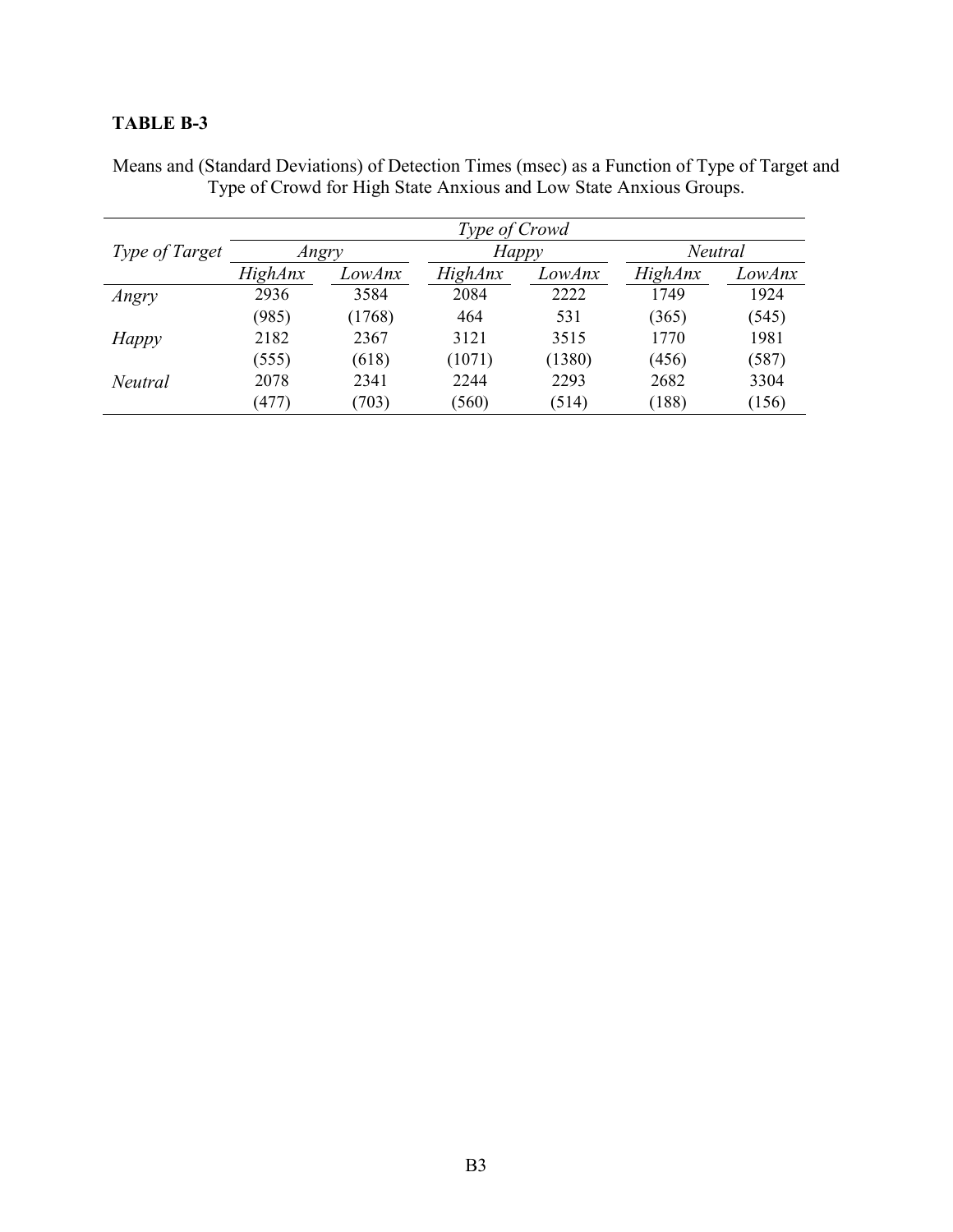**TABLE B-3**

Means and (Standard Deviations) of Detection Times (msec) as a Function of Type of Target and Type of Crowd for High State Anxious and Low State Anxious Groups.

| | *Type of Crowd* | | | | | |
|---|---|---|---|---|---|---|
| *Type of Target* | *Angry* | | *Happy* | | *Neutral* | |
| | *HighAnx* | *LowAnx* | *HighAnx* | *LowAnx* | *HighAnx* | *LowAnx* |
| *Angry* | 2936 | 3584 | 2084 | 2222 | 1749 | 1924 |
| | (985) | (1768) | 464 | 531 | (365) | (545) |
| *Happy* | 2182 | 2367 | 3121 | 3515 | 1770 | 1981 |
| | (555) | (618) | (1071) | (1380) | (456) | (587) |
| *Neutral* | 2078 | 2341 | 2244 | 2293 | 2682 | 3304 |
| | (477) | (703) | (560) | (514) | (188) | (156) |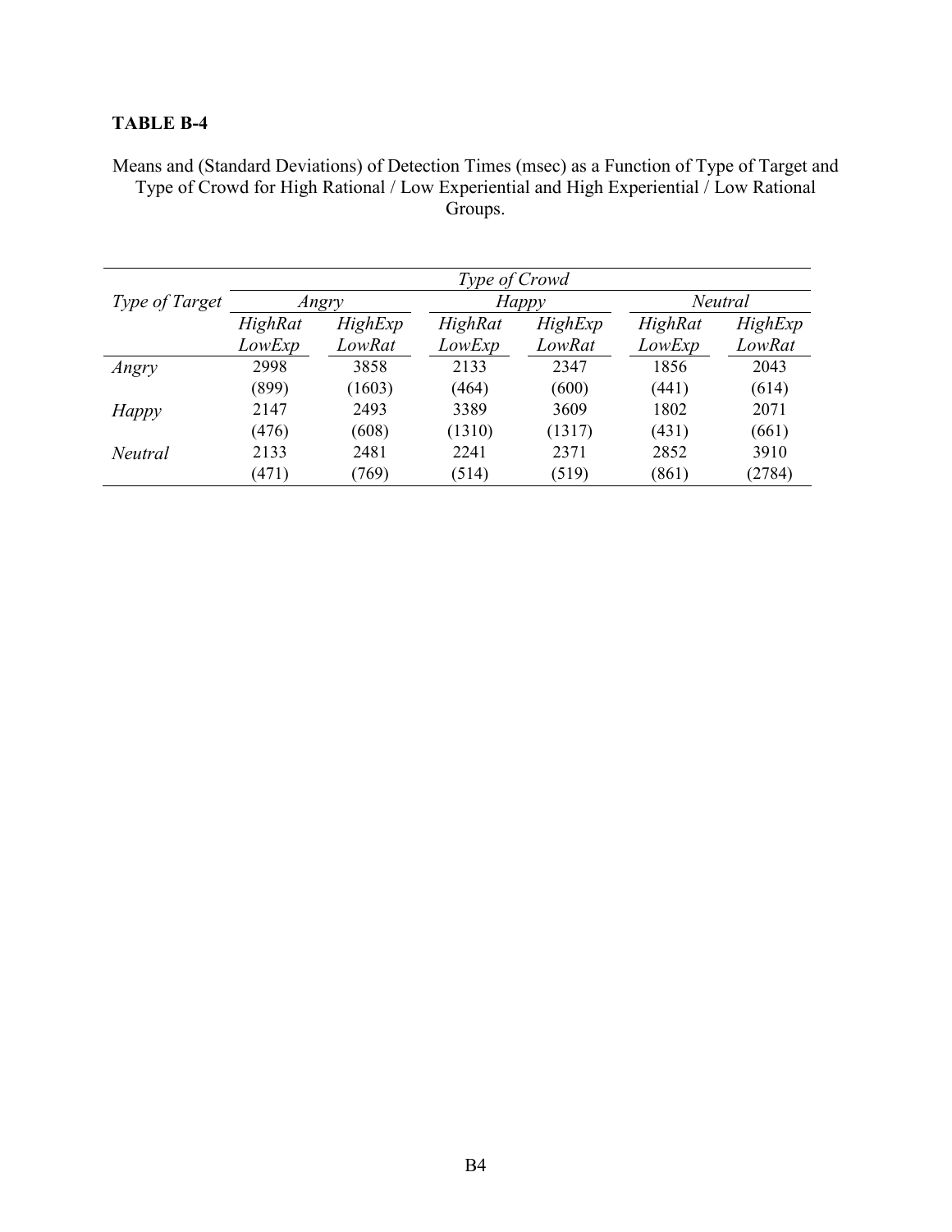**TABLE B-4**

Means and (Standard Deviations) of Detection Times (msec) as a Function of Type of Target and Type of Crowd for High Rational / Low Experiential and High Experiential / Low Rational Groups.

| *Type of Target* | *Type of Crowd* | | | | | |
|---|---|---|---|---|---|---|
| | *Angry* | | *Happy* | | *Neutral* | |
| | *HighRat LowExp* | *HighExp LowRat* | *HighRat LowExp* | *HighExp LowRat* | *HighRat LowExp* | *HighExp LowRat* |
| *Angry* | 2998 | 3858 | 2133 | 2347 | 1856 | 2043 |
| | (899) | (1603) | (464) | (600) | (441) | (614) |
| *Happy* | 2147 | 2493 | 3389 | 3609 | 1802 | 2071 |
| | (476) | (608) | (1310) | (1317) | (431) | (661) |
| *Neutral* | 2133 | 2481 | 2241 | 2371 | 2852 | 3910 |
| | (471) | (769) | (514) | (519) | (861) | (2784) |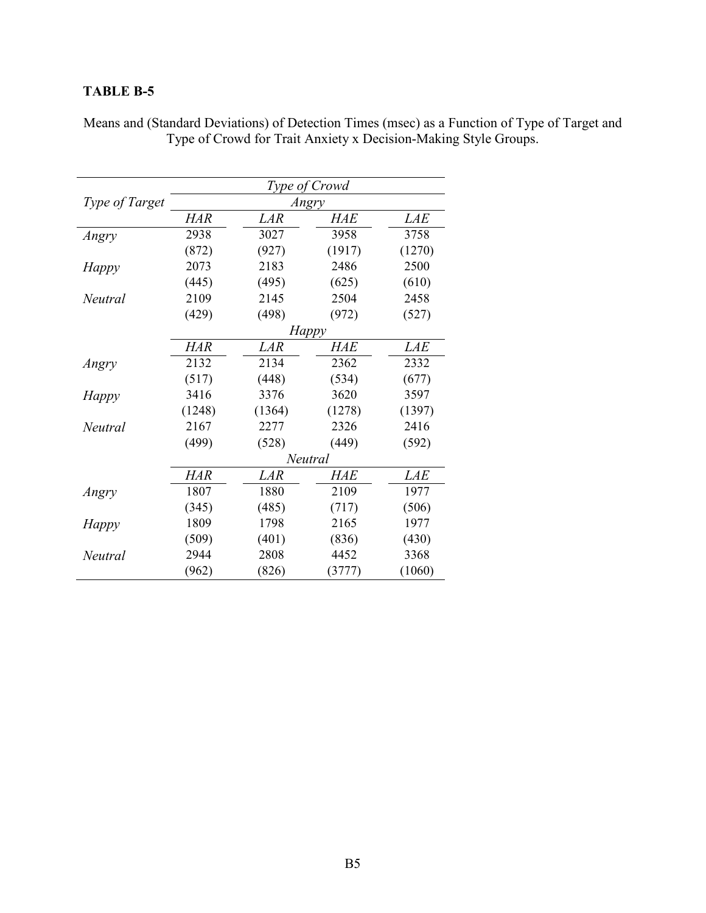**TABLE B-5**

Means and (Standard Deviations) of Detection Times (msec) as a Function of Type of Target and Type of Crowd for Trait Anxiety x Decision-Making Style Groups.

| | *Type of Crowd* | | | |
|---|---|---|---|---|
| *Type of Target* | *Angry* | | | |
| | *HAR* | *LAR* | *HAE* | *LAE* |
| *Angry* | 2938 | 3027 | 3958 | 3758 |
| | (872) | (927) | (1917) | (1270) |
| *Happy* | 2073 | 2183 | 2486 | 2500 |
| | (445) | (495) | (625) | (610) |
| *Neutral* | 2109 | 2145 | 2504 | 2458 |
| | (429) | (498) | (972) | (527) |
| | *Happy* | | | |
| | *HAR* | *LAR* | *HAE* | *LAE* |
| *Angry* | 2132 | 2134 | 2362 | 2332 |
| | (517) | (448) | (534) | (677) |
| *Happy* | 3416 | 3376 | 3620 | 3597 |
| | (1248) | (1364) | (1278) | (1397) |
| *Neutral* | 2167 | 2277 | 2326 | 2416 |
| | (499) | (528) | (449) | (592) |
| | *Neutral* | | | |
| | *HAR* | *LAR* | *HAE* | *LAE* |
| *Angry* | 1807 | 1880 | 2109 | 1977 |
| | (345) | (485) | (717) | (506) |
| *Happy* | 1809 | 1798 | 2165 | 1977 |
| | (509) | (401) | (836) | (430) |
| *Neutral* | 2944 | 2808 | 4452 | 3368 |
| | (962) | (826) | (3777) | (1060) |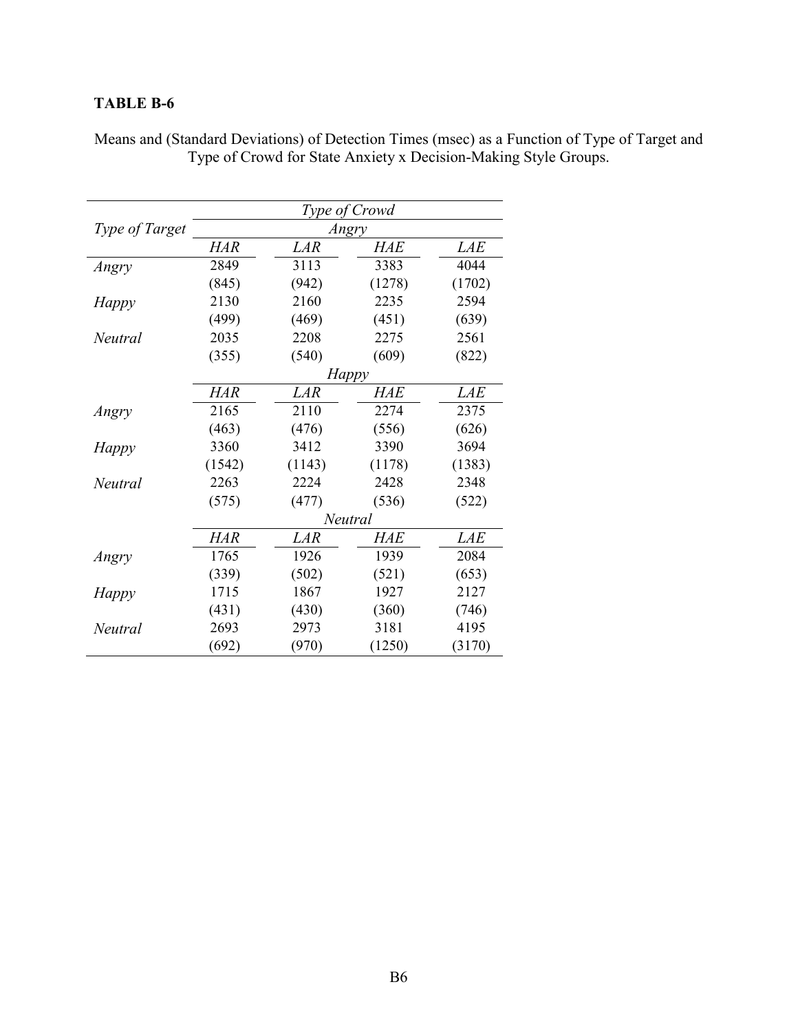**TABLE B-6**

Means and (Standard Deviations) of Detection Times (msec) as a Function of Type of Target and Type of Crowd for State Anxiety x Decision-Making Style Groups.

| *Type of Target* | *Type of Crowd* | | | |
|---|---|---|---|---|
| | *Angry* | | | |
| | *HAR* | *LAR* | *HAE* | *LAE* |
| *Angry* | 2849 | 3113 | 3383 | 4044 |
| | (845) | (942) | (1278) | (1702) |
| *Happy* | 2130 | 2160 | 2235 | 2594 |
| | (499) | (469) | (451) | (639) |
| *Neutral* | 2035 | 2208 | 2275 | 2561 |
| | (355) | (540) | (609) | (822) |
| | *Happy* | | | |
| | *HAR* | *LAR* | *HAE* | *LAE* |
| *Angry* | 2165 | 2110 | 2274 | 2375 |
| | (463) | (476) | (556) | (626) |
| *Happy* | 3360 | 3412 | 3390 | 3694 |
| | (1542) | (1143) | (1178) | (1383) |
| *Neutral* | 2263 | 2224 | 2428 | 2348 |
| | (575) | (477) | (536) | (522) |
| | *Neutral* | | | |
| | *HAR* | *LAR* | *HAE* | *LAE* |
| *Angry* | 1765 | 1926 | 1939 | 2084 |
| | (339) | (502) | (521) | (653) |
| *Happy* | 1715 | 1867 | 1927 | 2127 |
| | (431) | (430) | (360) | (746) |
| *Neutral* | 2693 | 2973 | 3181 | 4195 |
| | (692) | (970) | (1250) | (3170) |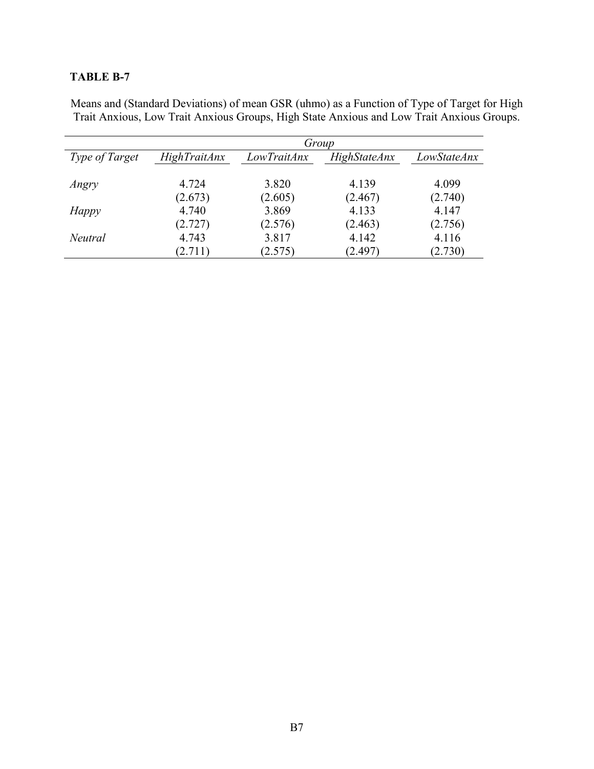**TABLE B-7**

Means and (Standard Deviations) of mean GSR (uhmo) as a Function of Type of Target for High Trait Anxious, Low Trait Anxious Groups, High State Anxious and Low Trait Anxious Groups.

| | *Group* | | | |
|---|---|---|---|---|
| *Type of Target* | *HighTraitAnx* | *LowTraitAnx* | *HighStateAnx* | *LowStateAnx* |
| *Angry* | 4.724<br>(2.673) | 3.820<br>(2.605) | 4.139<br>(2.467) | 4.099<br>(2.740) |
| *Happy* | 4.740<br>(2.727) | 3.869<br>(2.576) | 4.133<br>(2.463) | 4.147<br>(2.756) |
| *Neutral* | 4.743<br>(2.711) | 3.817<br>(2.575) | 4.142<br>(2.497) | 4.116<br>(2.730) |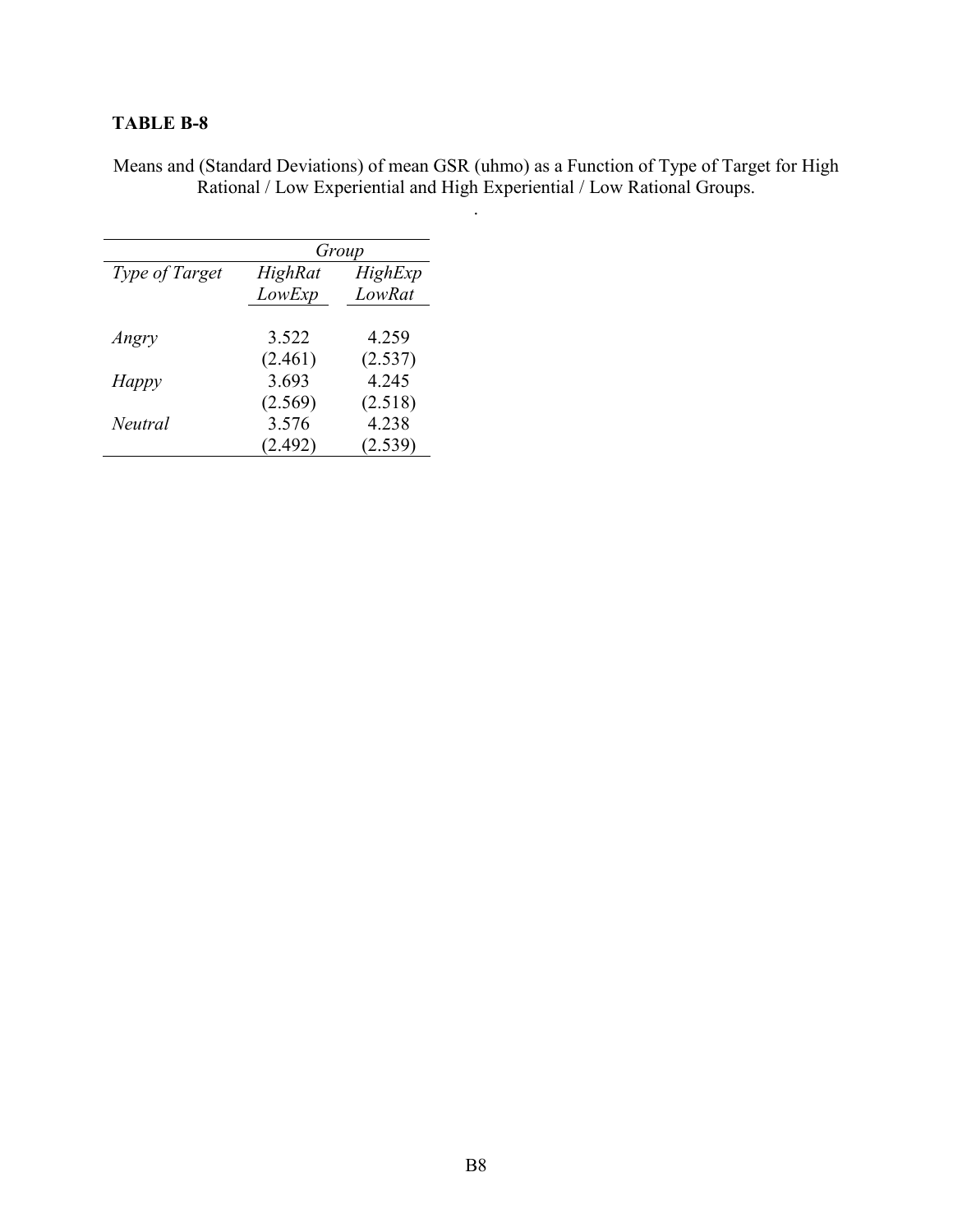**TABLE B-8**

Means and (Standard Deviations) of mean GSR (uhmo) as a Function of Type of Target for High Rational / Low Experiential and High Experiential / Low Rational Groups.

.

| | *Group* | |
|---|---|---|
| *Type of Target* | *HighRat LowExp* | *HighExp LowRat* |
| *Angry* | 3.522 | 4.259 |
| | (2.461) | (2.537) |
| *Happy* | 3.693 | 4.245 |
| | (2.569) | (2.518) |
| *Neutral* | 3.576 | 4.238 |
| | (2.492) | (2.539) |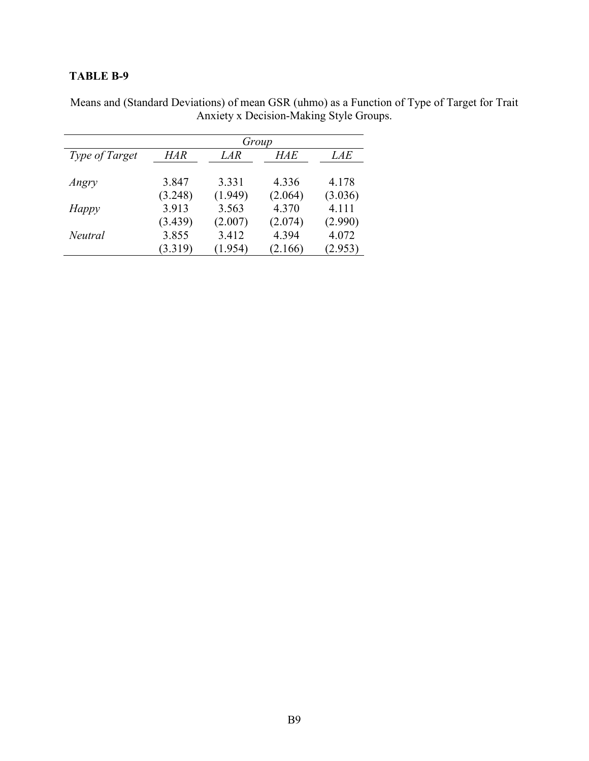**TABLE B-9**

Means and (Standard Deviations) of mean GSR (uhmo) as a Function of Type of Target for Trait Anxiety x Decision-Making Style Groups.

| | *Group* | | | |
|---|---|---|---|---|
| *Type of Target* | *HAR* | *LAR* | *HAE* | *LAE* |
| *Angry* | 3.847 | 3.331 | 4.336 | 4.178 |
| | (3.248) | (1.949) | (2.064) | (3.036) |
| *Happy* | 3.913 | 3.563 | 4.370 | 4.111 |
| | (3.439) | (2.007) | (2.074) | (2.990) |
| *Neutral* | 3.855 | 3.412 | 4.394 | 4.072 |
| | (3.319) | (1.954) | (2.166) | (2.953) |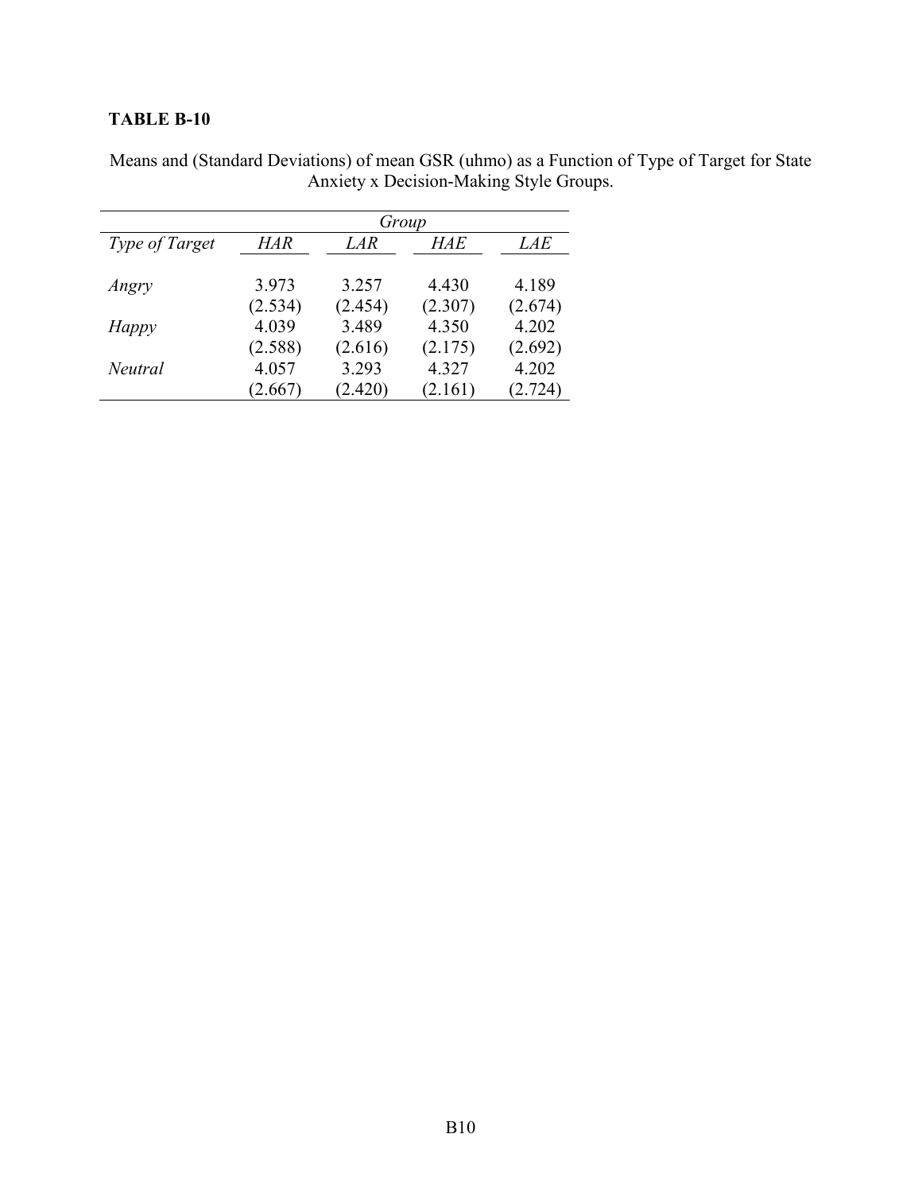**TABLE B-10**

Means and (Standard Deviations) of mean GSR (uhmo) as a Function of Type of Target for State Anxiety x Decision-Making Style Groups.

| | *Group* | | | |
|---|---|---|---|---|
| *Type of Target* | *HAR* | *LAR* | *HAE* | *LAE* |
| *Angry* | 3.973 | 3.257 | 4.430 | 4.189 |
| | (2.534) | (2.454) | (2.307) | (2.674) |
| *Happy* | 4.039 | 3.489 | 4.350 | 4.202 |
| | (2.588) | (2.616) | (2.175) | (2.692) |
| *Neutral* | 4.057 | 3.293 | 4.327 | 4.202 |
| | (2.667) | (2.420) | (2.161) | (2.724) |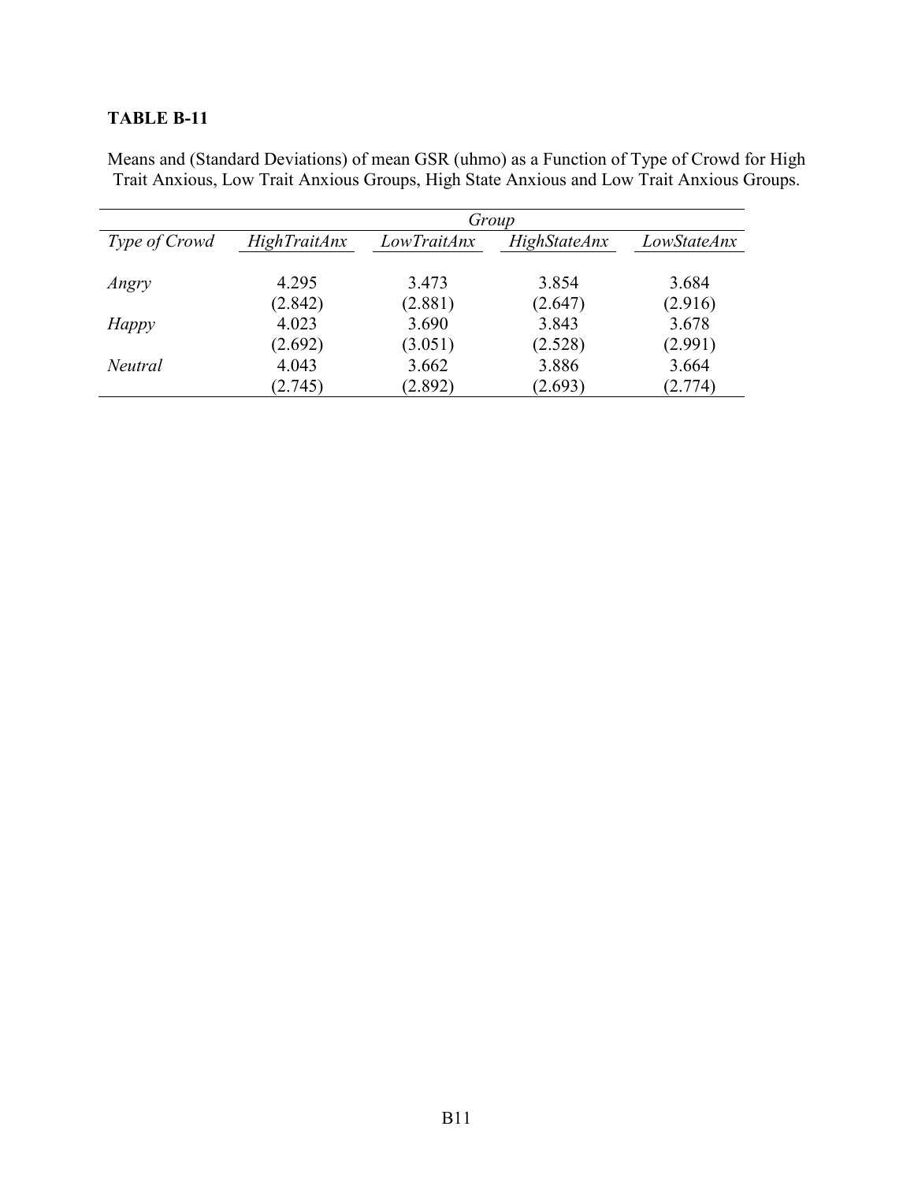**TABLE B-11**

Means and (Standard Deviations) of mean GSR (uhmo) as a Function of Type of Crowd for High Trait Anxious, Low Trait Anxious Groups, High State Anxious and Low Trait Anxious Groups.

| | *Group* | | | |
|---|---|---|---|---|
| *Type of Crowd* | *HighTraitAnx* | *LowTraitAnx* | *HighStateAnx* | *LowStateAnx* |
| *Angry* | 4.295 | 3.473 | 3.854 | 3.684 |
| | (2.842) | (2.881) | (2.647) | (2.916) |
| *Happy* | 4.023 | 3.690 | 3.843 | 3.678 |
| | (2.692) | (3.051) | (2.528) | (2.991) |
| *Neutral* | 4.043 | 3.662 | 3.886 | 3.664 |
| | (2.745) | (2.892) | (2.693) | (2.774) |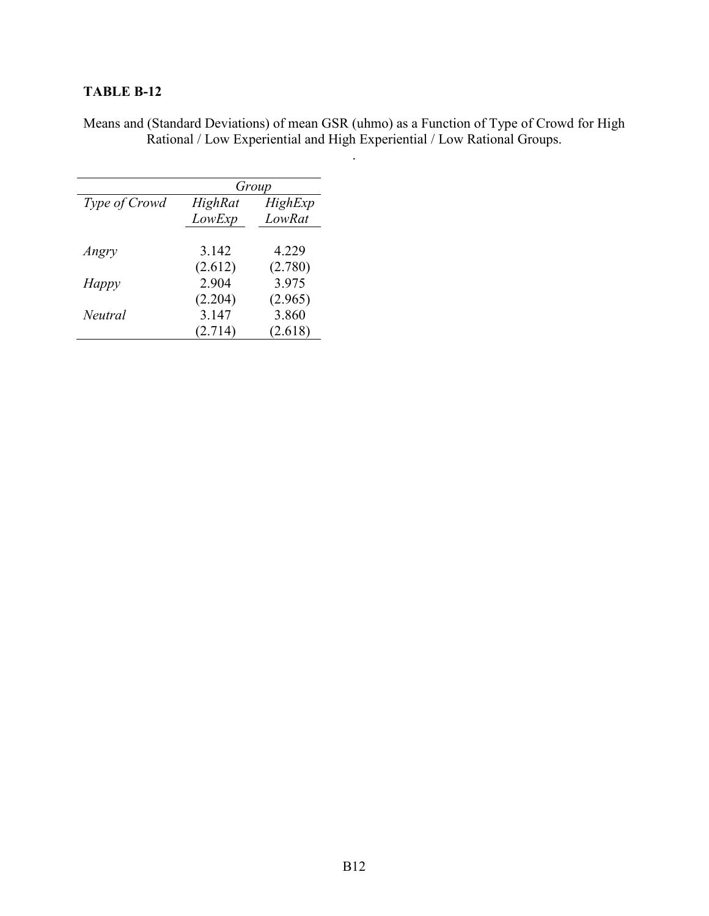**TABLE B-12**

Means and (Standard Deviations) of mean GSR (uhmo) as a Function of Type of Crowd for High Rational / Low Experiential and High Experiential / Low Rational Groups.

.

| | *Group* | |
|---|---|---|
| *Type of Crowd* | *HighRat LowExp* | *HighExp LowRat* |
| *Angry* | 3.142 (2.612) | 4.229 (2.780) |
| *Happy* | 2.904 (2.204) | 3.975 (2.965) |
| *Neutral* | 3.147 (2.714) | 3.860 (2.618) |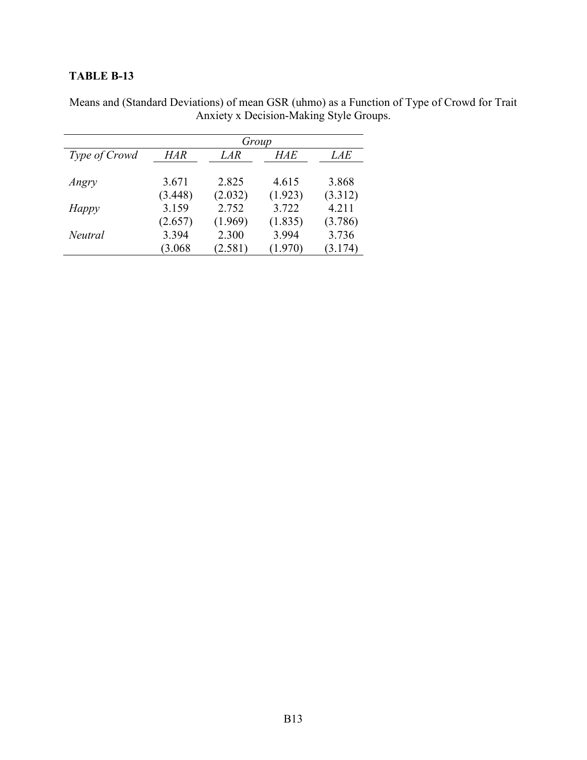**TABLE B-13**

Means and (Standard Deviations) of mean GSR (uhmo) as a Function of Type of Crowd for Trait Anxiety x Decision-Making Style Groups.

| | *Group* | | | |
|---|---|---|---|---|
| *Type of Crowd* | *HAR* | *LAR* | *HAE* | *LAE* |
| *Angry* | 3.671 | 2.825 | 4.615 | 3.868 |
| | (3.448) | (2.032) | (1.923) | (3.312) |
| *Happy* | 3.159 | 2.752 | 3.722 | 4.211 |
| | (2.657) | (1.969) | (1.835) | (3.786) |
| *Neutral* | 3.394 | 2.300 | 3.994 | 3.736 |
| | (3.068 | (2.581) | (1.970) | (3.174) |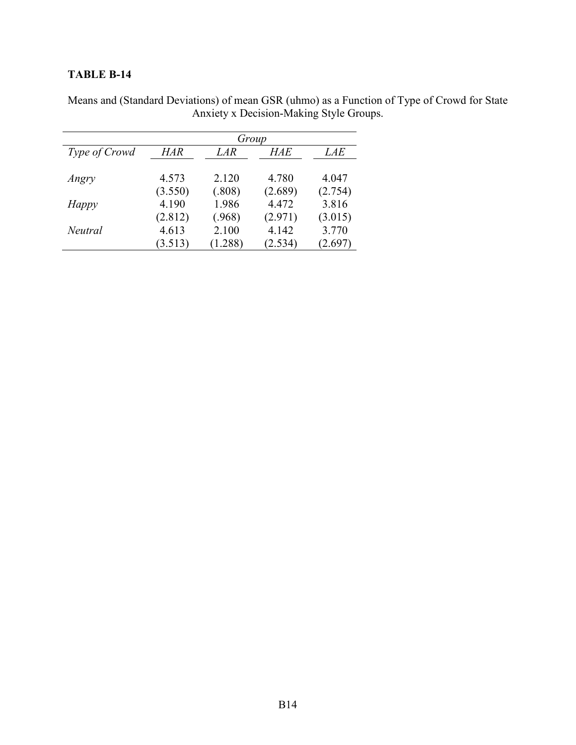**TABLE B-14**

Means and (Standard Deviations) of mean GSR (uhmo) as a Function of Type of Crowd for State Anxiety x Decision-Making Style Groups.

| | *Group* | | | |
|---|---|---|---|---|
| *Type of Crowd* | *HAR* | *LAR* | *HAE* | *LAE* |
| *Angry* | 4.573 | 2.120 | 4.780 | 4.047 |
| | (3.550) | (.808) | (2.689) | (2.754) |
| *Happy* | 4.190 | 1.986 | 4.472 | 3.816 |
| | (2.812) | (.968) | (2.971) | (3.015) |
| *Neutral* | 4.613 | 2.100 | 4.142 | 3.770 |
| | (3.513) | (1.288) | (2.534) | (2.697) |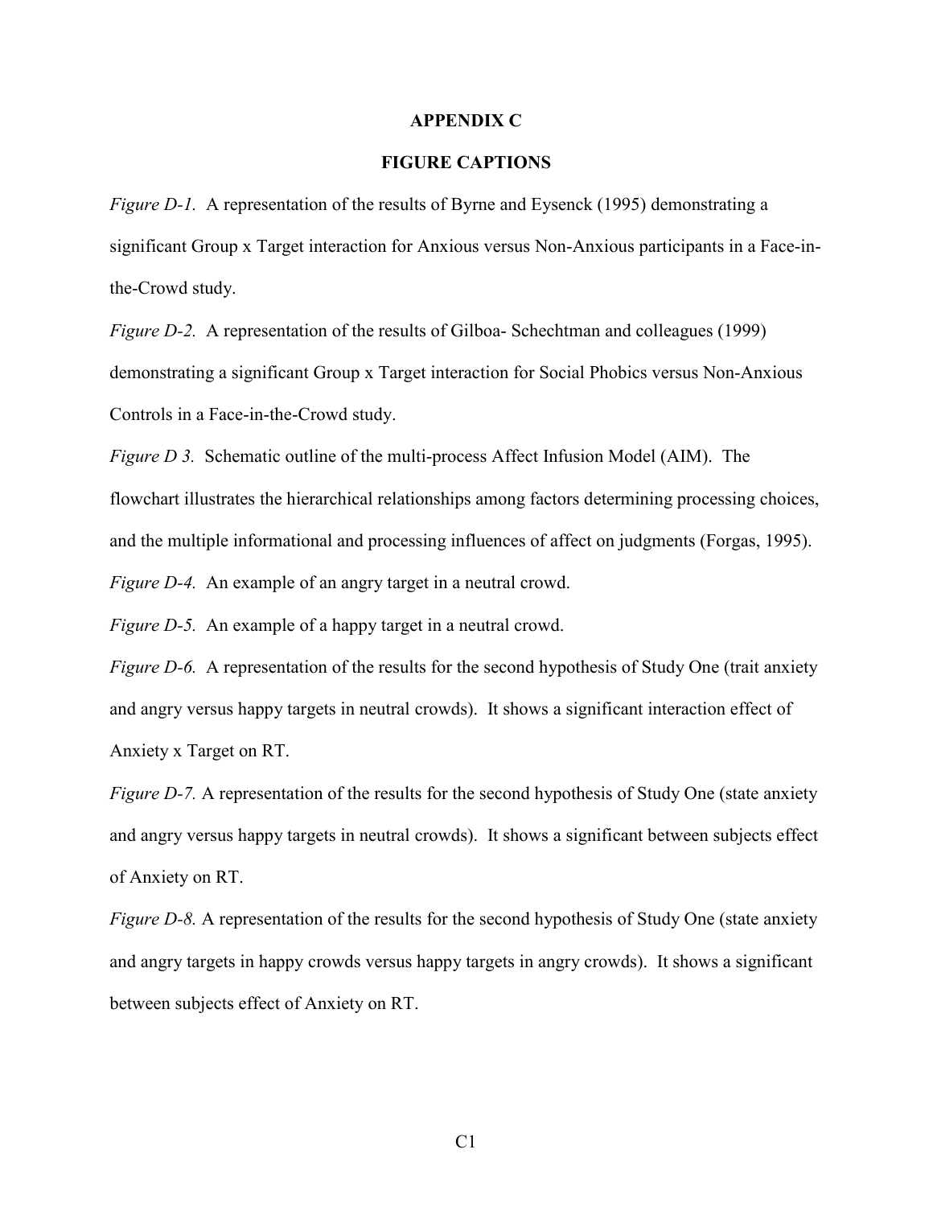# APPENDIX C

## FIGURE CAPTIONS

*Figure D-1.* A representation of the results of Byrne and Eysenck (1995) demonstrating a significant Group x Target interaction for Anxious versus Non-Anxious participants in a Face-in-the-Crowd study.

*Figure D-2.* A representation of the results of Gilboa- Schechtman and colleagues (1999) demonstrating a significant Group x Target interaction for Social Phobics versus Non-Anxious Controls in a Face-in-the-Crowd study.

*Figure D 3.* Schematic outline of the multi-process Affect Infusion Model (AIM). The flowchart illustrates the hierarchical relationships among factors determining processing choices, and the multiple informational and processing influences of affect on judgments (Forgas, 1995).

*Figure D-4.* An example of an angry target in a neutral crowd.

*Figure D-5.* An example of a happy target in a neutral crowd.

*Figure D-6.* A representation of the results for the second hypothesis of Study One (trait anxiety and angry versus happy targets in neutral crowds). It shows a significant interaction effect of Anxiety x Target on RT.

*Figure D-7.* A representation of the results for the second hypothesis of Study One (state anxiety and angry versus happy targets in neutral crowds). It shows a significant between subjects effect of Anxiety on RT.

*Figure D-8.* A representation of the results for the second hypothesis of Study One (state anxiety and angry targets in happy crowds versus happy targets in angry crowds). It shows a significant between subjects effect of Anxiety on RT.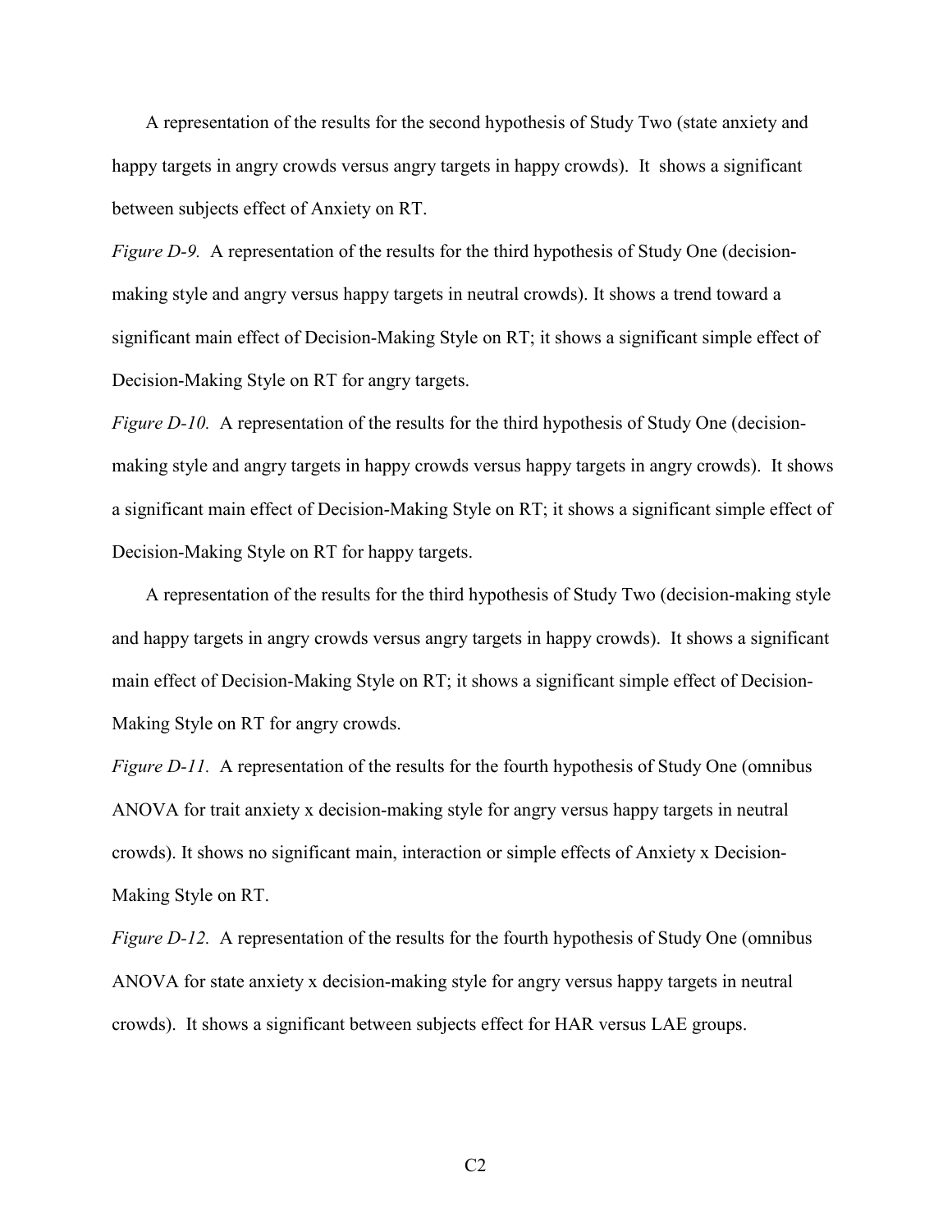A representation of the results for the second hypothesis of Study Two (state anxiety and happy targets in angry crowds versus angry targets in happy crowds). It shows a significant between subjects effect of Anxiety on RT.

*Figure D-9.* A representation of the results for the third hypothesis of Study One (decision-making style and angry versus happy targets in neutral crowds). It shows a trend toward a significant main effect of Decision-Making Style on RT; it shows a significant simple effect of Decision-Making Style on RT for angry targets.

*Figure D-10.* A representation of the results for the third hypothesis of Study One (decision-making style and angry targets in happy crowds versus happy targets in angry crowds). It shows a significant main effect of Decision-Making Style on RT; it shows a significant simple effect of Decision-Making Style on RT for happy targets.

A representation of the results for the third hypothesis of Study Two (decision-making style and happy targets in angry crowds versus angry targets in happy crowds). It shows a significant main effect of Decision-Making Style on RT; it shows a significant simple effect of Decision-Making Style on RT for angry crowds.

*Figure D-11.* A representation of the results for the fourth hypothesis of Study One (omnibus ANOVA for trait anxiety x decision-making style for angry versus happy targets in neutral crowds). It shows no significant main, interaction or simple effects of Anxiety x Decision-Making Style on RT.

*Figure D-12.* A representation of the results for the fourth hypothesis of Study One (omnibus ANOVA for state anxiety x decision-making style for angry versus happy targets in neutral crowds). It shows a significant between subjects effect for HAR versus LAE groups.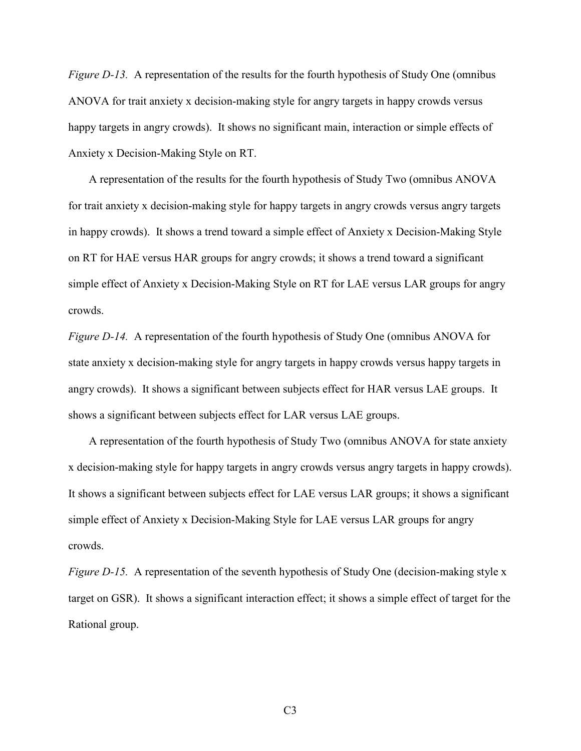*Figure D-13.* A representation of the results for the fourth hypothesis of Study One (omnibus ANOVA for trait anxiety x decision-making style for angry targets in happy crowds versus happy targets in angry crowds). It shows no significant main, interaction or simple effects of Anxiety x Decision-Making Style on RT.

A representation of the results for the fourth hypothesis of Study Two (omnibus ANOVA for trait anxiety x decision-making style for happy targets in angry crowds versus angry targets in happy crowds). It shows a trend toward a simple effect of Anxiety x Decision-Making Style on RT for HAE versus HAR groups for angry crowds; it shows a trend toward a significant simple effect of Anxiety x Decision-Making Style on RT for LAE versus LAR groups for angry crowds.

*Figure D-14.* A representation of the fourth hypothesis of Study One (omnibus ANOVA for state anxiety x decision-making style for angry targets in happy crowds versus happy targets in angry crowds). It shows a significant between subjects effect for HAR versus LAE groups. It shows a significant between subjects effect for LAR versus LAE groups.

A representation of the fourth hypothesis of Study Two (omnibus ANOVA for state anxiety x decision-making style for happy targets in angry crowds versus angry targets in happy crowds). It shows a significant between subjects effect for LAE versus LAR groups; it shows a significant simple effect of Anxiety x Decision-Making Style for LAE versus LAR groups for angry crowds.

*Figure D-15.* A representation of the seventh hypothesis of Study One (decision-making style x target on GSR). It shows a significant interaction effect; it shows a simple effect of target for the Rational group.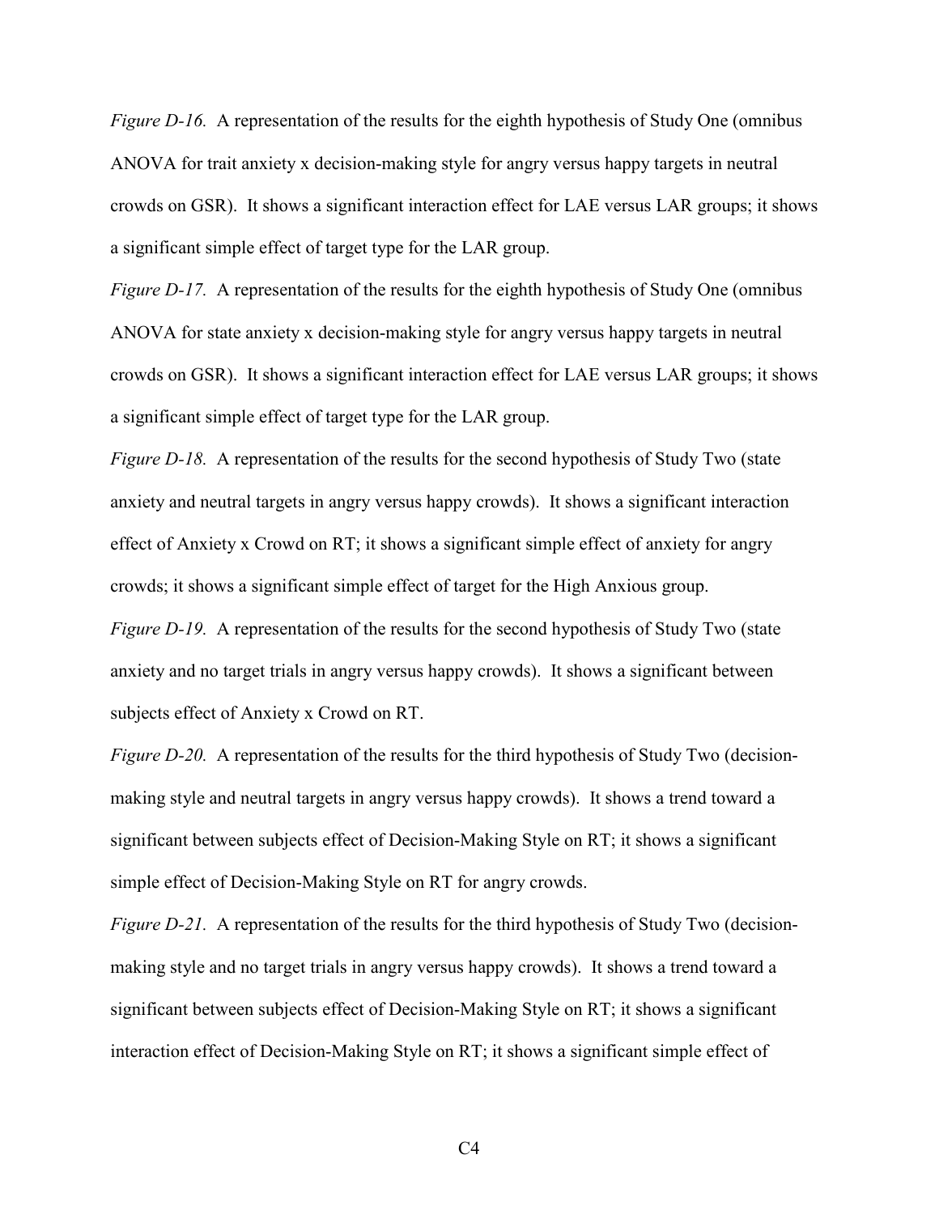*Figure D-16.* A representation of the results for the eighth hypothesis of Study One (omnibus ANOVA for trait anxiety x decision-making style for angry versus happy targets in neutral crowds on GSR). It shows a significant interaction effect for LAE versus LAR groups; it shows a significant simple effect of target type for the LAR group.

*Figure D-17.* A representation of the results for the eighth hypothesis of Study One (omnibus ANOVA for state anxiety x decision-making style for angry versus happy targets in neutral crowds on GSR). It shows a significant interaction effect for LAE versus LAR groups; it shows a significant simple effect of target type for the LAR group.

*Figure D-18.* A representation of the results for the second hypothesis of Study Two (state anxiety and neutral targets in angry versus happy crowds). It shows a significant interaction effect of Anxiety x Crowd on RT; it shows a significant simple effect of anxiety for angry crowds; it shows a significant simple effect of target for the High Anxious group.

*Figure D-19.* A representation of the results for the second hypothesis of Study Two (state anxiety and no target trials in angry versus happy crowds). It shows a significant between subjects effect of Anxiety x Crowd on RT.

*Figure D-20.* A representation of the results for the third hypothesis of Study Two (decision-making style and neutral targets in angry versus happy crowds). It shows a trend toward a significant between subjects effect of Decision-Making Style on RT; it shows a significant simple effect of Decision-Making Style on RT for angry crowds.

*Figure D-21.* A representation of the results for the third hypothesis of Study Two (decision-making style and no target trials in angry versus happy crowds). It shows a trend toward a significant between subjects effect of Decision-Making Style on RT; it shows a significant interaction effect of Decision-Making Style on RT; it shows a significant simple effect of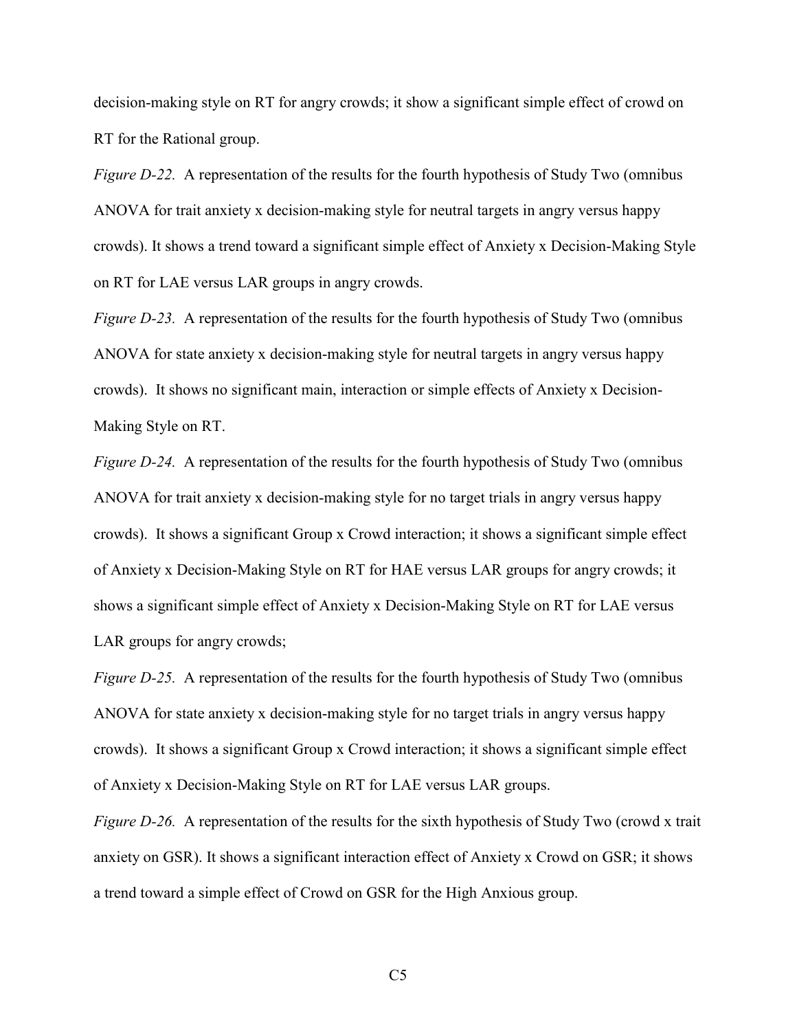decision-making style on RT for angry crowds; it show a significant simple effect of crowd on RT for the Rational group.

*Figure D-22.* A representation of the results for the fourth hypothesis of Study Two (omnibus ANOVA for trait anxiety x decision-making style for neutral targets in angry versus happy crowds). It shows a trend toward a significant simple effect of Anxiety x Decision-Making Style on RT for LAE versus LAR groups in angry crowds.

*Figure D-23.* A representation of the results for the fourth hypothesis of Study Two (omnibus ANOVA for state anxiety x decision-making style for neutral targets in angry versus happy crowds). It shows no significant main, interaction or simple effects of Anxiety x Decision-Making Style on RT.

*Figure D-24.* A representation of the results for the fourth hypothesis of Study Two (omnibus ANOVA for trait anxiety x decision-making style for no target trials in angry versus happy crowds). It shows a significant Group x Crowd interaction; it shows a significant simple effect of Anxiety x Decision-Making Style on RT for HAE versus LAR groups for angry crowds; it shows a significant simple effect of Anxiety x Decision-Making Style on RT for LAE versus LAR groups for angry crowds;

*Figure D-25.* A representation of the results for the fourth hypothesis of Study Two (omnibus ANOVA for state anxiety x decision-making style for no target trials in angry versus happy crowds). It shows a significant Group x Crowd interaction; it shows a significant simple effect of Anxiety x Decision-Making Style on RT for LAE versus LAR groups.

*Figure D-26.* A representation of the results for the sixth hypothesis of Study Two (crowd x trait anxiety on GSR). It shows a significant interaction effect of Anxiety x Crowd on GSR; it shows a trend toward a simple effect of Crowd on GSR for the High Anxious group.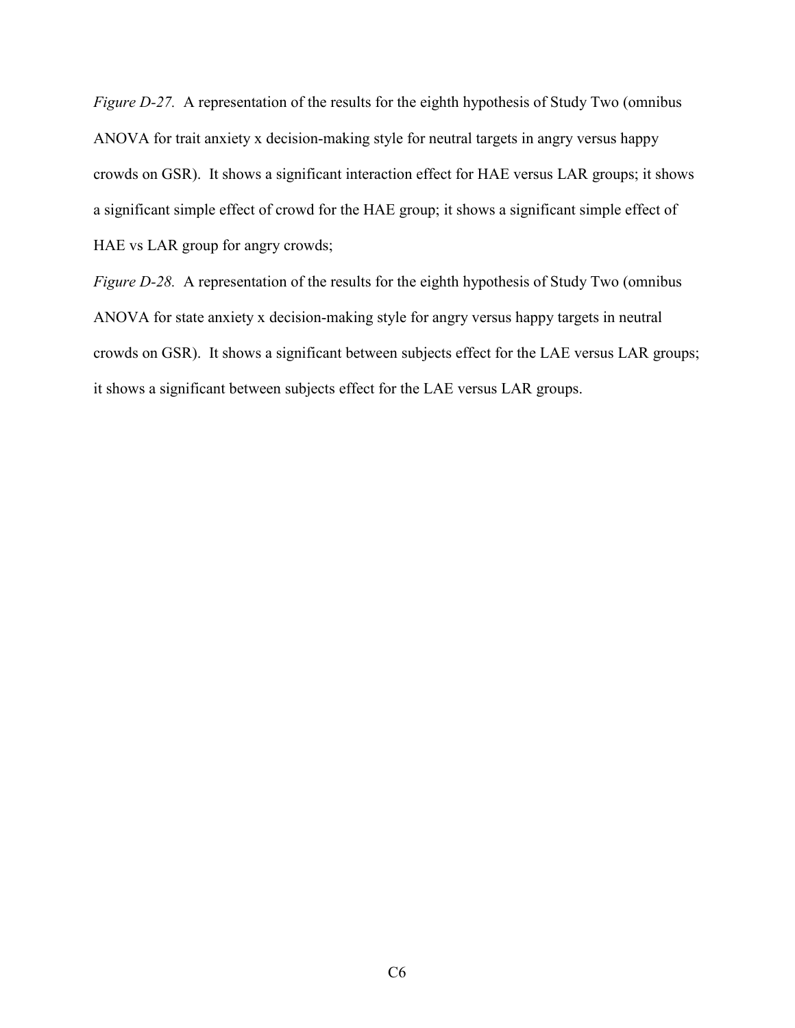*Figure D-27.* A representation of the results for the eighth hypothesis of Study Two (omnibus ANOVA for trait anxiety x decision-making style for neutral targets in angry versus happy crowds on GSR). It shows a significant interaction effect for HAE versus LAR groups; it shows a significant simple effect of crowd for the HAE group; it shows a significant simple effect of HAE vs LAR group for angry crowds;

*Figure D-28.* A representation of the results for the eighth hypothesis of Study Two (omnibus ANOVA for state anxiety x decision-making style for angry versus happy targets in neutral crowds on GSR). It shows a significant between subjects effect for the LAE versus LAR groups; it shows a significant between subjects effect for the LAE versus LAR groups.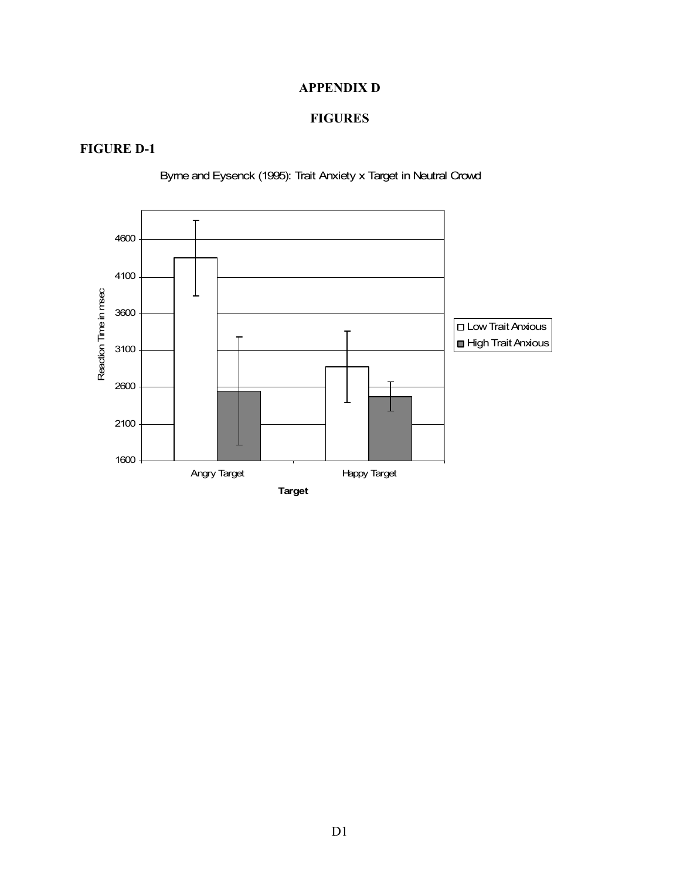# APPENDIX D

## FIGURES

### FIGURE D-1

Byrne and Eysenck (1995): Trait Anxiety x Target in Neutral Crowd

| Target | Low Trait Anxious | High Trait Anxious |
| --- | --- | --- |
| Angry Target | | |
| Happy Target | | |

Reaction Time in msec

Target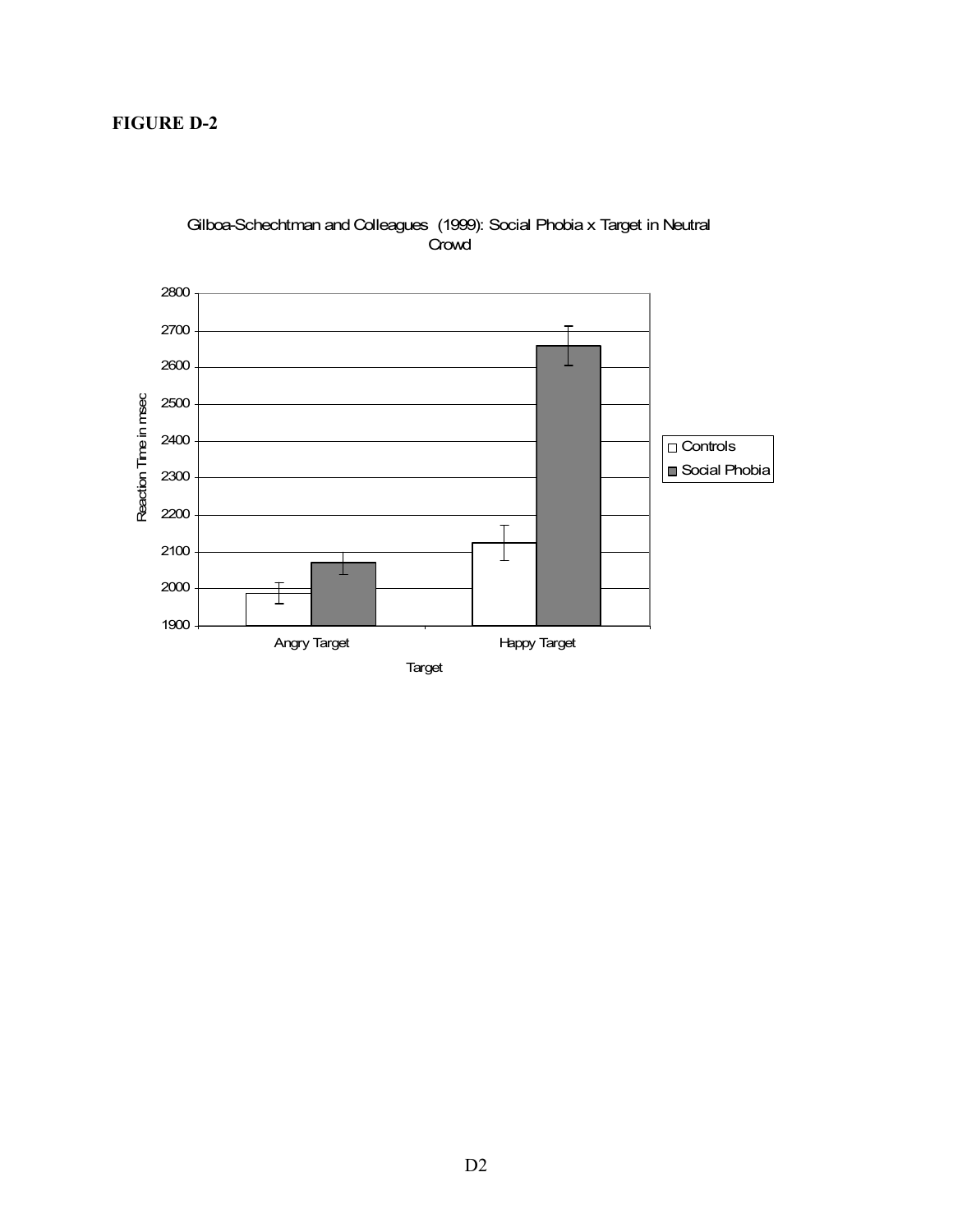**FIGURE D-2**

Gilboa-Schechtman and Colleagues (1999): Social Phobia x Target in Neutral Crowd

Reaction Time in msec

Angry Target | Happy Target

Target

□ Controls
■ Social Phobia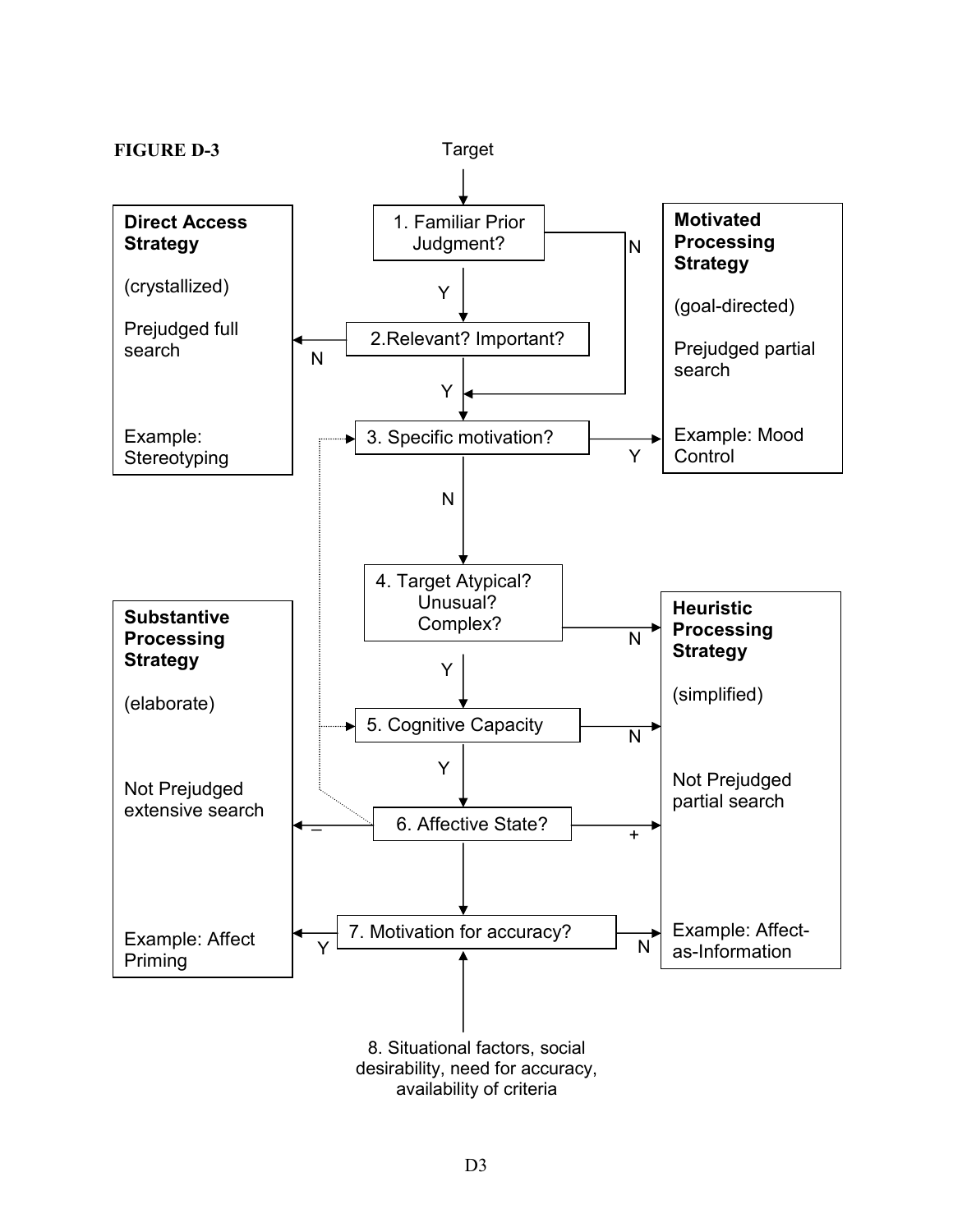**FIGURE D-3**

Target

**Direct Access Strategy**

(crystallized)

Prejudged full search

Example: Stereotyping

1. Familiar Prior Judgment?

2. Relevant? Important?

3. Specific motivation?

**Motivated Processing Strategy**

(goal-directed)

Prejudged partial search

Example: Mood Control

4. Target Atypical? Unusual? Complex?

**Substantive Processing Strategy**

(elaborate)

Not Prejudged extensive search

Example: Affect Priming

5. Cognitive Capacity

6. Affective State?

7. Motivation for accuracy?

**Heuristic Processing Strategy**

(simplified)

Not Prejudged partial search

Example: Affect-as-Information

8. Situational factors, social desirability, need for accuracy, availability of criteria

Flow: Target → 1. Familiar Prior Judgment? (Y → 2; N → 3). 2. Relevant? Important? (N → Direct Access Strategy; Y → 3). 3. Specific motivation? (Y → Motivated Processing Strategy; N → 4). 4. Target Atypical? Unusual? Complex? (N → Heuristic Processing Strategy; Y → 5). 5. Cognitive Capacity (N → Heuristic Processing Strategy; Y → 6). 6. Affective State? (– → Substantive Processing Strategy; + → Heuristic Processing Strategy; → 7; dotted links from 6 to 3 and 5). 7. Motivation for accuracy? (Y → Substantive Processing Strategy; N → Heuristic Processing Strategy). 8 → 7.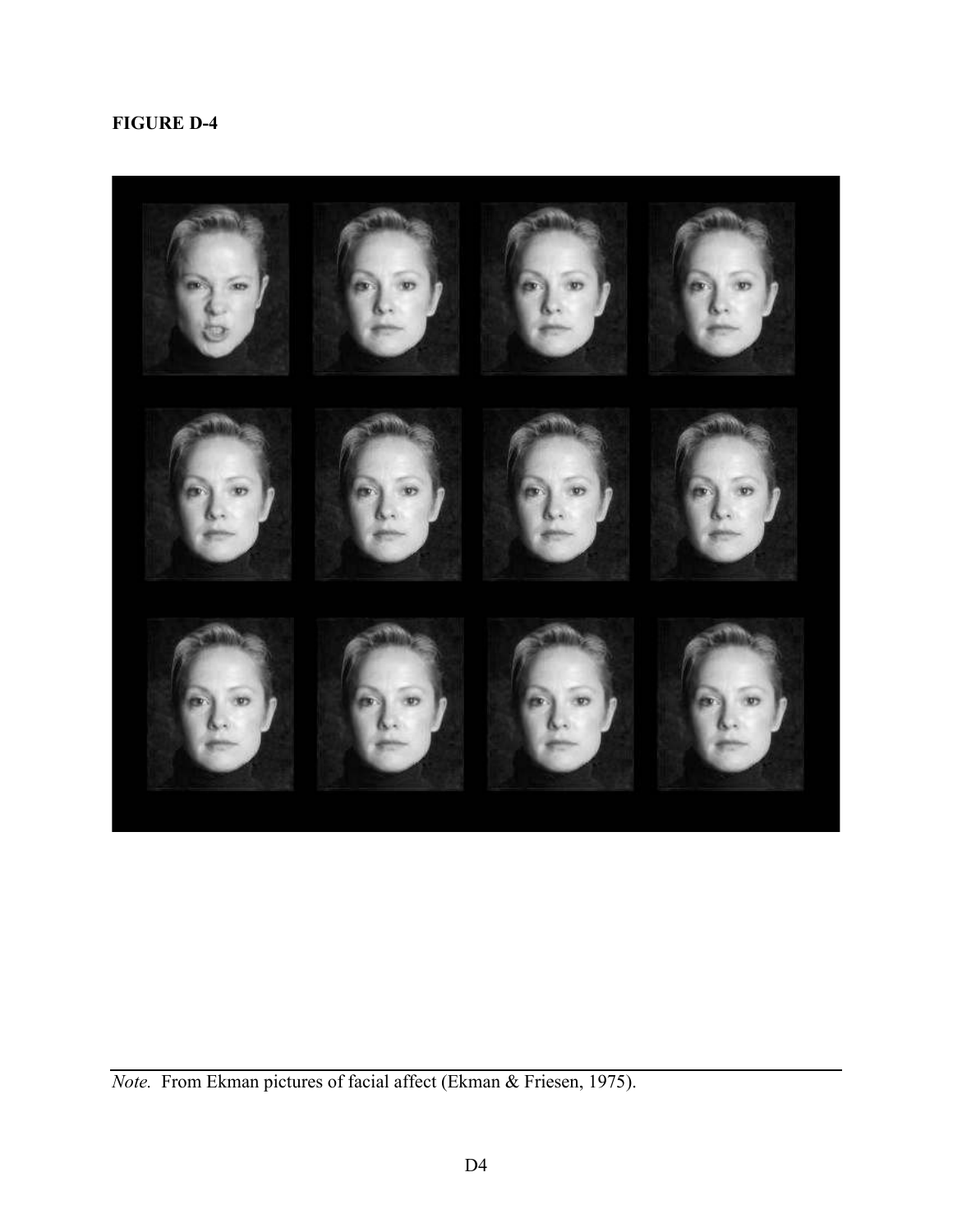**FIGURE D-4**

*Note.* From Ekman pictures of facial affect (Ekman & Friesen, 1975).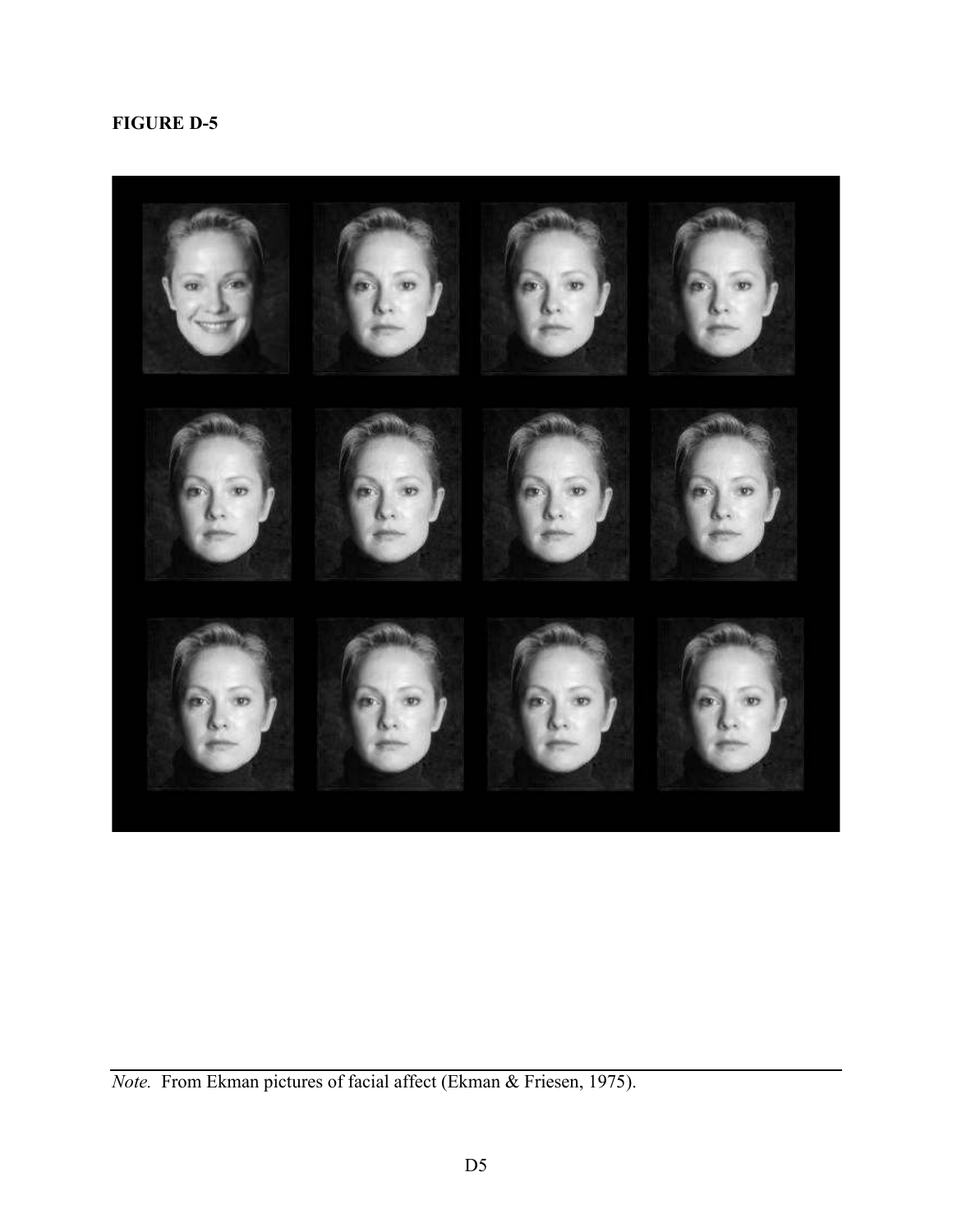**FIGURE D-5**

*Note.* From Ekman pictures of facial affect (Ekman & Friesen, 1975).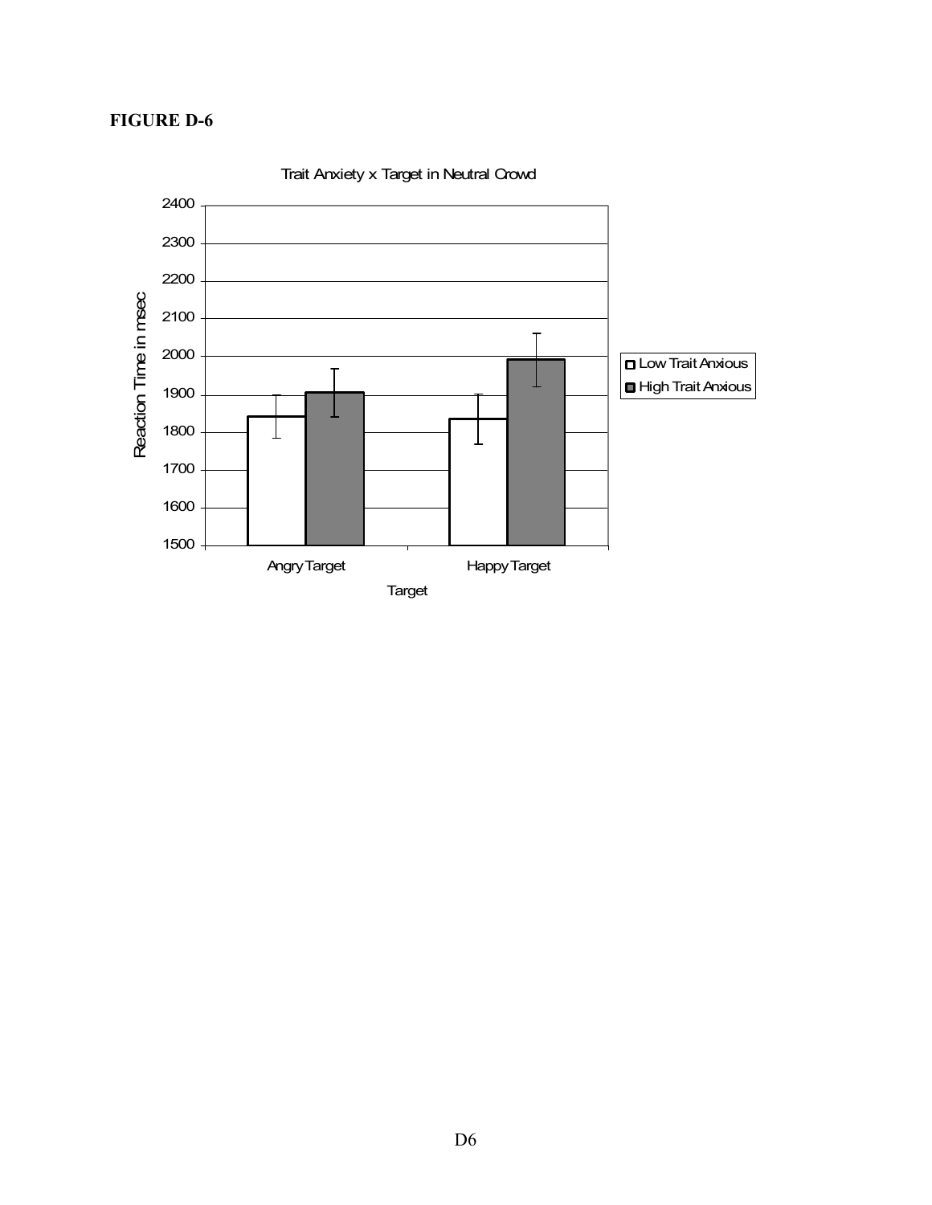**FIGURE D-6**

Trait Anxiety x Target in Neutral Crowd

| Target | Low Trait Anxious | High Trait Anxious |
|---|---|---|
| Angry Target | ~1840 | ~1905 |
| Happy Target | ~1835 | ~1990 |

Y-axis: Reaction Time in msec (1500–2400)

X-axis: Target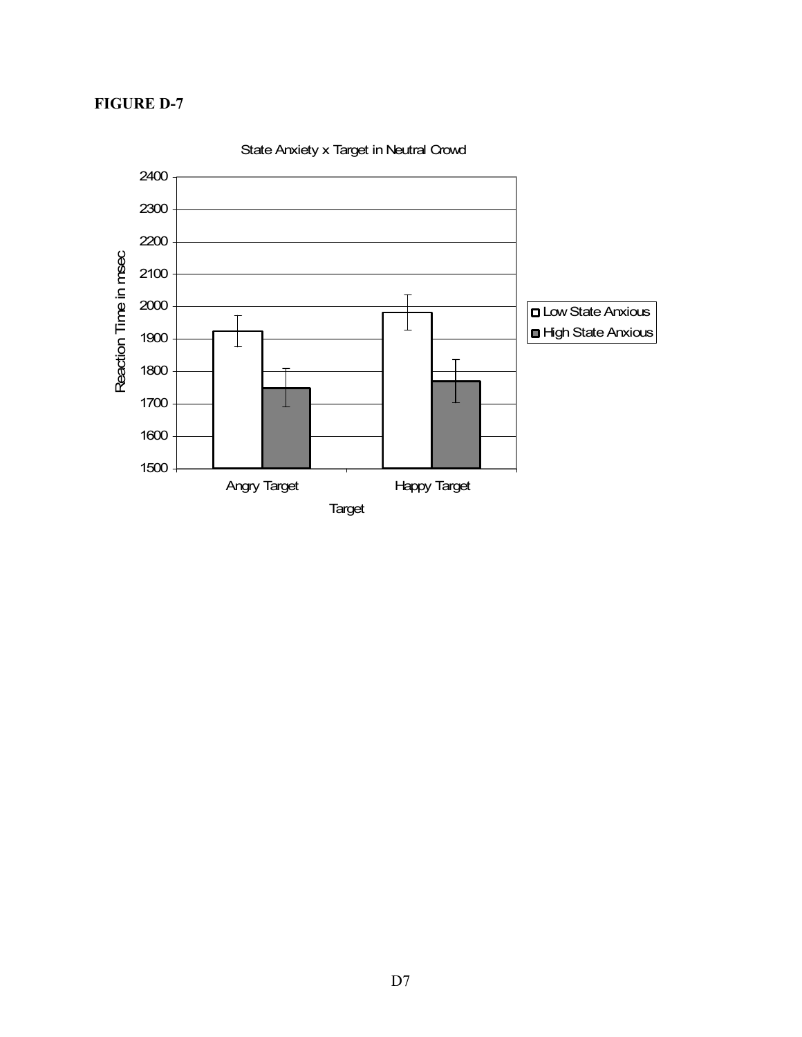**FIGURE D-7**

State Anxiety x Target in Neutral Crowd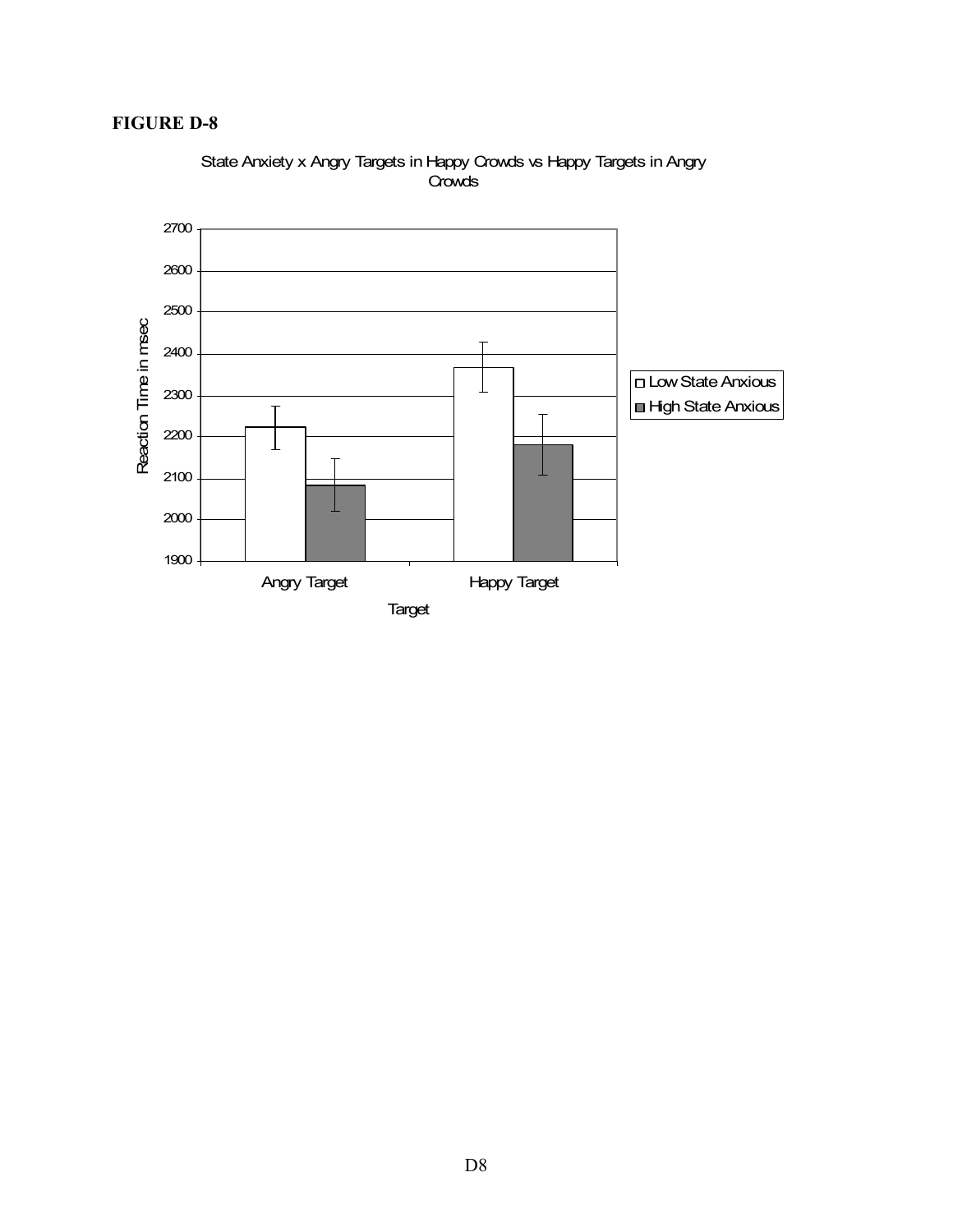**FIGURE D-8**

State Anxiety x Angry Targets in Happy Crowds vs Happy Targets in Angry Crowds

| Target | Low State Anxious | High State Anxious |
|---|---|---|
| Angry Target | ~2220 | ~2080 |
| Happy Target | ~2365 | ~2180 |

Y-axis: Reaction Time in msec (1900–2700)

X-axis: Target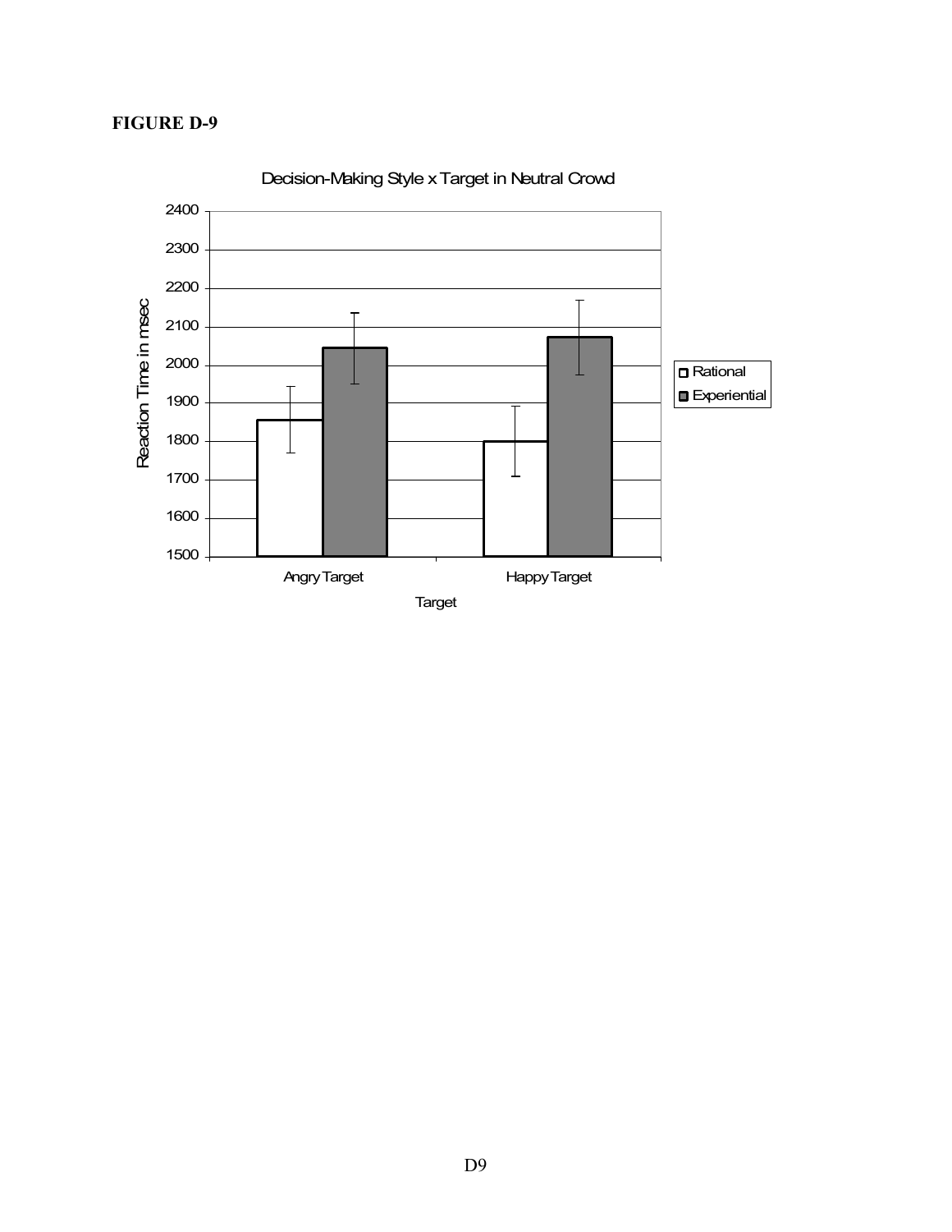**FIGURE D-9**

Decision-Making Style x Target in Neutral Crowd

| Target | Rational | Experiential |
|---|---|---|
| Angry Target | ~1855 | ~2045 |
| Happy Target | ~1800 | ~2073 |

Y-axis: Reaction Time in msec (1500–2400). X-axis: Target.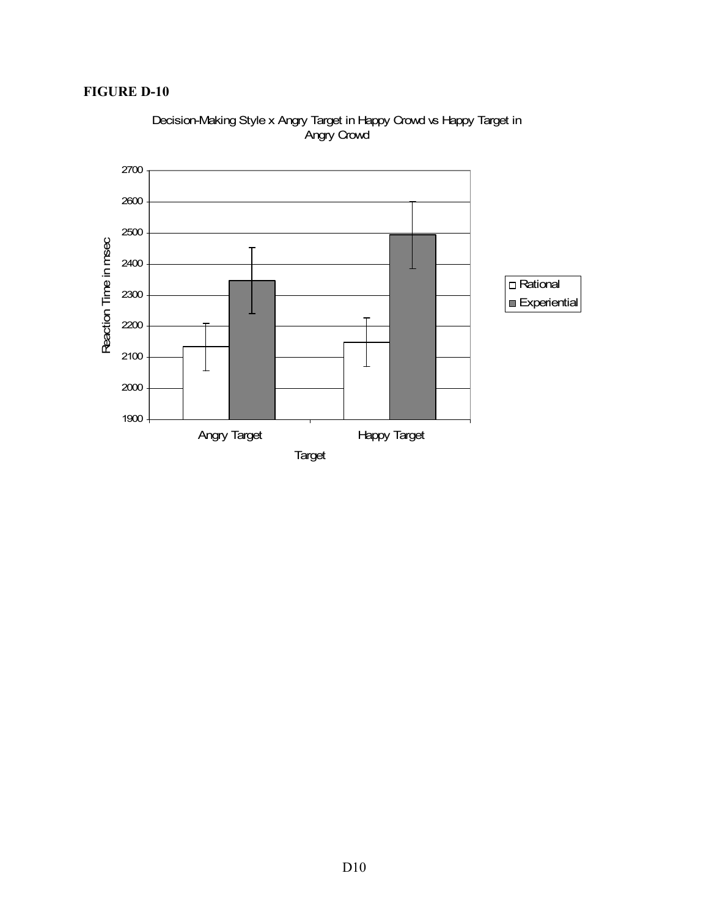**FIGURE D-10**

Decision-Making Style x Angry Target in Happy Crowd vs Happy Target in Angry Crowd

| Target | Rational | Experiential |
|---|---|---|
| Angry Target | ~2133 | ~2347 |
| Happy Target | ~2148 | ~2494 |

Reaction Time in msec (y-axis, 1900–2700); Target (x-axis)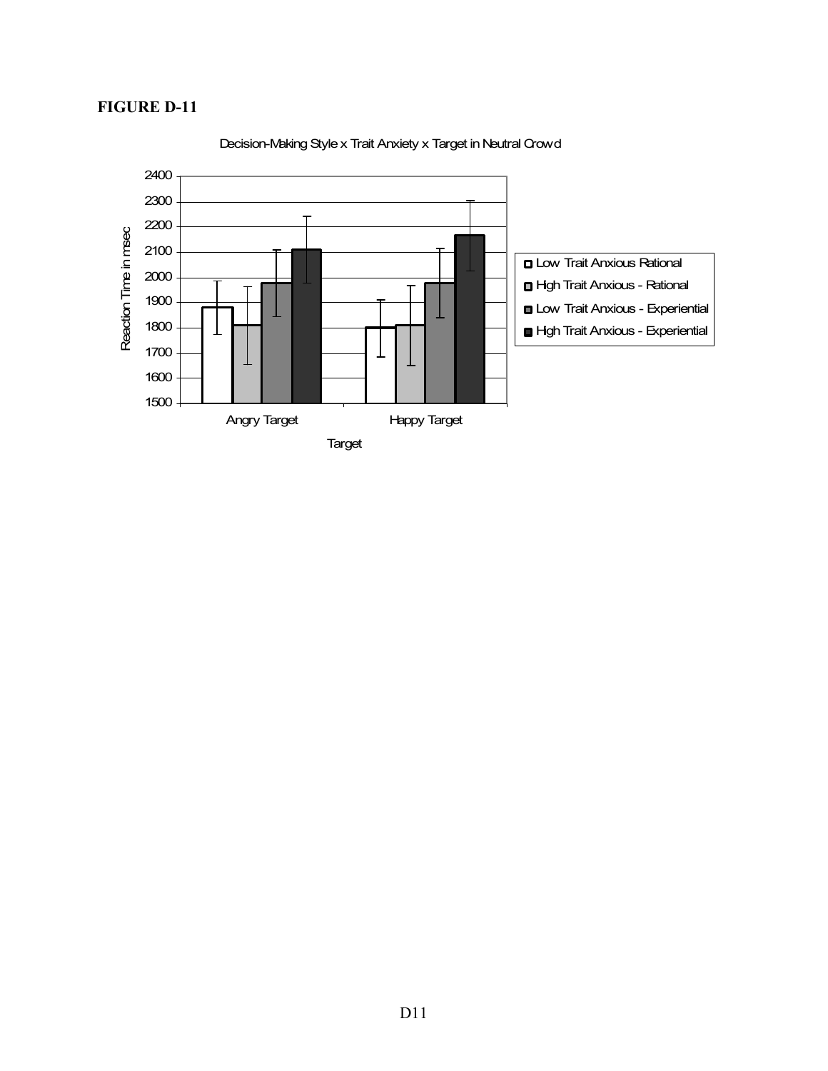**FIGURE D-11**

Decision-Making Style x Trait Anxiety x Target in Neutral Crowd

| Target | Low Trait Anxious Rational | High Trait Anxious - Rational | Low Trait Anxious - Experiential | High Trait Anxious - Experiential |
|---|---|---|---|---|
| Angry Target | ~1880 | ~1810 | ~1975 | ~2110 |
| Happy Target | ~1800 | ~1810 | ~1975 | ~2165 |

Y-axis: Reaction Time in msec (1500–2400). X-axis: Target.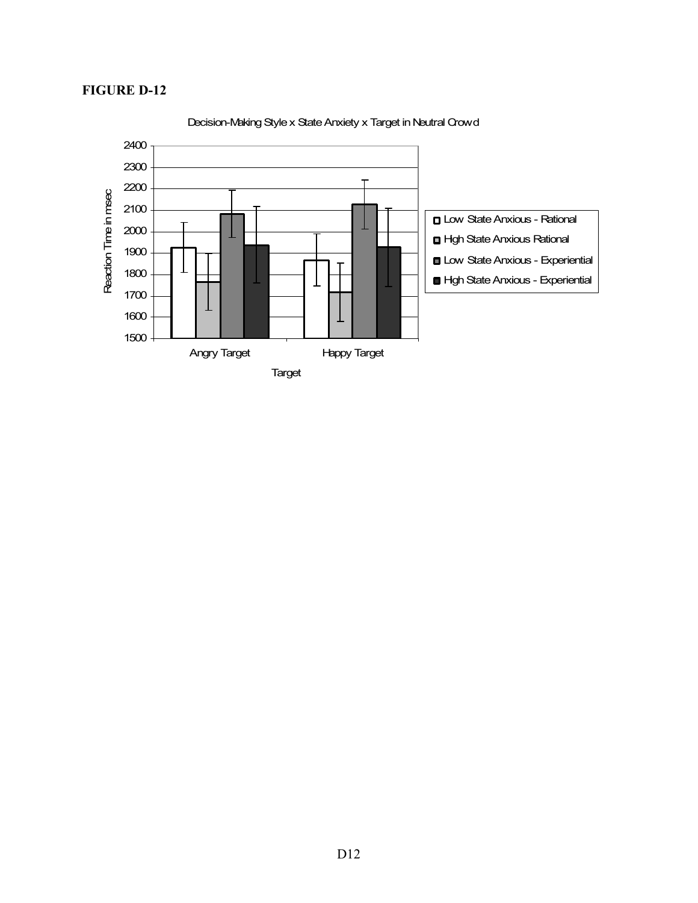**FIGURE D-12**

Decision-Making Style x State Anxiety x Target in Neutral Crowd

Reaction Time in msec

Angry Target | Happy Target

Target

Low State Anxious - Rational
Hgh State Anxious Rational
Low State Anxious - Experiential
Hgh State Anxious - Experiential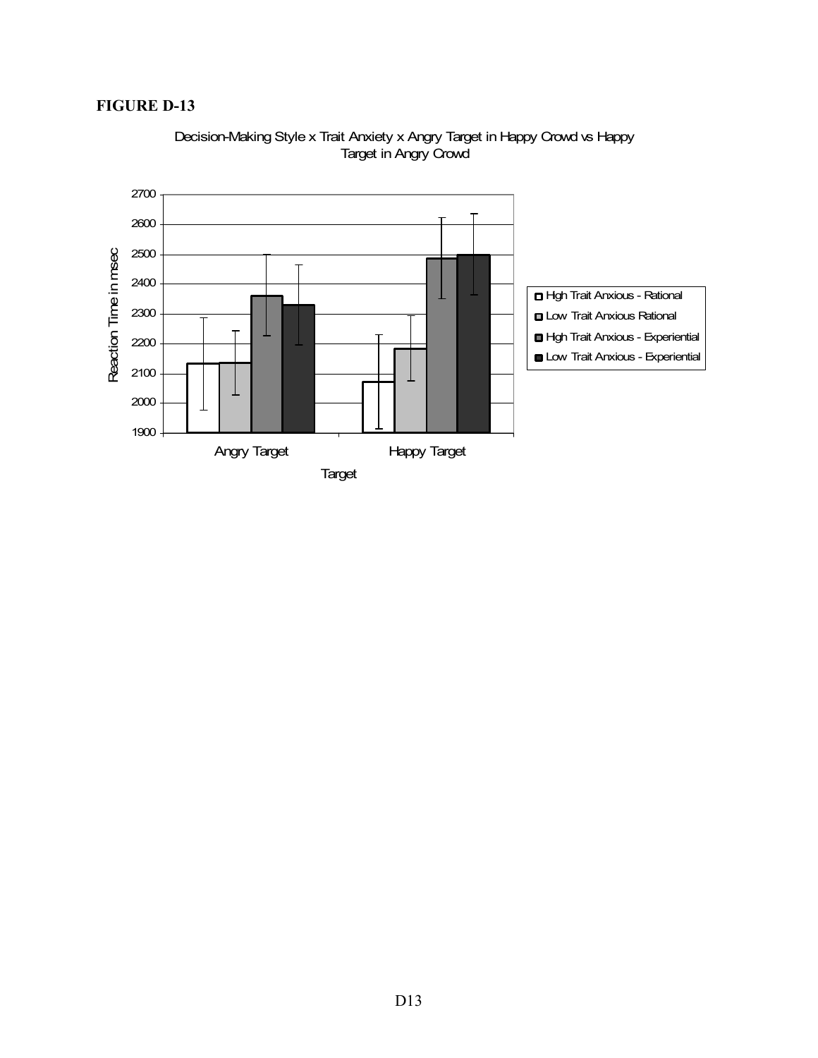**FIGURE D-13**

Decision-Making Style x Trait Anxiety x Angry Target in Happy Crowd vs Happy Target in Angry Crowd

| Target | Hgh Trait Anxious - Rational | Low Trait Anxious Rational | Hgh Trait Anxious - Experiential | Low Trait Anxious - Experiential |
|---|---|---|---|---|
| Angry Target | ~2130 | ~2135 | ~2360 | ~2330 |
| Happy Target | ~2070 | ~2180 | ~2485 | ~2495 |

Y-axis: Reaction Time in msec (1900–2700)

X-axis: Target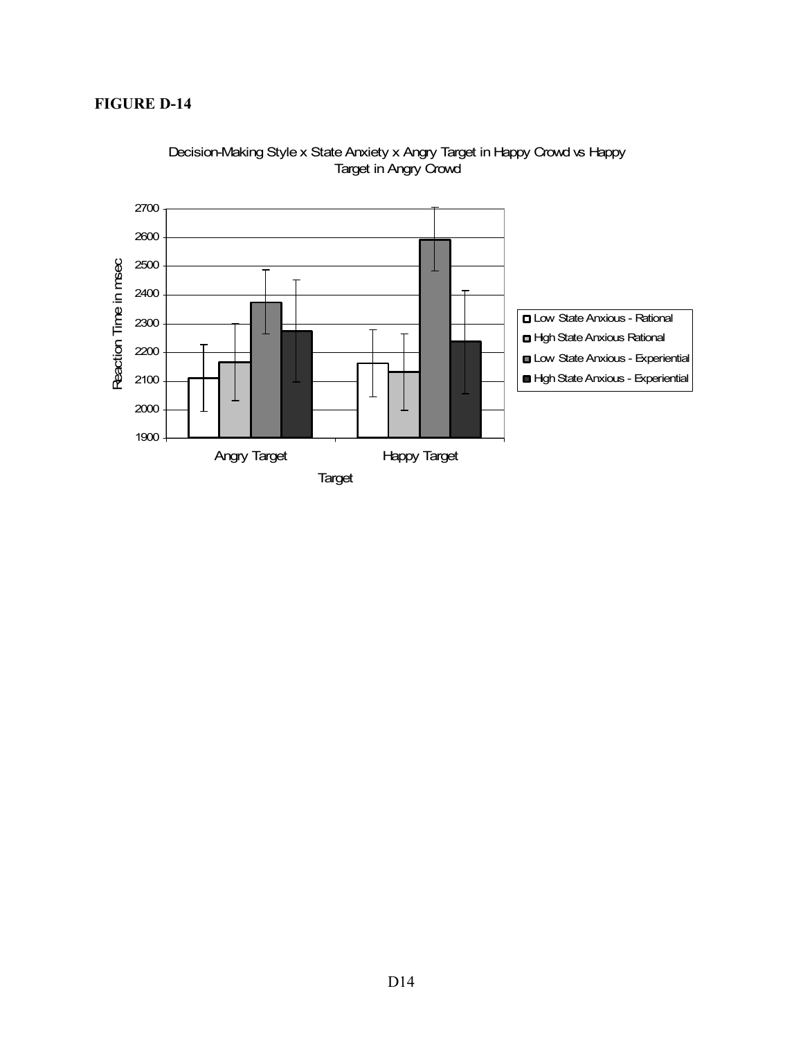**FIGURE D-14**

Decision-Making Style x State Anxiety x Angry Target in Happy Crowd vs Happy Target in Angry Crowd

Reaction Time in msec

2700
2600
2500
2400
2300
2200
2100
2000
1900

Angry Target

Happy Target

Target

Low State Anxious - Rational
Hgh State Anxious Rational
Low State Anxious - Experiential
Hgh State Anxious - Experiential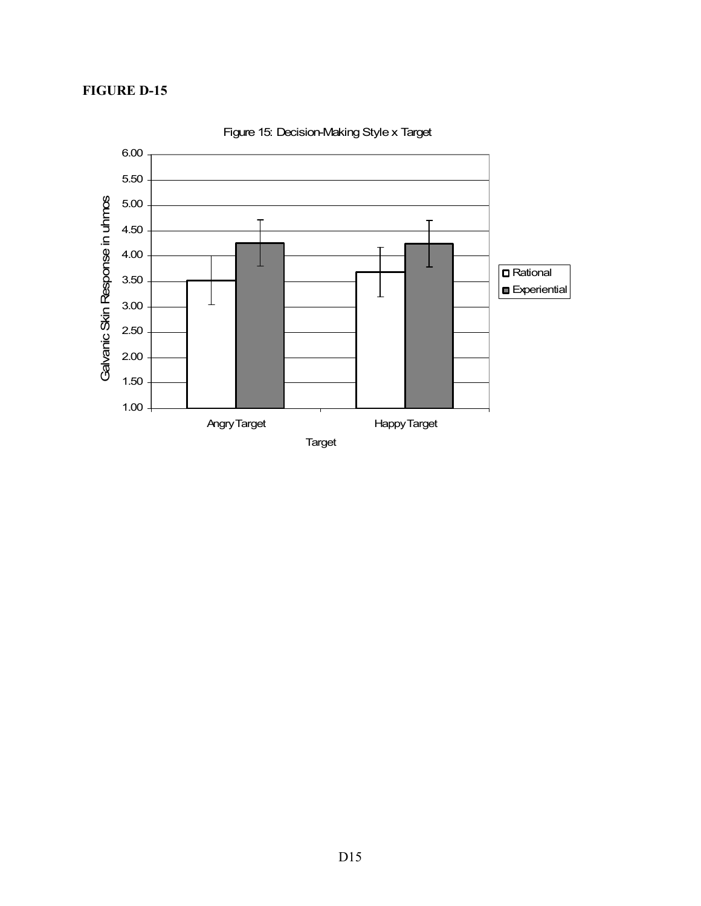**FIGURE D-15**

Figure 15: Decision-Making Style x Target

| Target | Rational | Experiential |
|---|---|---|
| Angry Target | 3.52 | 4.26 |
| Happy Target | 3.69 | 4.25 |

Y-axis: Galvanic Skin Response in uhmos (1.00 to 6.00)

X-axis: Target

Legend: Rational; Experiential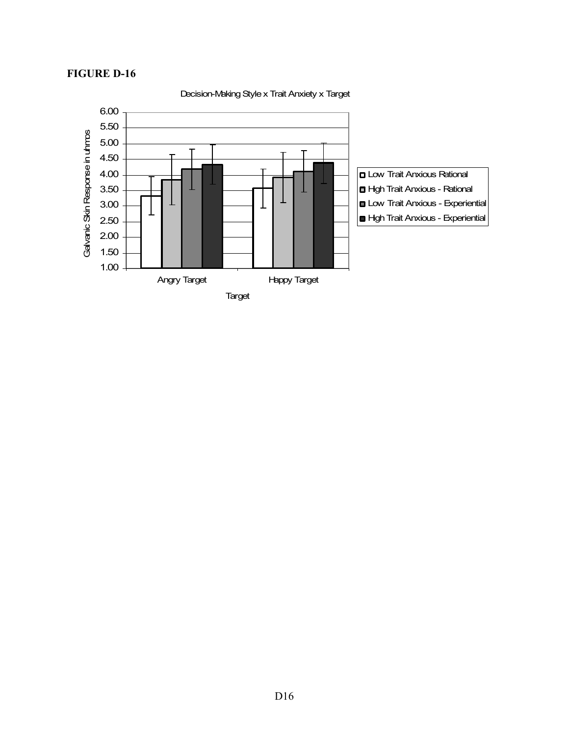**FIGURE D-16**

Decision-Making Style x Trait Anxiety x Target

| Target | Low Trait Anxious Rational | High Trait Anxious - Rational | Low Trait Anxious - Experiential | High Trait Anxious - Experiential |
|---|---|---|---|---|
| Angry Target | 3.32 | 3.84 | 4.18 | 4.33 |
| Happy Target | 3.56 | 3.92 | 4.11 | 4.38 |

*Note: Values are approximate readings from the bar chart. Y-axis: Galvanic Skin Response in uhmos (1.00–6.00); X-axis: Target. Error bars shown in original figure.*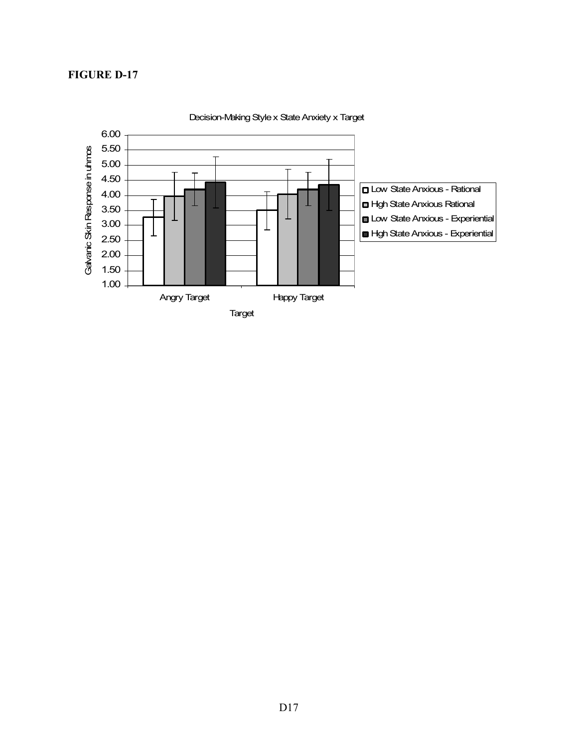**FIGURE D-17**

Decision-Making Style x State Anxiety x Target

| Target | Low State Anxious - Rational | Hgh State Anxious Rational | Low State Anxious - Experiential | Hgh State Anxious - Experiential |
|---|---|---|---|---|
| Angry Target | 3.27 | 3.97 | 4.20 | 4.43 |
| Happy Target | 3.50 | 4.03 | 4.20 | 4.35 |

Y-axis: Galvanic Skin Response in uhmos (1.00–6.00)

X-axis: Target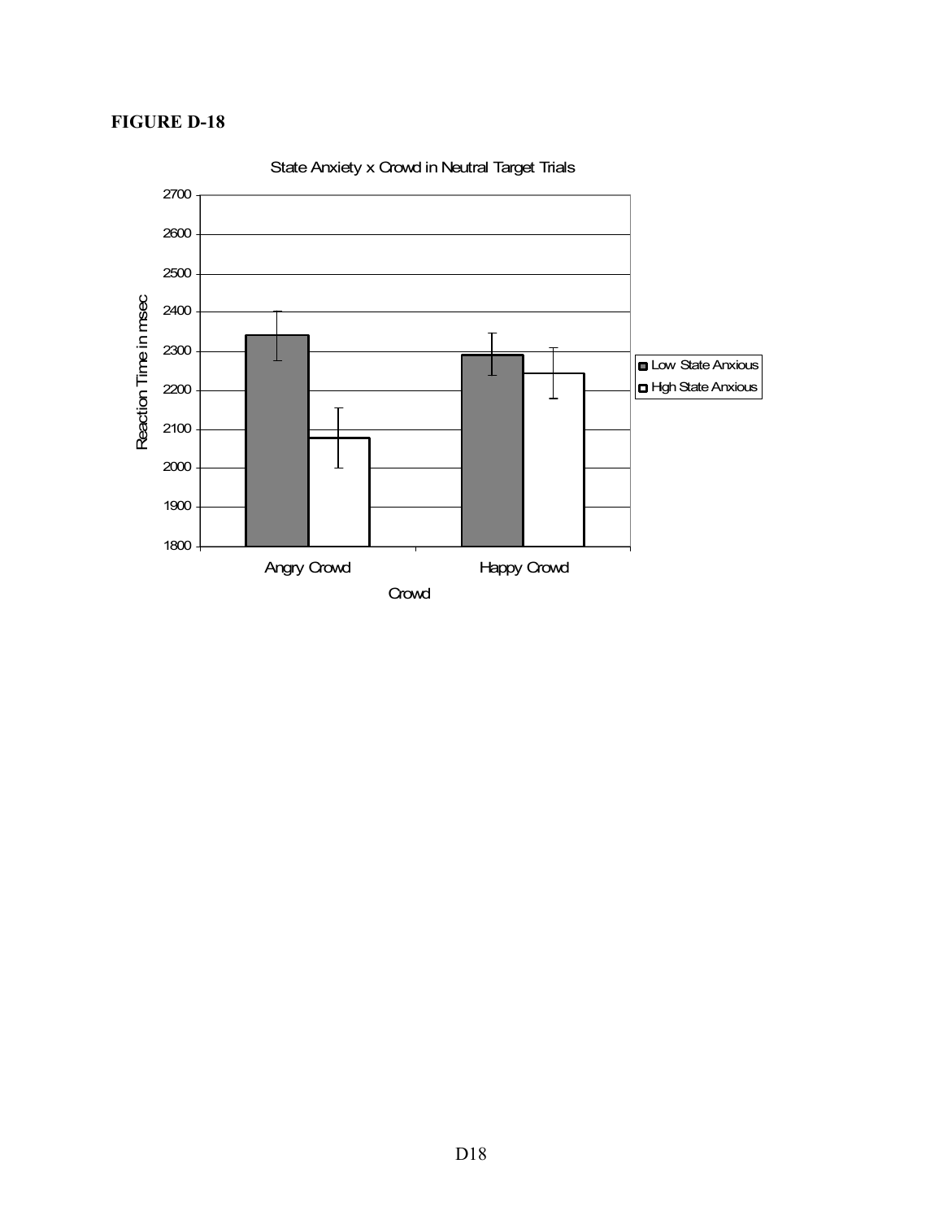**FIGURE D-18**

State Anxiety x Crowd in Neutral Target Trials

Reaction Time in msec

Angry Crowd   Happy Crowd

Crowd

Low State Anxious
Hgh State Anxious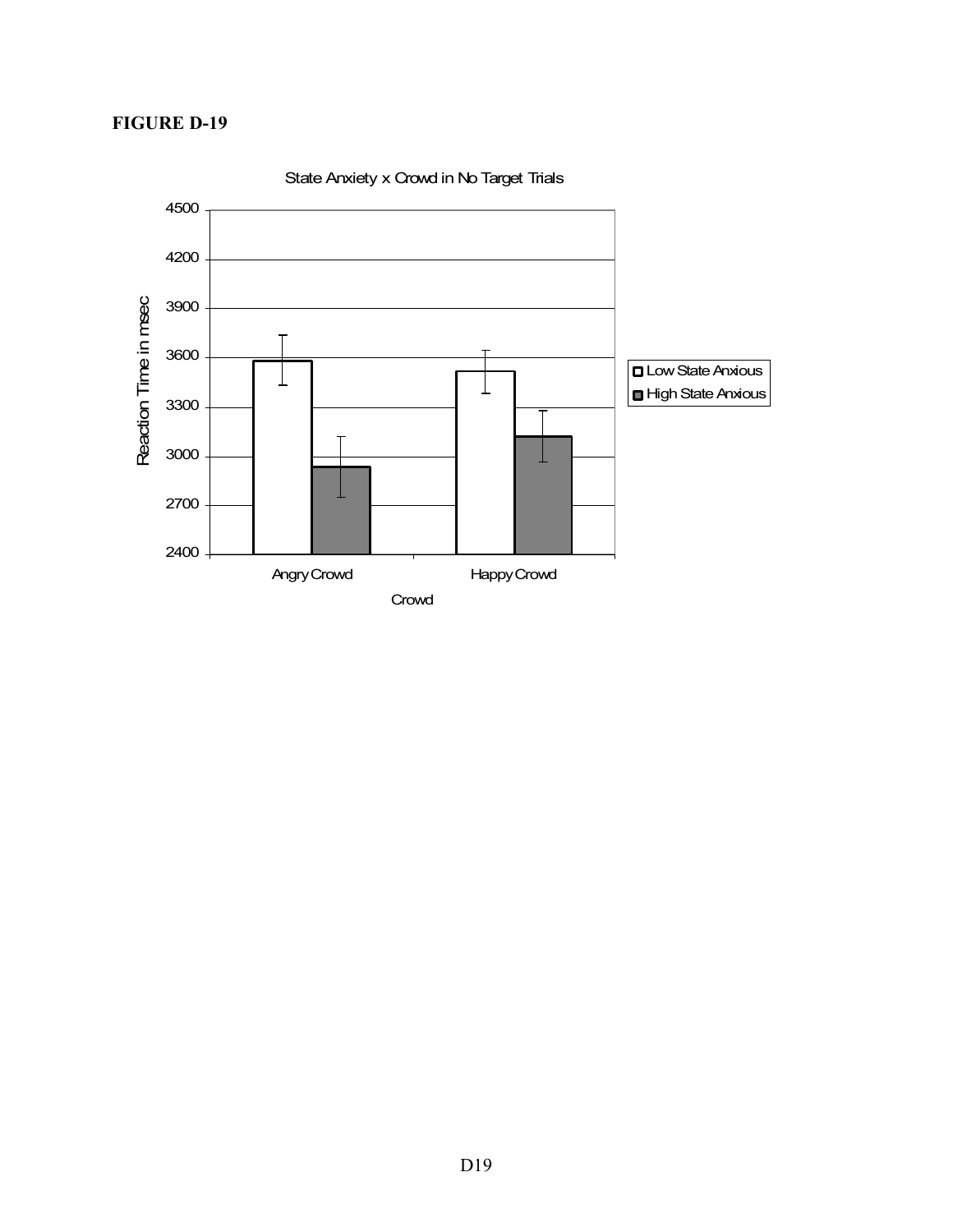**FIGURE D-19**

State Anxiety x Crowd in No Target Trials

| Crowd | Low State Anxious | High State Anxious |
|---|---|---|
| Angry Crowd | ~3580 | ~2930 |
| Happy Crowd | ~3510 | ~3120 |

Reaction Time in msec (y-axis: 2400–4500); Crowd (x-axis)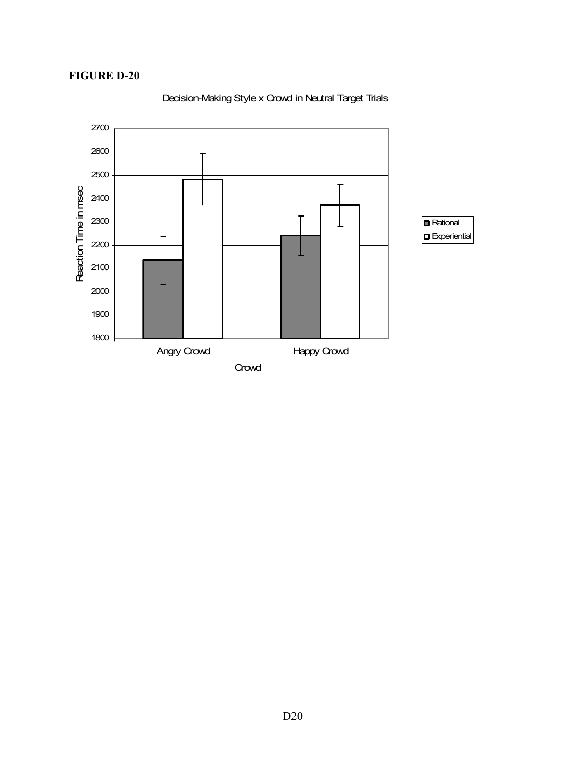**FIGURE D-20**

Decision-Making Style x Crowd in Neutral Target Trials

Reaction Time in msec

2700
2600
2500
2400
2300
2200
2100
2000
1900
1800

Angry Crowd

Happy Crowd

Crowd

Rational

Experiential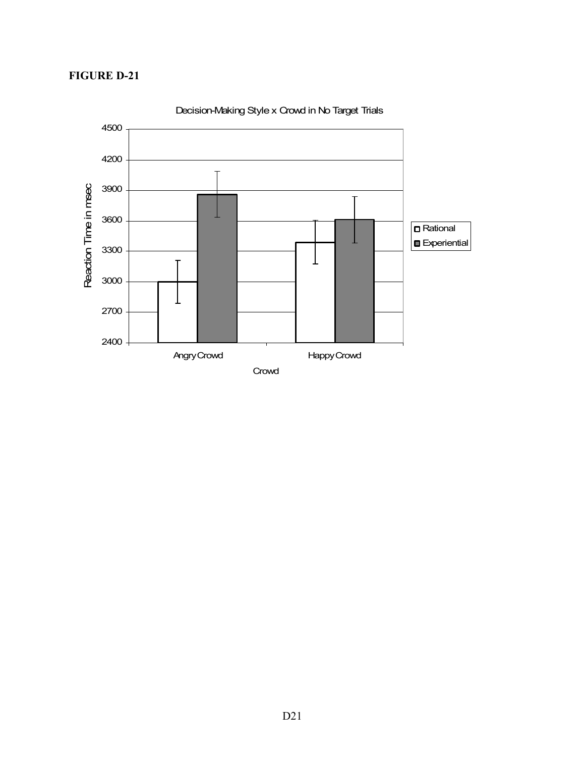**FIGURE D-21**

Decision-Making Style x Crowd in No Target Trials

| Crowd | Rational | Experiential |
| --- | --- | --- |
| Angry Crowd | ~3000 | ~3860 |
| Happy Crowd | ~3390 | ~3610 |

Y-axis: Reaction Time in msec (2400–4500)

X-axis: Crowd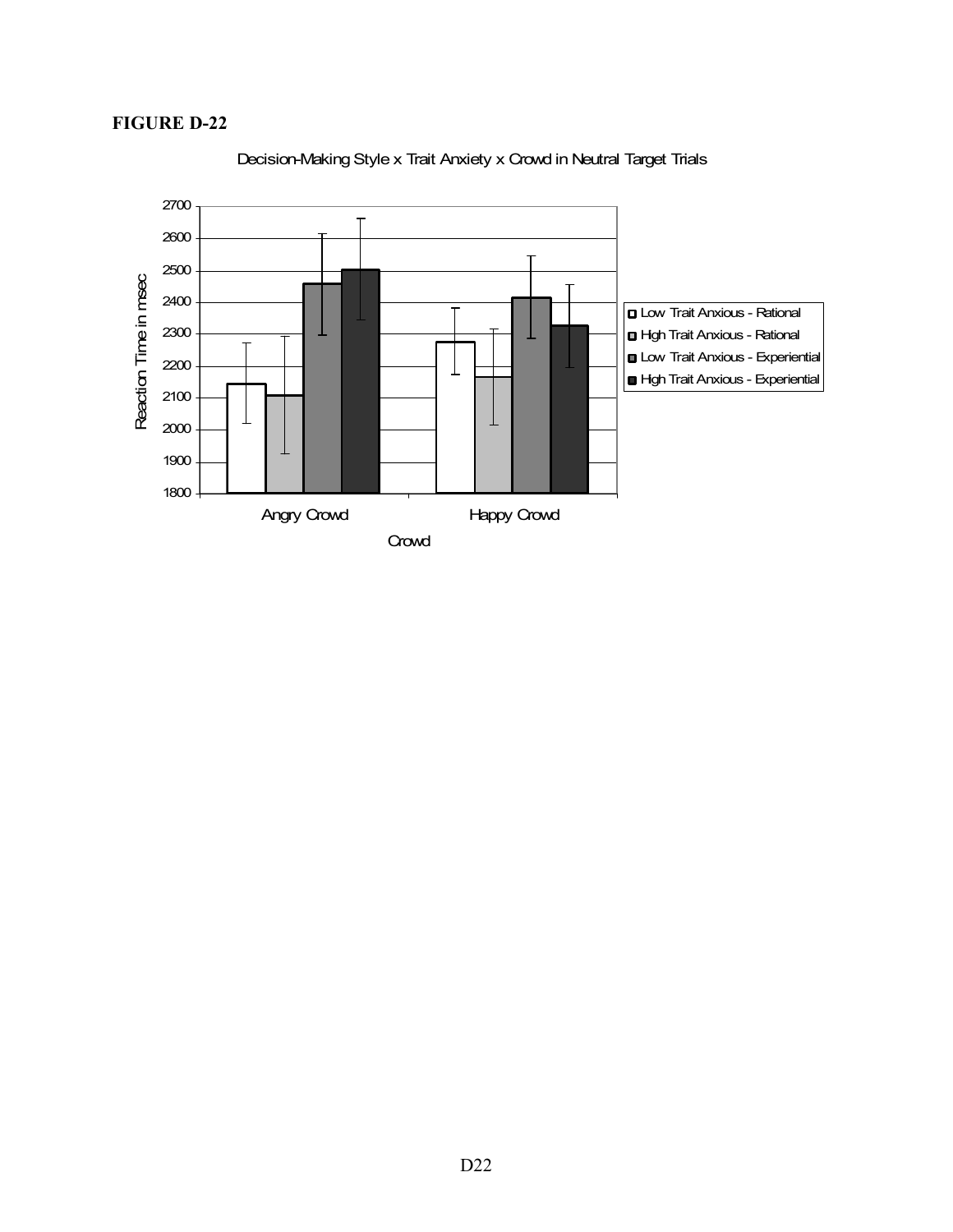**FIGURE D-22**

Decision-Making Style x Trait Anxiety x Crowd in Neutral Target Trials

| Crowd | Low Trait Anxious - Rational | Hgh Trait Anxious - Rational | Low Trait Anxious - Experiential | Hgh Trait Anxious - Experiential |
|---|---|---|---|---|
| Angry Crowd | ~2145 | ~2110 | ~2460 | ~2505 |
| Happy Crowd | ~2275 | ~2165 | ~2415 | ~2325 |

Y-axis: Reaction Time in msec (1800–2700). X-axis: Crowd.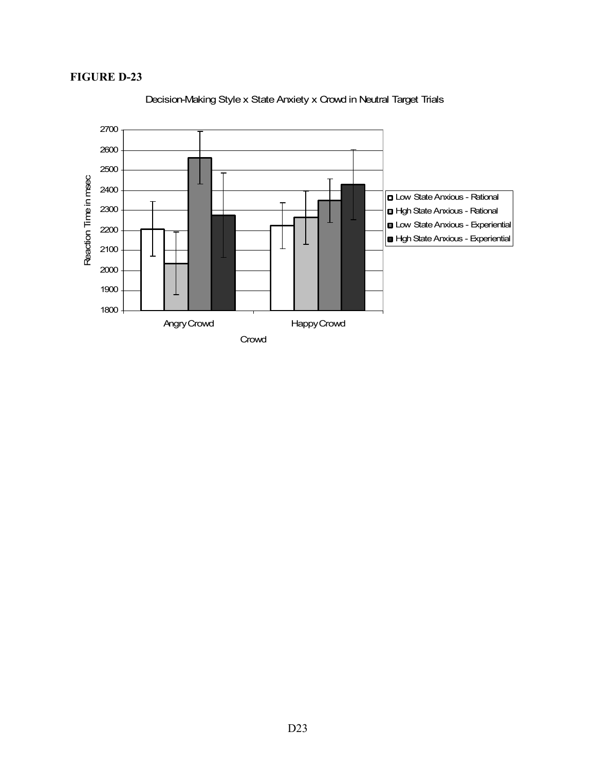**FIGURE D-23**

Decision-Making Style x State Anxiety x Crowd in Neutral Target Trials

| Crowd | Low State Anxious - Rational | Hgh State Anxious - Rational | Low State Anxious - Experiential | Hgh State Anxious - Experiential |
|---|---|---|---|---|
| Angry Crowd | ~2205 | ~2035 | ~2560 | ~2275 |
| Happy Crowd | ~2225 | ~2265 | ~2350 | ~2430 |

*Values are approximate, read from bar heights (Reaction Time in msec, axis range 1800–2700; x-axis: Crowd). Error bars are not reproduced.*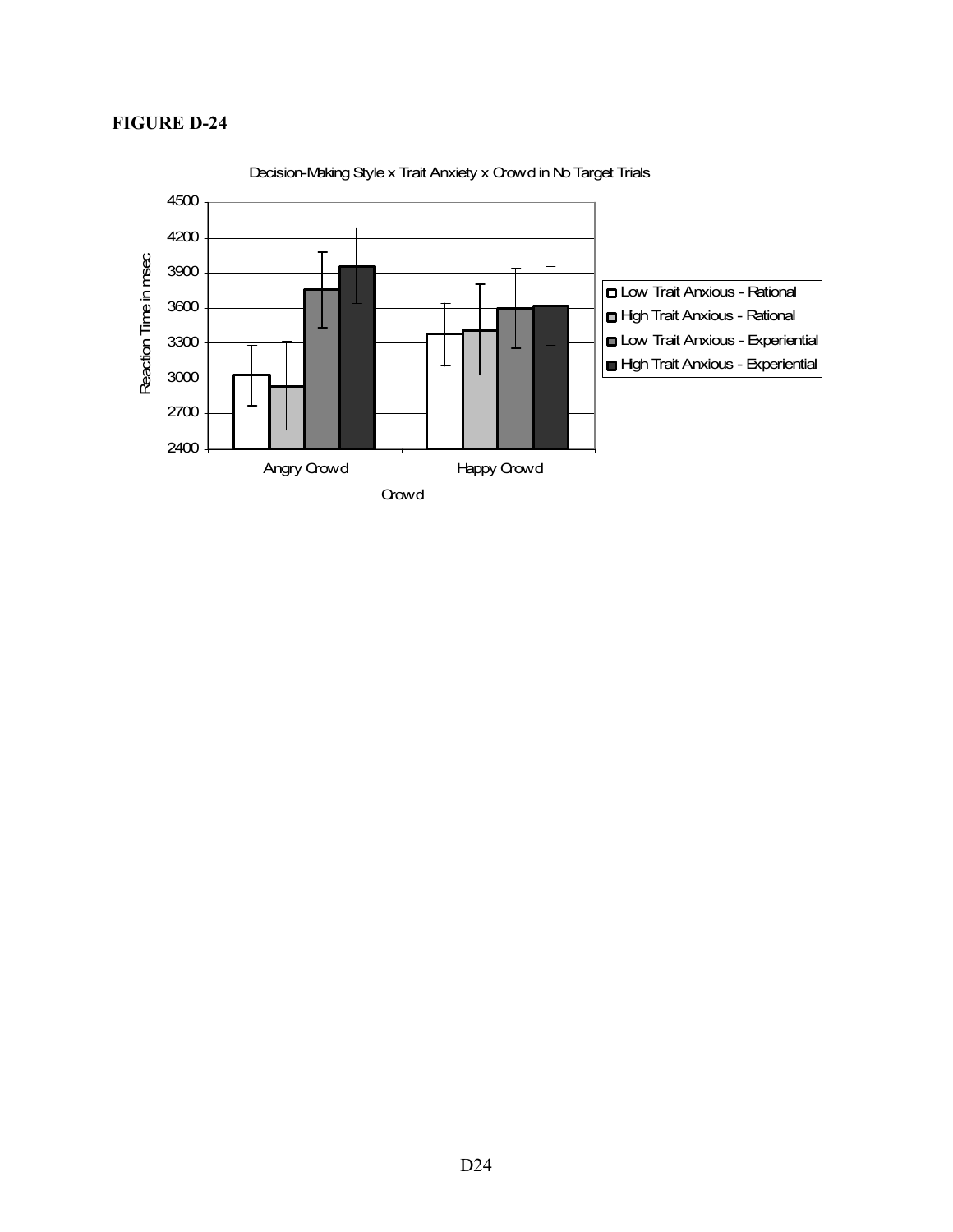**FIGURE D-24**

Decision-Making Style x Trait Anxiety x Crowd in No Target Trials

Reaction Time in msec

4500
4200
3900
3600
3300
3000
2700
2400

Angry Crowd

Happy Crowd

Crowd

- Low Trait Anxious - Rational
- High Trait Anxious - Rational
- Low Trait Anxious - Experiential
- High Trait Anxious - Experiential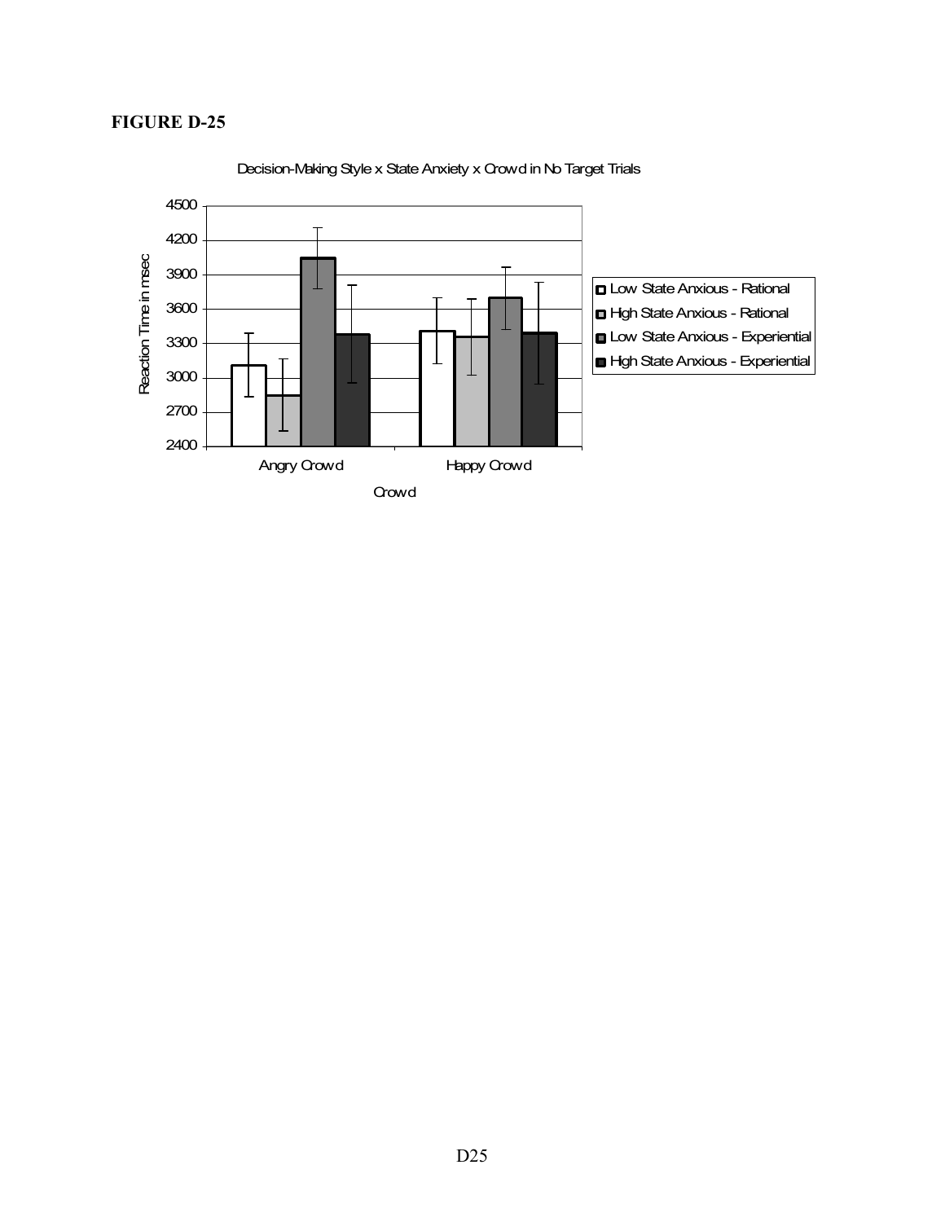**FIGURE D-25**

Decision-Making Style x State Anxiety x Crowd in No Target Trials

| Crowd | Low State Anxious - Rational | High State Anxious - Rational | Low State Anxious - Experiential | High State Anxious - Experiential |
|---|---|---|---|---|
| Angry Crowd | ~3110 | ~2850 | ~4050 | ~3380 |
| Happy Crowd | ~3410 | ~3360 | ~3700 | ~3390 |

*Values estimated from bar chart (Reaction Time in msec, y-axis 2400–4500); error bars shown in original.*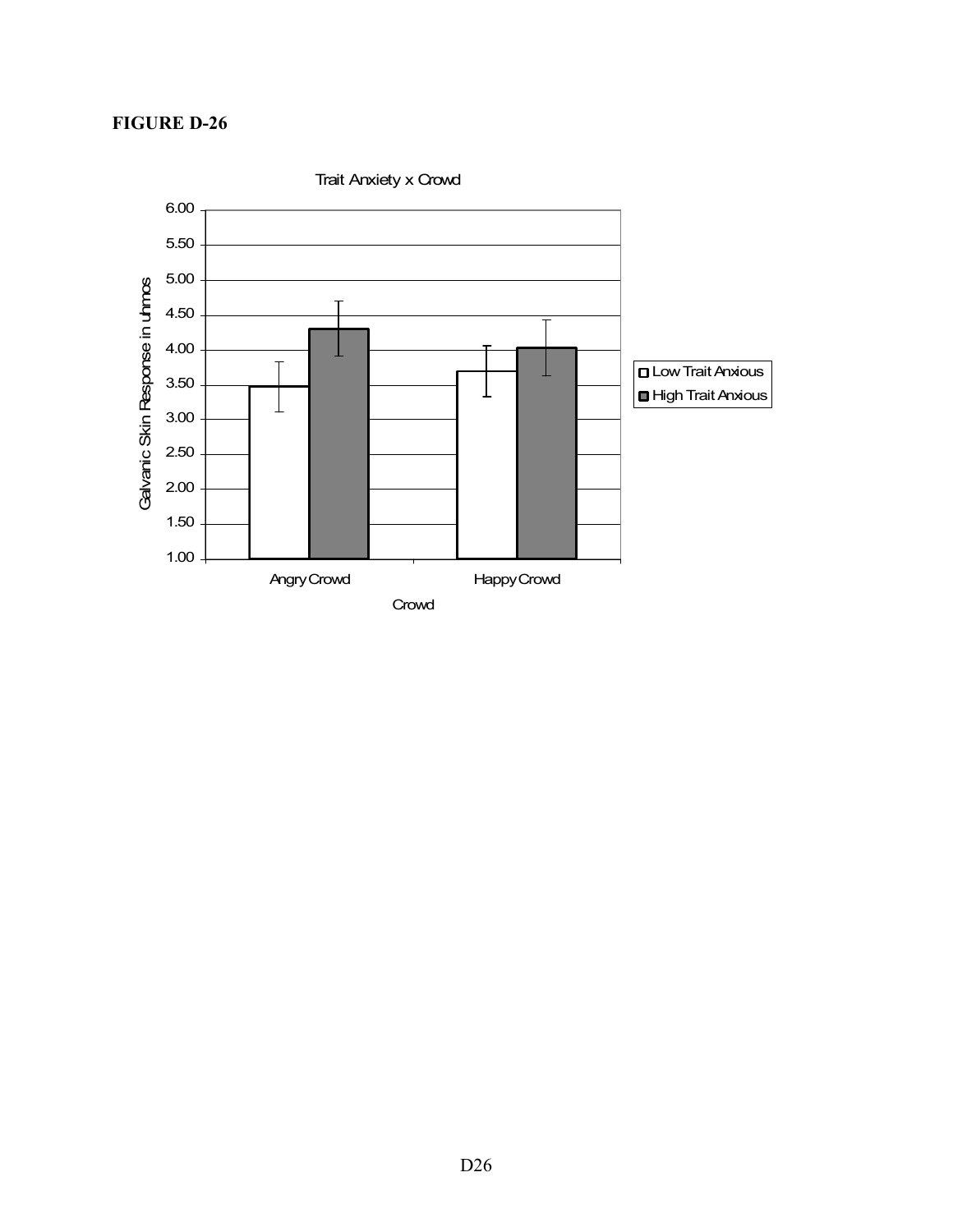**FIGURE D-26**

Trait Anxiety x Crowd

| Crowd | Low Trait Anxious | High Trait Anxious |
| --- | --- | --- |
| Angry Crowd | 3.47 | 4.30 |
| Happy Crowd | 3.69 | 4.03 |

Y-axis: Galvanic Skin Response in uhmos

X-axis: Crowd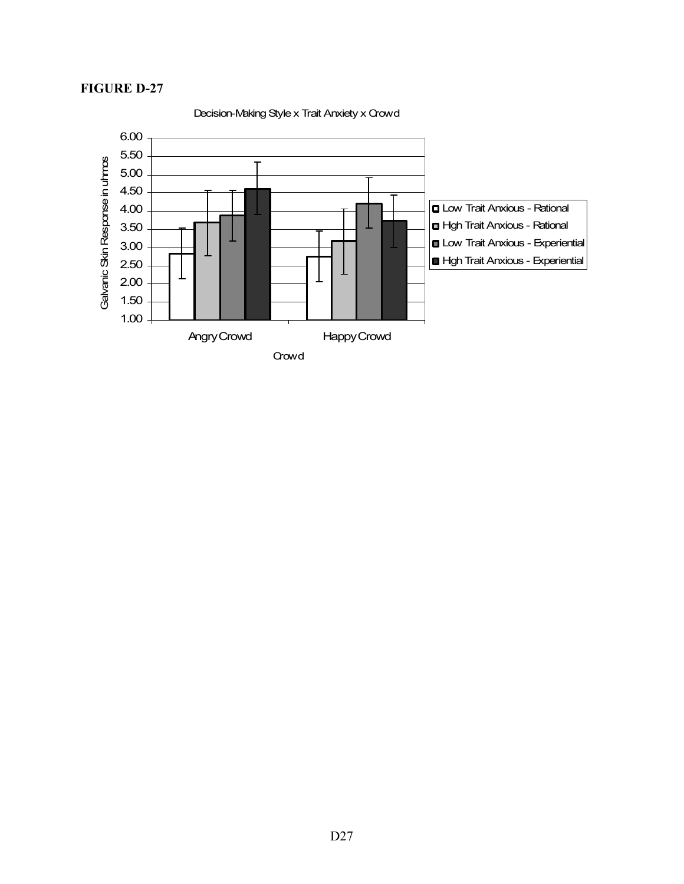**FIGURE D-27**

Decision-Making Style x Trait Anxiety x Crowd

| Crowd | Low Trait Anxious - Rational | High Trait Anxious - Rational | Low Trait Anxious - Experiential | High Trait Anxious - Experiential |
|---|---|---|---|---|
| Angry Crowd | 2.83 | 3.67 | 3.87 | 4.61 |
| Happy Crowd | 2.75 | 3.17 | 4.21 | 3.73 |

*Note: bar heights (Galvanic Skin Response in uhmos, axis 1.00–6.00) are approximate values read from the chart; error bars are shown on each bar.*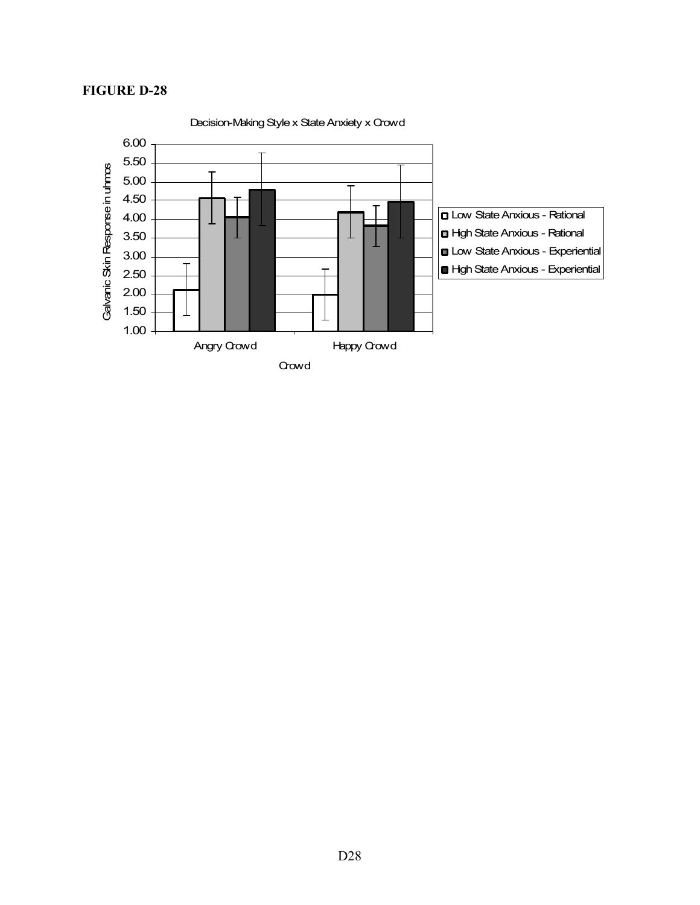**FIGURE D-28**

Decision-Making Style x State Anxiety x Crowd

Galvanic Skin Response in uhmos

6.00
5.50
5.00
4.50
4.00
3.50
3.00
2.50
2.00
1.50
1.00

Angry Crowd
Happy Crowd

Crowd

Low State Anxious - Rational
High State Anxious - Rational
Low State Anxious - Experiential
High State Anxious - Experiential